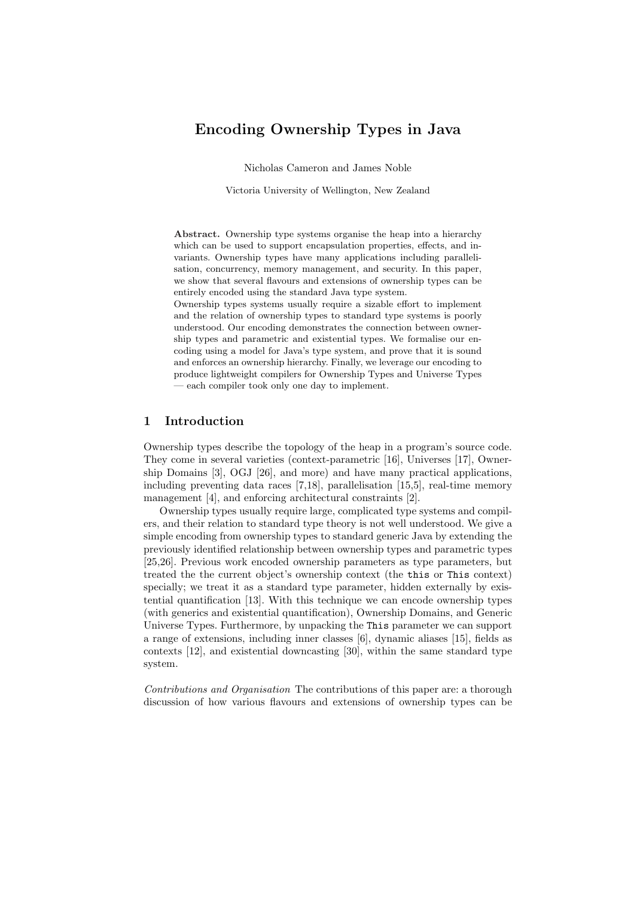# Encoding Ownership Types in Java

Nicholas Cameron and James Noble

Victoria University of Wellington, New Zealand

**Abstract.** Ownership type systems organise the heap into a hierarchy which can be used to support encapsulation properties, effects, and invariants. Ownership types have many applications including parallelisation, concurrency, memory management, and security. In this paper, we show that several flavours and extensions of ownership types can be entirely encoded using the standard Java type system.

Ownership types systems usually require a sizable effort to implement and the relation of ownership types to standard type systems is poorly understood. Our encoding demonstrates the connection between ownership types and parametric and existential types. We formalise our encoding using a model for Java's type system, and prove that it is sound and enforces an ownership hierarchy. Finally, we leverage our encoding to produce lightweight compilers for Ownership Types and Universe Types — each compiler took only one day to implement.

## 1 Introduction

Ownership types describe the topology of the heap in a program's source code. They come in several varieties (context-parametric [16], Universes [17], Ownership Domains [3], OGJ [26], and more) and have many practical applications, including preventing data races [7,18], parallelisation [15,5], real-time memory management [4], and enforcing architectural constraints [2].

Ownership types usually require large, complicated type systems and compilers, and their relation to standard type theory is not well understood. We give a simple encoding from ownership types to standard generic Java by extending the previously identified relationship between ownership types and parametric types [25,26]. Previous work encoded ownership parameters as type parameters, but treated the the current object's ownership context (the `this` or `This` context) specially; we treat it as a standard type parameter, hidden externally by existential quantification [13]. With this technique we can encode ownership types (with generics and existential quantification), Ownership Domains, and Generic Universe Types. Furthermore, by unpacking the `This` parameter we can support a range of extensions, including inner classes [6], dynamic aliases [15], fields as contexts [12], and existential downcasting [30], within the same standard type system.

*Contributions and Organisation* The contributions of this paper are: a thorough discussion of how various flavours and extensions of ownership types can be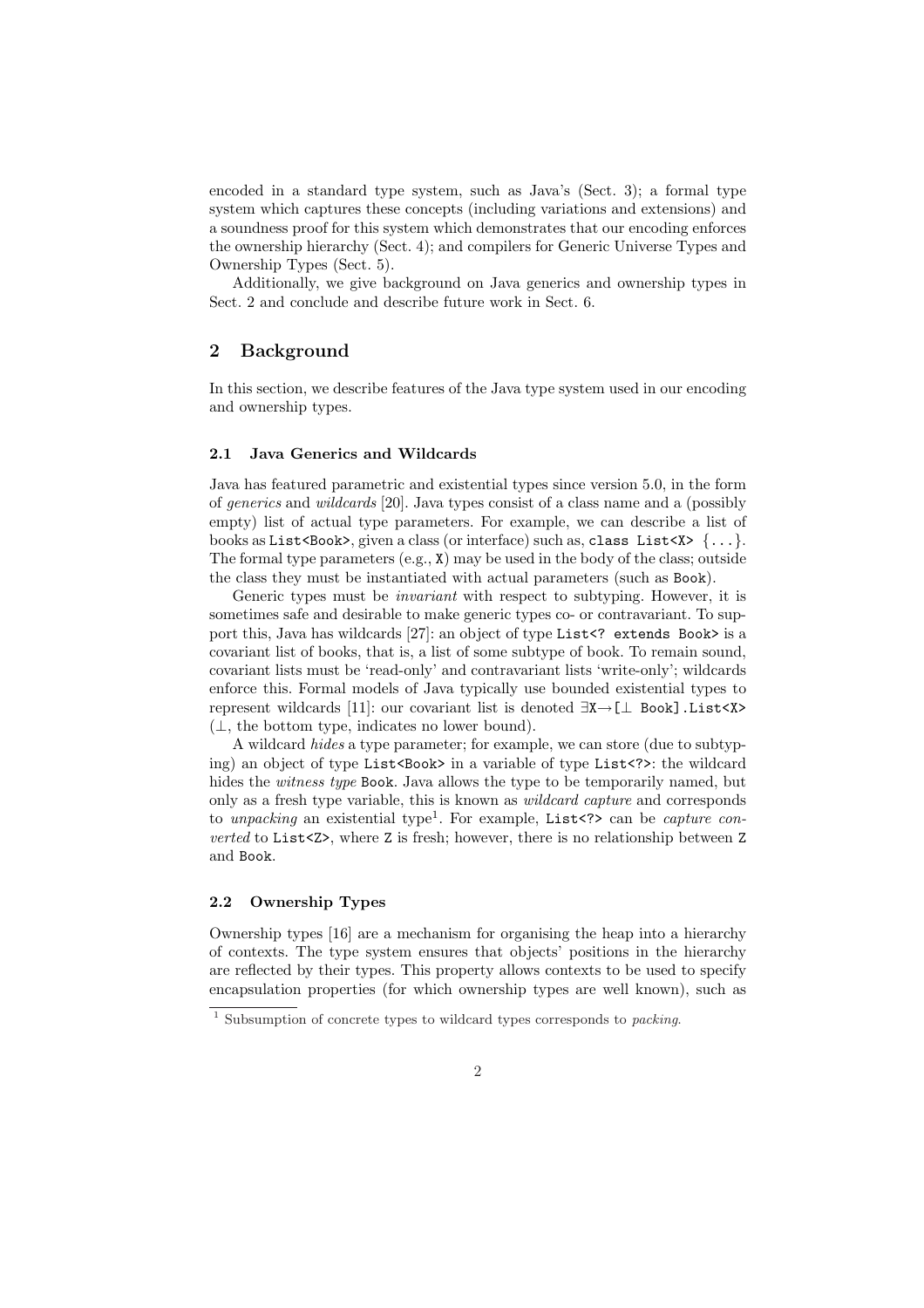encoded in a standard type system, such as Java's (Sect. 3); a formal type system which captures these concepts (including variations and extensions) and a soundness proof for this system which demonstrates that our encoding enforces the ownership hierarchy (Sect. 4); and compilers for Generic Universe Types and Ownership Types (Sect. 5).

Additionally, we give background on Java generics and ownership types in Sect. 2 and conclude and describe future work in Sect. 6.

## 2 Background

In this section, we describe features of the Java type system used in our encoding and ownership types.

### 2.1 Java Generics and Wildcards

Java has featured parametric and existential types since version 5.0, in the form of *generics* and *wildcards* [20]. Java types consist of a class name and a (possibly empty) list of actual type parameters. For example, we can describe a list of books as `List<Book>`, given a class (or interface) such as, `class List<X> {...}`. The formal type parameters (e.g., `X`) may be used in the body of the class; outside the class they must be instantiated with actual parameters (such as `Book`).

Generic types must be *invariant* with respect to subtyping. However, it is sometimes safe and desirable to make generic types co- or contravariant. To support this, Java has wildcards [27]: an object of type `List<? extends Book>` is a covariant list of books, that is, a list of some subtype of book. To remain sound, covariant lists must be 'read-only' and contravariant lists 'write-only'; wildcards enforce this. Formal models of Java typically use bounded existential types to represent wildcards [11]: our covariant list is denoted `∃X→[⊥ Book].List<X>` (⊥, the bottom type, indicates no lower bound).

A wildcard *hides* a type parameter; for example, we can store (due to subtyping) an object of type `List<Book>` in a variable of type `List<?>`: the wildcard hides the *witness type* `Book`. Java allows the type to be temporarily named, but only as a fresh type variable, this is known as *wildcard capture* and corresponds to *unpacking* an existential type[1]. For example, `List<?>` can be *capture converted* to `List<Z>`, where `Z` is fresh; however, there is no relationship between `Z` and `Book`.

### 2.2 Ownership Types

Ownership types [16] are a mechanism for organising the heap into a hierarchy of contexts. The type system ensures that objects' positions in the hierarchy are reflected by their types. This property allows contexts to be used to specify encapsulation properties (for which ownership types are well known), such as

[1] Subsumption of concrete types to wildcard types corresponds to *packing*.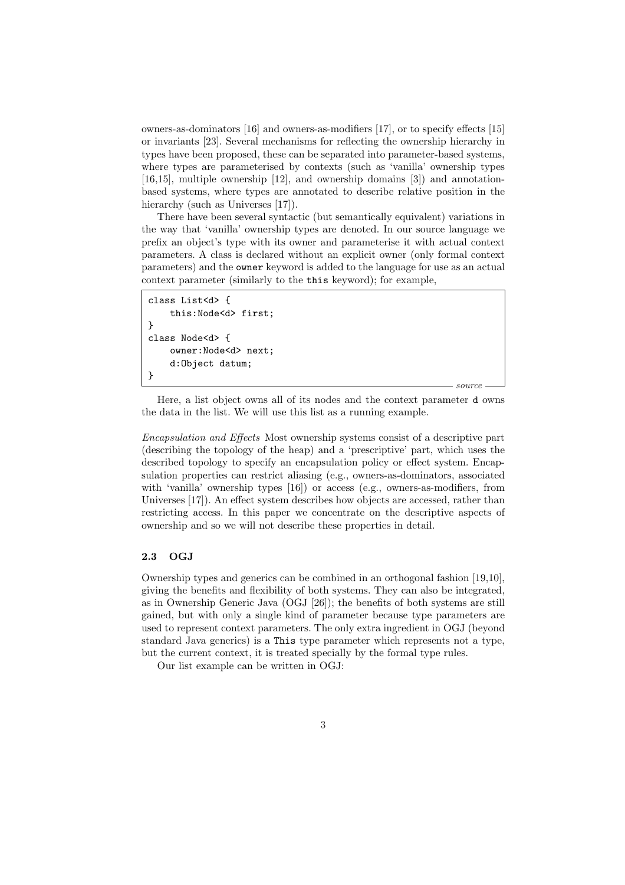owners-as-dominators [16] and owners-as-modifiers [17], or to specify effects [15] or invariants [23]. Several mechanisms for reflecting the ownership hierarchy in types have been proposed, these can be separated into parameter-based systems, where types are parameterised by contexts (such as 'vanilla' ownership types [16,15], multiple ownership [12], and ownership domains [3]) and annotation-based systems, where types are annotated to describe relative position in the hierarchy (such as Universes [17]).

There have been several syntactic (but semantically equivalent) variations in the way that 'vanilla' ownership types are denoted. In our source language we prefix an object's type with its owner and parameterise it with actual context parameters. A class is declared without an explicit owner (only formal context parameters) and the `owner` keyword is added to the language for use as an actual context parameter (similarly to the `this` keyword); for example,

```
class List<d> {
    this:Node<d> first;
}
class Node<d> {
    owner:Node<d> next;
    d:Object datum;
}
```
*source*

Here, a list object owns all of its nodes and the context parameter `d` owns the data in the list. We will use this list as a running example.

*Encapsulation and Effects* Most ownership systems consist of a descriptive part (describing the topology of the heap) and a 'prescriptive' part, which uses the described topology to specify an encapsulation policy or effect system. Encapsulation properties can restrict aliasing (e.g., owners-as-dominators, associated with 'vanilla' ownership types [16]) or access (e.g., owners-as-modifiers, from Universes [17]). An effect system describes how objects are accessed, rather than restricting access. In this paper we concentrate on the descriptive aspects of ownership and so we will not describe these properties in detail.

### 2.3 OGJ

Ownership types and generics can be combined in an orthogonal fashion [19,10], giving the benefits and flexibility of both systems. They can also be integrated, as in Ownership Generic Java (OGJ [26]); the benefits of both systems are still gained, but with only a single kind of parameter because type parameters are used to represent context parameters. The only extra ingredient in OGJ (beyond standard Java generics) is a `This` type parameter which represents not a type, but the current context, it is treated specially by the formal type rules.

Our list example can be written in OGJ: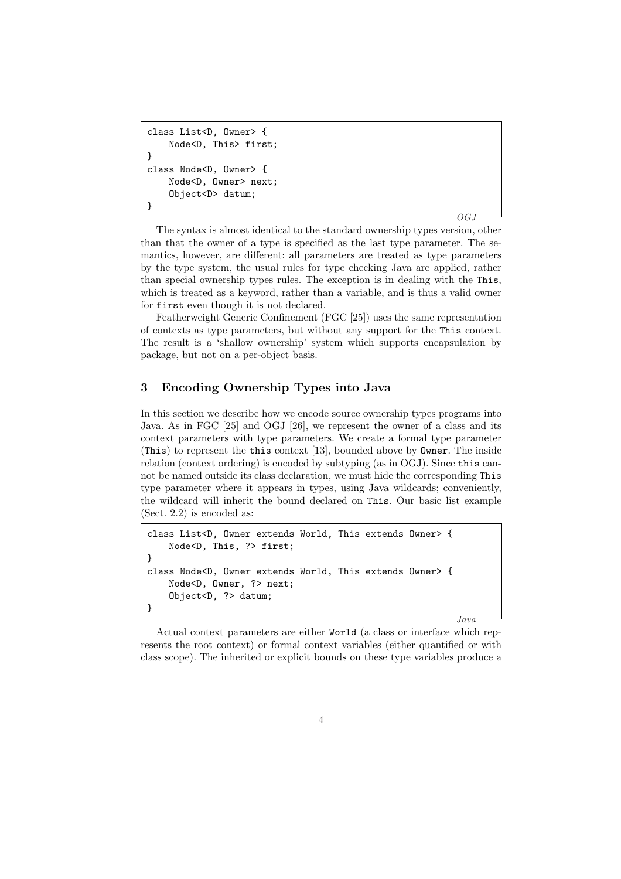```
class List<D, Owner> {
    Node<D, This> first;
}
class Node<D, Owner> {
    Node<D, Owner> next;
    Object<D> datum;
}
```
*OGJ*

The syntax is almost identical to the standard ownership types version, other than that the owner of a type is specified as the last type parameter. The semantics, however, are different: all parameters are treated as type parameters by the type system, the usual rules for type checking Java are applied, rather than special ownership types rules. The exception is in dealing with the `This`, which is treated as a keyword, rather than a variable, and is thus a valid owner for `first` even though it is not declared.

Featherweight Generic Confinement (FGC [25]) uses the same representation of contexts as type parameters, but without any support for the `This` context. The result is a 'shallow ownership' system which supports encapsulation by package, but not on a per-object basis.

## 3 Encoding Ownership Types into Java

In this section we describe how we encode source ownership types programs into Java. As in FGC [25] and OGJ [26], we represent the owner of a class and its context parameters with type parameters. We create a formal type parameter (`This`) to represent the `this` context [13], bounded above by `Owner`. The inside relation (context ordering) is encoded by subtyping (as in OGJ). Since `this` cannot be named outside its class declaration, we must hide the corresponding `This` type parameter where it appears in types, using Java wildcards; conveniently, the wildcard will inherit the bound declared on `This`. Our basic list example (Sect. 2.2) is encoded as:

```
class List<D, Owner extends World, This extends Owner> {
    Node<D, This, ?> first;
}
class Node<D, Owner extends World, This extends Owner> {
    Node<D, Owner, ?> next;
    Object<D, ?> datum;
}
```
*Java*

Actual context parameters are either `World` (a class or interface which represents the root context) or formal context variables (either quantified or with class scope). The inherited or explicit bounds on these type variables produce a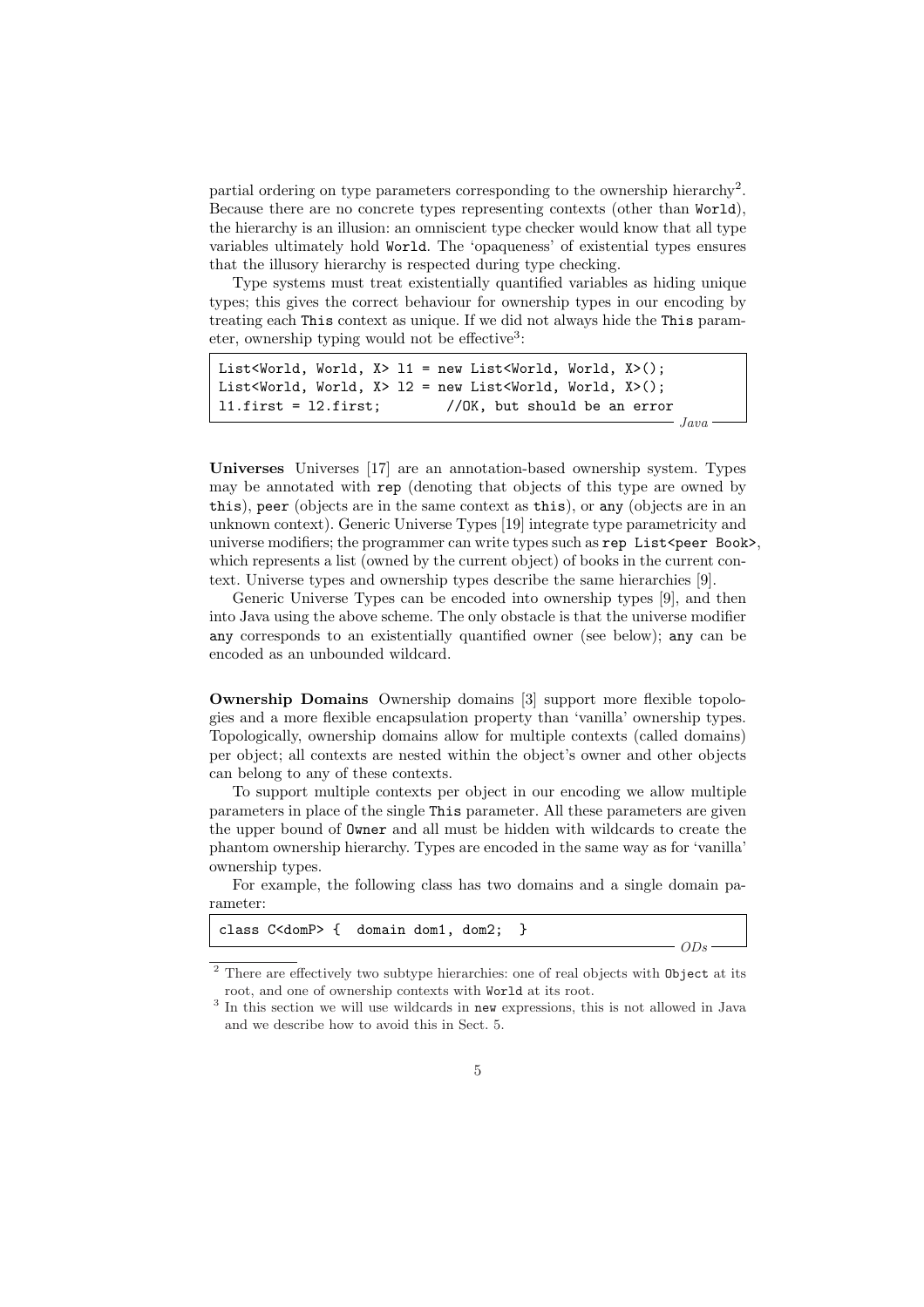partial ordering on type parameters corresponding to the ownership hierarchy[2]. Because there are no concrete types representing contexts (other than World), the hierarchy is an illusion: an omniscient type checker would know that all type variables ultimately hold World. The 'opaqueness' of existential types ensures that the illusory hierarchy is respected during type checking.

Type systems must treat existentially quantified variables as hiding unique types; this gives the correct behaviour for ownership types in our encoding by treating each This context as unique. If we did not always hide the This parameter, ownership typing would not be effective[3]:

```
List<World, World, X> l1 = new List<World, World, X>();
List<World, World, X> l2 = new List<World, World, X>();
l1.first = l2.first;         //OK, but should be an error
```
*Java*

**Universes** Universes [17] are an annotation-based ownership system. Types may be annotated with rep (denoting that objects of this type are owned by this), peer (objects are in the same context as this), or any (objects are in an unknown context). Generic Universe Types [19] integrate type parametricity and universe modifiers; the programmer can write types such as rep List<peer Book>, which represents a list (owned by the current object) of books in the current context. Universe types and ownership types describe the same hierarchies [9].

Generic Universe Types can be encoded into ownership types [9], and then into Java using the above scheme. The only obstacle is that the universe modifier any corresponds to an existentially quantified owner (see below); any can be encoded as an unbounded wildcard.

**Ownership Domains** Ownership domains [3] support more flexible topologies and a more flexible encapsulation property than 'vanilla' ownership types. Topologically, ownership domains allow for multiple contexts (called domains) per object; all contexts are nested within the object's owner and other objects can belong to any of these contexts.

To support multiple contexts per object in our encoding we allow multiple parameters in place of the single This parameter. All these parameters are given the upper bound of Owner and all must be hidden with wildcards to create the phantom ownership hierarchy. Types are encoded in the same way as for 'vanilla' ownership types.

For example, the following class has two domains and a single domain parameter:

```
class C<domP> {  domain dom1, dom2;  }
```
*ODs*

[2] There are effectively two subtype hierarchies: one of real objects with Object at its root, and one of ownership contexts with World at its root.

[3] In this section we will use wildcards in new expressions, this is not allowed in Java and we describe how to avoid this in Sect. 5.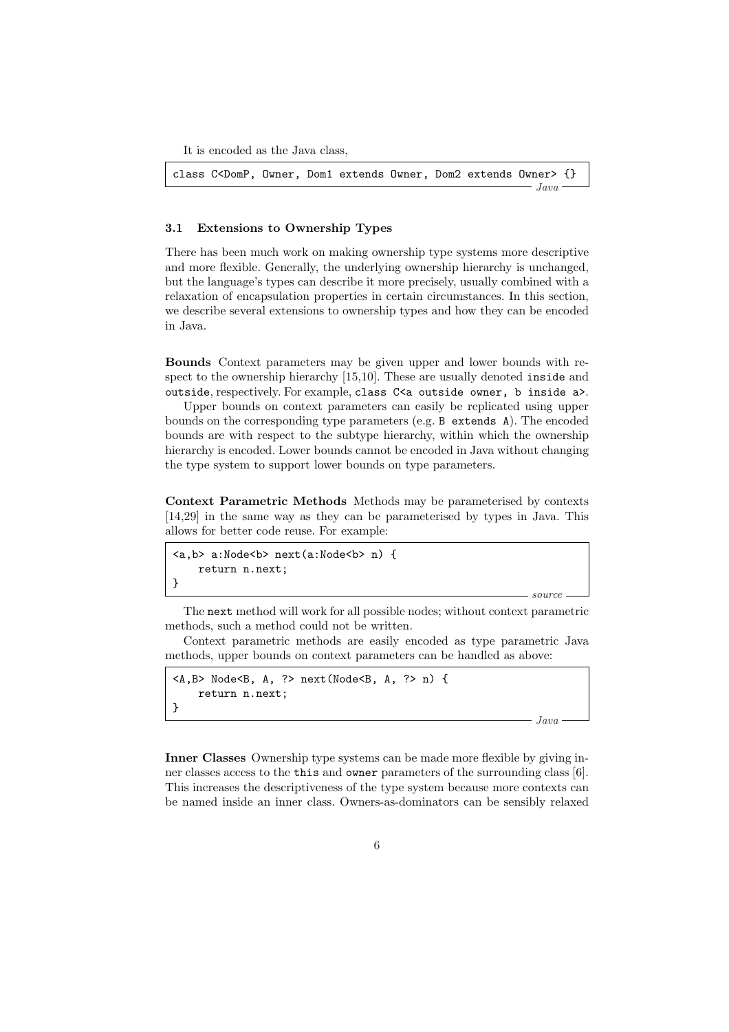It is encoded as the Java class,

```
class C<DomP, Owner, Dom1 extends Owner, Dom2 extends Owner> {}
```

*Java*

### 3.1 Extensions to Ownership Types

There has been much work on making ownership type systems more descriptive and more flexible. Generally, the underlying ownership hierarchy is unchanged, but the language's types can describe it more precisely, usually combined with a relaxation of encapsulation properties in certain circumstances. In this section, we describe several extensions to ownership types and how they can be encoded in Java.

**Bounds** Context parameters may be given upper and lower bounds with respect to the ownership hierarchy [15,10]. These are usually denoted `inside` and `outside`, respectively. For example, `class C<a outside owner, b inside a>`.

Upper bounds on context parameters can easily be replicated using upper bounds on the corresponding type parameters (e.g. `B extends A`). The encoded bounds are with respect to the subtype hierarchy, within which the ownership hierarchy is encoded. Lower bounds cannot be encoded in Java without changing the type system to support lower bounds on type parameters.

**Context Parametric Methods** Methods may be parameterised by contexts [14,29] in the same way as they can be parameterised by types in Java. This allows for better code reuse. For example:

```
<a,b> a:Node<b> next(a:Node<b> n) {
    return n.next;
}
```

*source*

The `next` method will work for all possible nodes; without context parametric methods, such a method could not be written.

Context parametric methods are easily encoded as type parametric Java methods, upper bounds on context parameters can be handled as above:

```
<A,B> Node<B, A, ?> next(Node<B, A, ?> n) {
    return n.next;
}
```

*Java*

**Inner Classes** Ownership type systems can be made more flexible by giving inner classes access to the `this` and `owner` parameters of the surrounding class [6]. This increases the descriptiveness of the type system because more contexts can be named inside an inner class. Owners-as-dominators can be sensibly relaxed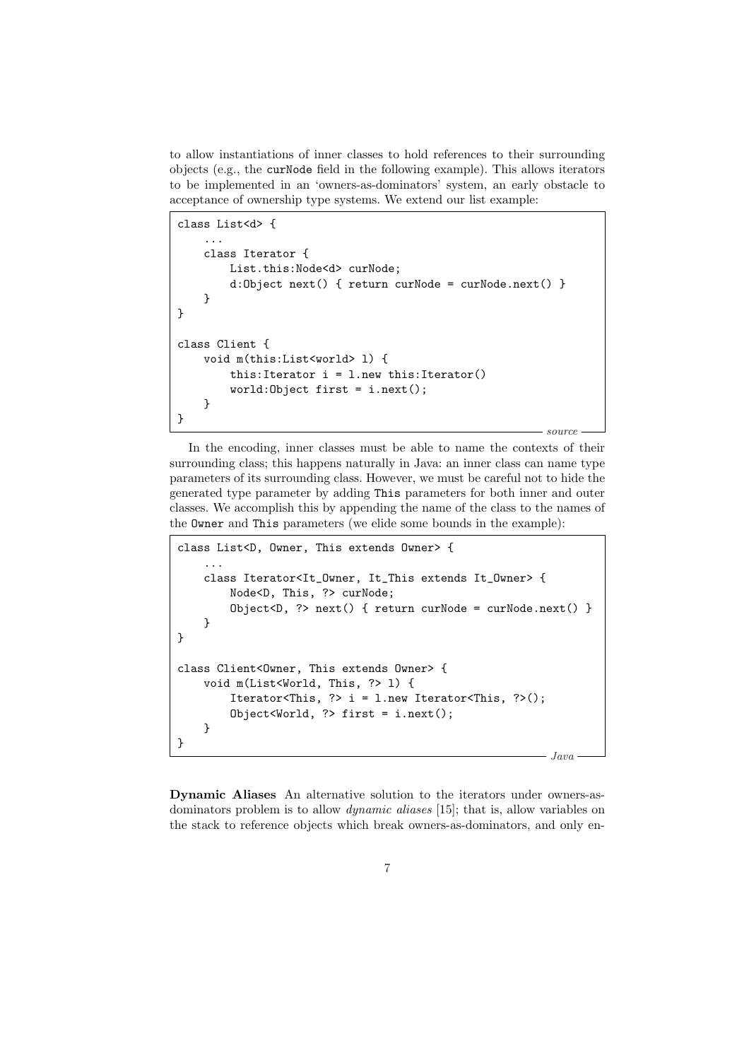to allow instantiations of inner classes to hold references to their surrounding objects (e.g., the `curNode` field in the following example). This allows iterators to be implemented in an 'owners-as-dominators' system, an early obstacle to acceptance of ownership type systems. We extend our list example:

```
class List<d> {
    ...
    class Iterator {
        List.this:Node<d> curNode;
        d:Object next() { return curNode = curNode.next() }
    }
}

class Client {
    void m(this:List<world> l) {
        this:Iterator i = l.new this:Iterator()
        world:Object first = i.next();
    }
}
```
*source*

In the encoding, inner classes must be able to name the contexts of their surrounding class; this happens naturally in Java: an inner class can name type parameters of its surrounding class. However, we must be careful not to hide the generated type parameter by adding `This` parameters for both inner and outer classes. We accomplish this by appending the name of the class to the names of the `Owner` and `This` parameters (we elide some bounds in the example):

```
class List<D, Owner, This extends Owner> {
    ...
    class Iterator<It_Owner, It_This extends It_Owner> {
        Node<D, This, ?> curNode;
        Object<D, ?> next() { return curNode = curNode.next() }
    }
}

class Client<Owner, This extends Owner> {
    void m(List<World, This, ?> l) {
        Iterator<This, ?> i = l.new Iterator<This, ?>();
        Object<World, ?> first = i.next();
    }
}
```
*Java*

**Dynamic Aliases** An alternative solution to the iterators under owners-as-dominators problem is to allow *dynamic aliases* [15]; that is, allow variables on the stack to reference objects which break owners-as-dominators, and only en-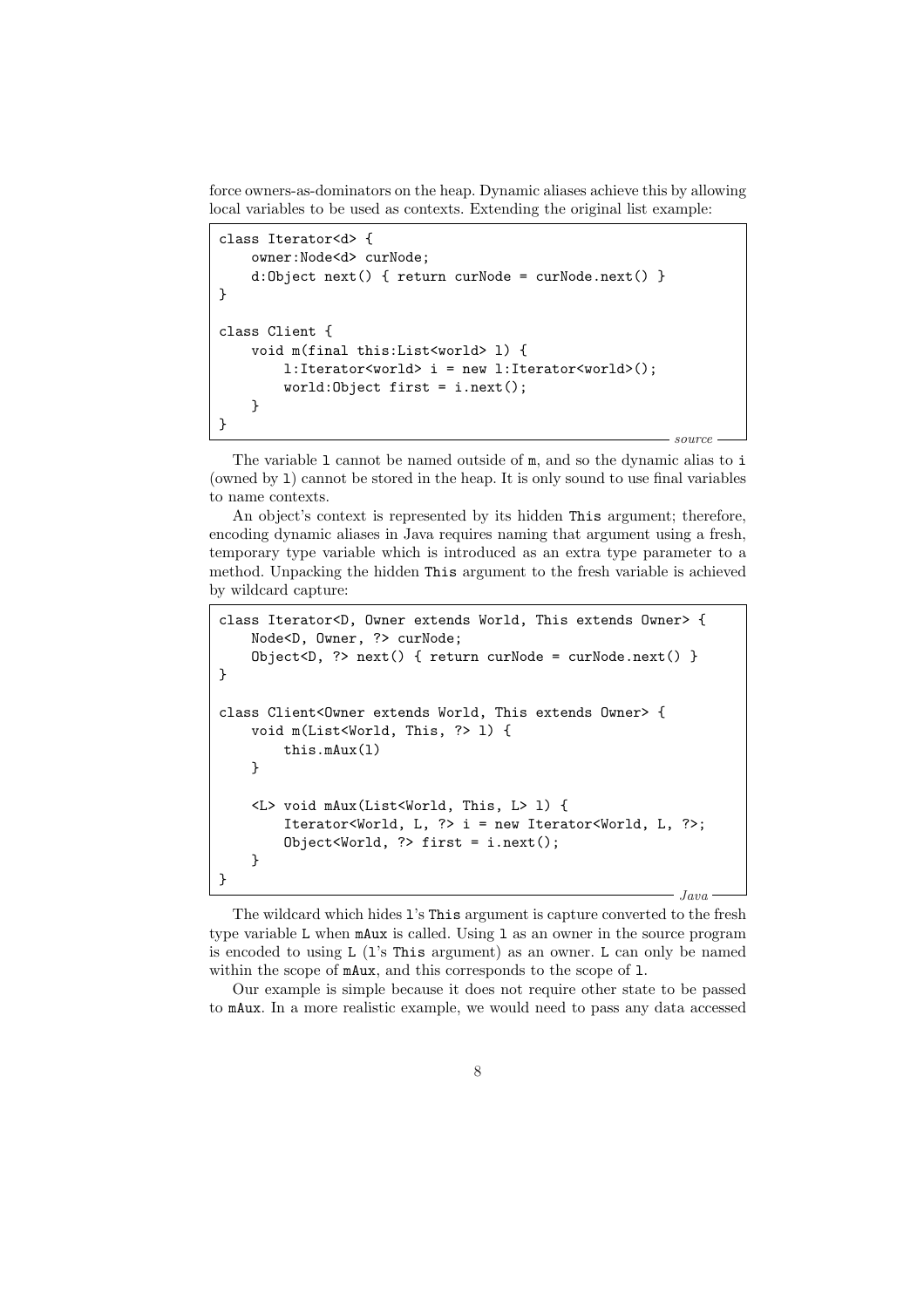force owners-as-dominators on the heap. Dynamic aliases achieve this by allowing local variables to be used as contexts. Extending the original list example:

```
class Iterator<d> {
    owner:Node<d> curNode;
    d:Object next() { return curNode = curNode.next() }
}

class Client {
    void m(final this:List<world> l) {
        l:Iterator<world> i = new l:Iterator<world>();
        world:Object first = i.next();
    }
}
```

*source*

The variable l cannot be named outside of m, and so the dynamic alias to i (owned by l) cannot be stored in the heap. It is only sound to use final variables to name contexts.

An object's context is represented by its hidden This argument; therefore, encoding dynamic aliases in Java requires naming that argument using a fresh, temporary type variable which is introduced as an extra type parameter to a method. Unpacking the hidden This argument to the fresh variable is achieved by wildcard capture:

```
class Iterator<D, Owner extends World, This extends Owner> {
    Node<D, Owner, ?> curNode;
    Object<D, ?> next() { return curNode = curNode.next() }
}

class Client<Owner extends World, This extends Owner> {
    void m(List<World, This, ?> l) {
        this.mAux(l)
    }

    <L> void mAux(List<World, This, L> l) {
        Iterator<World, L, ?> i = new Iterator<World, L, ?>;
        Object<World, ?> first = i.next();
    }
}
```

*Java*

The wildcard which hides l's This argument is capture converted to the fresh type variable L when mAux is called. Using l as an owner in the source program is encoded to using L (l's This argument) as an owner. L can only be named within the scope of mAux, and this corresponds to the scope of l.

Our example is simple because it does not require other state to be passed to mAux. In a more realistic example, we would need to pass any data accessed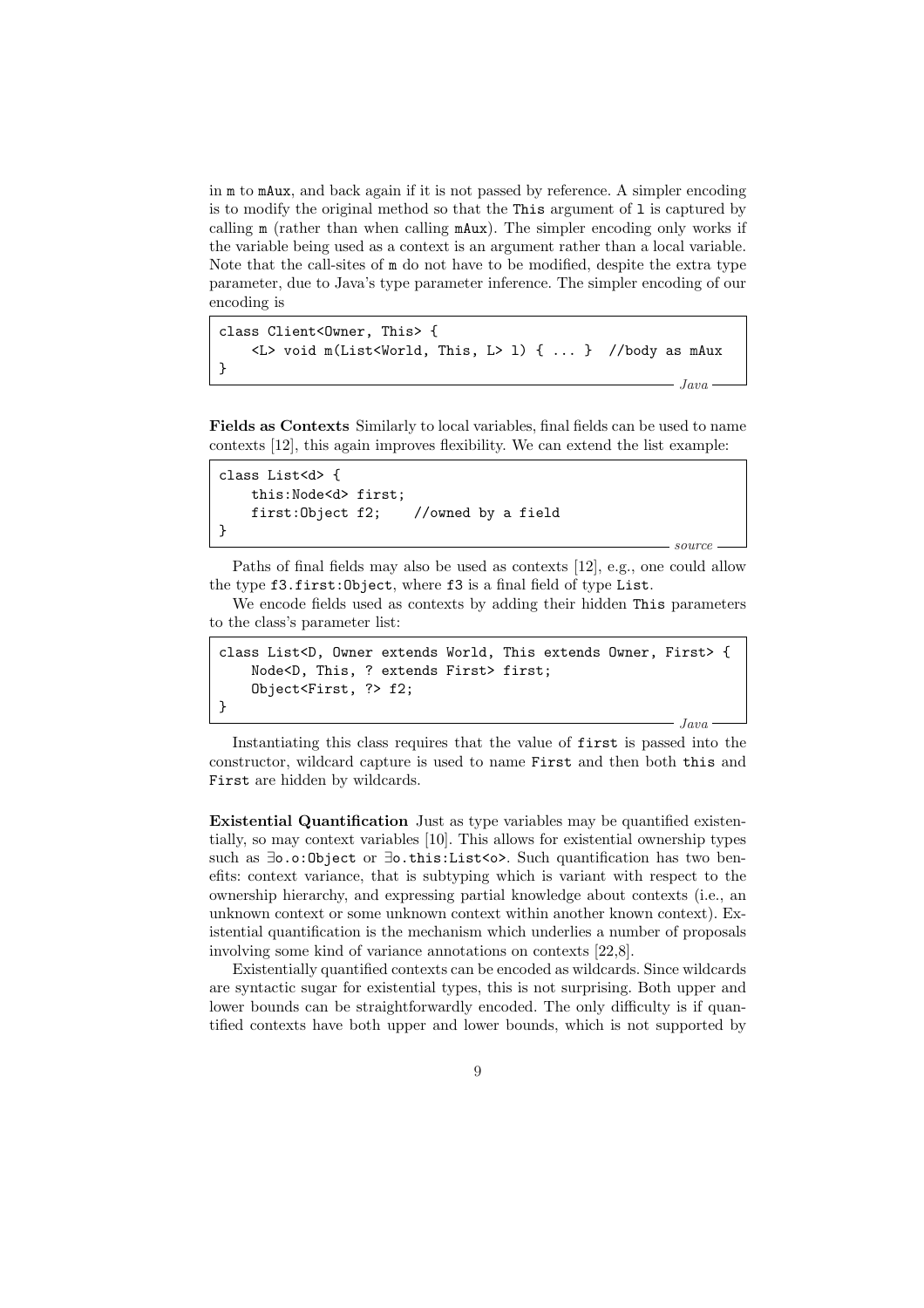in m to mAux, and back again if it is not passed by reference. A simpler encoding is to modify the original method so that the This argument of l is captured by calling m (rather than when calling mAux). The simpler encoding only works if the variable being used as a context is an argument rather than a local variable. Note that the call-sites of m do not have to be modified, despite the extra type parameter, due to Java's type parameter inference. The simpler encoding of our encoding is

```
class Client<Owner, This> {
    <L> void m(List<World, This, L> l) { ... }  //body as mAux
}
                                                          Java
```

**Fields as Contexts** Similarly to local variables, final fields can be used to name contexts [12], this again improves flexibility. We can extend the list example:

```
class List<d> {
    this:Node<d> first;
    first:Object f2;    //owned by a field
}
                                                          source
```

Paths of final fields may also be used as contexts [12], e.g., one could allow the type f3.first:Object, where f3 is a final field of type List.

We encode fields used as contexts by adding their hidden This parameters to the class's parameter list:

```
class List<D, Owner extends World, This extends Owner, First> {
    Node<D, This, ? extends First> first;
    Object<First, ?> f2;
}
                                                          Java
```

Instantiating this class requires that the value of first is passed into the constructor, wildcard capture is used to name First and then both this and First are hidden by wildcards.

**Existential Quantification** Just as type variables may be quantified existentially, so may context variables [10]. This allows for existential ownership types such as ∃o.o:Object or ∃o.this:List<o>. Such quantification has two benefits: context variance, that is subtyping which is variant with respect to the ownership hierarchy, and expressing partial knowledge about contexts (i.e., an unknown context or some unknown context within another known context). Existential quantification is the mechanism which underlies a number of proposals involving some kind of variance annotations on contexts [22,8].

Existentially quantified contexts can be encoded as wildcards. Since wildcards are syntactic sugar for existential types, this is not surprising. Both upper and lower bounds can be straightforwardly encoded. The only difficulty is if quantified contexts have both upper and lower bounds, which is not supported by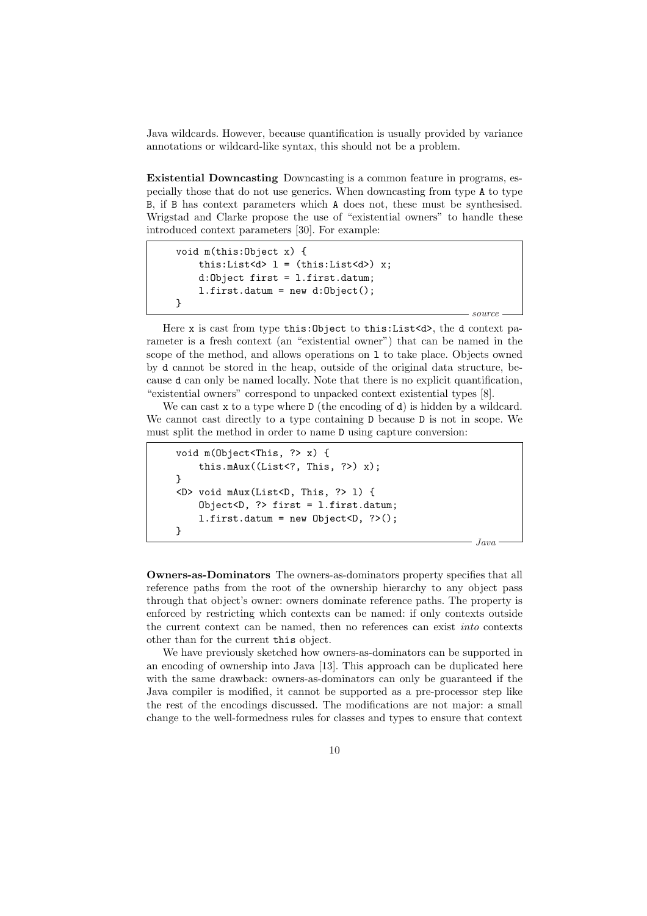Java wildcards. However, because quantification is usually provided by variance annotations or wildcard-like syntax, this should not be a problem.

**Existential Downcasting** Downcasting is a common feature in programs, especially those that do not use generics. When downcasting from type `A` to type `B`, if `B` has context parameters which `A` does not, these must be synthesised. Wrigstad and Clarke propose the use of "existential owners" to handle these introduced context parameters [30]. For example:

```
void m(this:Object x) {
    this:List<d> l = (this:List<d>) x;
    d:Object first = l.first.datum;
    l.first.datum = new d:Object();
}
```
*source*

Here `x` is cast from type `this:Object` to `this:List<d>`, the `d` context parameter is a fresh context (an "existential owner") that can be named in the scope of the method, and allows operations on `l` to take place. Objects owned by `d` cannot be stored in the heap, outside of the original data structure, because `d` can only be named locally. Note that there is no explicit quantification, "existential owners" correspond to unpacked context existential types [8].

We can cast `x` to a type where `D` (the encoding of `d`) is hidden by a wildcard. We cannot cast directly to a type containing `D` because `D` is not in scope. We must split the method in order to name `D` using capture conversion:

```
void m(Object<This, ?> x) {
    this.mAux((List<?, This, ?>) x);
}
<D> void mAux(List<D, This, ?> l) {
    Object<D, ?> first = l.first.datum;
    l.first.datum = new Object<D, ?>();
}
```
*Java*

**Owners-as-Dominators** The owners-as-dominators property specifies that all reference paths from the root of the ownership hierarchy to any object pass through that object's owner: owners dominate reference paths. The property is enforced by restricting which contexts can be named: if only contexts outside the current context can be named, then no references can exist *into* contexts other than for the current `this` object.

We have previously sketched how owners-as-dominators can be supported in an encoding of ownership into Java [13]. This approach can be duplicated here with the same drawback: owners-as-dominators can only be guaranteed if the Java compiler is modified, it cannot be supported as a pre-processor step like the rest of the encodings discussed. The modifications are not major: a small change to the well-formedness rules for classes and types to ensure that context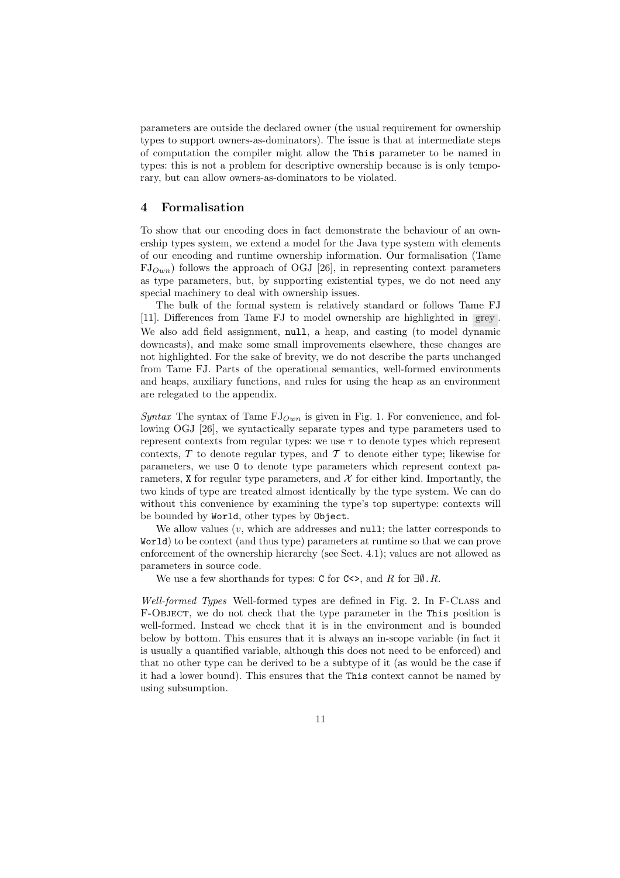parameters are outside the declared owner (the usual requirement for ownership types to support owners-as-dominators). The issue is that at intermediate steps of computation the compiler might allow the `This` parameter to be named in types: this is not a problem for descriptive ownership because is is only temporary, but can allow owners-as-dominators to be violated.

## 4 Formalisation

To show that our encoding does in fact demonstrate the behaviour of an ownership types system, we extend a model for the Java type system with elements of our encoding and runtime ownership information. Our formalisation (Tame $\text{FJ}_{Own}$) follows the approach of OGJ [26], in representing context parameters as type parameters, but, by supporting existential types, we do not need any special machinery to deal with ownership issues.

The bulk of the formal system is relatively standard or follows Tame FJ [11]. Differences from Tame FJ to model ownership are highlighted in grey. We also add field assignment, `null`, a heap, and casting (to model dynamic downcasts), and make some small improvements elsewhere, these changes are not highlighted. For the sake of brevity, we do not describe the parts unchanged from Tame FJ. Parts of the operational semantics, well-formed environments and heaps, auxiliary functions, and rules for using the heap as an environment are relegated to the appendix.

*Syntax* The syntax of Tame $\text{FJ}_{Own}$ is given in Fig. 1. For convenience, and following OGJ [26], we syntactically separate types and type parameters used to represent contexts from regular types: we use $\tau$ to denote types which represent contexts, $T$ to denote regular types, and $\mathcal{T}$ to denote either type; likewise for parameters, we use `O` to denote type parameters which represent context parameters, `X` for regular type parameters, and $\mathcal{X}$ for either kind. Importantly, the two kinds of type are treated almost identically by the type system. We can do without this convenience by examining the type's top supertype: contexts will be bounded by `World`, other types by `Object`.

We allow values ($v$, which are addresses and `null`; the latter corresponds to `World`) to be context (and thus type) parameters at runtime so that we can prove enforcement of the ownership hierarchy (see Sect. 4.1); values are not allowed as parameters in source code.

We use a few shorthands for types: `C` for `C<>`, and $R$ for $\exists\emptyset.R$.

*Well-formed Types* Well-formed types are defined in Fig. 2. In F-Class and F-Object, we do not check that the type parameter in the `This` position is well-formed. Instead we check that it is in the environment and is bounded below by bottom. This ensures that it is always an in-scope variable (in fact it is usually a quantified variable, although this does not need to be enforced) and that no other type can be derived to be a subtype of it (as would be the case if it had a lower bound). This ensures that the `This` context cannot be named by using subsumption.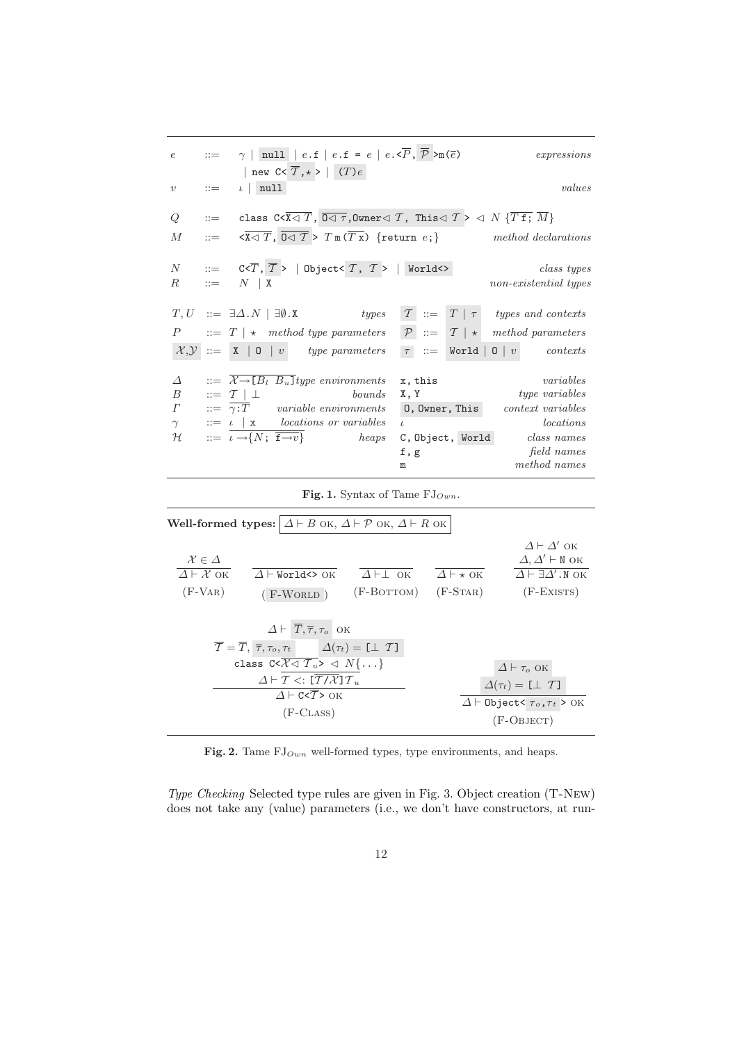$$
\begin{array}{llll}
e & ::= & \gamma \mid \texttt{null} \mid e\texttt{.f} \mid e\texttt{.f = } e \mid e\texttt{.<}\overline{P}\texttt{, }\overline{\mathcal{P}}\texttt{>m(}\overline{e}\texttt{)} & \textit{expressions} \\
 & & \mid \texttt{new C<}\overline{\mathcal{T}}\texttt{,}\star\texttt{>} \mid (T)e & \\
v & ::= & \iota \mid \texttt{null} & \textit{values} \\
 & & & \\
Q & ::= & \texttt{class C<}\overline{\texttt{X}\triangleleft T}\texttt{, }\overline{\texttt{O}\triangleleft \tau}\texttt{,Owner}\triangleleft \mathcal{T}\texttt{, This}\triangleleft \mathcal{T}\texttt{>} \triangleleft N \; \{\overline{T\,\texttt{f;}}\; \overline{M}\} & \\
M & ::= & \texttt{<}\overline{\texttt{X}\triangleleft T}\texttt{, }\overline{\texttt{O}\triangleleft \mathcal{T}}\texttt{> } T\,\texttt{m(}\overline{T\,\texttt{x}}\texttt{) \{return } e\texttt{;\}} & \textit{method declarations} \\
 & & & \\
N & ::= & \texttt{C<}\overline{T}\texttt{, }\overline{\mathcal{T}}\texttt{>} \mid \texttt{Object<}\mathcal{T}\texttt{, }\mathcal{T}\texttt{>} \mid \texttt{World<>} & \textit{class types} \\
R & ::= & N \mid \texttt{X} & \textit{non-existential types}
\end{array}
$$

$$
\begin{array}{llll|llll}
T, U & ::= & \exists\Delta.N \mid \exists\emptyset.\texttt{X} & \textit{types} & \mathcal{T} & ::= & T \mid \tau & \textit{types and contexts} \\
P & ::= & T \mid \star & \textit{method type parameters} & \mathcal{P} & ::= & \mathcal{T} \mid \star & \textit{method parameters} \\
\mathcal{X}, \mathcal{Y} & ::= & \texttt{X} \mid \texttt{O} \mid v & \textit{type parameters} & \tau & ::= & \texttt{World} \mid \texttt{O} \mid v & \textit{contexts}
\end{array}
$$

$$
\begin{array}{llll|ll}
\Delta & ::= & \overline{\mathcal{X}\to\texttt{[}B_l\ B_u\texttt{]}} & \textit{type environments} & \texttt{x, this} & \textit{variables} \\
B & ::= & \mathcal{T} \mid \bot & \textit{bounds} & \texttt{X, Y} & \textit{type variables} \\
\Gamma & ::= & \overline{\gamma{:}T} & \textit{variable environments} & \texttt{O, Owner, This} & \textit{context variables} \\
\gamma & ::= & \iota \mid \texttt{x} & \textit{locations or variables} & \iota & \textit{locations} \\
\mathcal{H} & ::= & \iota \to \{N;\ \overline{\texttt{f}\to v}\} & \textit{heaps} & \texttt{C, Object, World} & \textit{class names} \\
 & & & & \texttt{f, g} & \textit{field names} \\
 & & & & \texttt{m} & \textit{method names}
\end{array}
$$

**Fig. 1.** Syntax of Tame $\text{FJ}_{Own}$.

**Well-formed types:** $\boxed{\Delta \vdash B \text{ OK},\ \Delta \vdash \mathcal{P} \text{ OK},\ \Delta \vdash R \text{ OK}}$

$$
\frac{\mathcal{X} \in \Delta}{\Delta \vdash \mathcal{X} \text{ OK}}\ \text{(F-Var)}
\qquad
\frac{}{\Delta \vdash \texttt{World<>} \text{ OK}}\ \text{(F-World)}
\qquad
\frac{}{\Delta \vdash \bot \text{ OK}}\ \text{(F-Bottom)}
\qquad
\frac{}{\Delta \vdash \star \text{ OK}}\ \text{(F-Star)}
\qquad
\frac{\Delta \vdash \Delta' \text{ OK} \quad \Delta, \Delta' \vdash \texttt{N} \text{ OK}}{\Delta \vdash \exists\Delta'.\texttt{N} \text{ OK}}\ \text{(F-Exists)}
$$

$$
\frac{\begin{array}{c}\Delta \vdash \overline{T}, \overline{\tau}, \tau_o \text{ OK} \\ \overline{\mathcal{T}} = \overline{T}, \overline{\tau}, \tau_o, \tau_t \quad \Delta(\tau_t) = \texttt{[}\bot\ \mathcal{T}\texttt{]} \\ \texttt{class C<}\overline{\mathcal{X}\triangleleft \mathcal{T}_u}\texttt{>} \triangleleft N\{\ldots\} \\ \Delta \vdash \mathcal{T} <: [\overline{\mathcal{T}}/\overline{\mathcal{X}}]\mathcal{T}_u\end{array}}{\Delta \vdash \texttt{C<}\overline{\mathcal{T}}\texttt{>} \text{ OK}}\ \text{(F-Class)}
\qquad
\frac{\Delta \vdash \tau_o \text{ OK} \quad \Delta(\tau_t) = \texttt{[}\bot\ \mathcal{T}\texttt{]}}{\Delta \vdash \texttt{Object<}\tau_o\texttt{,}\tau_t\texttt{>} \text{ OK}}\ \text{(F-Object)}
$$

**Fig. 2.** Tame $\text{FJ}_{Own}$ well-formed types, type environments, and heaps.

*Type Checking* Selected type rules are given in Fig. 3. Object creation (T-New) does not take any (value) parameters (i.e., we don't have constructors, at run-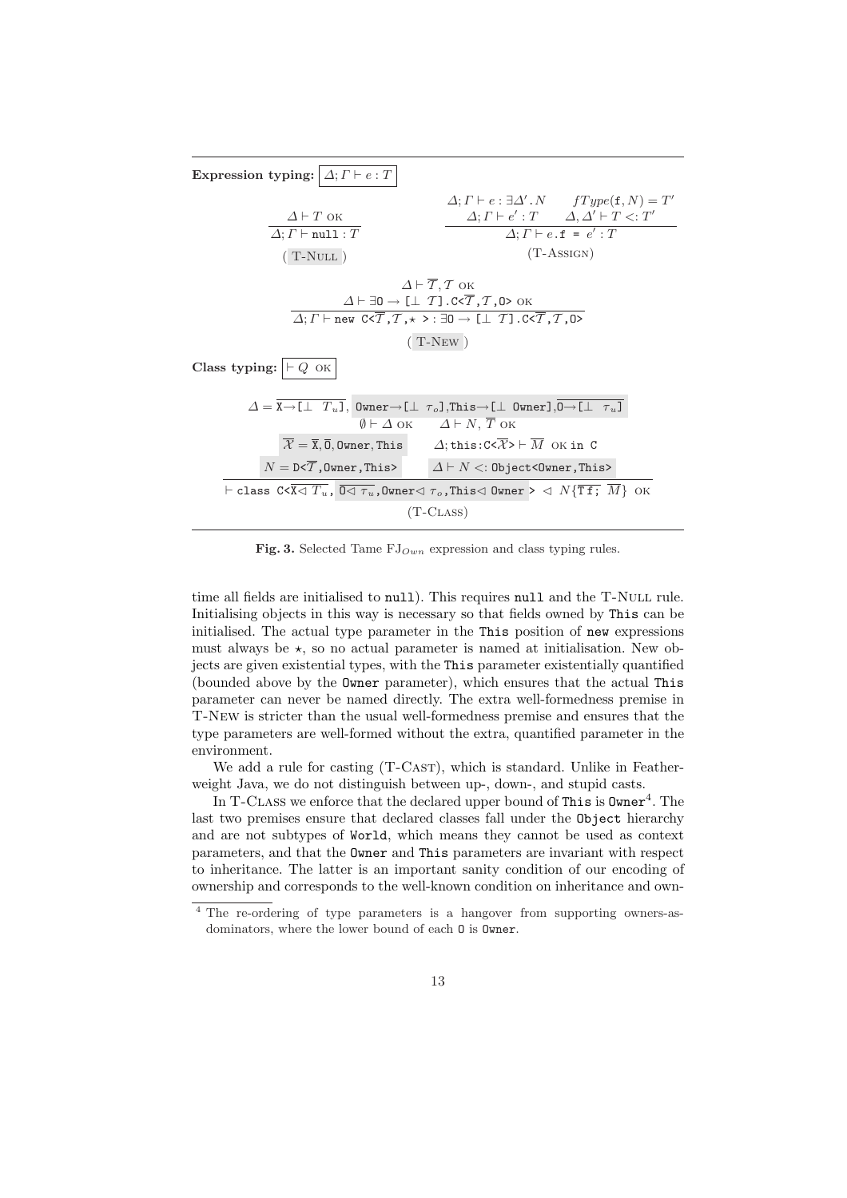**Expression typing:** $\boxed{\Delta; \Gamma \vdash e : T}$

$$\frac{\Delta \vdash T \text{ OK}}{\Delta; \Gamma \vdash \texttt{null} : T} \quad (\text{T-NULL})$$

$$\frac{\Delta; \Gamma \vdash e : \exists \Delta'.N \qquad fType(\texttt{f}, N) = T' \qquad \Delta; \Gamma \vdash e' : T \qquad \Delta, \Delta' \vdash T <: T'}{\Delta; \Gamma \vdash e.\texttt{f = } e' : T} \quad (\text{T-ASSIGN})$$

$$\frac{\Delta \vdash \overline{T}, \mathcal{T} \text{ OK} \qquad \Delta \vdash \exists \texttt{O} \rightarrow \texttt{[}\bot\ \mathcal{T}\texttt{].C<}\overline{T}\texttt{,}\mathcal{T}\texttt{,O>} \text{ OK}}{\Delta; \Gamma \vdash \texttt{new C<}\overline{T}\texttt{,}\mathcal{T}\texttt{,}\star\texttt{ >} : \exists \texttt{O} \rightarrow \texttt{[}\bot\ \mathcal{T}\texttt{].C<}\overline{T}\texttt{,}\mathcal{T}\texttt{,O>}} \quad (\text{T-NEW})$$

**Class typing:** $\boxed{\vdash Q \text{ OK}}$

$$\frac{\begin{array}{c}\Delta = \overline{\texttt{X}\rightarrow\texttt{[}\bot\ T_u\texttt{]}},\ \texttt{Owner}\rightarrow\texttt{[}\bot\ \tau_o\texttt{]},\texttt{This}\rightarrow\texttt{[}\bot\ \texttt{Owner]},\overline{\texttt{O}\rightarrow\texttt{[}\bot\ \tau_u\texttt{]}} \\ \emptyset \vdash \Delta \text{ OK} \qquad \Delta \vdash N, \overline{T} \text{ OK} \\ \overline{\mathcal{X}} = \overline{\texttt{X}}, \overline{\texttt{O}}, \texttt{Owner}, \texttt{This} \qquad \Delta; \texttt{this:C<}\overline{\mathcal{X}}\texttt{>} \vdash \overline{M} \text{ OK in C} \\ N = \texttt{D<}\overline{T}\texttt{,Owner,This>} \qquad \Delta \vdash N <: \texttt{Object<Owner,This>}\end{array}}{\vdash \texttt{class C<}\overline{\texttt{X}\lhd T_u}\texttt{,}\ \overline{\texttt{O}\lhd \tau_u}\texttt{,Owner}\lhd \tau_o\texttt{,This}\lhd\texttt{ Owner > } \lhd\ N\{\overline{\texttt{T f;}}\ \overline{M}\} \text{ OK}} \quad (\text{T-CLASS})$$

**Fig. 3.** Selected Tame $\text{FJ}_{Own}$ expression and class typing rules.

time all fields are initialised to `null`). This requires `null` and the T-NULL rule. Initialising objects in this way is necessary so that fields owned by `This` can be initialised. The actual type parameter in the `This` position of `new` expressions must always be $\star$, so no actual parameter is named at initialisation. New objects are given existential types, with the `This` parameter existentially quantified (bounded above by the `Owner` parameter), which ensures that the actual `This` parameter can never be named directly. The extra well-formedness premise in T-NEW is stricter than the usual well-formedness premise and ensures that the type parameters are well-formed without the extra, quantified parameter in the environment.

We add a rule for casting (T-CAST), which is standard. Unlike in Featherweight Java, we do not distinguish between up-, down-, and stupid casts.

In T-CLASS we enforce that the declared upper bound of `This` is `Owner`[4]. The last two premises ensure that declared classes fall under the `Object` hierarchy and are not subtypes of `World`, which means they cannot be used as context parameters, and that the `Owner` and `This` parameters are invariant with respect to inheritance. The latter is an important sanity condition of our encoding of ownership and corresponds to the well-known condition on inheritance and own-

[4] The re-ordering of type parameters is a hangover from supporting owners-as-dominators, where the lower bound of each `O` is `Owner`.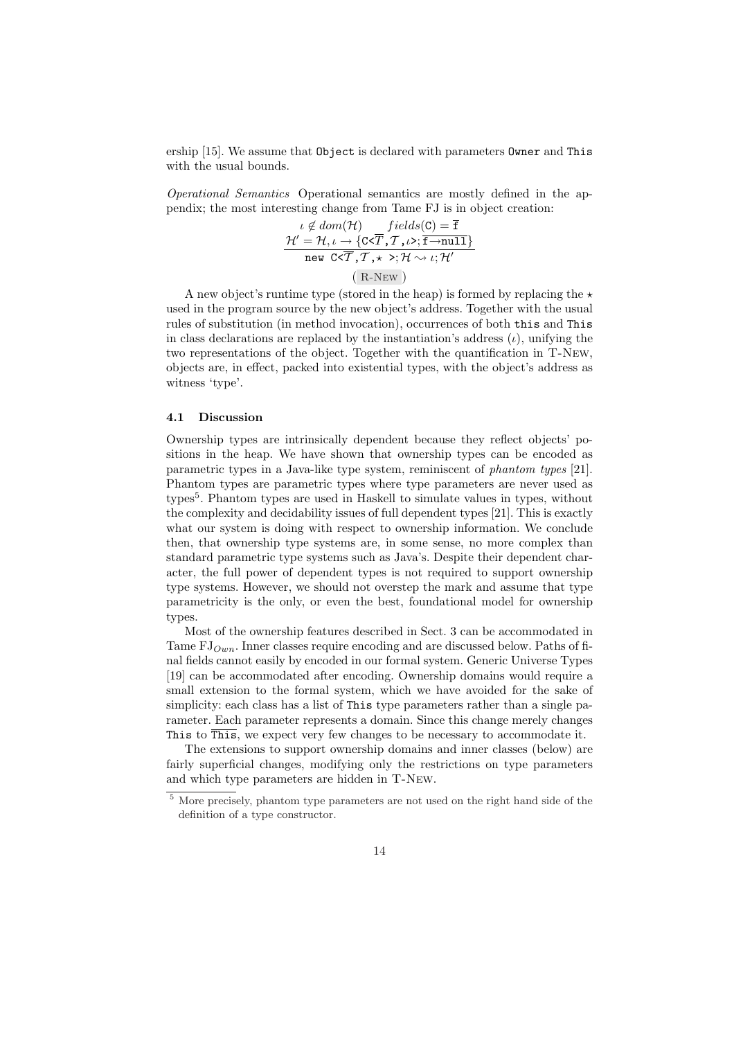ership [15]. We assume that Object is declared with parameters Owner and This with the usual bounds.

*Operational Semantics* Operational semantics are mostly defined in the appendix; the most interesting change from Tame FJ is in object creation:

$$\frac{\iota \notin dom(\mathcal{H}) \qquad fields(\texttt{C}) = \overline{\texttt{f}} \qquad \mathcal{H}' = \mathcal{H}, \iota \rightarrow \{\texttt{C<}\overline{\mathcal{T}}\texttt{,}\mathcal{T}\texttt{,}\iota\texttt{>}; \overline{\texttt{f}\rightarrow\texttt{null}}\}}{\texttt{new C<}\overline{\mathcal{T}}\texttt{,}\mathcal{T}\texttt{,}\star\texttt{ >}; \mathcal{H} \rightsquigarrow \iota; \mathcal{H}'} \quad \text{(R-New)}$$

A new object's runtime type (stored in the heap) is formed by replacing the $\star$ used in the program source by the new object's address. Together with the usual rules of substitution (in method invocation), occurrences of both this and This in class declarations are replaced by the instantiation's address ($\iota$), unifying the two representations of the object. Together with the quantification in T-New, objects are, in effect, packed into existential types, with the object's address as witness 'type'.

### 4.1 Discussion

Ownership types are intrinsically dependent because they reflect objects' positions in the heap. We have shown that ownership types can be encoded as parametric types in a Java-like type system, reminiscent of *phantom types* [21]. Phantom types are parametric types where type parameters are never used as types[5]. Phantom types are used in Haskell to simulate values in types, without the complexity and decidability issues of full dependent types [21]. This is exactly what our system is doing with respect to ownership information. We conclude then, that ownership type systems are, in some sense, no more complex than standard parametric type systems such as Java's. Despite their dependent character, the full power of dependent types is not required to support ownership type systems. However, we should not overstep the mark and assume that type parametricity is the only, or even the best, foundational model for ownership types.

Most of the ownership features described in Sect. 3 can be accommodated in Tame $\text{FJ}_{Own}$. Inner classes require encoding and are discussed below. Paths of final fields cannot easily by encoded in our formal system. Generic Universe Types [19] can be accommodated after encoding. Ownership domains would require a small extension to the formal system, which we have avoided for the sake of simplicity: each class has a list of This type parameters rather than a single parameter. Each parameter represents a domain. Since this change merely changes This to $\overline{\texttt{This}}$, we expect very few changes to be necessary to accommodate it.

The extensions to support ownership domains and inner classes (below) are fairly superficial changes, modifying only the restrictions on type parameters and which type parameters are hidden in T-New.

[5] More precisely, phantom type parameters are not used on the right hand side of the definition of a type constructor.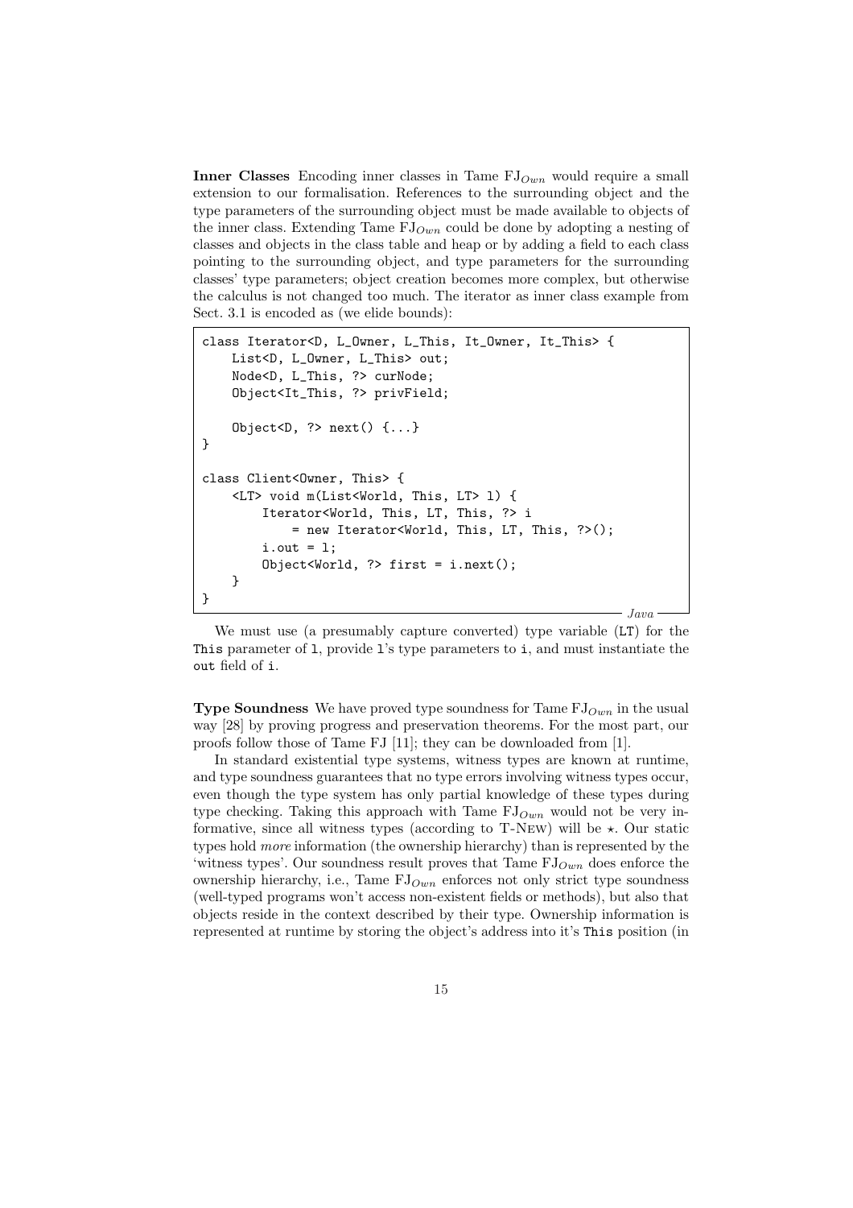**Inner Classes** Encoding inner classes in Tame $FJ_{Own}$ would require a small extension to our formalisation. References to the surrounding object and the type parameters of the surrounding object must be made available to objects of the inner class. Extending Tame $FJ_{Own}$ could be done by adopting a nesting of classes and objects in the class table and heap or by adding a field to each class pointing to the surrounding object, and type parameters for the surrounding classes' type parameters; object creation becomes more complex, but otherwise the calculus is not changed too much. The iterator as inner class example from Sect. 3.1 is encoded as (we elide bounds):

```java
class Iterator<D, L_Owner, L_This, It_Owner, It_This> {
    List<D, L_Owner, L_This> out;
    Node<D, L_This, ?> curNode;
    Object<It_This, ?> privField;

    Object<D, ?> next() {...}
}

class Client<Owner, This> {
    <LT> void m(List<World, This, LT> l) {
        Iterator<World, This, LT, This, ?> i
            = new Iterator<World, This, LT, This, ?>();
        i.out = l;
        Object<World, ?> first = i.next();
    }
}
```

We must use (a presumably capture converted) type variable (`LT`) for the `This` parameter of `l`, provide `l`'s type parameters to `i`, and must instantiate the `out` field of `i`.

**Type Soundness** We have proved type soundness for Tame $FJ_{Own}$ in the usual way [28] by proving progress and preservation theorems. For the most part, our proofs follow those of Tame FJ [11]; they can be downloaded from [1].

In standard existential type systems, witness types are known at runtime, and type soundness guarantees that no type errors involving witness types occur, even though the type system has only partial knowledge of these types during type checking. Taking this approach with Tame $FJ_{Own}$ would not be very informative, since all witness types (according to T-New) will be $\star$. Our static types hold *more* information (the ownership hierarchy) than is represented by the 'witness types'. Our soundness result proves that Tame $FJ_{Own}$ does enforce the ownership hierarchy, i.e., Tame $FJ_{Own}$ enforces not only strict type soundness (well-typed programs won't access non-existent fields or methods), but also that objects reside in the context described by their type. Ownership information is represented at runtime by storing the object's address into it's `This` position (in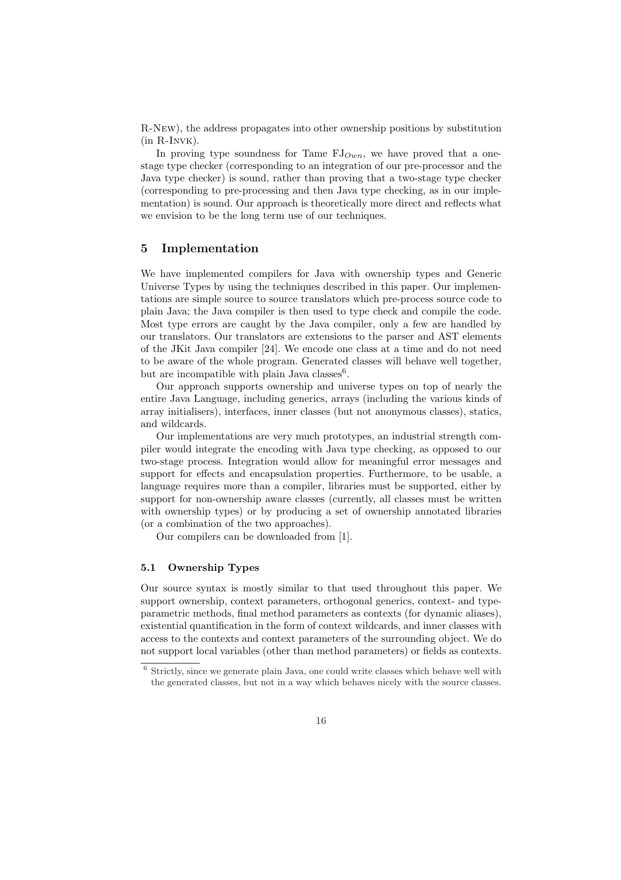R-New), the address propagates into other ownership positions by substitution (in R-Invk).

In proving type soundness for Tame $\text{FJ}_{Own}$, we have proved that a one-stage type checker (corresponding to an integration of our pre-processor and the Java type checker) is sound, rather than proving that a two-stage type checker (corresponding to pre-processing and then Java type checking, as in our implementation) is sound. Our approach is theoretically more direct and reflects what we envision to be the long term use of our techniques.

## 5 Implementation

We have implemented compilers for Java with ownership types and Generic Universe Types by using the techniques described in this paper. Our implementations are simple source to source translators which pre-process source code to plain Java; the Java compiler is then used to type check and compile the code. Most type errors are caught by the Java compiler, only a few are handled by our translators. Our translators are extensions to the parser and AST elements of the JKit Java compiler [24]. We encode one class at a time and do not need to be aware of the whole program. Generated classes will behave well together, but are incompatible with plain Java classes[6].

Our approach supports ownership and universe types on top of nearly the entire Java Language, including generics, arrays (including the various kinds of array initialisers), interfaces, inner classes (but not anonymous classes), statics, and wildcards.

Our implementations are very much prototypes, an industrial strength compiler would integrate the encoding with Java type checking, as opposed to our two-stage process. Integration would allow for meaningful error messages and support for effects and encapsulation properties. Furthermore, to be usable, a language requires more than a compiler, libraries must be supported, either by support for non-ownership aware classes (currently, all classes must be written with ownership types) or by producing a set of ownership annotated libraries (or a combination of the two approaches).

Our compilers can be downloaded from [1].

### 5.1 Ownership Types

Our source syntax is mostly similar to that used throughout this paper. We support ownership, context parameters, orthogonal generics, context- and type-parametric methods, final method parameters as contexts (for dynamic aliases), existential quantification in the form of context wildcards, and inner classes with access to the contexts and context parameters of the surrounding object. We do not support local variables (other than method parameters) or fields as contexts.

[6] Strictly, since we generate plain Java, one could write classes which behave well with the generated classes, but not in a way which behaves nicely with the source classes.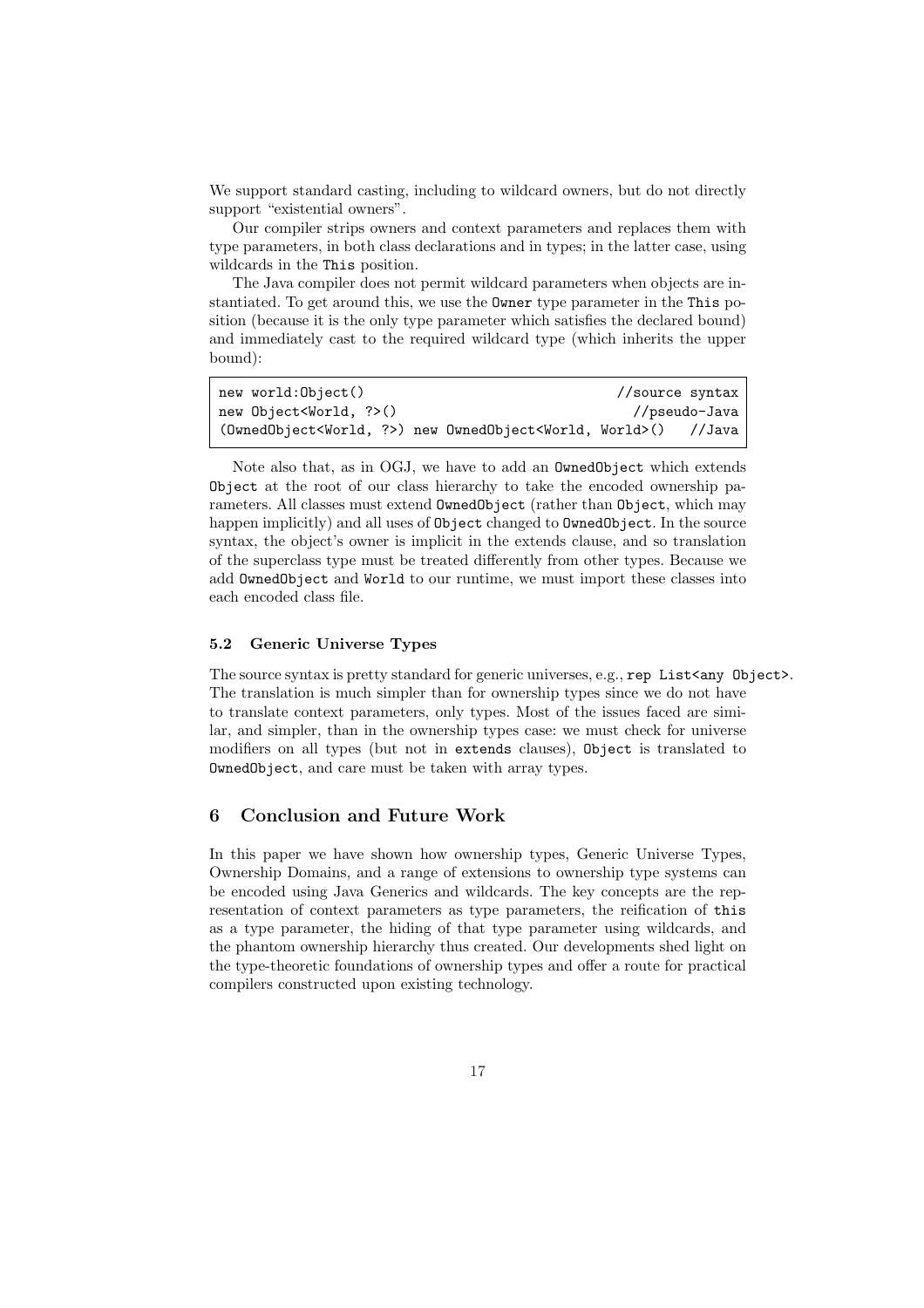We support standard casting, including to wildcard owners, but do not directly support "existential owners".

Our compiler strips owners and context parameters and replaces them with type parameters, in both class declarations and in types; in the latter case, using wildcards in the This position.

The Java compiler does not permit wildcard parameters when objects are instantiated. To get around this, we use the Owner type parameter in the This position (because it is the only type parameter which satisfies the declared bound) and immediately cast to the required wildcard type (which inherits the upper bound):

```
new world:Object()                                        //source syntax
new Object<World, ?>()                                      //pseudo-Java
(OwnedObject<World, ?>) new OwnedObject<World, World>()   //Java
```

Note also that, as in OGJ, we have to add an OwnedObject which extends Object at the root of our class hierarchy to take the encoded ownership parameters. All classes must extend OwnedObject (rather than Object, which may happen implicitly) and all uses of Object changed to OwnedObject. In the source syntax, the object's owner is implicit in the extends clause, and so translation of the superclass type must be treated differently from other types. Because we add OwnedObject and World to our runtime, we must import these classes into each encoded class file.

### 5.2 Generic Universe Types

The source syntax is pretty standard for generic universes, e.g., `rep List<any Object>`. The translation is much simpler than for ownership types since we do not have to translate context parameters, only types. Most of the issues faced are similar, and simpler, than in the ownership types case: we must check for universe modifiers on all types (but not in `extends` clauses), Object is translated to OwnedObject, and care must be taken with array types.

## 6 Conclusion and Future Work

In this paper we have shown how ownership types, Generic Universe Types, Ownership Domains, and a range of extensions to ownership type systems can be encoded using Java Generics and wildcards. The key concepts are the representation of context parameters as type parameters, the reification of `this` as a type parameter, the hiding of that type parameter using wildcards, and the phantom ownership hierarchy thus created. Our developments shed light on the type-theoretic foundations of ownership types and offer a route for practical compilers constructed upon existing technology.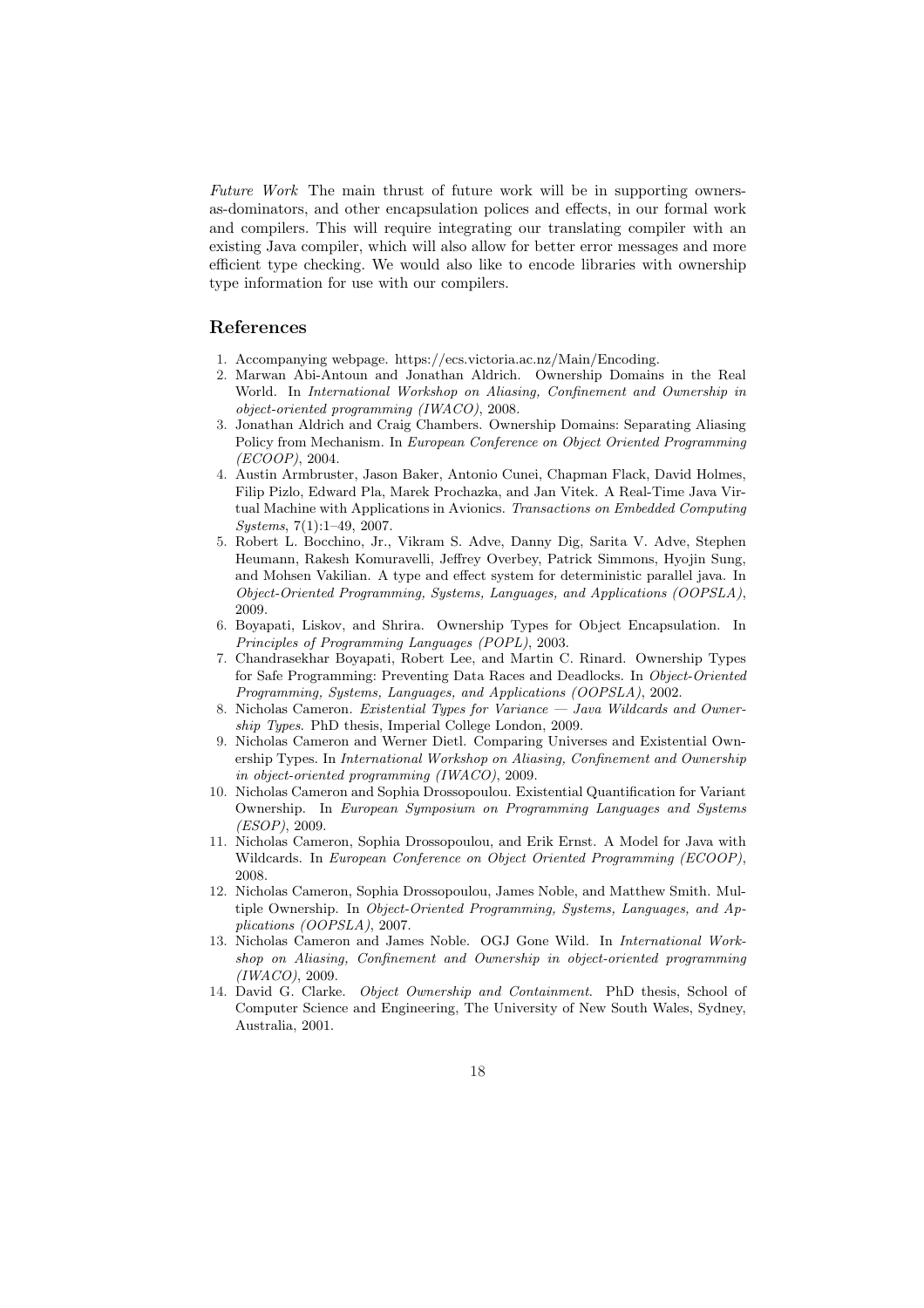*Future Work* The main thrust of future work will be in supporting owners-as-dominators, and other encapsulation polices and effects, in our formal work and compilers. This will require integrating our translating compiler with an existing Java compiler, which will also allow for better error messages and more efficient type checking. We would also like to encode libraries with ownership type information for use with our compilers.

## References

1. Accompanying webpage. https://ecs.victoria.ac.nz/Main/Encoding.
2. Marwan Abi-Antoun and Jonathan Aldrich. Ownership Domains in the Real World. In *International Workshop on Aliasing, Confinement and Ownership in object-oriented programming (IWACO)*, 2008.
3. Jonathan Aldrich and Craig Chambers. Ownership Domains: Separating Aliasing Policy from Mechanism. In *European Conference on Object Oriented Programming (ECOOP)*, 2004.
4. Austin Armbruster, Jason Baker, Antonio Cunei, Chapman Flack, David Holmes, Filip Pizlo, Edward Pla, Marek Prochazka, and Jan Vitek. A Real-Time Java Virtual Machine with Applications in Avionics. *Transactions on Embedded Computing Systems*, 7(1):1–49, 2007.
5. Robert L. Bocchino, Jr., Vikram S. Adve, Danny Dig, Sarita V. Adve, Stephen Heumann, Rakesh Komuravelli, Jeffrey Overbey, Patrick Simmons, Hyojin Sung, and Mohsen Vakilian. A type and effect system for deterministic parallel java. In *Object-Oriented Programming, Systems, Languages, and Applications (OOPSLA)*, 2009.
6. Boyapati, Liskov, and Shrira. Ownership Types for Object Encapsulation. In *Principles of Programming Languages (POPL)*, 2003.
7. Chandrasekhar Boyapati, Robert Lee, and Martin C. Rinard. Ownership Types for Safe Programming: Preventing Data Races and Deadlocks. In *Object-Oriented Programming, Systems, Languages, and Applications (OOPSLA)*, 2002.
8. Nicholas Cameron. *Existential Types for Variance — Java Wildcards and Ownership Types*. PhD thesis, Imperial College London, 2009.
9. Nicholas Cameron and Werner Dietl. Comparing Universes and Existential Ownership Types. In *International Workshop on Aliasing, Confinement and Ownership in object-oriented programming (IWACO)*, 2009.
10. Nicholas Cameron and Sophia Drossopoulou. Existential Quantification for Variant Ownership. In *European Symposium on Programming Languages and Systems (ESOP)*, 2009.
11. Nicholas Cameron, Sophia Drossopoulou, and Erik Ernst. A Model for Java with Wildcards. In *European Conference on Object Oriented Programming (ECOOP)*, 2008.
12. Nicholas Cameron, Sophia Drossopoulou, James Noble, and Matthew Smith. Multiple Ownership. In *Object-Oriented Programming, Systems, Languages, and Applications (OOPSLA)*, 2007.
13. Nicholas Cameron and James Noble. OGJ Gone Wild. In *International Workshop on Aliasing, Confinement and Ownership in object-oriented programming (IWACO)*, 2009.
14. David G. Clarke. *Object Ownership and Containment*. PhD thesis, School of Computer Science and Engineering, The University of New South Wales, Sydney, Australia, 2001.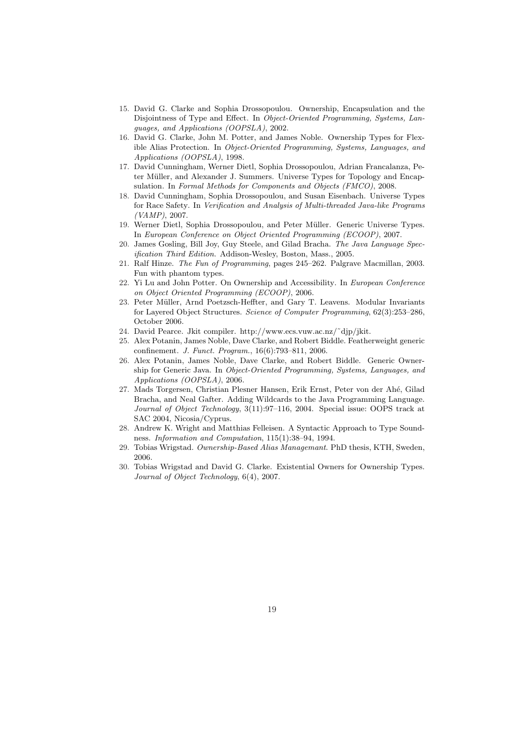15. David G. Clarke and Sophia Drossopoulou. Ownership, Encapsulation and the Disjointness of Type and Effect. In *Object-Oriented Programming, Systems, Languages, and Applications (OOPSLA)*, 2002.
16. David G. Clarke, John M. Potter, and James Noble. Ownership Types for Flexible Alias Protection. In *Object-Oriented Programming, Systems, Languages, and Applications (OOPSLA)*, 1998.
17. David Cunningham, Werner Dietl, Sophia Drossopoulou, Adrian Francalanza, Peter Müller, and Alexander J. Summers. Universe Types for Topology and Encapsulation. In *Formal Methods for Components and Objects (FMCO)*, 2008.
18. David Cunningham, Sophia Drossopoulou, and Susan Eisenbach. Universe Types for Race Safety. In *Verification and Analysis of Multi-threaded Java-like Programs (VAMP)*, 2007.
19. Werner Dietl, Sophia Drossopoulou, and Peter Müller. Generic Universe Types. In *European Conference on Object Oriented Programming (ECOOP)*, 2007.
20. James Gosling, Bill Joy, Guy Steele, and Gilad Bracha. *The Java Language Specification Third Edition*. Addison-Wesley, Boston, Mass., 2005.
21. Ralf Hinze. *The Fun of Programming*, pages 245–262. Palgrave Macmillan, 2003. Fun with phantom types.
22. Yi Lu and John Potter. On Ownership and Accessibility. In *European Conference on Object Oriented Programming (ECOOP)*, 2006.
23. Peter Müller, Arnd Poetzsch-Heffter, and Gary T. Leavens. Modular Invariants for Layered Object Structures. *Science of Computer Programming*, 62(3):253–286, October 2006.
24. David Pearce. Jkit compiler. http://www.ecs.vuw.ac.nz/~djp/jkit.
25. Alex Potanin, James Noble, Dave Clarke, and Robert Biddle. Featherweight generic confinement. *J. Funct. Program.*, 16(6):793–811, 2006.
26. Alex Potanin, James Noble, Dave Clarke, and Robert Biddle. Generic Ownership for Generic Java. In *Object-Oriented Programming, Systems, Languages, and Applications (OOPSLA)*, 2006.
27. Mads Torgersen, Christian Plesner Hansen, Erik Ernst, Peter von der Ahé, Gilad Bracha, and Neal Gafter. Adding Wildcards to the Java Programming Language. *Journal of Object Technology*, 3(11):97–116, 2004. Special issue: OOPS track at SAC 2004, Nicosia/Cyprus.
28. Andrew K. Wright and Matthias Felleisen. A Syntactic Approach to Type Soundness. *Information and Computation*, 115(1):38–94, 1994.
29. Tobias Wrigstad. *Ownership-Based Alias Managemant*. PhD thesis, KTH, Sweden, 2006.
30. Tobias Wrigstad and David G. Clarke. Existential Owners for Ownership Types. *Journal of Object Technology*, 6(4), 2007.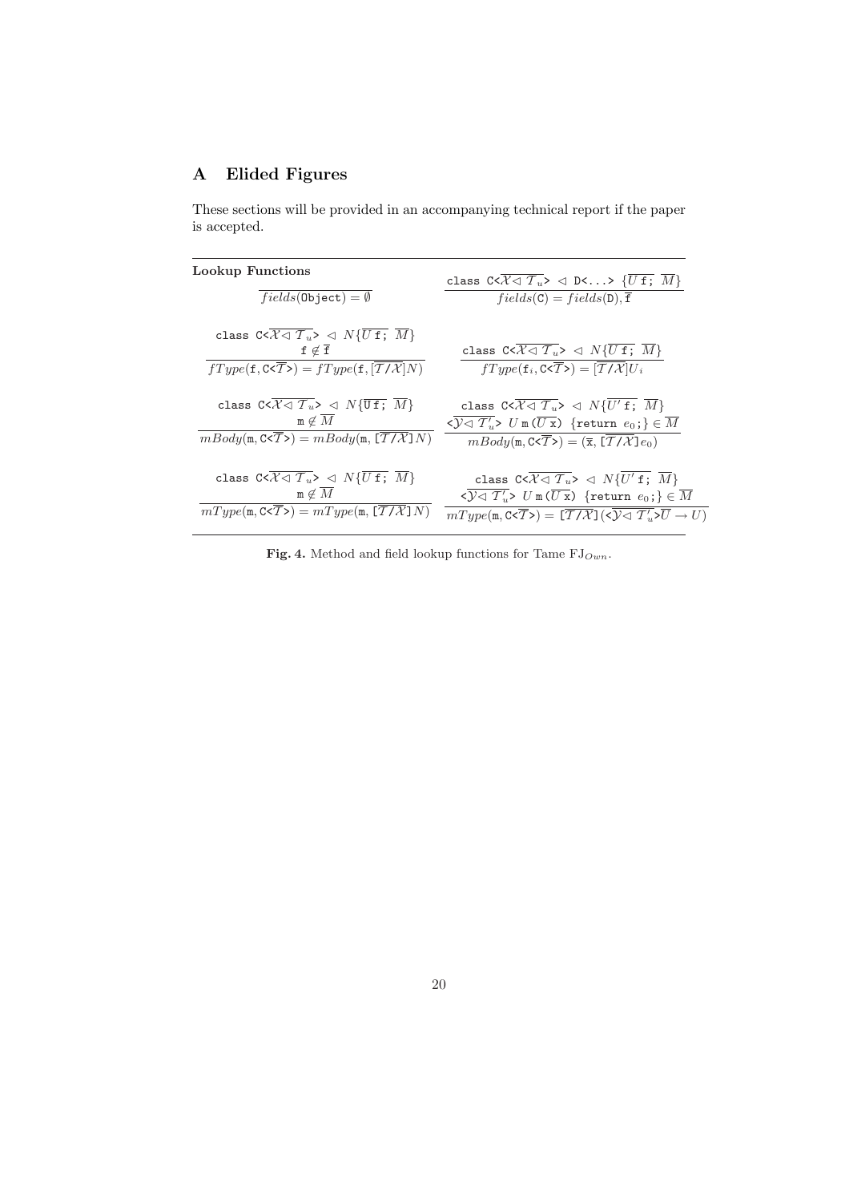# A Elided Figures

These sections will be provided in an accompanying technical report if the paper is accepted.

**Lookup Functions**

$$\frac{}{fields(\texttt{Object}) = \emptyset} \qquad \frac{\texttt{class C<}\overline{\mathcal{X} \lhd \mathcal{T}_u}\texttt{>} \lhd \texttt{D<...>} \; \{\overline{U\,\texttt{f};}\;\; \overline{M}\}}{fields(\texttt{C}) = fields(\texttt{D}), \overline{\texttt{f}}}$$

$$\frac{\texttt{class C<}\overline{\mathcal{X} \lhd \mathcal{T}_u}\texttt{>} \lhd N\{\overline{U\,\texttt{f};}\;\; \overline{M}\} \quad \texttt{f} \notin \overline{\texttt{f}}}{fType(\texttt{f}, \texttt{C<}\overline{\mathcal{T}}\texttt{>}) = fType(\texttt{f}, [\overline{\mathcal{T}/\mathcal{X}}]N)} \qquad \frac{\texttt{class C<}\overline{\mathcal{X} \lhd \mathcal{T}_u}\texttt{>} \lhd N\{\overline{U\,\texttt{f};}\;\; \overline{M}\}}{fType(\texttt{f}_i, \texttt{C<}\overline{\mathcal{T}}\texttt{>}) = [\overline{\mathcal{T}/\mathcal{X}}]U_i}$$

$$\frac{\texttt{class C<}\overline{\mathcal{X} \lhd \mathcal{T}_u}\texttt{>} \lhd N\{\overline{\texttt{U f};}\;\; \overline{M}\} \quad \texttt{m} \notin \overline{M}}{mBody(\texttt{m}, \texttt{C<}\overline{\mathcal{T}}\texttt{>}) = mBody(\texttt{m}, [\overline{\mathcal{T}/\mathcal{X}}]N)} \qquad \frac{\texttt{class C<}\overline{\mathcal{X} \lhd \mathcal{T}_u}\texttt{>} \lhd N\{\overline{U'\,\texttt{f};}\;\; \overline{M}\} \quad \texttt{<}\overline{\mathcal{Y} \lhd \mathcal{T}'_u}\texttt{>}\; U\,\texttt{m}\,\texttt{(}\overline{U\,\texttt{x}}\texttt{)}\; \{\texttt{return}\; e_0\texttt{;}\} \in \overline{M}}{mBody(\texttt{m}, \texttt{C<}\overline{\mathcal{T}}\texttt{>}) = (\overline{\texttt{x}}, [\overline{\mathcal{T}/\mathcal{X}}]e_0)}$$

$$\frac{\texttt{class C<}\overline{\mathcal{X} \lhd \mathcal{T}_u}\texttt{>} \lhd N\{\overline{U\,\texttt{f};}\;\; \overline{M}\} \quad \texttt{m} \notin \overline{M}}{mType(\texttt{m}, \texttt{C<}\overline{\mathcal{T}}\texttt{>}) = mType(\texttt{m}, [\overline{\mathcal{T}/\mathcal{X}}]N)} \qquad \frac{\texttt{class C<}\overline{\mathcal{X} \lhd \mathcal{T}_u}\texttt{>} \lhd N\{\overline{U'\,\texttt{f};}\;\; \overline{M}\} \quad \texttt{<}\overline{\mathcal{Y} \lhd \mathcal{T}'_u}\texttt{>}\; U\,\texttt{m}\,\texttt{(}\overline{U\,\texttt{x}}\texttt{)}\; \{\texttt{return}\; e_0\texttt{;}\} \in \overline{M}}{mType(\texttt{m}, \texttt{C<}\overline{\mathcal{T}}\texttt{>}) = [\overline{\mathcal{T}/\mathcal{X}}](\texttt{<}\overline{\mathcal{Y} \lhd \mathcal{T}'_u}\texttt{>}\overline{U} \to U)}$$

**Fig. 4.** Method and field lookup functions for Tame $\mathrm{FJ}_{Own}$.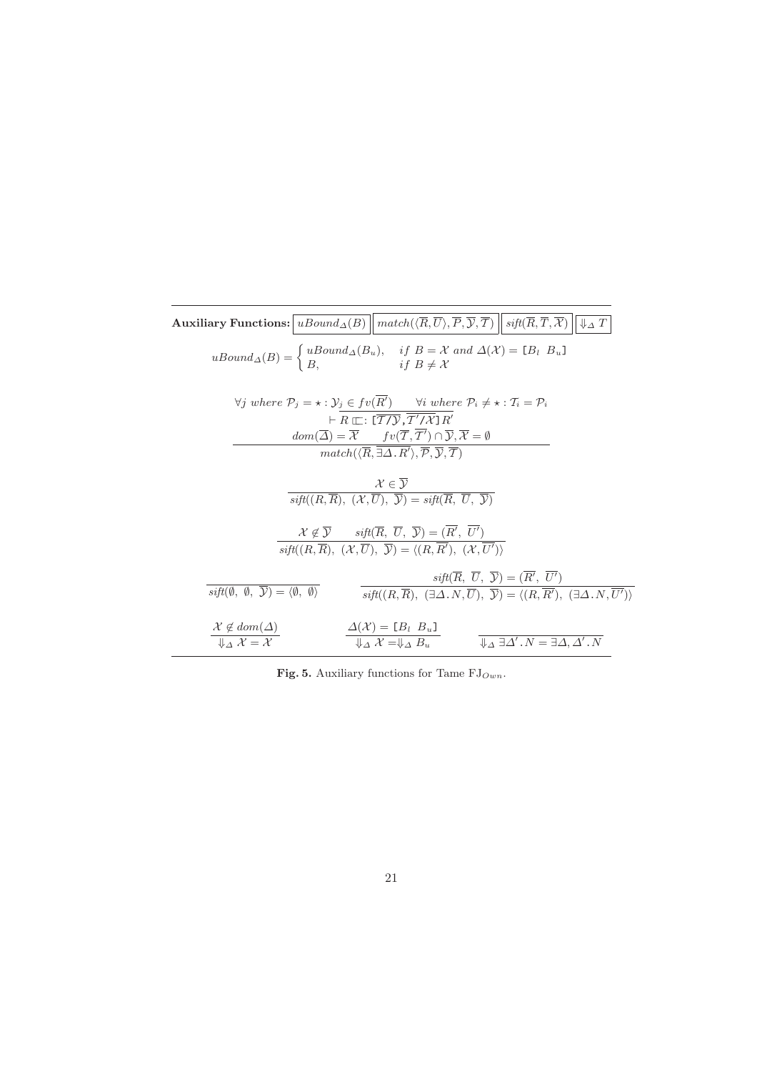**Auxiliary Functions:** $\boxed{uBound_\Delta(B)}$ $\boxed{match(\langle\overline{R},\overline{U}\rangle,\overline{P},\overline{\mathcal{Y}},\overline{\mathcal{T}})}$ $\boxed{sift(\overline{R},\overline{T},\overline{\mathcal{X}})}$ $\boxed{\Downarrow_\Delta T}$

$$uBound_\Delta(B) = \begin{cases} uBound_\Delta(B_u), & if\ B = \mathcal{X}\ and\ \Delta(\mathcal{X}) = [B_l\ \ B_u] \\ B, & if\ B \neq \mathcal{X} \end{cases}$$

$$\frac{\begin{array}{c}\forall j\ where\ \mathcal{P}_j = \star : \mathcal{Y}_j \in fv(\overline{R'}) \qquad \forall i\ where\ \mathcal{P}_i \neq \star : \mathcal{T}_i = \mathcal{P}_i \\ \vdash \overline{R \sqsubset: [\overline{\mathcal{T}/\mathcal{Y}}, \overline{\mathcal{T}'/\mathcal{X}}] R'} \\ dom(\overline{\Delta}) = \overline{\mathcal{X}} \qquad fv(\overline{\mathcal{T}}, \overline{\mathcal{T}'}) \cap \overline{\mathcal{Y}}, \overline{\mathcal{X}} = \emptyset\end{array}}{match(\langle\overline{R}, \overline{\exists\Delta.R'}\rangle, \overline{\mathcal{P}}, \overline{\mathcal{Y}}, \overline{\mathcal{T}})}$$

$$\frac{\mathcal{X} \in \overline{\mathcal{Y}}}{sift((R,\overline{R}),\ (\mathcal{X},\overline{U}),\ \overline{\mathcal{Y}}) = sift(\overline{R},\ \overline{U},\ \overline{\mathcal{Y}})}$$

$$\frac{\mathcal{X} \notin \overline{\mathcal{Y}} \qquad sift(\overline{R},\ \overline{U},\ \overline{\mathcal{Y}}) = (\overline{R'},\ \overline{U'})}{sift((R,\overline{R}),\ (\mathcal{X},\overline{U}),\ \overline{\mathcal{Y}}) = \langle (R,\overline{R'}),\ (\mathcal{X},\overline{U'})\rangle}$$

$$\frac{}{sift(\emptyset,\ \emptyset,\ \overline{\mathcal{Y}}) = \langle\emptyset,\ \emptyset\rangle} \qquad \frac{sift(\overline{R},\ \overline{U},\ \overline{\mathcal{Y}}) = (\overline{R'},\ \overline{U'})}{sift((R,\overline{R}),\ (\exists\Delta.N,\overline{U}),\ \overline{\mathcal{Y}}) = \langle (R,\overline{R'}),\ (\exists\Delta.N,\overline{U'})\rangle}$$

$$\frac{\mathcal{X} \notin dom(\Delta)}{\Downarrow_\Delta \mathcal{X} = \mathcal{X}} \qquad \frac{\Delta(\mathcal{X}) = [B_l\ \ B_u]}{\Downarrow_\Delta \mathcal{X} = \Downarrow_\Delta B_u} \qquad \frac{}{\Downarrow_\Delta \exists\Delta'.N = \exists\Delta,\Delta'.N}$$

**Fig. 5.** Auxiliary functions for Tame $\mathrm{FJ}_{Own}$.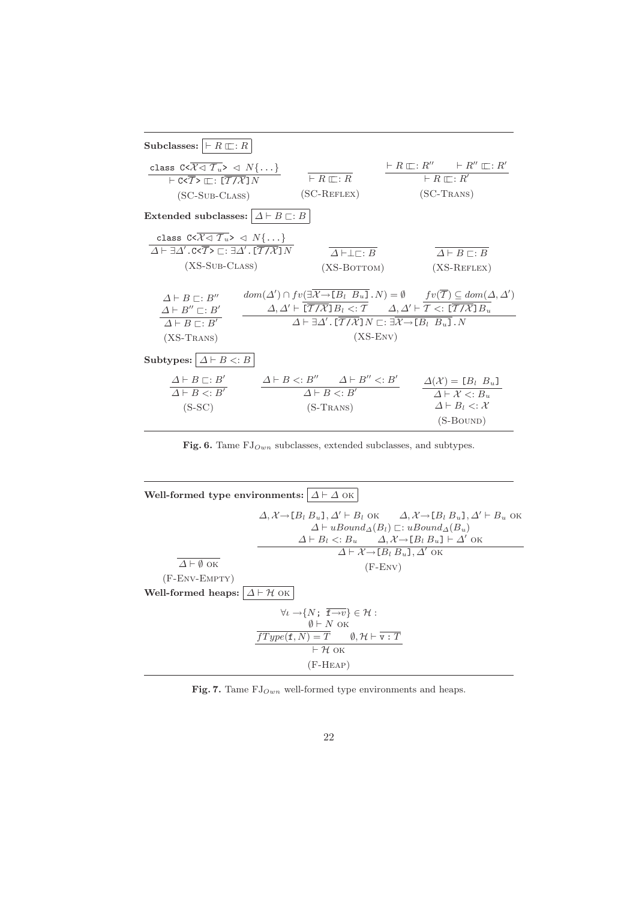**Subclasses:** $\boxed{\vdash R \sqsubset: R}$

$$\frac{\texttt{class C<}\overline{\mathcal{X} \lhd \mathcal{T}_u}\texttt{>} \lhd N\{\ldots\}}{\vdash \texttt{C<}\overline{T}\texttt{>} \sqsubset: [\overline{T/\mathcal{X}}]N} \quad \text{(SC-Sub-Class)}$$

$$\frac{}{\vdash R \sqsubset: R} \quad \text{(SC-Reflex)}$$

$$\frac{\vdash R \sqsubset: R'' \qquad \vdash R'' \sqsubset: R'}{\vdash R \sqsubset: R'} \quad \text{(SC-Trans)}$$

**Extended subclasses:** $\boxed{\Delta \vdash B \sqsubset: B}$

$$\frac{\texttt{class C<}\overline{\mathcal{X} \lhd \mathcal{T}_u}\texttt{>} \lhd N\{\ldots\}}{\Delta \vdash \exists\Delta'.\texttt{C<}\overline{T}\texttt{>} \sqsubset: \exists\Delta'.[\overline{T/\mathcal{X}}]N} \quad \text{(XS-Sub-Class)}$$

$$\frac{}{\Delta \vdash \bot \sqsubset: B} \quad \text{(XS-Bottom)}$$

$$\frac{}{\Delta \vdash B \sqsubset: B} \quad \text{(XS-Reflex)}$$

$$\frac{\Delta \vdash B \sqsubset: B'' \qquad \Delta \vdash B'' \sqsubset: B'}{\Delta \vdash B \sqsubset: B'} \quad \text{(XS-Trans)}$$

$$\frac{\begin{array}{c} dom(\Delta') \cap fv(\exists\overline{\mathcal{X} \to [B_l\ B_u]}.N) = \emptyset \qquad fv(\overline{T}) \subseteq dom(\Delta, \Delta') \\ \Delta, \Delta' \vdash \overline{[\overline{T/\mathcal{X}}]B_l <: T} \qquad \Delta, \Delta' \vdash \overline{T <: [\overline{T/\mathcal{X}}]B_u} \end{array}}{\Delta \vdash \exists\Delta'.[\overline{T/\mathcal{X}}]N \sqsubset: \exists\overline{\mathcal{X} \to [B_l\ B_u]}.N} \quad \text{(XS-Env)}$$

**Subtypes:** $\boxed{\Delta \vdash B <: B}$

$$\frac{\Delta \vdash B \sqsubset: B'}{\Delta \vdash B <: B'} \quad \text{(S-SC)}$$

$$\frac{\Delta \vdash B <: B'' \qquad \Delta \vdash B'' <: B'}{\Delta \vdash B <: B'} \quad \text{(S-Trans)}$$

$$\frac{\Delta(\mathcal{X}) = [B_l\ B_u]}{\begin{array}{c}\Delta \vdash \mathcal{X} <: B_u \\ \Delta \vdash B_l <: \mathcal{X}\end{array}} \quad \text{(S-Bound)}$$

**Fig. 6.** Tame $\text{FJ}_{Own}$ subclasses, extended subclasses, and subtypes.

**Well-formed type environments:** $\boxed{\Delta \vdash \Delta \text{ OK}}$

$$\frac{}{\Delta \vdash \emptyset \text{ OK}} \quad \text{(F-Env-Empty)}$$

$$\frac{\begin{array}{c} \Delta, \mathcal{X} \to [B_l\ B_u], \Delta' \vdash B_l \text{ OK} \qquad \Delta, \mathcal{X} \to [B_l\ B_u], \Delta' \vdash B_u \text{ OK} \\ \Delta \vdash uBound_\Delta(B_l) \sqsubset: uBound_\Delta(B_u) \\ \Delta \vdash B_l <: B_u \qquad \Delta, \mathcal{X} \to [B_l\ B_u] \vdash \Delta' \text{ OK} \end{array}}{\Delta \vdash \mathcal{X} \to [B_l\ B_u], \Delta' \text{ OK}} \quad \text{(F-Env)}$$

**Well-formed heaps:** $\boxed{\Delta \vdash \mathcal{H} \text{ OK}}$

$$\frac{\begin{array}{c} \forall \iota \to \{N;\ \overline{\texttt{f} \to v}\} \in \mathcal{H} : \\ \emptyset \vdash N \text{ OK} \\ \overline{fType(\texttt{f}, N) = T} \qquad \emptyset, \mathcal{H} \vdash \overline{\texttt{v} : T} \end{array}}{\vdash \mathcal{H} \text{ OK}} \quad \text{(F-Heap)}$$

**Fig. 7.** Tame $\text{FJ}_{Own}$ well-formed type environments and heaps.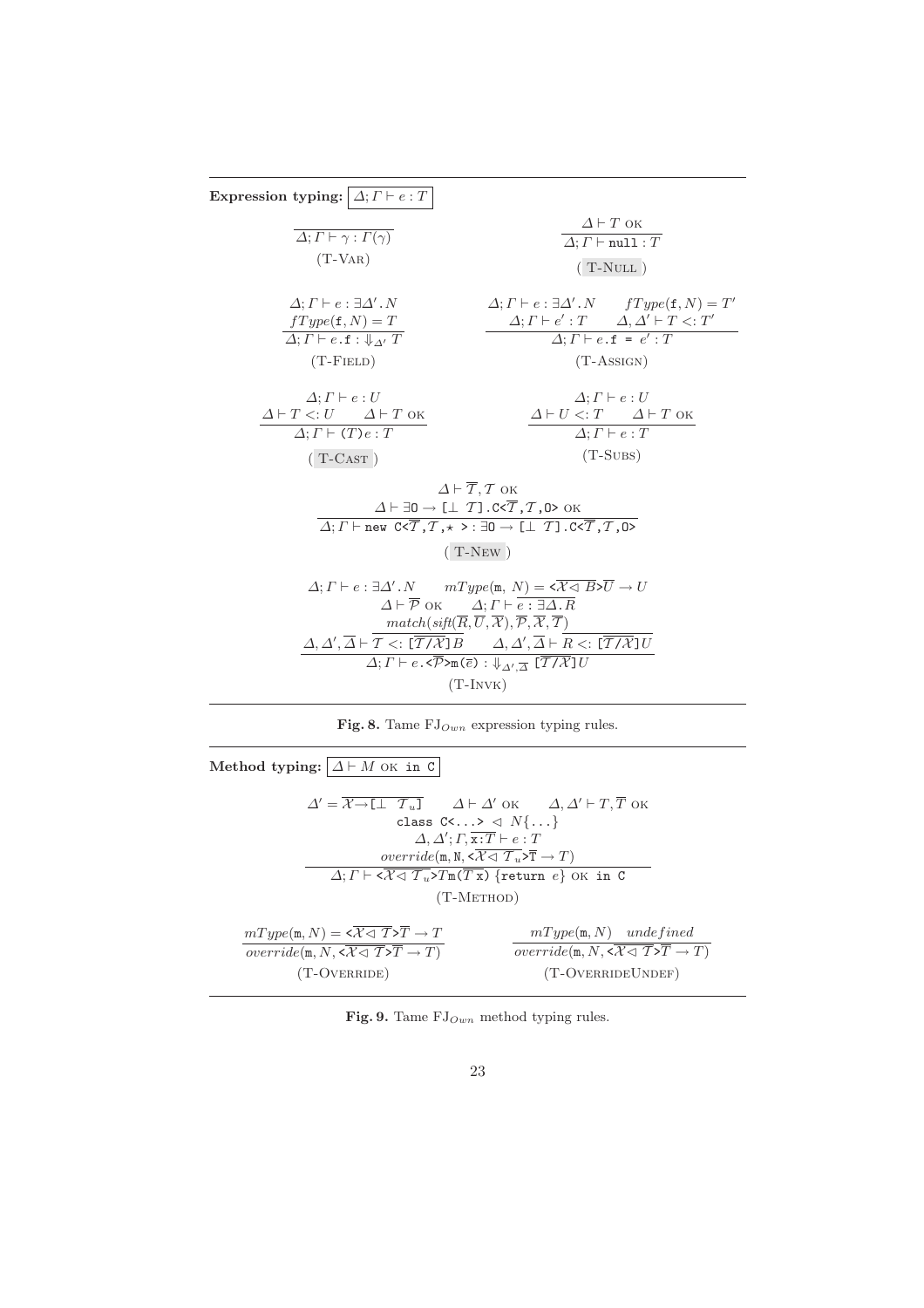**Expression typing:** $\boxed{\Delta; \Gamma \vdash e : T}$

$$\frac{}{\Delta; \Gamma \vdash \gamma : \Gamma(\gamma)} \quad \text{(T-Var)}$$

$$\frac{\Delta \vdash T \text{ OK}}{\Delta; \Gamma \vdash \texttt{null} : T} \quad \text{(T-Null)}$$

$$\frac{\Delta; \Gamma \vdash e : \exists\Delta'.N \qquad fType(\texttt{f}, N) = T}{\Delta; \Gamma \vdash e.\texttt{f} : \Downarrow_{\Delta'} T} \quad \text{(T-Field)}$$

$$\frac{\Delta; \Gamma \vdash e : \exists\Delta'.N \qquad fType(\texttt{f}, N) = T' \qquad \Delta; \Gamma \vdash e' : T \qquad \Delta, \Delta' \vdash T <: T'}{\Delta; \Gamma \vdash e.\texttt{f = } e' : T} \quad \text{(T-Assign)}$$

$$\frac{\Delta; \Gamma \vdash e : U \qquad \Delta \vdash T <: U \qquad \Delta \vdash T \text{ OK}}{\Delta; \Gamma \vdash (T)\, e : T} \quad \text{(T-Cast)}$$

$$\frac{\Delta; \Gamma \vdash e : U \qquad \Delta \vdash U <: T \qquad \Delta \vdash T \text{ OK}}{\Delta; \Gamma \vdash e : T} \quad \text{(T-Subs)}$$

$$\frac{\Delta \vdash \overline{T}, \mathcal{T} \text{ OK} \qquad \Delta \vdash \exists \texttt{O} \rightarrow [\bot\ \ \mathcal{T}].\texttt{C<}\overline{T}\texttt{,}\mathcal{T}\texttt{,O>} \text{ OK}}{\Delta; \Gamma \vdash \texttt{new C<}\overline{T}\texttt{,}\mathcal{T}\texttt{,}\star\texttt{ >} : \exists \texttt{O} \rightarrow [\bot\ \ \mathcal{T}].\texttt{C<}\overline{T}\texttt{,}\mathcal{T}\texttt{,O>}} \quad \text{(T-New)}$$

$$\frac{\begin{array}{c}\Delta; \Gamma \vdash e : \exists\Delta'.N \qquad mType(\texttt{m},\ N) = \texttt{<}\overline{\mathcal{X} \lhd B}\texttt{>}\overline{U} \rightarrow U \\ \Delta \vdash \overline{\mathcal{P}} \text{ OK} \qquad \Delta; \Gamma \vdash \overline{e : \exists\Delta.R} \\ match(sift(\overline{R}, \overline{U}, \overline{\mathcal{X}}), \overline{\mathcal{P}}, \overline{\mathcal{X}}, \overline{\mathcal{T}}) \\ \Delta, \Delta', \overline{\Delta} \vdash \overline{\mathcal{T} <: [\overline{\mathcal{T}/\mathcal{X}}]B} \qquad \Delta, \Delta', \overline{\Delta} \vdash \overline{R <: [\overline{\mathcal{T}/\mathcal{X}}]U}\end{array}}{\Delta; \Gamma \vdash e.\texttt{<}\overline{\mathcal{P}}\texttt{>m(}\overline{e}\texttt{)} : \Downarrow_{\Delta', \overline{\Delta}} [\overline{\mathcal{T}/\mathcal{X}}]U} \quad \text{(T-Invk)}$$

**Fig. 8.** Tame $FJ_{Own}$ expression typing rules.

**Method typing:** $\boxed{\Delta \vdash M \text{ OK in C}}$

$$\frac{\begin{array}{c}\Delta' = \overline{\mathcal{X} \rightarrow [\bot\ \ \mathcal{T}_u]} \qquad \Delta \vdash \Delta' \text{ OK} \qquad \Delta, \Delta' \vdash T, \overline{T} \text{ OK} \\ \texttt{class C<...>} \lhd N\{\ldots\} \\ \Delta, \Delta'; \Gamma, \overline{\texttt{x}:T} \vdash e : T \\ override(\texttt{m}, \texttt{N}, \texttt{<}\overline{\mathcal{X} \lhd \mathcal{T}_u}\texttt{>}\overline{\texttt{T}} \rightarrow T)\end{array}}{\Delta; \Gamma \vdash \texttt{<}\overline{\mathcal{X} \lhd \mathcal{T}_u}\texttt{>}T\,\texttt{m(}\overline{T\ \texttt{x}}\texttt{) \{return } e\texttt{\}} \text{ OK in C}} \quad \text{(T-Method)}$$

$$\frac{mType(\texttt{m}, N) = \texttt{<}\overline{\mathcal{X} \lhd \mathcal{T}}\texttt{>}\overline{T} \rightarrow T}{override(\texttt{m}, N, \texttt{<}\overline{\mathcal{X} \lhd \mathcal{T}}\texttt{>}\overline{T} \rightarrow T)} \quad \text{(T-Override)}$$

$$\frac{mType(\texttt{m}, N) \quad undefined}{override(\texttt{m}, N, \texttt{<}\overline{\mathcal{X} \lhd \mathcal{T}}\texttt{>}\overline{T} \rightarrow T)} \quad \text{(T-OverrideUndef)}$$

**Fig. 9.** Tame $FJ_{Own}$ method typing rules.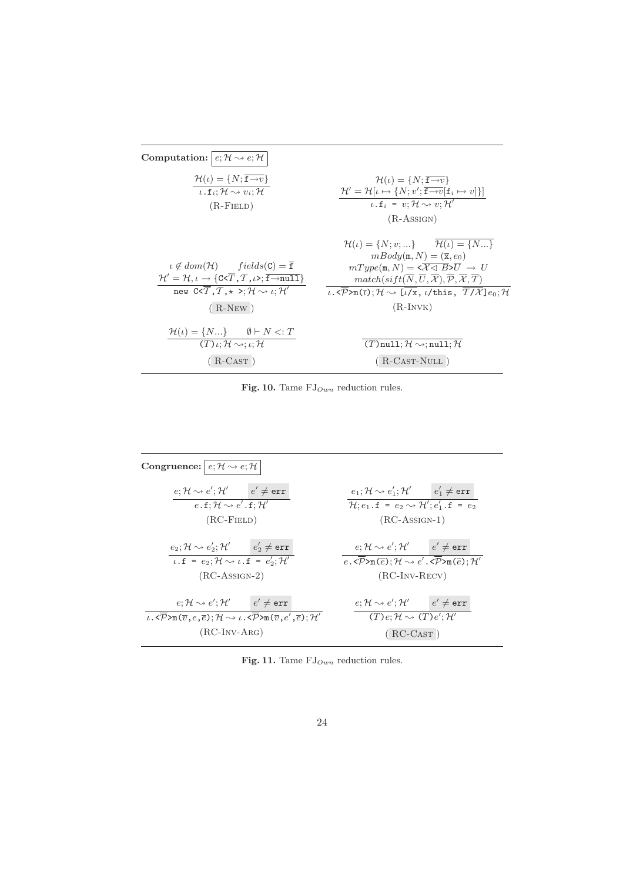**Computation:** $\boxed{e;\mathcal{H} \rightsquigarrow e;\mathcal{H}}$

$$\frac{\mathcal{H}(\iota) = \{N; \overline{\mathtt{f} \rightarrow v}\}}{\iota.\mathtt{f}_i; \mathcal{H} \rightsquigarrow v_i; \mathcal{H}} \quad \text{(R-Field)}$$

$$\frac{\begin{array}{c}\mathcal{H}(\iota) = \{N; \overline{\mathtt{f} \rightarrow v}\} \\ \mathcal{H}' = \mathcal{H}[\iota \mapsto \{N; v'; \overline{\mathtt{f} \rightarrow v}[\mathtt{f}_i \mapsto v]\}]\end{array}}{\iota.\mathtt{f}_i \texttt{ = } v; \mathcal{H} \rightsquigarrow v; \mathcal{H}'} \quad \text{(R-Assign)}$$

$$\frac{\begin{array}{c}\iota \notin dom(\mathcal{H}) \qquad fields(\mathtt{C}) = \overline{\mathtt{f}} \\ \mathcal{H}' = \mathcal{H}, \iota \rightarrow \{\mathtt{C}\texttt{<}\overline{T}\texttt{,}\mathcal{T}\texttt{,}\iota\texttt{>}; \overline{\mathtt{f} \rightarrow \mathtt{null}}\}\end{array}}{\texttt{new C<}\overline{T}\texttt{,}\mathcal{T}\texttt{,}\star\texttt{ >}; \mathcal{H} \rightsquigarrow \iota; \mathcal{H}'} \quad \text{(R-New)}$$

$$\frac{\begin{array}{c}\mathcal{H}(\iota) = \{N; v; ...\} \qquad \overline{\mathcal{H}(\iota) = \{N...\}} \\ mBody(\mathtt{m}, N) = (\overline{\mathtt{x}}, e_0) \\ mType(\mathtt{m}, N) = \texttt{<}\overline{\mathcal{X} \lhd B}\texttt{>}\overline{U} \rightarrow U \\ match(sift(\overline{N}, \overline{U}, \overline{\mathcal{X}}), \overline{\mathcal{P}}, \overline{\mathcal{X}}, \overline{\mathcal{T}})\end{array}}{\iota.\texttt{<}\overline{\mathcal{P}}\texttt{>m(}\overline{\iota}\texttt{)}; \mathcal{H} \rightsquigarrow [\overline{\iota/\mathtt{x}}, \iota/\mathtt{this}, \overline{\mathcal{T}/\mathcal{X}}]e_0; \mathcal{H}} \quad \text{(R-Invk)}$$

$$\frac{\mathcal{H}(\iota) = \{N...\} \qquad \emptyset \vdash N <: T}{(T)\iota; \mathcal{H} \rightsquigarrow; \iota; \mathcal{H}} \quad \text{(R-Cast)}$$

$$\frac{}{(T)\mathtt{null}; \mathcal{H} \rightsquigarrow; \mathtt{null}; \mathcal{H}} \quad \text{(R-Cast-Null)}$$

**Fig. 10.** Tame $\text{FJ}_{Own}$ reduction rules.

**Congruence:** $\boxed{e;\mathcal{H} \rightsquigarrow e;\mathcal{H}}$

$$\frac{e; \mathcal{H} \rightsquigarrow e'; \mathcal{H}' \qquad e' \neq \mathtt{err}}{e.\mathtt{f}; \mathcal{H} \rightsquigarrow e'.\mathtt{f}; \mathcal{H}'} \quad \text{(RC-Field)}$$

$$\frac{e_1; \mathcal{H} \rightsquigarrow e_1'; \mathcal{H}' \qquad e_1' \neq \mathtt{err}}{\mathcal{H}; e_1.\mathtt{f} \texttt{ = } e_2 \rightsquigarrow \mathcal{H}'; e_1'.\mathtt{f} \texttt{ = } e_2} \quad \text{(RC-Assign-1)}$$

$$\frac{e_2; \mathcal{H} \rightsquigarrow e_2'; \mathcal{H}' \qquad e_2' \neq \mathtt{err}}{\iota.\mathtt{f} \texttt{ = } e_2; \mathcal{H} \rightsquigarrow \iota.\mathtt{f} \texttt{ = } e_2'; \mathcal{H}'} \quad \text{(RC-Assign-2)}$$

$$\frac{e; \mathcal{H} \rightsquigarrow e'; \mathcal{H}' \qquad e' \neq \mathtt{err}}{e.\texttt{<}\overline{\mathcal{P}}\texttt{>m(}\overline{e}\texttt{)}; \mathcal{H} \rightsquigarrow e'.\texttt{<}\overline{\mathcal{P}}\texttt{>m(}\overline{e}\texttt{)}; \mathcal{H}'} \quad \text{(RC-Inv-Recv)}$$

$$\frac{e; \mathcal{H} \rightsquigarrow e'; \mathcal{H}' \qquad e' \neq \mathtt{err}}{\iota.\texttt{<}\overline{\mathcal{P}}\texttt{>m(}\overline{v}\texttt{,}e\texttt{,}\overline{e}\texttt{)}; \mathcal{H} \rightsquigarrow \iota.\texttt{<}\overline{\mathcal{P}}\texttt{>m(}\overline{v}\texttt{,}e'\texttt{,}\overline{e}\texttt{)}; \mathcal{H}'} \quad \text{(RC-Inv-Arg)}$$

$$\frac{e; \mathcal{H} \rightsquigarrow e'; \mathcal{H}' \qquad e' \neq \mathtt{err}}{(T)e; \mathcal{H} \rightsquigarrow (T)e'; \mathcal{H}'} \quad \text{(RC-Cast)}$$

**Fig. 11.** Tame $\text{FJ}_{Own}$ reduction rules.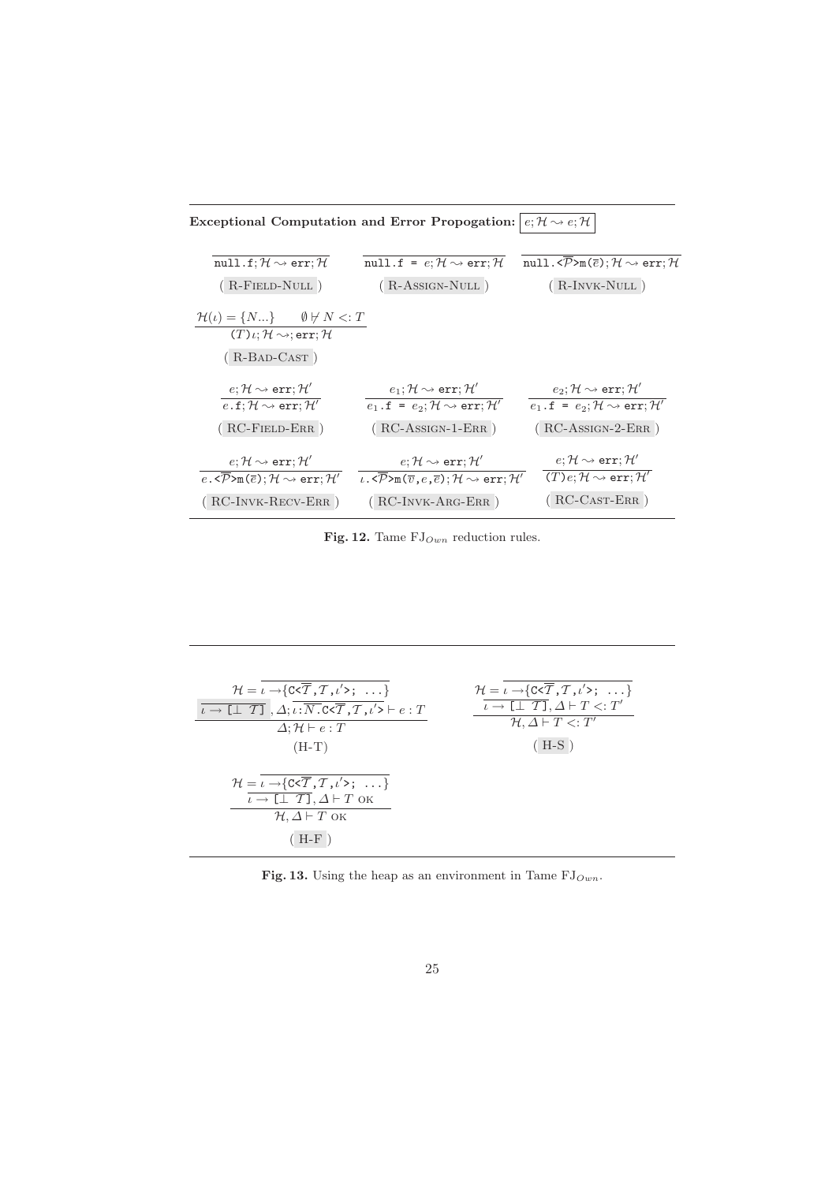**Exceptional Computation and Error Propogation:** $\boxed{e;\mathcal{H} \rightsquigarrow e;\mathcal{H}}$

$$\frac{}{\texttt{null.f};\mathcal{H} \rightsquigarrow \texttt{err};\mathcal{H}}\ (\text{R-Field-Null})$$

$$\frac{}{\texttt{null.f = }e;\mathcal{H} \rightsquigarrow \texttt{err};\mathcal{H}}\ (\text{R-Assign-Null})$$

$$\frac{}{\texttt{null.<}\overline{\mathcal{P}}\texttt{>m(}\overline{e}\texttt{)};\mathcal{H} \rightsquigarrow \texttt{err};\mathcal{H}}\ (\text{R-Invk-Null})$$

$$\frac{\mathcal{H}(\iota) = \{N...\} \qquad \emptyset \not\vdash N <: T}{(T)\iota;\mathcal{H} \rightsquigarrow ;\texttt{err};\mathcal{H}}\ (\text{R-Bad-Cast})$$

$$\frac{e;\mathcal{H} \rightsquigarrow \texttt{err};\mathcal{H}'}{e\texttt{.f};\mathcal{H} \rightsquigarrow \texttt{err};\mathcal{H}'}\ (\text{RC-Field-Err})$$

$$\frac{e_1;\mathcal{H} \rightsquigarrow \texttt{err};\mathcal{H}'}{e_1\texttt{.f = }e_2;\mathcal{H} \rightsquigarrow \texttt{err};\mathcal{H}'}\ (\text{RC-Assign-1-Err})$$

$$\frac{e_2;\mathcal{H} \rightsquigarrow \texttt{err};\mathcal{H}'}{e_1\texttt{.f = }e_2;\mathcal{H} \rightsquigarrow \texttt{err};\mathcal{H}'}\ (\text{RC-Assign-2-Err})$$

$$\frac{e;\mathcal{H} \rightsquigarrow \texttt{err};\mathcal{H}'}{e\texttt{.<}\overline{\mathcal{P}}\texttt{>m(}\overline{e}\texttt{)};\mathcal{H} \rightsquigarrow \texttt{err};\mathcal{H}'}\ (\text{RC-Invk-Recv-Err})$$

$$\frac{e;\mathcal{H} \rightsquigarrow \texttt{err};\mathcal{H}'}{\iota\texttt{.<}\overline{\mathcal{P}}\texttt{>m(}\overline{v}\texttt{,}e\texttt{,}\overline{e}\texttt{)};\mathcal{H} \rightsquigarrow \texttt{err};\mathcal{H}'}\ (\text{RC-Invk-Arg-Err})$$

$$\frac{e;\mathcal{H} \rightsquigarrow \texttt{err};\mathcal{H}'}{(T)e;\mathcal{H} \rightsquigarrow \texttt{err};\mathcal{H}'}\ (\text{RC-Cast-Err})$$

**Fig. 12.** Tame $\text{FJ}_{Own}$ reduction rules.

$$\frac{\mathcal{H} = \overline{\iota \rightarrow \{\texttt{C<}\overline{\mathcal{T}}\texttt{,}\mathcal{T}\texttt{,}\iota'\texttt{>; ...}\}} \qquad \overline{\iota \rightarrow \texttt{[}\bot\ \mathcal{T}\texttt{]}}, \Delta; \overline{\iota{:}\overline{N}\texttt{.C<}\overline{\mathcal{T}}\texttt{,}\mathcal{T}\texttt{,}\iota'\texttt{>}} \vdash e : T}{\Delta;\mathcal{H} \vdash e : T}\ (\text{H-T})$$

$$\frac{\mathcal{H} = \overline{\iota \rightarrow \{\texttt{C<}\overline{\mathcal{T}}\texttt{,}\mathcal{T}\texttt{,}\iota'\texttt{>; ...}\}} \qquad \overline{\iota \rightarrow \texttt{[}\bot\ \mathcal{T}\texttt{]}}, \Delta \vdash T <: T'}{\mathcal{H}, \Delta \vdash T <: T'}\ (\text{H-S})$$

$$\frac{\mathcal{H} = \overline{\iota \rightarrow \{\texttt{C<}\overline{\mathcal{T}}\texttt{,}\mathcal{T}\texttt{,}\iota'\texttt{>; ...}\}} \qquad \overline{\iota \rightarrow \texttt{[}\bot\ \mathcal{T}\texttt{]}}, \Delta \vdash T \text{ OK}}{\mathcal{H}, \Delta \vdash T \text{ OK}}\ (\text{H-F})$$

**Fig. 13.** Using the heap as an environment in Tame $\text{FJ}_{Own}$.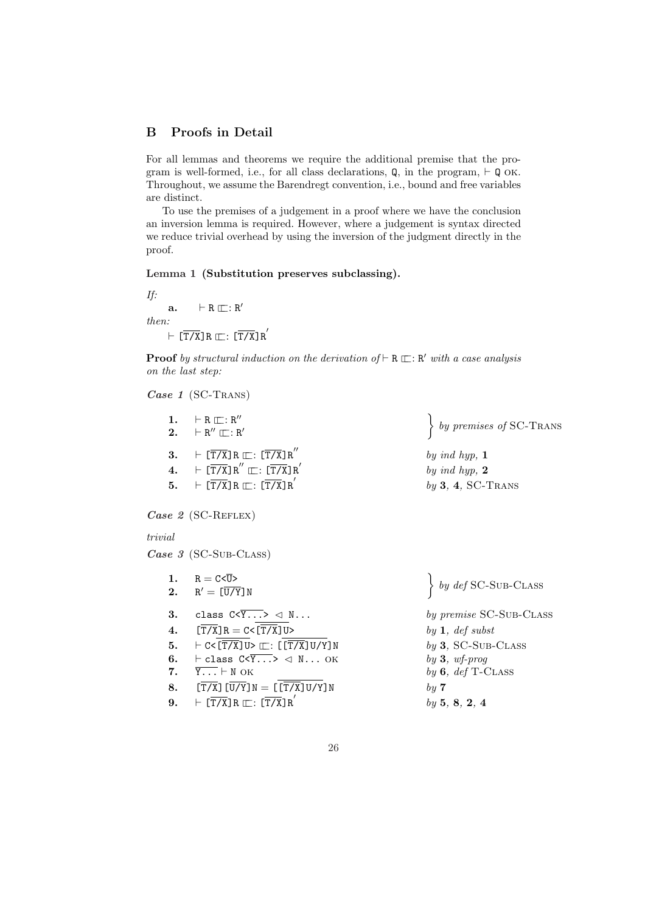## B Proofs in Detail

For all lemmas and theorems we require the additional premise that the program is well-formed, i.e., for all class declarations, Q, in the program, $\vdash$ Q OK. Throughout, we assume the Barendregt convention, i.e., bound and free variables are distinct.

To use the premises of a judgement in a proof where we have the conclusion an inversion lemma is required. However, where a judgement is syntax directed we reduce trivial overhead by using the inversion of the judgment directly in the proof.

**Lemma 1 (Substitution preserves subclassing).**

*If:*

**a.** $\vdash \texttt{R} \sqsubset: \texttt{R}'$

*then:*

$\vdash [\overline{\texttt{T}/\texttt{X}}]\texttt{R} \sqsubset: [\overline{\texttt{T}/\texttt{X}}]\texttt{R}'$

**Proof** *by structural induction on the derivation of* $\vdash \texttt{R} \sqsubset: \texttt{R}'$ *with a case analysis on the last step:*

***Case 1*** (SC-Trans)

| | | |
|---|---|---|
| **1.** | $\vdash \texttt{R} \sqsubset: \texttt{R}''$ | *by premises of* SC-Trans |
| **2.** | $\vdash \texttt{R}'' \sqsubset: \texttt{R}'$ | *by premises of* SC-Trans |
| **3.** | $\vdash [\overline{\texttt{T}/\texttt{X}}]\texttt{R} \sqsubset: [\overline{\texttt{T}/\texttt{X}}]\texttt{R}''$ | *by ind hyp,* **1** |
| **4.** | $\vdash [\overline{\texttt{T}/\texttt{X}}]\texttt{R}'' \sqsubset: [\overline{\texttt{T}/\texttt{X}}]\texttt{R}'$ | *by ind hyp,* **2** |
| **5.** | $\vdash [\overline{\texttt{T}/\texttt{X}}]\texttt{R} \sqsubset: [\overline{\texttt{T}/\texttt{X}}]\texttt{R}'$ | *by* **3**, **4**, SC-Trans |

***Case 2*** (SC-Reflex)

*trivial*

***Case 3*** (SC-Sub-Class)

| | | |
|---|---|---|
| **1.** | $\texttt{R} = \texttt{C<}\overline{\texttt{U}}\texttt{>}$ | *by def* SC-Sub-Class |
| **2.** | $\texttt{R}' = [\overline{\texttt{U}/\texttt{Y}}]\texttt{N}$ | *by def* SC-Sub-Class |
| **3.** | $\texttt{class C<}\overline{\texttt{Y...}}\texttt{>} \lhd \texttt{N...}$ | *by premise* SC-Sub-Class |
| **4.** | $[\overline{\texttt{T}/\texttt{X}}]\texttt{R} = \texttt{C<}\overline{[\overline{\texttt{T}/\texttt{X}}]\texttt{U}}\texttt{>}$ | *by* **1**, *def subst* |
| **5.** | $\vdash \texttt{C<}\overline{[\overline{\texttt{T}/\texttt{X}}]\texttt{U}}\texttt{>} \sqsubset: [\overline{[\overline{\texttt{T}/\texttt{X}}]\texttt{U}/\texttt{Y}}]\texttt{N}$ | *by* **3**, SC-Sub-Class |
| **6.** | $\vdash \texttt{class C<}\overline{\texttt{Y...}}\texttt{>} \lhd \texttt{N... OK}$ | *by* **3**, *wf-prog* |
| **7.** | $\overline{\texttt{Y...}} \vdash \texttt{N OK}$ | *by* **6**, *def* T-Class |
| **8.** | $[\overline{\texttt{T}/\texttt{X}}][\overline{\texttt{U}/\texttt{Y}}]\texttt{N} = [\overline{[\overline{\texttt{T}/\texttt{X}}]\texttt{U}/\texttt{Y}}]\texttt{N}$ | *by* **7** |
| **9.** | $\vdash [\overline{\texttt{T}/\texttt{X}}]\texttt{R} \sqsubset: [\overline{\texttt{T}/\texttt{X}}]\texttt{R}'$ | *by* **5**, **8**, **2**, **4** |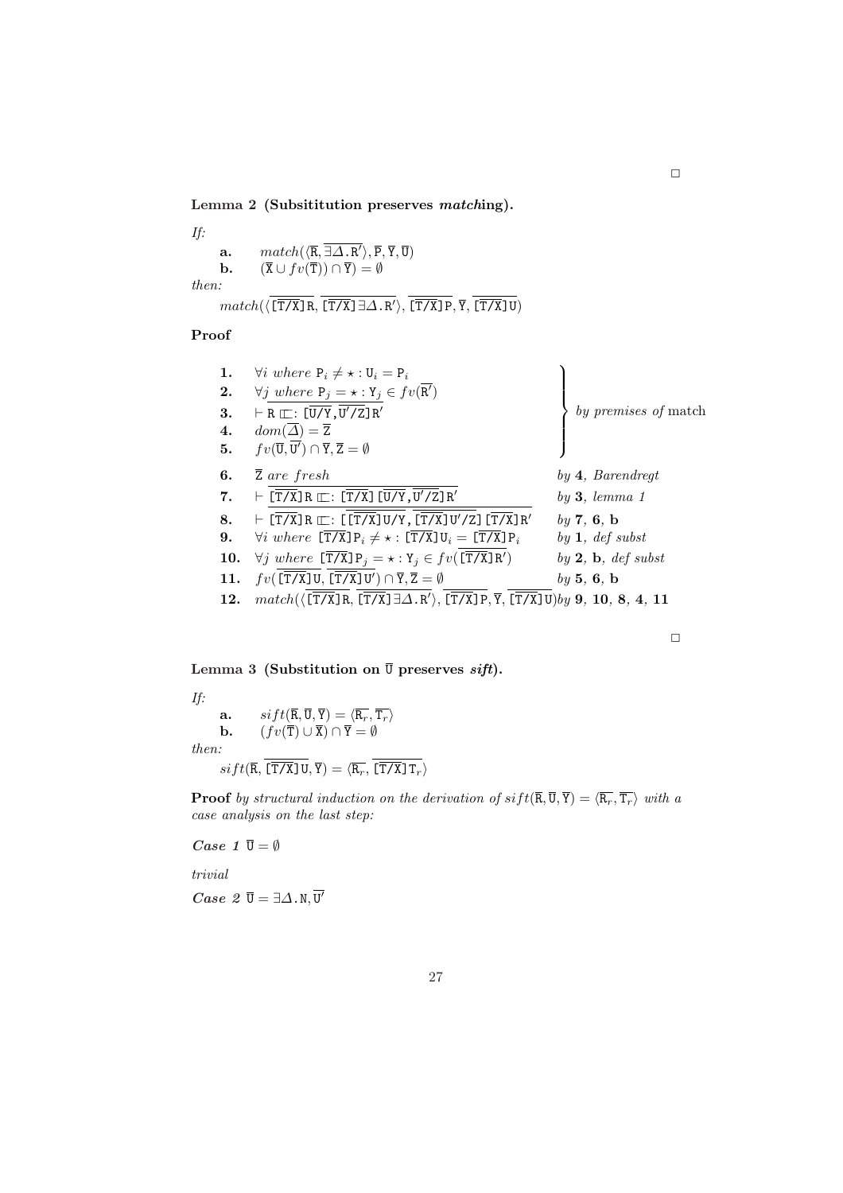□

**Lemma 2 (Subsititution preserves *match*ing).**

*If:*

**a.** $match(\langle \overline{\mathtt{R}}, \overline{\exists \Delta . \mathtt{R'}} \rangle, \overline{\mathtt{P}}, \overline{\mathtt{Y}}, \overline{\mathtt{U}})$

**b.** $(\overline{\mathtt{X}} \cup fv(\overline{\mathtt{T}})) \cap \overline{\mathtt{Y}}) = \emptyset$

*then:*

$match(\langle \overline{[\overline{\mathtt{T/X}}]\mathtt{R}}, \overline{[\overline{\mathtt{T/X}}]\exists \Delta . \mathtt{R'}} \rangle, \overline{[\overline{\mathtt{T/X}}]\mathtt{P}}, \overline{\mathtt{Y}}, \overline{[\overline{\mathtt{T/X}}]\mathtt{U}})$

**Proof**

| | | |
|---|---|---|
| **1.** | $\forall i$ *where* $\mathtt{P}_i \neq \star : \mathtt{U}_i = \mathtt{P}_i$ | *by premises of* match |
| **2.** | $\forall j$ *where* $\mathtt{P}_j = \star : \mathtt{Y}_j \in fv(\overline{\mathtt{R'}})$ | *by premises of* match |
| **3.** | $\vdash \mathtt{R} \sqsubset : [\overline{\mathtt{U/Y}}, \overline{\mathtt{U'/Z}}]\mathtt{R'}$ | *by premises of* match |
| **4.** | $dom(\overline{\Delta}) = \overline{\mathtt{Z}}$ | *by premises of* match |
| **5.** | $fv(\overline{\mathtt{U}}, \overline{\mathtt{U'}}) \cap \overline{\mathtt{Y}}, \overline{\mathtt{Z}} = \emptyset$ | *by premises of* match |
| **6.** | $\overline{\mathtt{Z}}$ *are fresh* | *by* **4**, *Barendregt* |
| **7.** | $\vdash \overline{[\overline{\mathtt{T/X}}]\mathtt{R} \sqsubset : [\overline{\mathtt{T/X}}][\overline{\mathtt{U/Y}}, \overline{\mathtt{U'/Z}}]\mathtt{R'}}$ | *by* **3**, *lemma 1* |
| **8.** | $\vdash \overline{[\overline{\mathtt{T/X}}]\mathtt{R} \sqsubset : [\overline{[\overline{\mathtt{T/X}}]\mathtt{U/Y}}, \overline{[\overline{\mathtt{T/X}}]\mathtt{U'/Z}}][\overline{\mathtt{T/X}}]\mathtt{R'}}$ | *by* **7**, **6**, **b** |
| **9.** | $\forall i$ *where* $[\overline{\mathtt{T/X}}]\mathtt{P}_i \neq \star : [\overline{\mathtt{T/X}}]\mathtt{U}_i = [\overline{\mathtt{T/X}}]\mathtt{P}_i$ | *by* **1**, *def subst* |
| **10.** | $\forall j$ *where* $[\overline{\mathtt{T/X}}]\mathtt{P}_j = \star : \mathtt{Y}_j \in fv(\overline{[\overline{\mathtt{T/X}}]\mathtt{R'}})$ | *by* **2**, **b**, *def subst* |
| **11.** | $fv(\overline{[\overline{\mathtt{T/X}}]\mathtt{U}}, \overline{[\overline{\mathtt{T/X}}]\mathtt{U'}}) \cap \overline{\mathtt{Y}}, \overline{\mathtt{Z}} = \emptyset$ | *by* **5**, **6**, **b** |
| **12.** | $match(\langle \overline{[\overline{\mathtt{T/X}}]\mathtt{R}}, \overline{[\overline{\mathtt{T/X}}]\exists \Delta . \mathtt{R'}} \rangle, \overline{[\overline{\mathtt{T/X}}]\mathtt{P}}, \overline{\mathtt{Y}}, \overline{[\overline{\mathtt{T/X}}]\mathtt{U}})$ | *by* **9**, **10**, **8**, **4**, **11** |

□

**Lemma 3 (Substitution on $\overline{\mathtt{U}}$ preserves *sift*).**

*If:*

**a.** $sift(\overline{\mathtt{R}}, \overline{\mathtt{U}}, \overline{\mathtt{Y}}) = \langle \overline{\mathtt{R}_r}, \overline{\mathtt{T}_r} \rangle$

**b.** $(fv(\overline{\mathtt{T}}) \cup \overline{\mathtt{X}}) \cap \overline{\mathtt{Y}} = \emptyset$

*then:*

$sift(\overline{\mathtt{R}}, \overline{[\overline{\mathtt{T/X}}]\mathtt{U}}, \overline{\mathtt{Y}}) = \langle \overline{\mathtt{R}_r}, \overline{[\overline{\mathtt{T/X}}]\mathtt{T}_r} \rangle$

**Proof** *by structural induction on the derivation of* $sift(\overline{\mathtt{R}}, \overline{\mathtt{U}}, \overline{\mathtt{Y}}) = \langle \overline{\mathtt{R}_r}, \overline{\mathtt{T}_r} \rangle$ *with a case analysis on the last step:*

***Case 1*** $\overline{\mathtt{U}} = \emptyset$

*trivial*

***Case 2*** $\overline{\mathtt{U}} = \exists \Delta . \mathtt{N}, \overline{\mathtt{U'}}$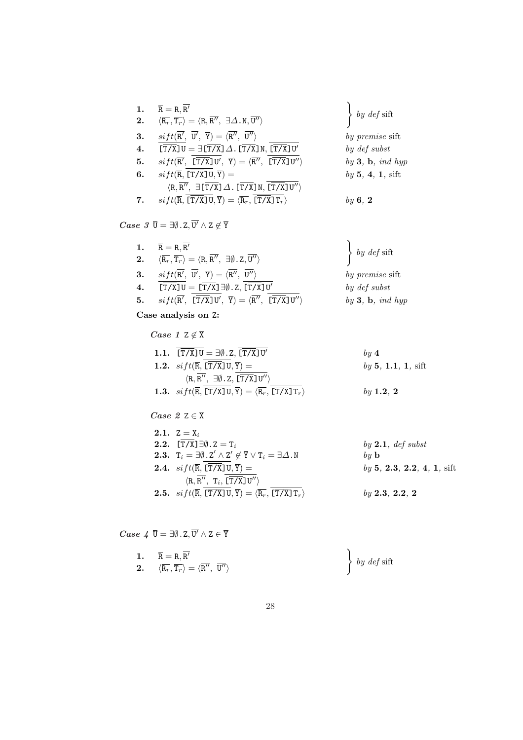| | | |
|---|---|---|
| **1.** | $\overline{\mathtt{R}} = \mathtt{R}, \overline{\mathtt{R}'}$ | *by def* sift |
| **2.** | $\langle \overline{\mathtt{R}_r}, \overline{\mathtt{T}_r} \rangle = \langle \mathtt{R}, \overline{\mathtt{R}''},\ \exists\Delta\,.\,\mathtt{N}, \overline{\mathtt{U}''} \rangle$ | *by def* sift |
| **3.** | $\mathit{sift}(\overline{\mathtt{R}'},\ \overline{\mathtt{U}'},\ \overline{\mathtt{Y}}) = \langle \overline{\mathtt{R}''},\ \overline{\mathtt{U}''} \rangle$ | *by premise* sift |
| **4.** | $\overline{[\overline{\mathtt{T}}/\overline{\mathtt{X}}]\mathtt{U}} = \exists\,[\overline{\mathtt{T}}/\overline{\mathtt{X}}]\,\Delta\,.\,[\overline{\mathtt{T}}/\overline{\mathtt{X}}]\,\mathtt{N},\ \overline{[\overline{\mathtt{T}}/\overline{\mathtt{X}}]\mathtt{U}'}$ | *by def subst* |
| **5.** | $\mathit{sift}(\overline{\mathtt{R}'},\ \overline{[\overline{\mathtt{T}}/\overline{\mathtt{X}}]\mathtt{U}'},\ \overline{\mathtt{Y}}) = \langle \overline{\mathtt{R}''},\ \overline{[\overline{\mathtt{T}}/\overline{\mathtt{X}}]\mathtt{U}''} \rangle$ | *by* **3**, **b**, *ind hyp* |
| **6.** | $\mathit{sift}(\overline{\mathtt{R}}, \overline{[\overline{\mathtt{T}}/\overline{\mathtt{X}}]\mathtt{U}}, \overline{\mathtt{Y}}) = \langle \mathtt{R}, \overline{\mathtt{R}''},\ \exists[\overline{\mathtt{T}}/\overline{\mathtt{X}}]\,\Delta\,.\,[\overline{\mathtt{T}}/\overline{\mathtt{X}}]\,\mathtt{N}, \overline{[\overline{\mathtt{T}}/\overline{\mathtt{X}}]\mathtt{U}''} \rangle$ | *by* **5**, **4**, **1**, sift |
| **7.** | $\mathit{sift}(\overline{\mathtt{R}}, \overline{[\overline{\mathtt{T}}/\overline{\mathtt{X}}]\mathtt{U}}, \overline{\mathtt{Y}}) = \langle \overline{\mathtt{R}_r}, \overline{[\overline{\mathtt{T}}/\overline{\mathtt{X}}]\mathtt{T}_r} \rangle$ | *by* **6**, **2** |

***Case 3*** $\overline{\mathtt{U}} = \exists\emptyset\,.\,\mathtt{Z}, \overline{\mathtt{U}'} \wedge \mathtt{Z} \notin \overline{\mathtt{Y}}$

| | | |
|---|---|---|
| **1.** | $\overline{\mathtt{R}} = \mathtt{R}, \overline{\mathtt{R}'}$ | *by def* sift |
| **2.** | $\langle \overline{\mathtt{R}_r}, \overline{\mathtt{T}_r} \rangle = \langle \mathtt{R}, \overline{\mathtt{R}''},\ \exists\emptyset\,.\,\mathtt{Z}, \overline{\mathtt{U}''} \rangle$ | *by def* sift |
| **3.** | $\mathit{sift}(\overline{\mathtt{R}'},\ \overline{\mathtt{U}'},\ \overline{\mathtt{Y}}) = \langle \overline{\mathtt{R}''},\ \overline{\mathtt{U}''} \rangle$ | *by premise* sift |
| **4.** | $\overline{[\overline{\mathtt{T}}/\overline{\mathtt{X}}]\mathtt{U}} = [\overline{\mathtt{T}}/\overline{\mathtt{X}}]\,\exists\emptyset\,.\,\mathtt{Z},\ \overline{[\overline{\mathtt{T}}/\overline{\mathtt{X}}]\mathtt{U}'}$ | *by def subst* |
| **5.** | $\mathit{sift}(\overline{\mathtt{R}'},\ \overline{[\overline{\mathtt{T}}/\overline{\mathtt{X}}]\mathtt{U}'},\ \overline{\mathtt{Y}}) = \langle \overline{\mathtt{R}''},\ \overline{[\overline{\mathtt{T}}/\overline{\mathtt{X}}]\mathtt{U}''} \rangle$ | *by* **3**, **b**, *ind hyp* |

**Case analysis on** $\mathtt{Z}$**:**

***Case 1*** $\mathtt{Z} \notin \overline{\mathtt{X}}$

| | | |
|---|---|---|
| **1.1.** | $\overline{[\overline{\mathtt{T}}/\overline{\mathtt{X}}]\mathtt{U}} = \exists\emptyset\,.\,\mathtt{Z}, \overline{[\overline{\mathtt{T}}/\overline{\mathtt{X}}]\mathtt{U}'}$ | *by* **4** |
| **1.2.** | $\mathit{sift}(\overline{\mathtt{R}}, \overline{[\overline{\mathtt{T}}/\overline{\mathtt{X}}]\mathtt{U}}, \overline{\mathtt{Y}}) = \langle \mathtt{R}, \overline{\mathtt{R}''},\ \exists\emptyset\,.\,\mathtt{Z}, \overline{[\overline{\mathtt{T}}/\overline{\mathtt{X}}]\mathtt{U}''} \rangle$ | *by* **5**, **1.1**, **1**, sift |
| **1.3.** | $\mathit{sift}(\overline{\mathtt{R}}, \overline{[\overline{\mathtt{T}}/\overline{\mathtt{X}}]\mathtt{U}}, \overline{\mathtt{Y}}) = \langle \overline{\mathtt{R}_r}, \overline{[\overline{\mathtt{T}}/\overline{\mathtt{X}}]\mathtt{T}_r} \rangle$ | *by* **1.2**, **2** |

***Case 2*** $\mathtt{Z} \in \overline{\mathtt{X}}$

| | | |
|---|---|---|
| **2.1.** | $\mathtt{Z} = \mathtt{X}_i$ | |
| **2.2.** | $[\overline{\mathtt{T}}/\overline{\mathtt{X}}]\,\exists\emptyset\,.\,\mathtt{Z} = \mathtt{T}_i$ | *by* **2.1**, *def subst* |
| **2.3.** | $\mathtt{T}_i = \exists\emptyset\,.\,\mathtt{Z}' \wedge \mathtt{Z}' \notin \overline{\mathtt{Y}} \vee \mathtt{T}_i = \exists\Delta\,.\,\mathtt{N}$ | *by* **b** |
| **2.4.** | $\mathit{sift}(\overline{\mathtt{R}}, \overline{[\overline{\mathtt{T}}/\overline{\mathtt{X}}]\mathtt{U}}, \overline{\mathtt{Y}}) = \langle \mathtt{R}, \overline{\mathtt{R}''},\ \mathtt{T}_i, \overline{[\overline{\mathtt{T}}/\overline{\mathtt{X}}]\mathtt{U}''} \rangle$ | *by* **5**, **2.3**, **2.2**, **4**, **1**, sift |
| **2.5.** | $\mathit{sift}(\overline{\mathtt{R}}, \overline{[\overline{\mathtt{T}}/\overline{\mathtt{X}}]\mathtt{U}}, \overline{\mathtt{Y}}) = \langle \overline{\mathtt{R}_r}, \overline{[\overline{\mathtt{T}}/\overline{\mathtt{X}}]\mathtt{T}_r} \rangle$ | *by* **2.3**, **2.2**, **2** |

***Case 4*** $\overline{\mathtt{U}} = \exists\emptyset\,.\,\mathtt{Z}, \overline{\mathtt{U}'} \wedge \mathtt{Z} \in \overline{\mathtt{Y}}$

| | | |
|---|---|---|
| **1.** | $\overline{\mathtt{R}} = \mathtt{R}, \overline{\mathtt{R}'}$ | *by def* sift |
| **2.** | $\langle \overline{\mathtt{R}_r}, \overline{\mathtt{T}_r} \rangle = \langle \overline{\mathtt{R}''},\ \overline{\mathtt{U}''} \rangle$ | *by def* sift |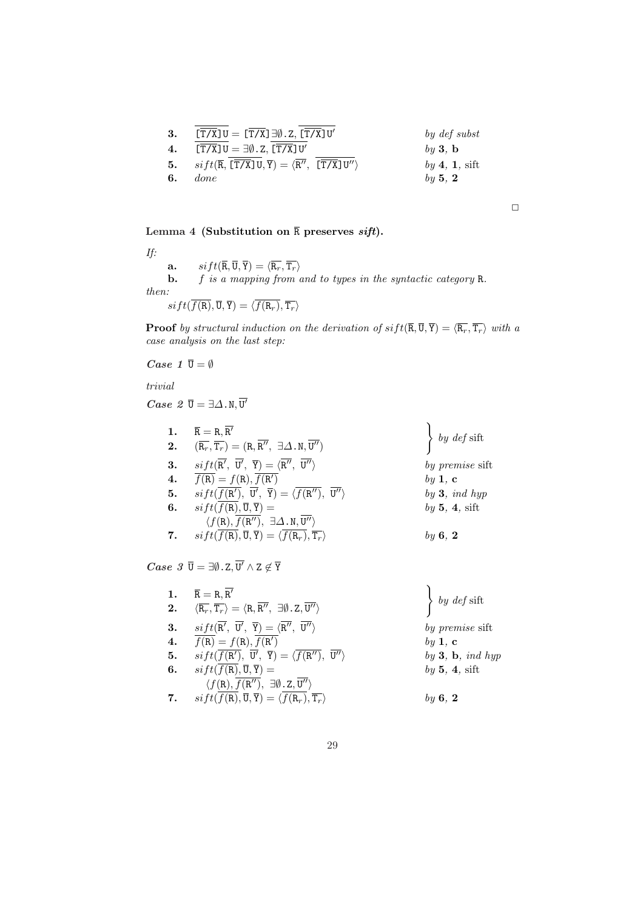| | | |
|---|---|---|
| **3.** | $\overline{[\overline{T/X}]U} = [\overline{T/X}]\exists\emptyset\,.\,Z,\ \overline{[\overline{T/X}]U'}$ | *by def subst* |
| **4.** | $\overline{[\overline{T/X}]U} = \exists\emptyset\,.\,Z,\ \overline{[\overline{T/X}]U'}$ | *by* **3**, **b** |
| **5.** | $sift(\overline{R},\ \overline{[\overline{T/X}]U}, \overline{Y}) = \langle\overline{R''},\ \overline{[\overline{T/X}]U''}\rangle$ | *by* **4**, **1**, sift |
| **6.** | *done* | *by* **5**, **2** |

□

**Lemma 4 (Substitution on $\overline{R}$ preserves *sift*).**

*If:*

**a.** $sift(\overline{R}, \overline{U}, \overline{Y}) = \langle\overline{R_r}, \overline{T_r}\rangle$

**b.** *$f$ is a mapping from and to types in the syntactic category* R.

*then:*

$sift(\overline{f(R)}, \overline{U}, \overline{Y}) = \langle\overline{f(R_r)}, \overline{T_r}\rangle$

**Proof** *by structural induction on the derivation of $sift(\overline{R}, \overline{U}, \overline{Y}) = \langle\overline{R_r}, \overline{T_r}\rangle$ with a case analysis on the last step:*

***Case 1*** $\overline{U} = \emptyset$

*trivial*

***Case 2*** $\overline{U} = \exists\Delta\,.\,N, \overline{U'}$

| | | |
|---|---|---|
| **1.** | $\overline{R} = R, \overline{R'}$ | *by def* sift |
| **2.** | $(\overline{R_r}, \overline{T_r}) = (R, \overline{R''},\ \exists\Delta\,.\,N, \overline{U''})$ | *by def* sift |
| **3.** | $sift(\overline{R'},\ \overline{U'},\ \overline{Y}) = \langle\overline{R''},\ \overline{U''}\rangle$ | *by premise* sift |
| **4.** | $\overline{f(R)} = f(R), \overline{f(R')}$ | *by* **1**, **c** |
| **5.** | $sift(\overline{f(R')},\ \overline{U'},\ \overline{Y}) = \langle\overline{f(R'')},\ \overline{U''}\rangle$ | *by* **3**, *ind hyp* |
| **6.** | $sift(\overline{f(R)}, \overline{U}, \overline{Y}) = \langle f(R), \overline{f(R'')},\ \exists\Delta\,.\,N, \overline{U''}\rangle$ | *by* **5**, **4**, sift |
| **7.** | $sift(\overline{f(R)}, \overline{U}, \overline{Y}) = \langle\overline{f(R_r)}, \overline{T_r}\rangle$ | *by* **6**, **2** |

***Case 3*** $\overline{U} = \exists\emptyset\,.\,Z, \overline{U'} \wedge Z \notin \overline{Y}$

| | | |
|---|---|---|
| **1.** | $\overline{R} = R, \overline{R'}$ | *by def* sift |
| **2.** | $\langle\overline{R_r}, \overline{T_r}\rangle = \langle R, \overline{R''},\ \exists\emptyset\,.\,Z, \overline{U''}\rangle$ | *by def* sift |
| **3.** | $sift(\overline{R'},\ \overline{U'},\ \overline{Y}) = \langle\overline{R''},\ \overline{U''}\rangle$ | *by premise* sift |
| **4.** | $\overline{f(R)} = f(R), \overline{f(R')}$ | *by* **1**, **c** |
| **5.** | $sift(\overline{f(R')},\ \overline{U'},\ \overline{Y}) = \langle\overline{f(R'')},\ \overline{U''}\rangle$ | *by* **3**, **b**, *ind hyp* |
| **6.** | $sift(\overline{f(R)}, \overline{U}, \overline{Y}) = \langle f(R), \overline{f(R'')},\ \exists\emptyset\,.\,Z, \overline{U''}\rangle$ | *by* **5**, **4**, sift |
| **7.** | $sift(\overline{f(R)}, \overline{U}, \overline{Y}) = \langle\overline{f(R_r)}, \overline{T_r}\rangle$ | *by* **6**, **2** |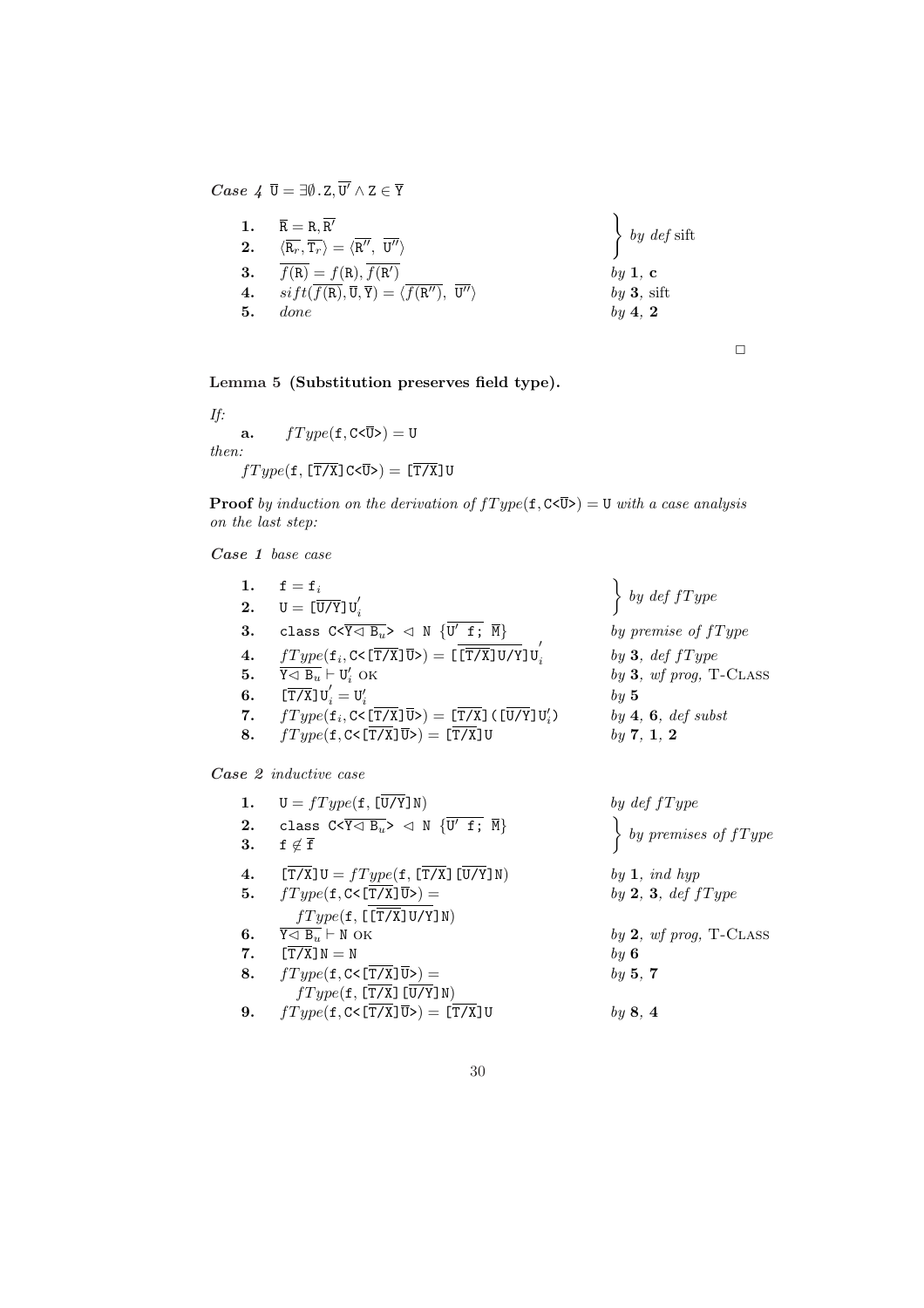***Case 4*** $\overline{\texttt{U}} = \exists\emptyset.\texttt{Z}, \overline{\texttt{U}'} \wedge \texttt{Z} \in \overline{\texttt{Y}}$

| | | |
|---|---|---|
| **1.** | $\overline{\texttt{R}} = \texttt{R}, \overline{\texttt{R}'}$ | *by def* sift |
| **2.** | $\langle\overline{\texttt{R}_r}, \overline{\texttt{T}_r}\rangle = \langle\overline{\texttt{R}''},\ \overline{\texttt{U}''}\rangle$ | *by def* sift |
| **3.** | $\overline{f(\texttt{R})} = f(\texttt{R}), \overline{f(\texttt{R}')}$ | *by* **1**, **c** |
| **4.** | $sift(\overline{f(\texttt{R})}, \overline{\texttt{U}}, \overline{\texttt{Y}}) = \langle\overline{f(\texttt{R}'')},\ \overline{\texttt{U}''}\rangle$ | *by* **3**, sift |
| **5.** | *done* | *by* **4**, **2** |

□

**Lemma 5 (Substitution preserves field type).**

*If:*

**a.** $fType(\texttt{f}, \texttt{C<}\overline{\texttt{U}}\texttt{>}) = \texttt{U}$

*then:*

$fType(\texttt{f}, [\overline{\texttt{T/X}}]\texttt{C<}\overline{\texttt{U}}\texttt{>}) = [\overline{\texttt{T/X}}]\texttt{U}$

**Proof** *by induction on the derivation of* $fType(\texttt{f}, \texttt{C<}\overline{\texttt{U}}\texttt{>}) = \texttt{U}$ *with a case analysis on the last step:*

***Case 1*** *base case*

| | | |
|---|---|---|
| **1.** | $\texttt{f} = \texttt{f}_i$ | *by def* $fType$ |
| **2.** | $\texttt{U} = [\overline{\texttt{U/Y}}]\texttt{U}_i'$ | *by def* $fType$ |
| **3.** | $\texttt{class C<}\overline{\texttt{Y} \lhd \texttt{B}_u}\texttt{>} \lhd \texttt{N} \{\overline{\texttt{U}'\ \texttt{f};}\ \overline{\texttt{M}}\}$ | *by premise of* $fType$ |
| **4.** | $fType(\texttt{f}_i, \texttt{C<}[\overline{\texttt{T/X}}]\overline{\texttt{U}}\texttt{>}) = [\overline{[\overline{\texttt{T/X}}]\texttt{U/Y}}]\texttt{U}_i'$ | *by* **3**, *def* $fType$ |
| **5.** | $\overline{\texttt{Y} \lhd \texttt{B}_u} \vdash \texttt{U}_i'$ OK | *by* **3**, *wf prog*, T-Class |
| **6.** | $[\overline{\texttt{T/X}}]\texttt{U}_i' = \texttt{U}_i'$ | *by* **5** |
| **7.** | $fType(\texttt{f}_i, \texttt{C<}[\overline{\texttt{T/X}}]\overline{\texttt{U}}\texttt{>}) = [\overline{\texttt{T/X}}]([\overline{\texttt{U/Y}}]\texttt{U}_i')$ | *by* **4**, **6**, *def subst* |
| **8.** | $fType(\texttt{f}, \texttt{C<}[\overline{\texttt{T/X}}]\overline{\texttt{U}}\texttt{>}) = [\overline{\texttt{T/X}}]\texttt{U}$ | *by* **7**, **1**, **2** |

***Case 2*** *inductive case*

| | | |
|---|---|---|
| **1.** | $\texttt{U} = fType(\texttt{f}, [\overline{\texttt{U/Y}}]\texttt{N})$ | *by def* $fType$ |
| **2.** | $\texttt{class C<}\overline{\texttt{Y} \lhd \texttt{B}_u}\texttt{>} \lhd \texttt{N} \{\overline{\texttt{U}'\ \texttt{f};}\ \overline{\texttt{M}}\}$ | *by premises of* $fType$ |
| **3.** | $\texttt{f} \notin \overline{\texttt{f}}$ | *by premises of* $fType$ |
| **4.** | $[\overline{\texttt{T/X}}]\texttt{U} = fType(\texttt{f}, [\overline{\texttt{T/X}}][\overline{\texttt{U/Y}}]\texttt{N})$ | *by* **1**, *ind hyp* |
| **5.** | $fType(\texttt{f}, \texttt{C<}[\overline{\texttt{T/X}}]\overline{\texttt{U}}\texttt{>}) =$ $fType(\texttt{f}, [\overline{[\overline{\texttt{T/X}}]\texttt{U/Y}}]\texttt{N})$ | *by* **2**, **3**, *def* $fType$ |
| **6.** | $\overline{\texttt{Y} \lhd \texttt{B}_u} \vdash \texttt{N}$ OK | *by* **2**, *wf prog*, T-Class |
| **7.** | $[\overline{\texttt{T/X}}]\texttt{N} = \texttt{N}$ | *by* **6** |
| **8.** | $fType(\texttt{f}, \texttt{C<}[\overline{\texttt{T/X}}]\overline{\texttt{U}}\texttt{>}) =$ $fType(\texttt{f}, [\overline{\texttt{T/X}}][\overline{\texttt{U/Y}}]\texttt{N})$ | *by* **5**, **7** |
| **9.** | $fType(\texttt{f}, \texttt{C<}[\overline{\texttt{T/X}}]\overline{\texttt{U}}\texttt{>}) = [\overline{\texttt{T/X}}]\texttt{U}$ | *by* **8**, **4** |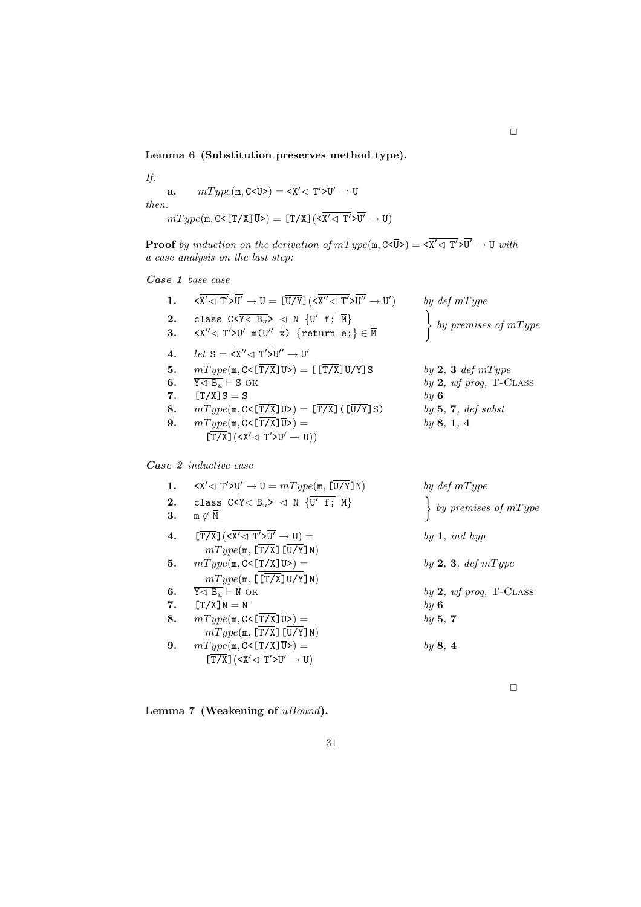□

**Lemma 6 (Substitution preserves method type).**

*If:*

**a.** $mType(\texttt{m}, \texttt{C<}\overline{\texttt{U}}\texttt{>}) = \texttt{<}\overline{\texttt{X}' \lhd \texttt{T}'}\texttt{>}\overline{\texttt{U}'} \rightarrow \texttt{U}$

*then:*

$mType(\texttt{m}, \texttt{C<[}\overline{\texttt{T/X}}\texttt{]}\overline{\texttt{U}}\texttt{>}) = \texttt{[}\overline{\texttt{T/X}}\texttt{](<}\overline{\texttt{X}' \lhd \texttt{T}'}\texttt{>}\overline{\texttt{U}'} \rightarrow \texttt{U)}$

**Proof** *by induction on the derivation of* $mType(\texttt{m}, \texttt{C<}\overline{\texttt{U}}\texttt{>}) = \texttt{<}\overline{\texttt{X}' \lhd \texttt{T}'}\texttt{>}\overline{\texttt{U}'} \rightarrow \texttt{U}$ *with a case analysis on the last step:*

***Case 1*** *base case*

| | | |
|---|---|---|
| **1.** | $\texttt{<}\overline{\texttt{X}' \lhd \texttt{T}'}\texttt{>}\overline{\texttt{U}'} \rightarrow \texttt{U} = \texttt{[}\overline{\texttt{U/Y}}\texttt{](<}\overline{\texttt{X}'' \lhd \texttt{T}'}\texttt{>}\overline{\texttt{U}''} \rightarrow \texttt{U}'\texttt{)}$ | *by def mType* |
| **2.** | $\texttt{class C<}\overline{\texttt{Y} \lhd \texttt{B}_u}\texttt{>} \lhd \texttt{N } \{\overline{\texttt{U}' \texttt{ f;}}\ \overline{\texttt{M}}\}$ | *by premises of mType* |
| **3.** | $\texttt{<}\overline{\texttt{X}'' \lhd \texttt{T}'}\texttt{>U}' \texttt{ m(}\overline{\texttt{U}'' \texttt{ x}}\texttt{) \{return e;\}} \in \overline{\texttt{M}}$ | *by premises of mType* |
| **4.** | *let* $\texttt{S} = \texttt{<}\overline{\texttt{X}'' \lhd \texttt{T}'}\texttt{>}\overline{\texttt{U}''} \rightarrow \texttt{U}'$ | |
| **5.** | $mType(\texttt{m}, \texttt{C<[}\overline{\texttt{T/X}}\texttt{]}\overline{\texttt{U}}\texttt{>}) = \texttt{[}\overline{\texttt{[}\overline{\texttt{T/X}}\texttt{]U/Y}}\texttt{]S}$ | *by* **2**, **3** *def mType* |
| **6.** | $\overline{\texttt{Y} \lhd \texttt{B}_u} \vdash \texttt{S OK}$ | *by* **2**, *wf prog*, T-CLASS |
| **7.** | $\texttt{[}\overline{\texttt{T/X}}\texttt{]S} = \texttt{S}$ | *by* **6** |
| **8.** | $mType(\texttt{m}, \texttt{C<[}\overline{\texttt{T/X}}\texttt{]}\overline{\texttt{U}}\texttt{>}) = \texttt{[}\overline{\texttt{T/X}}\texttt{]([}\overline{\texttt{U/Y}}\texttt{]S)}$ | *by* **5**, **7**, *def subst* |
| **9.** | $mType(\texttt{m}, \texttt{C<[}\overline{\texttt{T/X}}\texttt{]}\overline{\texttt{U}}\texttt{>}) = \texttt{[}\overline{\texttt{T/X}}\texttt{](<}\overline{\texttt{X}' \lhd \texttt{T}'}\texttt{>}\overline{\texttt{U}'} \rightarrow \texttt{U))}$ | *by* **8**, **1**, **4** |

***Case 2*** *inductive case*

| | | |
|---|---|---|
| **1.** | $\texttt{<}\overline{\texttt{X}' \lhd \texttt{T}'}\texttt{>}\overline{\texttt{U}'} \rightarrow \texttt{U} = mType(\texttt{m}, \texttt{[}\overline{\texttt{U/Y}}\texttt{]N})$ | *by def mType* |
| **2.** | $\texttt{class C<}\overline{\texttt{Y} \lhd \texttt{B}_u}\texttt{>} \lhd \texttt{N } \{\overline{\texttt{U}' \texttt{ f;}}\ \overline{\texttt{M}}\}$ | *by premises of mType* |
| **3.** | $\texttt{m} \notin \overline{\texttt{M}}$ | *by premises of mType* |
| **4.** | $\texttt{[}\overline{\texttt{T/X}}\texttt{](<}\overline{\texttt{X}' \lhd \texttt{T}'}\texttt{>}\overline{\texttt{U}'} \rightarrow \texttt{U)} = mType(\texttt{m}, \texttt{[}\overline{\texttt{T/X}}\texttt{][}\overline{\texttt{U/Y}}\texttt{]N})$ | *by* **1**, *ind hyp* |
| **5.** | $mType(\texttt{m}, \texttt{C<[}\overline{\texttt{T/X}}\texttt{]}\overline{\texttt{U}}\texttt{>}) = mType(\texttt{m}, \texttt{[}\overline{\texttt{[}\overline{\texttt{T/X}}\texttt{]U/Y}}\texttt{]N})$ | *by* **2**, **3**, *def mType* |
| **6.** | $\overline{\texttt{Y} \lhd \texttt{B}_u} \vdash \texttt{N OK}$ | *by* **2**, *wf prog*, T-CLASS |
| **7.** | $\texttt{[}\overline{\texttt{T/X}}\texttt{]N} = \texttt{N}$ | *by* **6** |
| **8.** | $mType(\texttt{m}, \texttt{C<[}\overline{\texttt{T/X}}\texttt{]}\overline{\texttt{U}}\texttt{>}) = mType(\texttt{m}, \texttt{[}\overline{\texttt{T/X}}\texttt{][}\overline{\texttt{U/Y}}\texttt{]N})$ | *by* **5**, **7** |
| **9.** | $mType(\texttt{m}, \texttt{C<[}\overline{\texttt{T/X}}\texttt{]}\overline{\texttt{U}}\texttt{>}) = \texttt{[}\overline{\texttt{T/X}}\texttt{](<}\overline{\texttt{X}' \lhd \texttt{T}'}\texttt{>}\overline{\texttt{U}'} \rightarrow \texttt{U)}$ | *by* **8**, **4** |

□

**Lemma 7 (Weakening of** *uBound***).**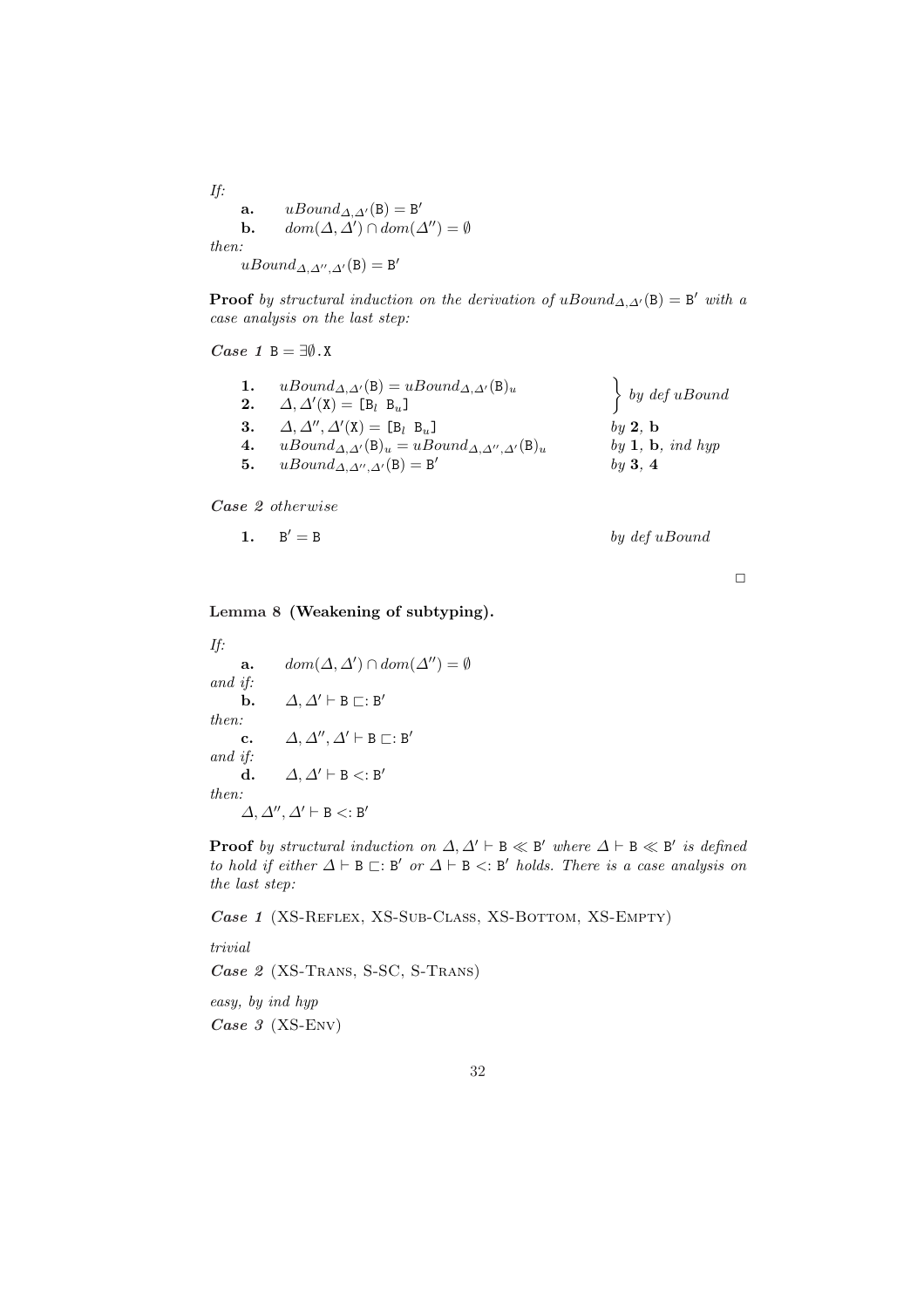*If:*

**a.** $uBound_{\Delta,\Delta'}(\mathtt{B}) = \mathtt{B}'$

**b.** $dom(\Delta, \Delta') \cap dom(\Delta'') = \emptyset$

*then:*

$uBound_{\Delta,\Delta'',\Delta'}(\mathtt{B}) = \mathtt{B}'$

**Proof** *by structural induction on the derivation of* $uBound_{\Delta,\Delta'}(\mathtt{B}) = \mathtt{B}'$ *with a case analysis on the last step:*

***Case 1*** $\mathtt{B} = \exists\emptyset.\mathtt{X}$

| | | |
|---|---|---|
| **1.** | $uBound_{\Delta,\Delta'}(\mathtt{B}) = uBound_{\Delta,\Delta'}(\mathtt{B})_u$ | by def *uBound* (1, 2) |
| **2.** | $\Delta, \Delta'(\mathtt{X}) = [\mathtt{B}_l\ \ \mathtt{B}_u]$ | |
| **3.** | $\Delta, \Delta'', \Delta'(\mathtt{X}) = [\mathtt{B}_l\ \ \mathtt{B}_u]$ | *by* **2**, **b** |
| **4.** | $uBound_{\Delta,\Delta'}(\mathtt{B})_u = uBound_{\Delta,\Delta'',\Delta'}(\mathtt{B})_u$ | *by* **1**, **b**, *ind hyp* |
| **5.** | $uBound_{\Delta,\Delta'',\Delta'}(\mathtt{B}) = \mathtt{B}'$ | *by* **3**, **4** |

***Case 2*** *otherwise*

| | | |
|---|---|---|
| **1.** | $\mathtt{B}' = \mathtt{B}$ | *by def uBound* |

□

**Lemma 8 (Weakening of subtyping).**

*If:*

**a.** $dom(\Delta, \Delta') \cap dom(\Delta'') = \emptyset$

*and if:*

**b.** $\Delta, \Delta' \vdash \mathtt{B} \sqsubset: \mathtt{B}'$

*then:*

**c.** $\Delta, \Delta'', \Delta' \vdash \mathtt{B} \sqsubset: \mathtt{B}'$

*and if:*

**d.** $\Delta, \Delta' \vdash \mathtt{B} <: \mathtt{B}'$

*then:*

$\Delta, \Delta'', \Delta' \vdash \mathtt{B} <: \mathtt{B}'$

**Proof** *by structural induction on* $\Delta, \Delta' \vdash \mathtt{B} \ll \mathtt{B}'$ *where* $\Delta \vdash \mathtt{B} \ll \mathtt{B}'$ *is defined to hold if either* $\Delta \vdash \mathtt{B} \sqsubset: \mathtt{B}'$ *or* $\Delta \vdash \mathtt{B} <: \mathtt{B}'$ *holds. There is a case analysis on the last step:*

***Case 1*** (XS-Reflex, XS-Sub-Class, XS-Bottom, XS-Empty)

*trivial*

***Case 2*** (XS-Trans, S-SC, S-Trans)

*easy, by ind hyp*

***Case 3*** (XS-Env)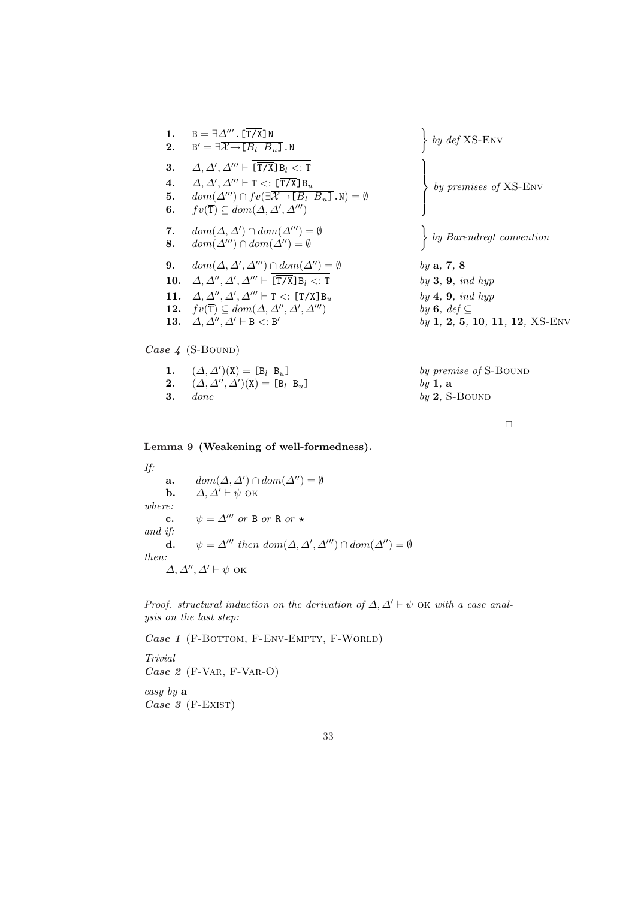| | | |
|---|---|---|
| **1.** | $\mathtt{B} = \exists\Delta'''.\,[\overline{\mathtt{T/X}}]\mathtt{N}$ | *by def* XS-Env |
| **2.** | $\mathtt{B'} = \exists\overline{\mathcal{X}\!\rightarrow\![B_l\ \ B_u]}\,.\,\mathtt{N}$ | |
| **3.** | $\Delta, \Delta', \Delta''' \vdash \overline{[\overline{\mathtt{T/X}}]\mathtt{B}_l <: \mathtt{T}}$ | *by premises of* XS-Env |
| **4.** | $\Delta, \Delta', \Delta''' \vdash \overline{\mathtt{T} <: [\overline{\mathtt{T/X}}]\mathtt{B}_u}$ | |
| **5.** | $dom(\Delta''') \cap fv(\exists\overline{\mathcal{X}\!\rightarrow\![B_l\ \ B_u]}\,.\,\mathtt{N}) = \emptyset$ | |
| **6.** | $fv(\overline{\mathtt{T}}) \subseteq dom(\Delta, \Delta', \Delta''')$ | |
| **7.** | $dom(\Delta, \Delta') \cap dom(\Delta''') = \emptyset$ | *by Barendregt convention* |
| **8.** | $dom(\Delta''') \cap dom(\Delta'') = \emptyset$ | |
| **9.** | $dom(\Delta, \Delta', \Delta''') \cap dom(\Delta'') = \emptyset$ | *by* **a**, **7**, **8** |
| **10.** | $\Delta, \Delta'', \Delta', \Delta''' \vdash \overline{[\overline{\mathtt{T/X}}]\mathtt{B}_l <: \mathtt{T}}$ | *by* **3**, **9**, *ind hyp* |
| **11.** | $\Delta, \Delta'', \Delta', \Delta''' \vdash \overline{\mathtt{T} <: [\overline{\mathtt{T/X}}]\mathtt{B}_u}$ | *by* **4**, **9**, *ind hyp* |
| **12.** | $fv(\overline{\mathtt{T}}) \subseteq dom(\Delta, \Delta'', \Delta', \Delta''')$ | *by* **6**, *def* $\subseteq$ |
| **13.** | $\Delta, \Delta'', \Delta' \vdash \mathtt{B} <: \mathtt{B'}$ | *by* **1**, **2**, **5**, **10**, **11**, **12**, XS-Env |

***Case 4*** (S-Bound)

| | | |
|---|---|---|
| **1.** | $(\Delta, \Delta')(\mathtt{X}) = [\mathtt{B}_l\ \ \mathtt{B}_u]$ | *by premise of* S-Bound |
| **2.** | $(\Delta, \Delta'', \Delta')(\mathtt{X}) = [\mathtt{B}_l\ \ \mathtt{B}_u]$ | *by* **1**, **a** |
| **3.** | *done* | *by* **2**, S-Bound |

□

**Lemma 9 (Weakening of well-formedness).**

*If:*

**a.** $dom(\Delta, \Delta') \cap dom(\Delta'') = \emptyset$

**b.** $\Delta, \Delta' \vdash \psi$ ok

*where:*

**c.** $\psi = \Delta'''$ *or* B *or* R *or* $\star$

*and if:*

**d.** $\psi = \Delta'''$ *then* $dom(\Delta, \Delta', \Delta''') \cap dom(\Delta'') = \emptyset$

*then:*

$\Delta, \Delta'', \Delta' \vdash \psi$ ok

*Proof. structural induction on the derivation of* $\Delta, \Delta' \vdash \psi$ ok *with a case analysis on the last step:*

***Case 1*** (F-Bottom, F-Env-Empty, F-World)

*Trivial*

***Case 2*** (F-Var, F-Var-O)

*easy by* **a**

***Case 3*** (F-Exist)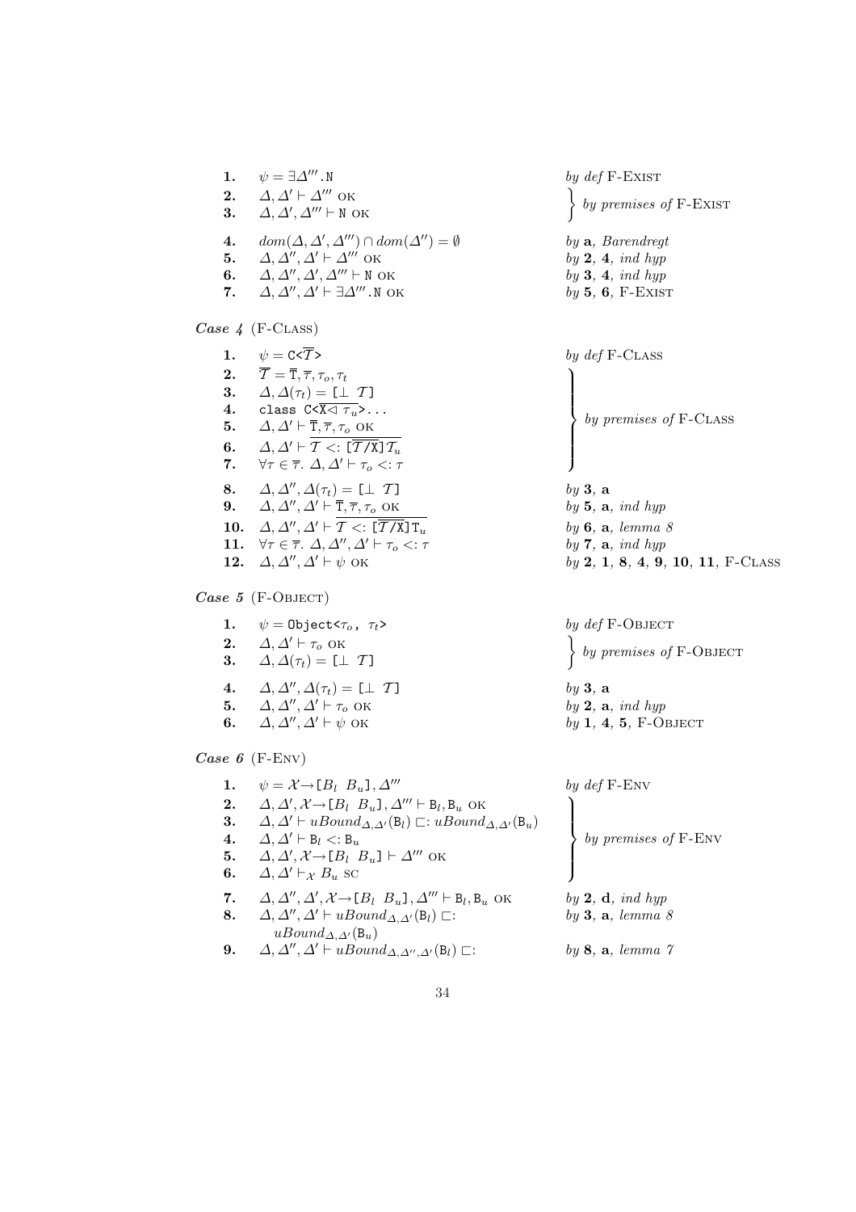| | | |
|---|---|---|
| **1.** | $\psi = \exists\Delta'''.\texttt{N}$ | *by def* F-Exist |
| **2.** | $\Delta, \Delta' \vdash \Delta'''$ OK | *by premises of* F-Exist |
| **3.** | $\Delta, \Delta', \Delta''' \vdash \texttt{N}$ OK | *by premises of* F-Exist |
| **4.** | $dom(\Delta, \Delta', \Delta''') \cap dom(\Delta'') = \emptyset$ | *by* **a**, *Barendregt* |
| **5.** | $\Delta, \Delta'', \Delta' \vdash \Delta'''$ OK | *by* **2**, **4**, *ind hyp* |
| **6.** | $\Delta, \Delta'', \Delta', \Delta''' \vdash \texttt{N}$ OK | *by* **3**, **4**, *ind hyp* |
| **7.** | $\Delta, \Delta'', \Delta' \vdash \exists\Delta'''.\texttt{N}$ OK | *by* **5**, **6**, F-Exist |

***Case 4*** (F-Class)

| | | |
|---|---|---|
| **1.** | $\psi = \texttt{C<}\overline{\mathcal{T}}\texttt{>}$ | *by def* F-Class |
| **2.** | $\overline{\mathcal{T}} = \overline{\texttt{T}}, \overline{\tau}, \tau_o, \tau_t$ | *by premises of* F-Class |
| **3.** | $\Delta, \Delta(\tau_t) = \texttt{[}\bot\ \mathcal{T}\texttt{]}$ | *by premises of* F-Class |
| **4.** | $\texttt{class C<}\overline{\texttt{X}\lhd\ \tau_u}\texttt{>...}$ | *by premises of* F-Class |
| **5.** | $\Delta, \Delta' \vdash \overline{\texttt{T}}, \overline{\tau}, \tau_o$ OK | *by premises of* F-Class |
| **6.** | $\Delta, \Delta' \vdash \overline{\mathcal{T} <: [\overline{\mathcal{T}/\texttt{X}}]\mathcal{T}_u}$ | *by premises of* F-Class |
| **7.** | $\forall \tau \in \overline{\tau}.\ \Delta, \Delta' \vdash \tau_o <: \tau$ | *by premises of* F-Class |
| **8.** | $\Delta, \Delta'', \Delta(\tau_t) = \texttt{[}\bot\ \mathcal{T}\texttt{]}$ | *by* **3**, **a** |
| **9.** | $\Delta, \Delta'', \Delta' \vdash \overline{\texttt{T}}, \overline{\tau}, \tau_o$ OK | *by* **5**, **a**, *ind hyp* |
| **10.** | $\Delta, \Delta'', \Delta' \vdash \overline{\mathcal{T} <: [\overline{\mathcal{T}/\texttt{X}}]\texttt{T}_u}$ | *by* **6**, **a**, *lemma 8* |
| **11.** | $\forall \tau \in \overline{\tau}.\ \Delta, \Delta'', \Delta' \vdash \tau_o <: \tau$ | *by* **7**, **a**, *ind hyp* |
| **12.** | $\Delta, \Delta'', \Delta' \vdash \psi$ OK | *by* **2**, **1**, **8**, **4**, **9**, **10**, **11**, F-Class |

***Case 5*** (F-Object)

| | | |
|---|---|---|
| **1.** | $\psi = \texttt{Object<}\tau_o\texttt{,}\ \tau_t\texttt{>}$ | *by def* F-Object |
| **2.** | $\Delta, \Delta' \vdash \tau_o$ OK | *by premises of* F-Object |
| **3.** | $\Delta, \Delta(\tau_t) = \texttt{[}\bot\ \mathcal{T}\texttt{]}$ | *by premises of* F-Object |
| **4.** | $\Delta, \Delta'', \Delta(\tau_t) = \texttt{[}\bot\ \mathcal{T}\texttt{]}$ | *by* **3**, **a** |
| **5.** | $\Delta, \Delta'', \Delta' \vdash \tau_o$ OK | *by* **2**, **a**, *ind hyp* |
| **6.** | $\Delta, \Delta'', \Delta' \vdash \psi$ OK | *by* **1**, **4**, **5**, F-Object |

***Case 6*** (F-Env)

| | | |
|---|---|---|
| **1.** | $\psi = \mathcal{X}{\rightarrow}\texttt{[}B_l\ B_u\texttt{]}, \Delta'''$ | *by def* F-Env |
| **2.** | $\Delta, \Delta', \mathcal{X}{\rightarrow}\texttt{[}B_l\ B_u\texttt{]}, \Delta''' \vdash \texttt{B}_l, \texttt{B}_u$ OK | *by premises of* F-Env |
| **3.** | $\Delta, \Delta' \vdash uBound_{\Delta,\Delta'}(\texttt{B}_l) \sqsubset: uBound_{\Delta,\Delta'}(\texttt{B}_u)$ | *by premises of* F-Env |
| **4.** | $\Delta, \Delta' \vdash \texttt{B}_l <: \texttt{B}_u$ | *by premises of* F-Env |
| **5.** | $\Delta, \Delta', \mathcal{X}{\rightarrow}\texttt{[}B_l\ B_u\texttt{]} \vdash \Delta'''$ OK | *by premises of* F-Env |
| **6.** | $\Delta, \Delta' \vdash_{\mathcal{X}} B_u$ SC | *by premises of* F-Env |
| **7.** | $\Delta, \Delta'', \Delta', \mathcal{X}{\rightarrow}\texttt{[}B_l\ B_u\texttt{]}, \Delta''' \vdash \texttt{B}_l, \texttt{B}_u$ OK | *by* **2**, **d**, *ind hyp* |
| **8.** | $\Delta, \Delta'', \Delta' \vdash uBound_{\Delta,\Delta'}(\texttt{B}_l) \sqsubset: uBound_{\Delta,\Delta'}(\texttt{B}_u)$ | *by* **3**, **a**, *lemma 8* |
| **9.** | $\Delta, \Delta'', \Delta' \vdash uBound_{\Delta,\Delta'',\Delta'}(\texttt{B}_l) \sqsubset:$ | *by* **8**, **a**, *lemma 7* |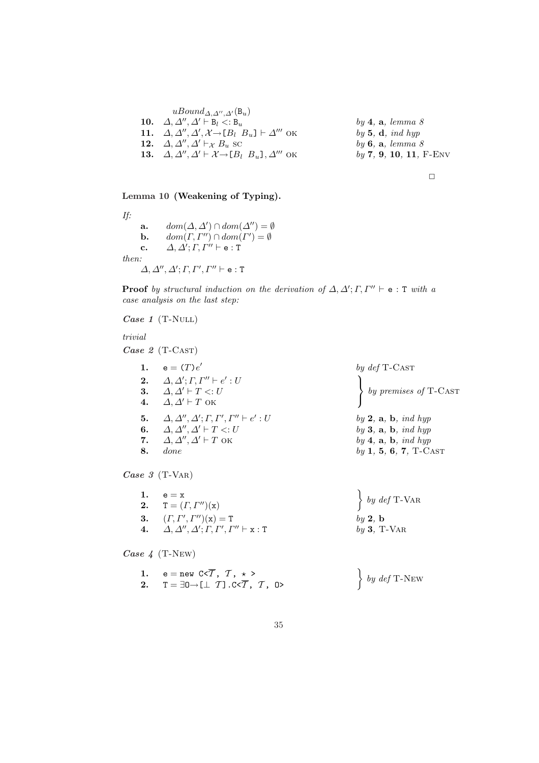$uBound_{\Delta,\Delta'',\Delta'}(\mathtt{B}_u)$

| | | |
|---|---|---|
| **10.** | $\Delta, \Delta'', \Delta' \vdash \mathtt{B}_l <: \mathtt{B}_u$ | *by* **4**, **a**, *lemma 8* |
| **11.** | $\Delta, \Delta'', \Delta', \mathcal{X} \rightarrow [B_l \;\; B_u] \vdash \Delta'''$ OK | *by* **5**, **d**, *ind hyp* |
| **12.** | $\Delta, \Delta'', \Delta' \vdash_{\mathcal{X}} B_u$ SC | *by* **6**, **a**, *lemma 8* |
| **13.** | $\Delta, \Delta'', \Delta' \vdash \mathcal{X} \rightarrow [B_l \;\; B_u], \Delta'''$ OK | *by* **7**, **9**, **10**, **11**, F-ENV |

□

**Lemma 10 (Weakening of Typing).**

*If:*

- **a.** $dom(\Delta, \Delta') \cap dom(\Delta'') = \emptyset$
- **b.** $dom(\Gamma, \Gamma'') \cap dom(\Gamma') = \emptyset$
- **c.** $\Delta, \Delta'; \Gamma, \Gamma'' \vdash \mathtt{e} : \mathtt{T}$

*then:*

$\Delta, \Delta'', \Delta'; \Gamma, \Gamma', \Gamma'' \vdash \mathtt{e} : \mathtt{T}$

**Proof** *by structural induction on the derivation of* $\Delta, \Delta'; \Gamma, \Gamma'' \vdash \mathtt{e} : \mathtt{T}$ *with a case analysis on the last step:*

***Case 1*** (T-NULL)

*trivial*

***Case 2*** (T-CAST)

| | | |
|---|---|---|
| **1.** | $\mathtt{e} = (T)e'$ | *by def* T-CAST |
| **2.** | $\Delta, \Delta'; \Gamma, \Gamma'' \vdash e' : U$ | *by premises of* T-CAST |
| **3.** | $\Delta, \Delta' \vdash T <: U$ | *by premises of* T-CAST |
| **4.** | $\Delta, \Delta' \vdash T$ OK | *by premises of* T-CAST |
| **5.** | $\Delta, \Delta'', \Delta'; \Gamma, \Gamma', \Gamma'' \vdash e' : U$ | *by* **2**, **a**, **b**, *ind hyp* |
| **6.** | $\Delta, \Delta'', \Delta' \vdash T <: U$ | *by* **3**, **a**, **b**, *ind hyp* |
| **7.** | $\Delta, \Delta'', \Delta' \vdash T$ OK | *by* **4**, **a**, **b**, *ind hyp* |
| **8.** | *done* | *by* **1**, **5**, **6**, **7**, T-CAST |

***Case 3*** (T-VAR)

| | | |
|---|---|---|
| **1.** | $\mathtt{e} = \mathtt{x}$ | *by def* T-VAR |
| **2.** | $\mathtt{T} = (\Gamma, \Gamma'')(\mathtt{x})$ | *by def* T-VAR |
| **3.** | $(\Gamma, \Gamma', \Gamma'')(\mathtt{x}) = \mathtt{T}$ | *by* **2**, **b** |
| **4.** | $\Delta, \Delta'', \Delta'; \Gamma, \Gamma', \Gamma'' \vdash \mathtt{x} : \mathtt{T}$ | *by* **3**, T-VAR |

***Case 4*** (T-NEW)

| | | |
|---|---|---|
| **1.** | $\mathtt{e} = \mathtt{new}\ \mathtt{C}\texttt{<}\overline{T}\texttt{,}\ \mathcal{T}\texttt{,}\ \star\ \texttt{>}$ | *by def* T-NEW |
| **2.** | $\mathtt{T} = \exists\mathtt{O} \rightarrow [\bot\ \ \mathcal{T}].\mathtt{C}\texttt{<}\overline{T}\texttt{,}\ \mathcal{T}\texttt{,}\ \mathtt{O}\texttt{>}$ | *by def* T-NEW |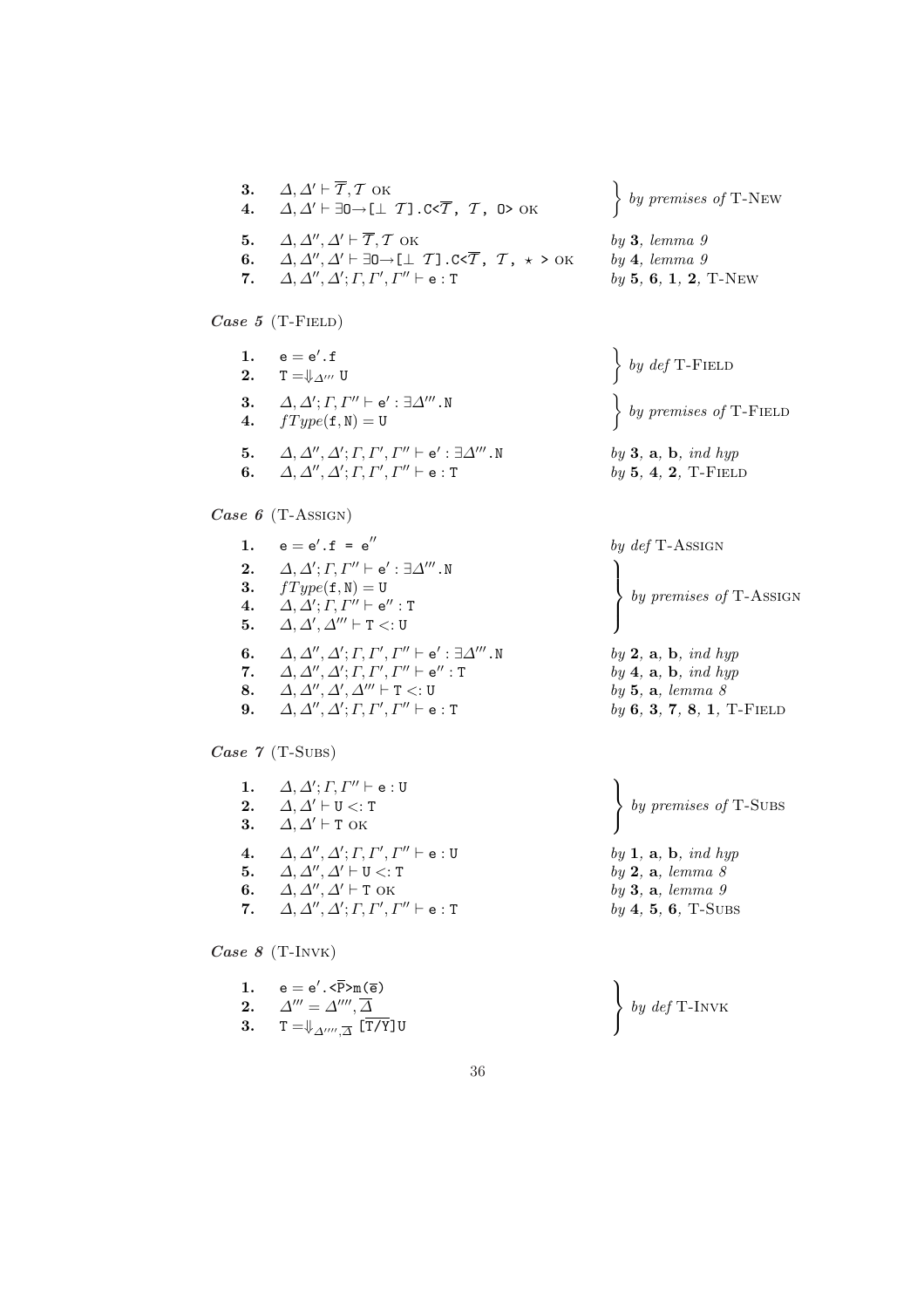| | | |
|---|---|---|
| **3.** | $\Delta, \Delta' \vdash \overline{\mathcal{T}}, \mathcal{T}$ OK | } *by premises of* T-New |
| **4.** | $\Delta, \Delta' \vdash \exists$`O`$\rightarrow$`[`$\bot$ $\mathcal{T}$`].C<`$\overline{\mathcal{T}}$`,` $\mathcal{T}$`, O>` OK | |
| **5.** | $\Delta, \Delta'', \Delta' \vdash \overline{\mathcal{T}}, \mathcal{T}$ OK | *by* **3**, *lemma 9* |
| **6.** | $\Delta, \Delta'', \Delta' \vdash \exists$`O`$\rightarrow$`[`$\bot$ $\mathcal{T}$`].C<`$\overline{\mathcal{T}}$`,` $\mathcal{T}$`,` $\star$ `>` OK | *by* **4**, *lemma 9* |
| **7.** | $\Delta, \Delta'', \Delta'; \Gamma, \Gamma', \Gamma'' \vdash$ `e : T` | *by* **5**, **6**, **1**, **2**, T-New |

***Case 5*** (T-Field)

| | | |
|---|---|---|
| **1.** | `e` $=$ `e`$'$`.f` | } *by def* T-Field |
| **2.** | `T` $= \Downarrow_{\Delta'''}$ `U` | |
| **3.** | $\Delta, \Delta'; \Gamma, \Gamma'' \vdash$ `e`$'$ `:` $\exists\Delta'''$`.N` | } *by premises of* T-Field |
| **4.** | $fType$`(f, N)` $=$ `U` | |
| **5.** | $\Delta, \Delta'', \Delta'; \Gamma, \Gamma', \Gamma'' \vdash$ `e`$'$ `:` $\exists\Delta'''$`.N` | *by* **3**, **a**, **b**, *ind hyp* |
| **6.** | $\Delta, \Delta'', \Delta'; \Gamma, \Gamma', \Gamma'' \vdash$ `e : T` | *by* **5**, **4**, **2**, T-Field |

***Case 6*** (T-Assign)

| | | |
|---|---|---|
| **1.** | `e` $=$ `e`$'$`.f = e`$''$ | *by def* T-Assign |
| **2.** | $\Delta, \Delta'; \Gamma, \Gamma'' \vdash$ `e`$'$ `:` $\exists\Delta'''$`.N` | } *by premises of* T-Assign |
| **3.** | $fType$`(f, N)` $=$ `U` | |
| **4.** | $\Delta, \Delta'; \Gamma, \Gamma'' \vdash$ `e`$''$ `: T` | |
| **5.** | $\Delta, \Delta', \Delta''' \vdash$ `T <: U` | |
| **6.** | $\Delta, \Delta'', \Delta'; \Gamma, \Gamma', \Gamma'' \vdash$ `e`$'$ `:` $\exists\Delta'''$`.N` | *by* **2**, **a**, **b**, *ind hyp* |
| **7.** | $\Delta, \Delta'', \Delta'; \Gamma, \Gamma', \Gamma'' \vdash$ `e`$''$ `: T` | *by* **4**, **a**, **b**, *ind hyp* |
| **8.** | $\Delta, \Delta'', \Delta', \Delta''' \vdash$ `T <: U` | *by* **5**, **a**, *lemma 8* |
| **9.** | $\Delta, \Delta'', \Delta'; \Gamma, \Gamma', \Gamma'' \vdash$ `e : T` | *by* **6**, **3**, **7**, **8**, **1**, T-Field |

***Case 7*** (T-Subs)

| | | |
|---|---|---|
| **1.** | $\Delta, \Delta'; \Gamma, \Gamma'' \vdash$ `e : U` | } *by premises of* T-Subs |
| **2.** | $\Delta, \Delta' \vdash$ `U <: T` | |
| **3.** | $\Delta, \Delta' \vdash$ `T` OK | |
| **4.** | $\Delta, \Delta'', \Delta'; \Gamma, \Gamma', \Gamma'' \vdash$ `e : U` | *by* **1**, **a**, **b**, *ind hyp* |
| **5.** | $\Delta, \Delta'', \Delta' \vdash$ `U <: T` | *by* **2**, **a**, *lemma 8* |
| **6.** | $\Delta, \Delta'', \Delta' \vdash$ `T` OK | *by* **3**, **a**, *lemma 9* |
| **7.** | $\Delta, \Delta'', \Delta'; \Gamma, \Gamma', \Gamma'' \vdash$ `e : T` | *by* **4**, **5**, **6**, T-Subs |

***Case 8*** (T-Invk)

| | | |
|---|---|---|
| **1.** | `e` $=$ `e`$'$`.<`$\overline{\texttt{P}}$`>m(`$\overline{\texttt{e}}$`)` | } *by def* T-Invk |
| **2.** | $\Delta''' = \Delta'''', \overline{\Delta}$ | |
| **3.** | `T` $= \Downarrow_{\Delta'''', \overline{\Delta}}$ `[`$\overline{\texttt{T/Y}}$`]U` | |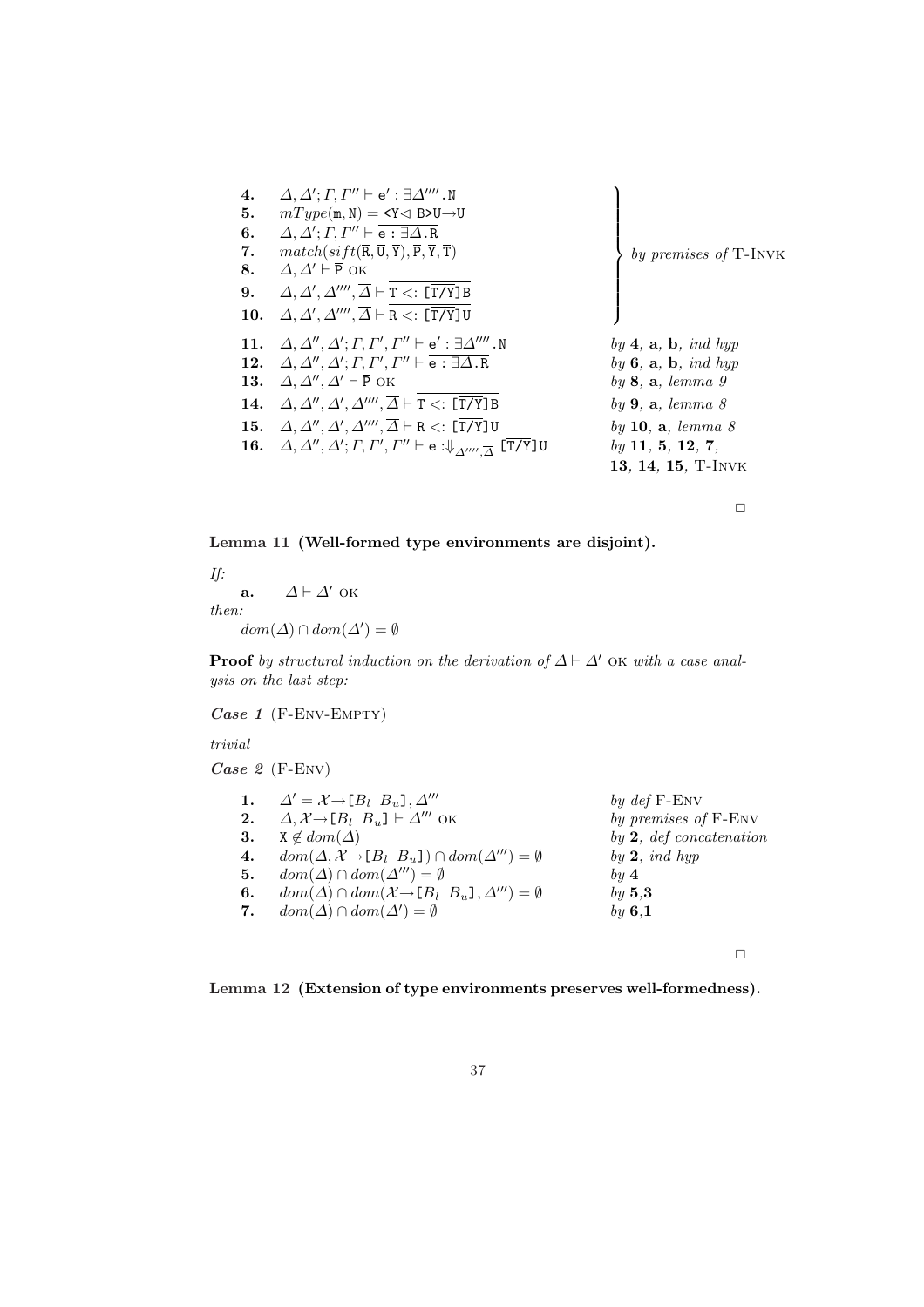| | | |
|---|---|---|
| **4.** | $\Delta, \Delta'; \Gamma, \Gamma'' \vdash \texttt{e}' : \exists\Delta''''.\texttt{N}$ | by premises of T-Invk |
| **5.** | $mType(\texttt{m}, \texttt{N}) = \texttt{<}\overline{\texttt{Y} \lhd \texttt{B}}\texttt{>}\overline{\texttt{U}} \rightarrow \texttt{U}$ | by premises of T-Invk |
| **6.** | $\Delta, \Delta'; \Gamma, \Gamma'' \vdash \overline{\texttt{e} : \exists\Delta.\texttt{R}}$ | by premises of T-Invk |
| **7.** | $match(sift(\overline{\texttt{R}}, \overline{\texttt{U}}, \overline{\texttt{Y}}), \overline{\texttt{P}}, \overline{\texttt{Y}}, \overline{\texttt{T}})$ | by premises of T-Invk |
| **8.** | $\Delta, \Delta' \vdash \overline{\texttt{P}}$ OK | by premises of T-Invk |
| **9.** | $\Delta, \Delta', \Delta'''', \overline{\Delta} \vdash \overline{\texttt{T} <: [\overline{\texttt{T}/\texttt{Y}}]\texttt{B}}$ | by premises of T-Invk |
| **10.** | $\Delta, \Delta', \Delta'''', \overline{\Delta} \vdash \overline{\texttt{R} <: [\overline{\texttt{T}/\texttt{Y}}]\texttt{U}}$ | by premises of T-Invk |
| **11.** | $\Delta, \Delta'', \Delta'; \Gamma, \Gamma', \Gamma'' \vdash \texttt{e}' : \exists\Delta''''.\texttt{N}$ | by **4**, **a**, **b**, *ind hyp* |
| **12.** | $\Delta, \Delta'', \Delta'; \Gamma, \Gamma', \Gamma'' \vdash \overline{\texttt{e} : \exists\Delta.\texttt{R}}$ | by **6**, **a**, **b**, *ind hyp* |
| **13.** | $\Delta, \Delta'', \Delta' \vdash \overline{\texttt{P}}$ OK | by **8**, **a**, *lemma 9* |
| **14.** | $\Delta, \Delta'', \Delta', \Delta'''', \overline{\Delta} \vdash \overline{\texttt{T} <: [\overline{\texttt{T}/\texttt{Y}}]\texttt{B}}$ | by **9**, **a**, *lemma 8* |
| **15.** | $\Delta, \Delta'', \Delta', \Delta'''', \overline{\Delta} \vdash \overline{\texttt{R} <: [\overline{\texttt{T}/\texttt{Y}}]\texttt{U}}$ | by **10**, **a**, *lemma 8* |
| **16.** | $\Delta, \Delta'', \Delta'; \Gamma, \Gamma', \Gamma'' \vdash \texttt{e} :\Downarrow_{\Delta'''', \overline{\Delta}} [\overline{\texttt{T}/\texttt{Y}}]\texttt{U}$ | by **11**, **5**, **12**, **7**, **13**, **14**, **15**, T-Invk |

□

**Lemma 11 (Well-formed type environments are disjoint).**

*If:*

**a.** $\Delta \vdash \Delta'$ OK

*then:*

$dom(\Delta) \cap dom(\Delta') = \emptyset$

**Proof** *by structural induction on the derivation of $\Delta \vdash \Delta'$ OK with a case analysis on the last step:*

***Case 1*** (F-Env-Empty)

*trivial*

***Case 2*** (F-Env)

| | | |
|---|---|---|
| **1.** | $\Delta' = \mathcal{X} \rightarrow [B_l \;\; B_u], \Delta'''$ | by *def* F-Env |
| **2.** | $\Delta, \mathcal{X} \rightarrow [B_l \;\; B_u] \vdash \Delta'''$ OK | by *premises of* F-Env |
| **3.** | $\texttt{X} \notin dom(\Delta)$ | by **2**, *def concatenation* |
| **4.** | $dom(\Delta, \mathcal{X} \rightarrow [B_l \;\; B_u]) \cap dom(\Delta''') = \emptyset$ | by **2**, *ind hyp* |
| **5.** | $dom(\Delta) \cap dom(\Delta''') = \emptyset$ | by **4** |
| **6.** | $dom(\Delta) \cap dom(\mathcal{X} \rightarrow [B_l \;\; B_u], \Delta''') = \emptyset$ | by **5**,**3** |
| **7.** | $dom(\Delta) \cap dom(\Delta') = \emptyset$ | by **6**,**1** |

□

**Lemma 12 (Extension of type environments preserves well-formedness).**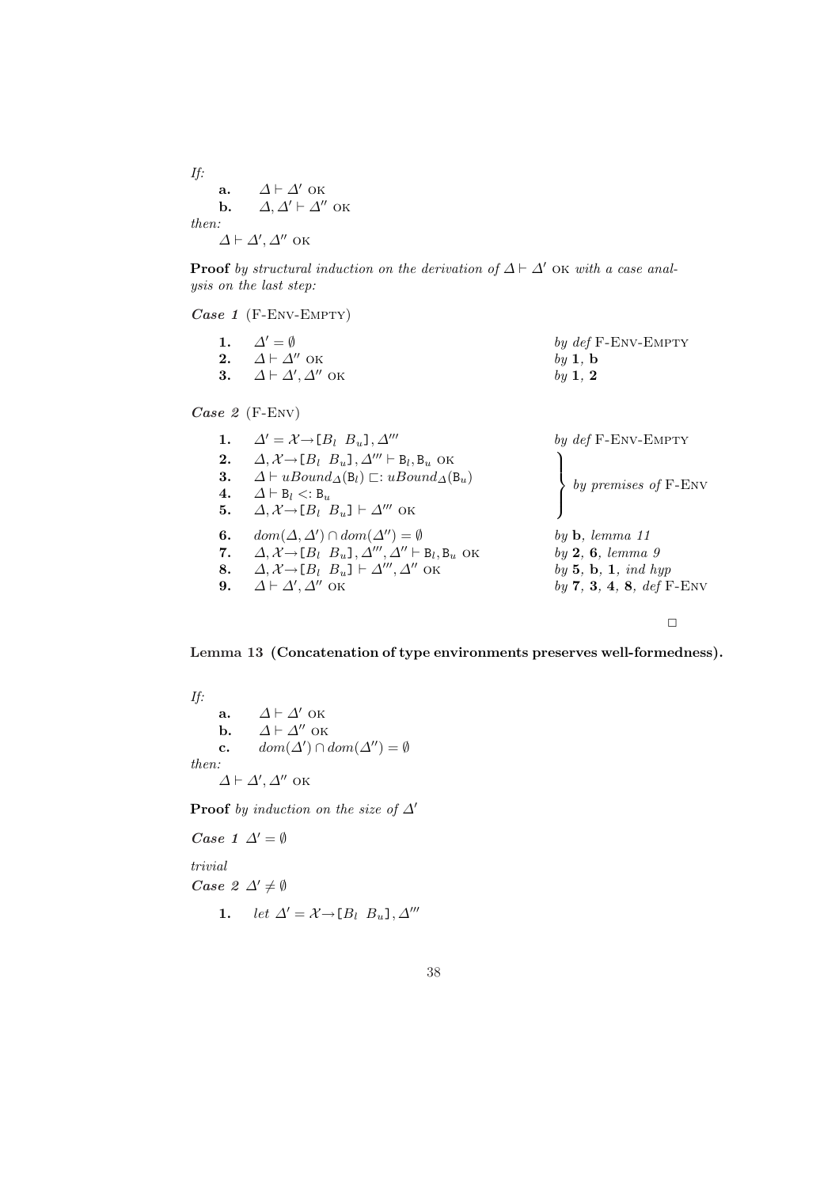*If:*

**a.** $\Delta \vdash \Delta'$ OK

**b.** $\Delta, \Delta' \vdash \Delta''$ OK

*then:*

$\Delta \vdash \Delta', \Delta''$ OK

**Proof** *by structural induction on the derivation of $\Delta \vdash \Delta'$ OK with a case analysis on the last step:*

***Case 1*** (F-Env-Empty)

| | | |
|---|---|---|
| **1.** | $\Delta' = \emptyset$ | *by def* F-Env-Empty |
| **2.** | $\Delta \vdash \Delta''$ OK | *by* **1**, **b** |
| **3.** | $\Delta \vdash \Delta', \Delta''$ OK | *by* **1**, **2** |

***Case 2*** (F-Env)

| | | |
|---|---|---|
| **1.** | $\Delta' = \mathcal{X} \rightarrow [B_l \ B_u], \Delta'''$ | *by def* F-Env-Empty |
| **2.** | $\Delta, \mathcal{X} \rightarrow [B_l \ B_u], \Delta''' \vdash \mathtt{B}_l, \mathtt{B}_u$ OK | *by premises of* F-Env |
| **3.** | $\Delta \vdash uBound_\Delta(\mathtt{B}_l) \sqsubset: uBound_\Delta(\mathtt{B}_u)$ | *by premises of* F-Env |
| **4.** | $\Delta \vdash \mathtt{B}_l <: \mathtt{B}_u$ | *by premises of* F-Env |
| **5.** | $\Delta, \mathcal{X} \rightarrow [B_l \ B_u] \vdash \Delta'''$ OK | *by premises of* F-Env |
| **6.** | $dom(\Delta, \Delta') \cap dom(\Delta'') = \emptyset$ | *by* **b**, *lemma 11* |
| **7.** | $\Delta, \mathcal{X} \rightarrow [B_l \ B_u], \Delta''', \Delta'' \vdash \mathtt{B}_l, \mathtt{B}_u$ OK | *by* **2**, **6**, *lemma 9* |
| **8.** | $\Delta, \mathcal{X} \rightarrow [B_l \ B_u] \vdash \Delta''', \Delta''$ OK | *by* **5**, **b**, **1**, *ind hyp* |
| **9.** | $\Delta \vdash \Delta', \Delta''$ OK | *by* **7**, **3**, **4**, **8**, *def* F-Env |

□

**Lemma 13 (Concatenation of type environments preserves well-formedness).**

*If:*

**a.** $\Delta \vdash \Delta'$ OK

**b.** $\Delta \vdash \Delta''$ OK

**c.** $dom(\Delta') \cap dom(\Delta'') = \emptyset$

*then:*

$\Delta \vdash \Delta', \Delta''$ OK

**Proof** *by induction on the size of $\Delta'$*

***Case 1*** $\Delta' = \emptyset$

*trivial*

***Case 2*** $\Delta' \neq \emptyset$

**1.** *let* $\Delta' = \mathcal{X} \rightarrow [B_l \ B_u], \Delta'''$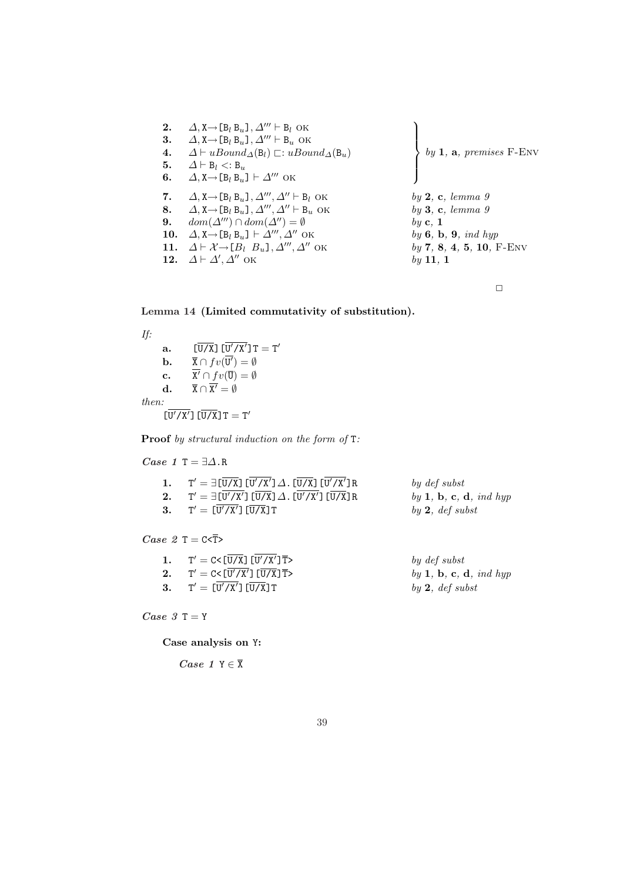| | | |
|---|---|---|
| **2.** | $\Delta, \mathtt{X} \rightarrow [\mathtt{B}_l \; \mathtt{B}_u], \Delta''' \vdash \mathtt{B}_l$ OK | *by* **1**, **a**, *premises* F-ENV |
| **3.** | $\Delta, \mathtt{X} \rightarrow [\mathtt{B}_l \; \mathtt{B}_u], \Delta''' \vdash \mathtt{B}_u$ OK | *by* **1**, **a**, *premises* F-ENV |
| **4.** | $\Delta \vdash uBound_\Delta(\mathtt{B}_l) \sqsubset: uBound_\Delta(\mathtt{B}_u)$ | *by* **1**, **a**, *premises* F-ENV |
| **5.** | $\Delta \vdash \mathtt{B}_l <: \mathtt{B}_u$ | *by* **1**, **a**, *premises* F-ENV |
| **6.** | $\Delta, \mathtt{X} \rightarrow [\mathtt{B}_l \; \mathtt{B}_u] \vdash \Delta'''$ OK | *by* **1**, **a**, *premises* F-ENV |
| **7.** | $\Delta, \mathtt{X} \rightarrow [\mathtt{B}_l \; \mathtt{B}_u], \Delta''', \Delta'' \vdash \mathtt{B}_l$ OK | *by* **2**, **c**, *lemma 9* |
| **8.** | $\Delta, \mathtt{X} \rightarrow [\mathtt{B}_l \; \mathtt{B}_u], \Delta''', \Delta'' \vdash \mathtt{B}_u$ OK | *by* **3**, **c**, *lemma 9* |
| **9.** | $dom(\Delta''') \cap dom(\Delta'') = \emptyset$ | *by* **c**, **1** |
| **10.** | $\Delta, \mathtt{X} \rightarrow [\mathtt{B}_l \; \mathtt{B}_u] \vdash \Delta''', \Delta''$ OK | *by* **6**, **b**, **9**, *ind hyp* |
| **11.** | $\Delta \vdash \mathcal{X} \rightarrow [B_l \;\; B_u], \Delta''', \Delta''$ OK | *by* **7**, **8**, **4**, **5**, **10**, F-ENV |
| **12.** | $\Delta \vdash \Delta', \Delta''$ OK | *by* **11**, **1** |

□

**Lemma 14 (Limited commutativity of substitution).**

*If:*

- **a.** $[\overline{\mathtt{U}/\mathtt{X}}]\,[\overline{\mathtt{U}'/\mathtt{X}'}]\,\mathtt{T} = \mathtt{T}'$
- **b.** $\overline{\mathtt{X}} \cap fv(\overline{\mathtt{U}'}) = \emptyset$
- **c.** $\overline{\mathtt{X}'} \cap fv(\overline{\mathtt{U}}) = \emptyset$
- **d.** $\overline{\mathtt{X}} \cap \overline{\mathtt{X}'} = \emptyset$

*then:*

$[\overline{\mathtt{U}'/\mathtt{X}'}]\,[\overline{\mathtt{U}/\mathtt{X}}]\,\mathtt{T} = \mathtt{T}'$

**Proof** *by structural induction on the form of* T*:*

***Case 1*** $\mathtt{T} = \exists\Delta.\mathtt{R}$

| | | |
|---|---|---|
| **1.** | $\mathtt{T}' = \exists[\overline{\mathtt{U}/\mathtt{X}}]\,[\overline{\mathtt{U}'/\mathtt{X}'}]\,\Delta\,.\,[\overline{\mathtt{U}/\mathtt{X}}]\,[\overline{\mathtt{U}'/\mathtt{X}'}]\,\mathtt{R}$ | *by def subst* |
| **2.** | $\mathtt{T}' = \exists[\overline{\mathtt{U}'/\mathtt{X}'}]\,[\overline{\mathtt{U}/\mathtt{X}}]\,\Delta\,.\,[\overline{\mathtt{U}'/\mathtt{X}'}]\,[\overline{\mathtt{U}/\mathtt{X}}]\,\mathtt{R}$ | *by* **1**, **b**, **c**, **d**, *ind hyp* |
| **3.** | $\mathtt{T}' = [\overline{\mathtt{U}'/\mathtt{X}'}]\,[\overline{\mathtt{U}/\mathtt{X}}]\,\mathtt{T}$ | *by* **2**, *def subst* |

***Case 2*** $\mathtt{T} = \mathtt{C<}\overline{\mathtt{T}}\mathtt{>}$

| | | |
|---|---|---|
| **1.** | $\mathtt{T}' = \mathtt{C<}[\overline{\mathtt{U}/\mathtt{X}}]\,[\overline{\mathtt{U}'/\mathtt{X}'}]\,\overline{\mathtt{T}}\mathtt{>}$ | *by def subst* |
| **2.** | $\mathtt{T}' = \mathtt{C<}[\overline{\mathtt{U}'/\mathtt{X}'}]\,[\overline{\mathtt{U}/\mathtt{X}}]\,\overline{\mathtt{T}}\mathtt{>}$ | *by* **1**, **b**, **c**, **d**, *ind hyp* |
| **3.** | $\mathtt{T}' = [\overline{\mathtt{U}'/\mathtt{X}'}]\,[\overline{\mathtt{U}/\mathtt{X}}]\,\mathtt{T}$ | *by* **2**, *def subst* |

***Case 3*** $\mathtt{T} = \mathtt{Y}$

**Case analysis on** Y**:**

***Case 1*** $\mathtt{Y} \in \overline{\mathtt{X}}$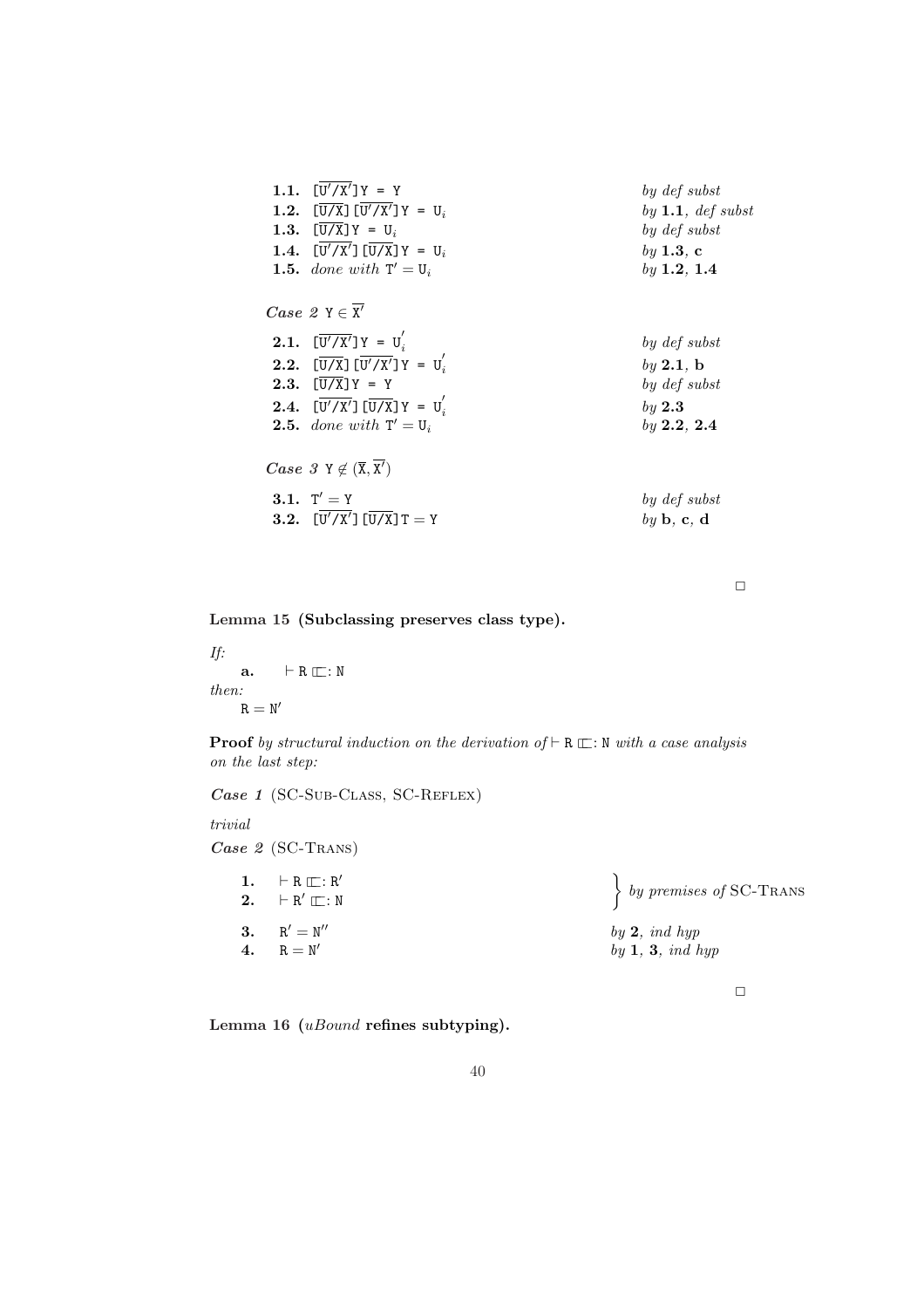**1.1.** $[\overline{\mathtt{U}'/\mathtt{X}'}]\,\mathtt{Y} = \mathtt{Y}$ *by def subst*

**1.2.** $[\overline{\mathtt{U}/\mathtt{X}}]\,[\overline{\mathtt{U}'/\mathtt{X}'}]\,\mathtt{Y} = \mathtt{U}_i$ *by* **1.1**, *def subst*

**1.3.** $[\overline{\mathtt{U}/\mathtt{X}}]\,\mathtt{Y} = \mathtt{U}_i$ *by def subst*

**1.4.** $[\overline{\mathtt{U}'/\mathtt{X}'}]\,[\overline{\mathtt{U}/\mathtt{X}}]\,\mathtt{Y} = \mathtt{U}_i$ *by* **1.3**, **c**

**1.5.** *done with* $\mathtt{T}' = \mathtt{U}_i$ *by* **1.2**, **1.4**

***Case 2*** $\mathtt{Y} \in \overline{\mathtt{X}'}$

**2.1.** $[\overline{\mathtt{U}'/\mathtt{X}'}]\,\mathtt{Y} = \mathtt{U}_i^{'}$ *by def subst*

**2.2.** $[\overline{\mathtt{U}/\mathtt{X}}]\,[\overline{\mathtt{U}'/\mathtt{X}'}]\,\mathtt{Y} = \mathtt{U}_i^{'}$ *by* **2.1**, **b**

**2.3.** $[\overline{\mathtt{U}/\mathtt{X}}]\,\mathtt{Y} = \mathtt{Y}$ *by def subst*

**2.4.** $[\overline{\mathtt{U}'/\mathtt{X}'}]\,[\overline{\mathtt{U}/\mathtt{X}}]\,\mathtt{Y} = \mathtt{U}_i^{'}$ *by* **2.3**

**2.5.** *done with* $\mathtt{T}' = \mathtt{U}_i$ *by* **2.2**, **2.4**

***Case 3*** $\mathtt{Y} \notin (\overline{\mathtt{X}}, \overline{\mathtt{X}'})$

**3.1.** $\mathtt{T}' = \mathtt{Y}$ *by def subst*

**3.2.** $[\overline{\mathtt{U}'/\mathtt{X}'}]\,[\overline{\mathtt{U}/\mathtt{X}}]\,\mathtt{T} = \mathtt{Y}$ *by* **b**, **c**, **d**

□

**Lemma 15 (Subclassing preserves class type).**

*If:*

**a.** $\vdash \mathtt{R} \sqsubset\!: \mathtt{N}$

*then:*

$\mathtt{R} = \mathtt{N}'$

**Proof** *by structural induction on the derivation of* $\vdash \mathtt{R} \sqsubset\!: \mathtt{N}$ *with a case analysis on the last step:*

***Case 1*** (SC-Sub-Class, SC-Reflex)

*trivial*

***Case 2*** (SC-Trans)

**1.** $\vdash \mathtt{R} \sqsubset\!: \mathtt{R}'$
**2.** $\vdash \mathtt{R}' \sqsubset\!: \mathtt{N}$ *by premises of* SC-Trans

**3.** $\mathtt{R}' = \mathtt{N}''$ *by* **2**, *ind hyp*

**4.** $\mathtt{R} = \mathtt{N}'$ *by* **1**, **3**, *ind hyp*

□

**Lemma 16 (*uBound* refines subtyping).**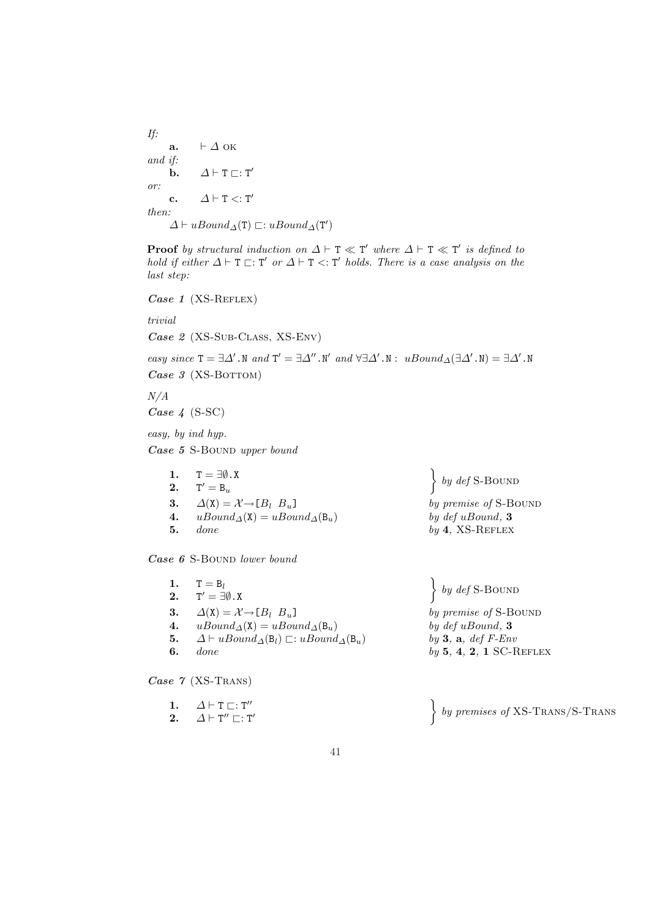*If:*

**a.** $\quad \vdash \Delta$ OK

*and if:*

**b.** $\quad \Delta \vdash \mathtt{T} \sqsubset: \mathtt{T}'$

*or:*

**c.** $\quad \Delta \vdash \mathtt{T} <: \mathtt{T}'$

*then:*

$\quad \Delta \vdash uBound_\Delta(\mathtt{T}) \sqsubset: uBound_\Delta(\mathtt{T}')$

**Proof** *by structural induction on* $\Delta \vdash \mathtt{T} \ll \mathtt{T}'$ *where* $\Delta \vdash \mathtt{T} \ll \mathtt{T}'$ *is defined to hold if either* $\Delta \vdash \mathtt{T} \sqsubset: \mathtt{T}'$ *or* $\Delta \vdash \mathtt{T} <: \mathtt{T}'$ *holds. There is a case analysis on the last step:*

***Case 1*** (XS-Reflex)

*trivial*

***Case 2*** (XS-Sub-Class, XS-Env)

*easy since* $\mathtt{T} = \exists\Delta'.\mathtt{N}$ *and* $\mathtt{T}' = \exists\Delta''.\mathtt{N}'$ *and* $\forall \exists\Delta'.\mathtt{N} :\ uBound_\Delta(\exists\Delta'.\mathtt{N}) = \exists\Delta'.\mathtt{N}$

***Case 3*** (XS-Bottom)

*N/A*

***Case 4*** (S-SC)

*easy, by ind hyp.*

***Case 5*** S-Bound *upper bound*

| | | |
|---|---|---|
| **1.** | $\mathtt{T} = \exists\emptyset.\mathtt{X}$ | } *by def* S-Bound |
| **2.** | $\mathtt{T}' = \mathtt{B}_u$ | |
| **3.** | $\Delta(\mathtt{X}) = \mathcal{X} \rightarrow [B_l\ \ B_u]$ | *by premise of* S-Bound |
| **4.** | $uBound_\Delta(\mathtt{X}) = uBound_\Delta(\mathtt{B}_u)$ | *by def uBound,* **3** |
| **5.** | *done* | *by* **4**, XS-Reflex |

***Case 6*** S-Bound *lower bound*

| | | |
|---|---|---|
| **1.** | $\mathtt{T} = \mathtt{B}_l$ | } *by def* S-Bound |
| **2.** | $\mathtt{T}' = \exists\emptyset.\mathtt{X}$ | |
| **3.** | $\Delta(\mathtt{X}) = \mathcal{X} \rightarrow [B_l\ \ B_u]$ | *by premise of* S-Bound |
| **4.** | $uBound_\Delta(\mathtt{X}) = uBound_\Delta(\mathtt{B}_u)$ | *by def uBound,* **3** |
| **5.** | $\Delta \vdash uBound_\Delta(\mathtt{B}_l) \sqsubset: uBound_\Delta(\mathtt{B}_u)$ | *by* **3**, **a**, *def F-Env* |
| **6.** | *done* | *by* **5**, **4**, **2**, **1** SC-Reflex |

***Case 7*** (XS-Trans)

| | | |
|---|---|---|
| **1.** | $\Delta \vdash \mathtt{T} \sqsubset: \mathtt{T}''$ | } *by premises of* XS-Trans/S-Trans |
| **2.** | $\Delta \vdash \mathtt{T}'' \sqsubset: \mathtt{T}'$ | |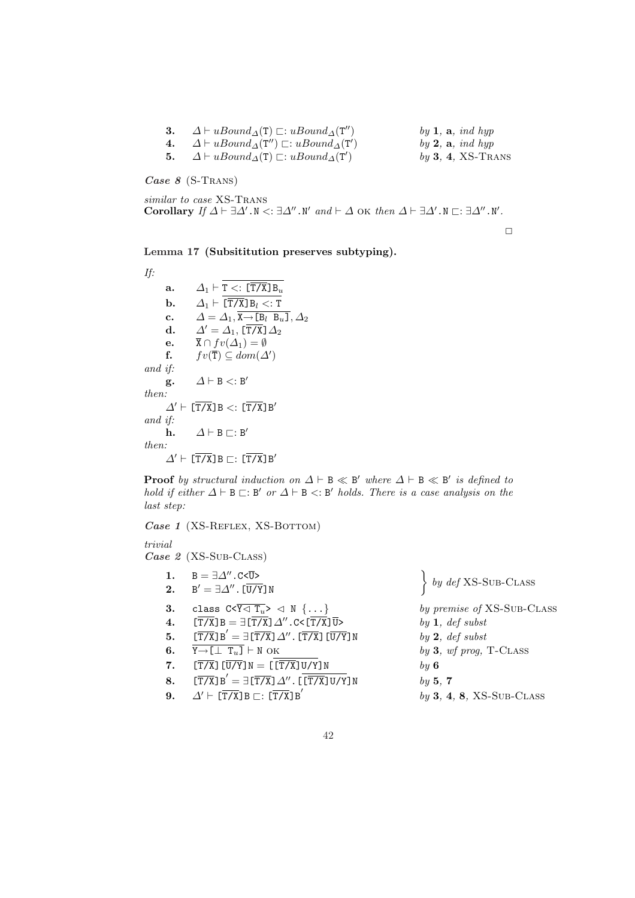| | | |
|---|---|---|
| **3.** | $\Delta \vdash uBound_\Delta(\mathtt{T}) \sqsubset: uBound_\Delta(\mathtt{T''})$ | *by* **1**, **a**, *ind hyp* |
| **4.** | $\Delta \vdash uBound_\Delta(\mathtt{T''}) \sqsubset: uBound_\Delta(\mathtt{T'})$ | *by* **2**, **a**, *ind hyp* |
| **5.** | $\Delta \vdash uBound_\Delta(\mathtt{T}) \sqsubset: uBound_\Delta(\mathtt{T'})$ | *by* **3**, **4**, XS-Trans |

***Case 8*** (S-Trans)

*similar to case* XS-Trans

**Corollary** *If* $\Delta \vdash \exists\Delta'.\mathtt{N} <: \exists\Delta''.\mathtt{N'}$ *and* $\vdash \Delta$ ok *then* $\Delta \vdash \exists\Delta'.\mathtt{N} \sqsubset: \exists\Delta''.\mathtt{N'}$.

□

**Lemma 17 (Subsititution preserves subtyping).**

*If:*

| | |
|---|---|
| **a.** | $\Delta_1 \vdash \overline{\mathtt{T} <: [\overline{\mathtt{T/X}}]\mathtt{B}_u}$ |
| **b.** | $\Delta_1 \vdash \overline{[\overline{\mathtt{T/X}}]\mathtt{B}_l <: \mathtt{T}}$ |
| **c.** | $\Delta = \Delta_1, \overline{\mathtt{X} \rightarrow [\mathtt{B}_l\ \mathtt{B}_u]}, \Delta_2$ |
| **d.** | $\Delta' = \Delta_1, [\overline{\mathtt{T/X}}]\Delta_2$ |
| **e.** | $\overline{\mathtt{X}} \cap fv(\Delta_1) = \emptyset$ |
| **f.** | $fv(\overline{\mathtt{T}}) \subseteq dom(\Delta')$ |

*and if:*

**g.** $\Delta \vdash \mathtt{B} <: \mathtt{B'}$

*then:*

$\Delta' \vdash [\overline{\mathtt{T/X}}]\mathtt{B} <: [\overline{\mathtt{T/X}}]\mathtt{B'}$

*and if:*

**h.** $\Delta \vdash \mathtt{B} \sqsubset: \mathtt{B'}$

*then:*

$\Delta' \vdash [\overline{\mathtt{T/X}}]\mathtt{B} \sqsubset: [\overline{\mathtt{T/X}}]\mathtt{B'}$

**Proof** *by structural induction on* $\Delta \vdash \mathtt{B} \ll \mathtt{B'}$ *where* $\Delta \vdash \mathtt{B} \ll \mathtt{B'}$ *is defined to hold if either* $\Delta \vdash \mathtt{B} \sqsubset: \mathtt{B'}$ *or* $\Delta \vdash \mathtt{B} <: \mathtt{B'}$ *holds. There is a case analysis on the last step:*

***Case 1*** (XS-Reflex, XS-Bottom)

*trivial*

***Case 2*** (XS-Sub-Class)

| | | |
|---|---|---|
| **1.** | $\mathtt{B} = \exists\Delta''.\mathtt{C}\texttt{<}\overline{\mathtt{U}}\texttt{>}$ | *by def* XS-Sub-Class |
| **2.** | $\mathtt{B'} = \exists\Delta''.[\overline{\mathtt{U/Y}}]\mathtt{N}$ | *by def* XS-Sub-Class |
| **3.** | $\mathtt{class\ C}\texttt{<}\overline{\mathtt{Y} \lhd \mathtt{T}_u}\texttt{>} \lhd \mathtt{N}\ \{\ldots\}$ | *by premise of* XS-Sub-Class |
| **4.** | $[\overline{\mathtt{T/X}}]\mathtt{B} = \exists[\overline{\mathtt{T/X}}]\Delta''.\mathtt{C}\texttt{<}[\overline{\mathtt{T/X}}]\overline{\mathtt{U}}\texttt{>}$ | *by* **1**, *def subst* |
| **5.** | $[\overline{\mathtt{T/X}}]\mathtt{B}' = \exists[\overline{\mathtt{T/X}}]\Delta''.[\overline{\mathtt{T/X}}][\overline{\mathtt{U/Y}}]\mathtt{N}$ | *by* **2**, *def subst* |
| **6.** | $\overline{\mathtt{Y} \rightarrow [\bot\ \mathtt{T}_u]} \vdash \mathtt{N}$ ok | *by* **3**, *wf prog*, T-Class |
| **7.** | $[\overline{\mathtt{T/X}}][\overline{\mathtt{U/Y}}]\mathtt{N} = [\overline{[\overline{\mathtt{T/X}}]\mathtt{U/Y}}]\mathtt{N}$ | *by* **6** |
| **8.** | $[\overline{\mathtt{T/X}}]\mathtt{B}' = \exists[\overline{\mathtt{T/X}}]\Delta''.[\overline{[\overline{\mathtt{T/X}}]\mathtt{U/Y}}]\mathtt{N}$ | *by* **5**, **7** |
| **9.** | $\Delta' \vdash [\overline{\mathtt{T/X}}]\mathtt{B} \sqsubset: [\overline{\mathtt{T/X}}]\mathtt{B}'$ | *by* **3**, **4**, **8**, XS-Sub-Class |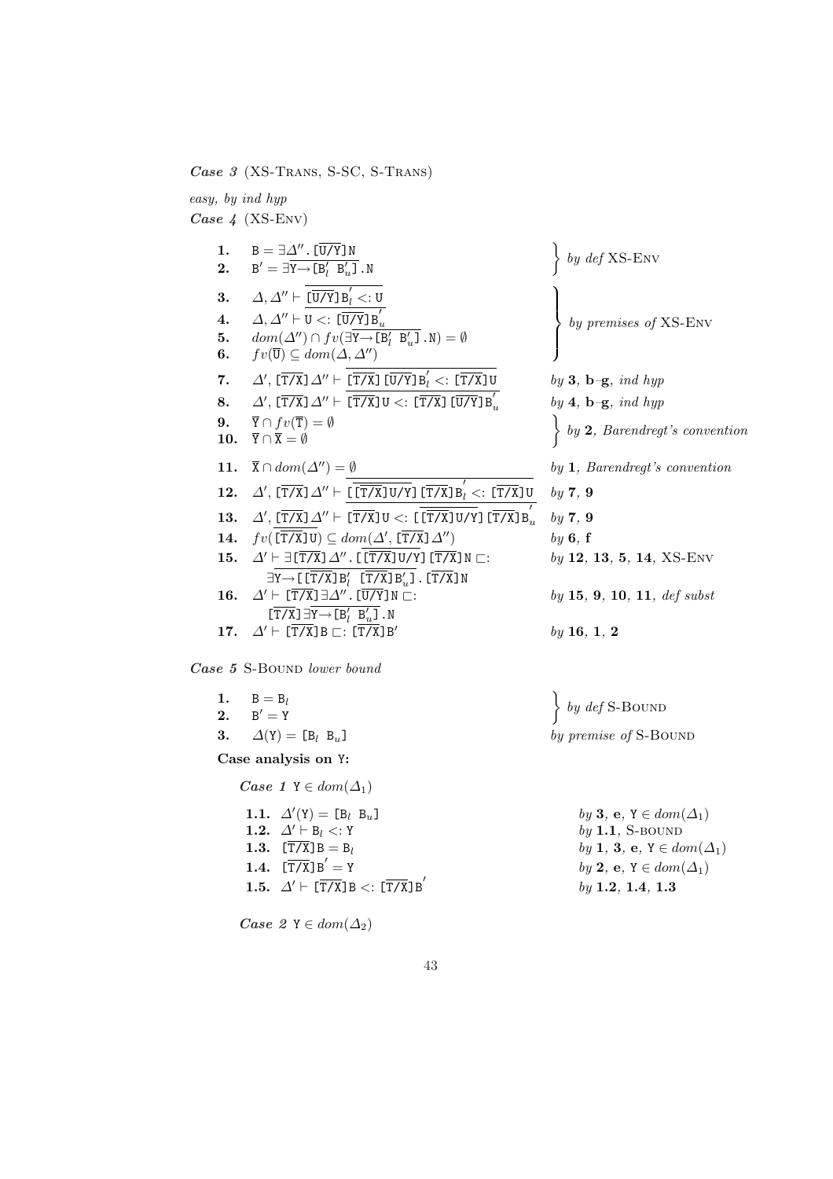***Case 3*** (XS-Trans, S-SC, S-Trans)

*easy, by ind hyp*

***Case 4*** (XS-Env)

| | | |
|---|---|---|
| **1.** | $\mathtt{B} = \exists\Delta''.\,[\overline{\mathtt{U/Y}}]\,\mathtt{N}$ | by def XS-Env |
| **2.** | $\mathtt{B}' = \exists\overline{\mathtt{Y}\to[\mathtt{B}'_l\ \mathtt{B}'_u]}.\,\mathtt{N}$ | by def XS-Env |
| **3.** | $\Delta,\Delta'' \vdash \overline{[\overline{\mathtt{U/Y}}]\mathtt{B}'_l <: \mathtt{U}}$ | by premises of XS-Env |
| **4.** | $\Delta,\Delta'' \vdash \overline{\mathtt{U} <: [\overline{\mathtt{U/Y}}]\mathtt{B}'_u}$ | by premises of XS-Env |
| **5.** | $dom(\Delta'') \cap fv(\exists\overline{\mathtt{Y}\to[\mathtt{B}'_l\ \mathtt{B}'_u]}.\,\mathtt{N}) = \emptyset$ | by premises of XS-Env |
| **6.** | $fv(\overline{\mathtt{U}}) \subseteq dom(\Delta,\Delta'')$ | by premises of XS-Env |
| **7.** | $\Delta', [\overline{\mathtt{T/X}}]\,\Delta'' \vdash \overline{[\overline{\mathtt{T/X}}]\,[\overline{\mathtt{U/Y}}]\mathtt{B}'_l <: [\overline{\mathtt{T/X}}]\mathtt{U}}$ | by **3**, **b**–**g**, *ind hyp* |
| **8.** | $\Delta', [\overline{\mathtt{T/X}}]\,\Delta'' \vdash \overline{[\overline{\mathtt{T/X}}]\mathtt{U} <: [\overline{\mathtt{T/X}}]\,[\overline{\mathtt{U/Y}}]\mathtt{B}'_u}$ | by **4**, **b**–**g**, *ind hyp* |
| **9.** | $\overline{\mathtt{Y}} \cap fv(\overline{\mathtt{T}}) = \emptyset$ | by **2**, *Barendregt's convention* |
| **10.** | $\overline{\mathtt{Y}} \cap \overline{\mathtt{X}} = \emptyset$ | by **2**, *Barendregt's convention* |
| **11.** | $\overline{\mathtt{X}} \cap dom(\Delta'') = \emptyset$ | by **1**, *Barendregt's convention* |
| **12.** | $\Delta', [\overline{\mathtt{T/X}}]\,\Delta'' \vdash \overline{[\overline{[\overline{\mathtt{T/X}}]\mathtt{U/Y}}]\,[\overline{\mathtt{T/X}}]\mathtt{B}'_l <: [\overline{\mathtt{T/X}}]\mathtt{U}}$ | by **7**, **9** |
| **13.** | $\Delta', [\overline{\mathtt{T/X}}]\,\Delta'' \vdash \overline{[\overline{\mathtt{T/X}}]\mathtt{U} <: [\overline{[\overline{\mathtt{T/X}}]\mathtt{U/Y}}]\,[\overline{\mathtt{T/X}}]\mathtt{B}'_u}$ | by **7**, **9** |
| **14.** | $fv(\overline{[\overline{\mathtt{T/X}}]\mathtt{U}}) \subseteq dom(\Delta', [\overline{\mathtt{T/X}}]\,\Delta'')$ | by **6**, **f** |
| **15.** | $\Delta' \vdash \exists[\overline{\mathtt{T/X}}]\,\Delta''.\,[\overline{[\overline{\mathtt{T/X}}]\mathtt{U/Y}}]\,[\overline{\mathtt{T/X}}]\mathtt{N} \sqsubset: \exists\overline{\mathtt{Y}\to[[\overline{\mathtt{T/X}}]\mathtt{B}'_l\ \ [\overline{\mathtt{T/X}}]\mathtt{B}'_u]}.\,[\overline{\mathtt{T/X}}]\mathtt{N}$ | by **12**, **13**, **5**, **14**, XS-Env |
| **16.** | $\Delta' \vdash [\overline{\mathtt{T/X}}]\,\exists\Delta''.\,[\overline{\mathtt{U/Y}}]\mathtt{N} \sqsubset: [\overline{\mathtt{T/X}}]\,\exists\overline{\mathtt{Y}\to[\mathtt{B}'_l\ \mathtt{B}'_u]}.\,\mathtt{N}$ | by **15**, **9**, **10**, **11**, *def subst* |
| **17.** | $\Delta' \vdash [\overline{\mathtt{T/X}}]\mathtt{B} \sqsubset: [\overline{\mathtt{T/X}}]\mathtt{B}'$ | by **16**, **1**, **2** |

***Case 5*** S-Bound *lower bound*

| | | |
|---|---|---|
| **1.** | $\mathtt{B} = \mathtt{B}_l$ | by def S-Bound |
| **2.** | $\mathtt{B}' = \mathtt{Y}$ | by def S-Bound |
| **3.** | $\Delta(\mathtt{Y}) = [\mathtt{B}_l\ \mathtt{B}_u]$ | by premise of S-Bound |

**Case analysis on Y:**

***Case 1*** $\mathtt{Y} \in dom(\Delta_1)$

| | | |
|---|---|---|
| **1.1.** | $\Delta'(\mathtt{Y}) = [\mathtt{B}_l\ \mathtt{B}_u]$ | by **3**, **e**, $\mathtt{Y} \in dom(\Delta_1)$ |
| **1.2.** | $\Delta' \vdash \mathtt{B}_l <: \mathtt{Y}$ | by **1.1**, S-bound |
| **1.3.** | $[\overline{\mathtt{T/X}}]\mathtt{B} = \mathtt{B}_l$ | by **1**, **3**, **e**, $\mathtt{Y} \in dom(\Delta_1)$ |
| **1.4.** | $[\overline{\mathtt{T/X}}]\mathtt{B}' = \mathtt{Y}$ | by **2**, **e**, $\mathtt{Y} \in dom(\Delta_1)$ |
| **1.5.** | $\Delta' \vdash [\overline{\mathtt{T/X}}]\mathtt{B} <: [\overline{\mathtt{T/X}}]\mathtt{B}'$ | by **1.2**, **1.4**, **1.3** |

***Case 2*** $\mathtt{Y} \in dom(\Delta_2)$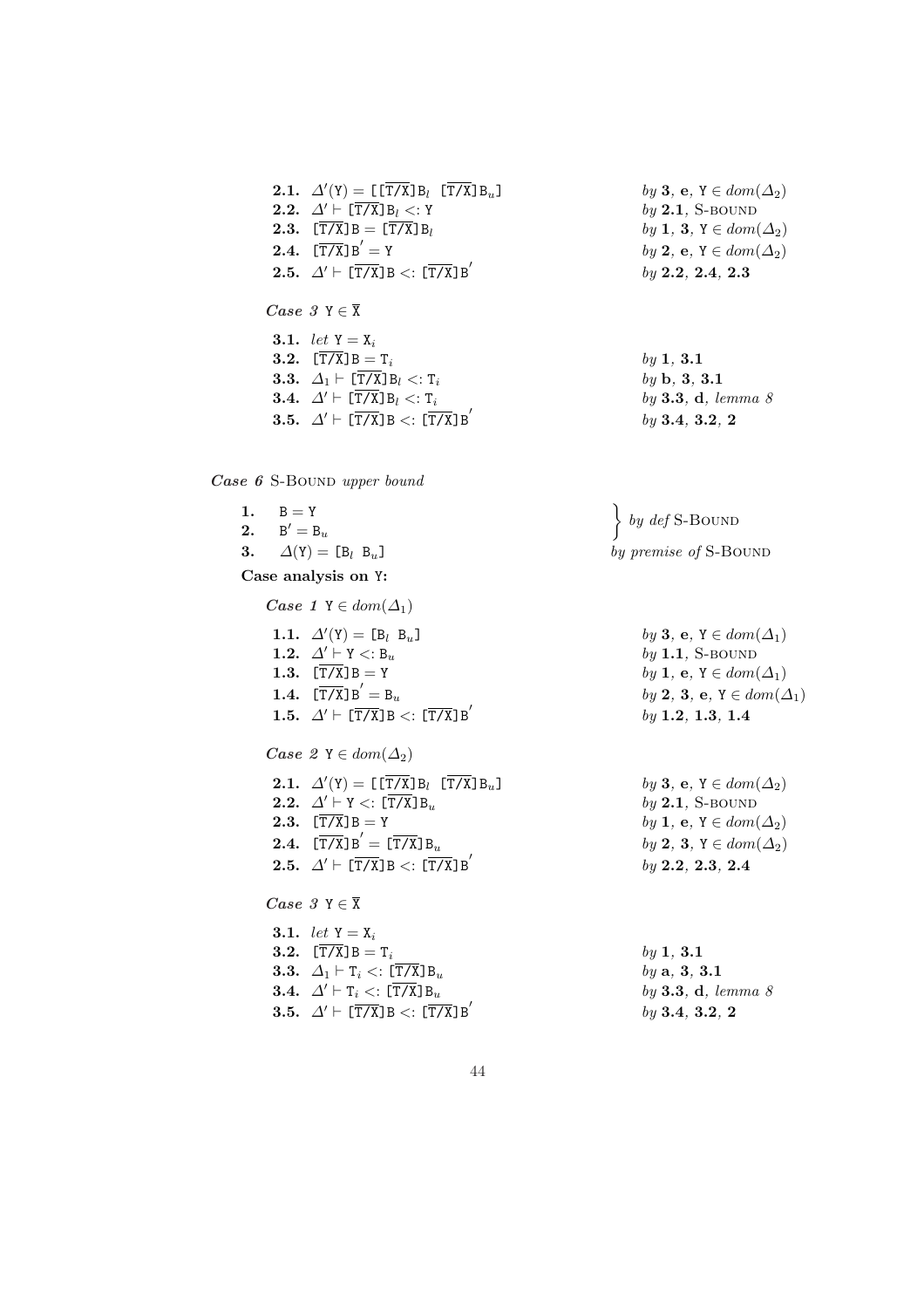**2.1.** $\Delta'(\mathtt{Y}) = [[\overline{\mathtt{T}/\mathtt{X}}]\mathtt{B}_l\ \ [\overline{\mathtt{T}/\mathtt{X}}]\mathtt{B}_u]$ — *by* **3**, **e**, $\mathtt{Y} \in dom(\Delta_2)$

**2.2.** $\Delta' \vdash [\overline{\mathtt{T}/\mathtt{X}}]\mathtt{B}_l <: \mathtt{Y}$ — *by* **2.1**, S-BOUND

**2.3.** $[\overline{\mathtt{T}/\mathtt{X}}]\mathtt{B} = [\overline{\mathtt{T}/\mathtt{X}}]\mathtt{B}_l$ — *by* **1**, **3**, $\mathtt{Y} \in dom(\Delta_2)$

**2.4.** $[\overline{\mathtt{T}/\mathtt{X}}]\mathtt{B}' = \mathtt{Y}$ — *by* **2**, **e**, $\mathtt{Y} \in dom(\Delta_2)$

**2.5.** $\Delta' \vdash [\overline{\mathtt{T}/\mathtt{X}}]\mathtt{B} <: [\overline{\mathtt{T}/\mathtt{X}}]\mathtt{B}'$ — *by* **2.2**, **2.4**, **2.3**

***Case 3*** $\mathtt{Y} \in \overline{\mathtt{X}}$

**3.1.** *let* $\mathtt{Y} = \mathtt{X}_i$

**3.2.** $[\overline{\mathtt{T}/\mathtt{X}}]\mathtt{B} = \mathtt{T}_i$ — *by* **1**, **3.1**

**3.3.** $\Delta_1 \vdash [\overline{\mathtt{T}/\mathtt{X}}]\mathtt{B}_l <: \mathtt{T}_i$ — *by* **b**, **3**, **3.1**

**3.4.** $\Delta' \vdash [\overline{\mathtt{T}/\mathtt{X}}]\mathtt{B}_l <: \mathtt{T}_i$ — *by* **3.3**, **d**, *lemma 8*

**3.5.** $\Delta' \vdash [\overline{\mathtt{T}/\mathtt{X}}]\mathtt{B} <: [\overline{\mathtt{T}/\mathtt{X}}]\mathtt{B}'$ — *by* **3.4**, **3.2**, **2**

***Case 6*** S-BOUND *upper bound*

**1.** $\mathtt{B} = \mathtt{Y}$ — *by def* S-BOUND

**2.** $\mathtt{B}' = \mathtt{B}_u$ — *by def* S-BOUND

**3.** $\Delta(\mathtt{Y}) = [\mathtt{B}_l\ \ \mathtt{B}_u]$ — *by premise of* S-BOUND

**Case analysis on Y:**

***Case 1*** $\mathtt{Y} \in dom(\Delta_1)$

**1.1.** $\Delta'(\mathtt{Y}) = [\mathtt{B}_l\ \ \mathtt{B}_u]$ — *by* **3**, **e**, $\mathtt{Y} \in dom(\Delta_1)$

**1.2.** $\Delta' \vdash \mathtt{Y} <: \mathtt{B}_u$ — *by* **1.1**, S-BOUND

**1.3.** $[\overline{\mathtt{T}/\mathtt{X}}]\mathtt{B} = \mathtt{Y}$ — *by* **1**, **e**, $\mathtt{Y} \in dom(\Delta_1)$

**1.4.** $[\overline{\mathtt{T}/\mathtt{X}}]\mathtt{B}' = \mathtt{B}_u$ — *by* **2**, **3**, **e**, $\mathtt{Y} \in dom(\Delta_1)$

**1.5.** $\Delta' \vdash [\overline{\mathtt{T}/\mathtt{X}}]\mathtt{B} <: [\overline{\mathtt{T}/\mathtt{X}}]\mathtt{B}'$ — *by* **1.2**, **1.3**, **1.4**

***Case 2*** $\mathtt{Y} \in dom(\Delta_2)$

**2.1.** $\Delta'(\mathtt{Y}) = [[\overline{\mathtt{T}/\mathtt{X}}]\mathtt{B}_l\ \ [\overline{\mathtt{T}/\mathtt{X}}]\mathtt{B}_u]$ — *by* **3**, **e**, $\mathtt{Y} \in dom(\Delta_2)$

**2.2.** $\Delta' \vdash \mathtt{Y} <: [\overline{\mathtt{T}/\mathtt{X}}]\mathtt{B}_u$ — *by* **2.1**, S-BOUND

**2.3.** $[\overline{\mathtt{T}/\mathtt{X}}]\mathtt{B} = \mathtt{Y}$ — *by* **1**, **e**, $\mathtt{Y} \in dom(\Delta_2)$

**2.4.** $[\overline{\mathtt{T}/\mathtt{X}}]\mathtt{B}' = [\overline{\mathtt{T}/\mathtt{X}}]\mathtt{B}_u$ — *by* **2**, **3**, $\mathtt{Y} \in dom(\Delta_2)$

**2.5.** $\Delta' \vdash [\overline{\mathtt{T}/\mathtt{X}}]\mathtt{B} <: [\overline{\mathtt{T}/\mathtt{X}}]\mathtt{B}'$ — *by* **2.2**, **2.3**, **2.4**

***Case 3*** $\mathtt{Y} \in \overline{\mathtt{X}}$

**3.1.** *let* $\mathtt{Y} = \mathtt{X}_i$

**3.2.** $[\overline{\mathtt{T}/\mathtt{X}}]\mathtt{B} = \mathtt{T}_i$ — *by* **1**, **3.1**

**3.3.** $\Delta_1 \vdash \mathtt{T}_i <: [\overline{\mathtt{T}/\mathtt{X}}]\mathtt{B}_u$ — *by* **a**, **3**, **3.1**

**3.4.** $\Delta' \vdash \mathtt{T}_i <: [\overline{\mathtt{T}/\mathtt{X}}]\mathtt{B}_u$ — *by* **3.3**, **d**, *lemma 8*

**3.5.** $\Delta' \vdash [\overline{\mathtt{T}/\mathtt{X}}]\mathtt{B} <: [\overline{\mathtt{T}/\mathtt{X}}]\mathtt{B}'$ — *by* **3.4**, **3.2**, **2**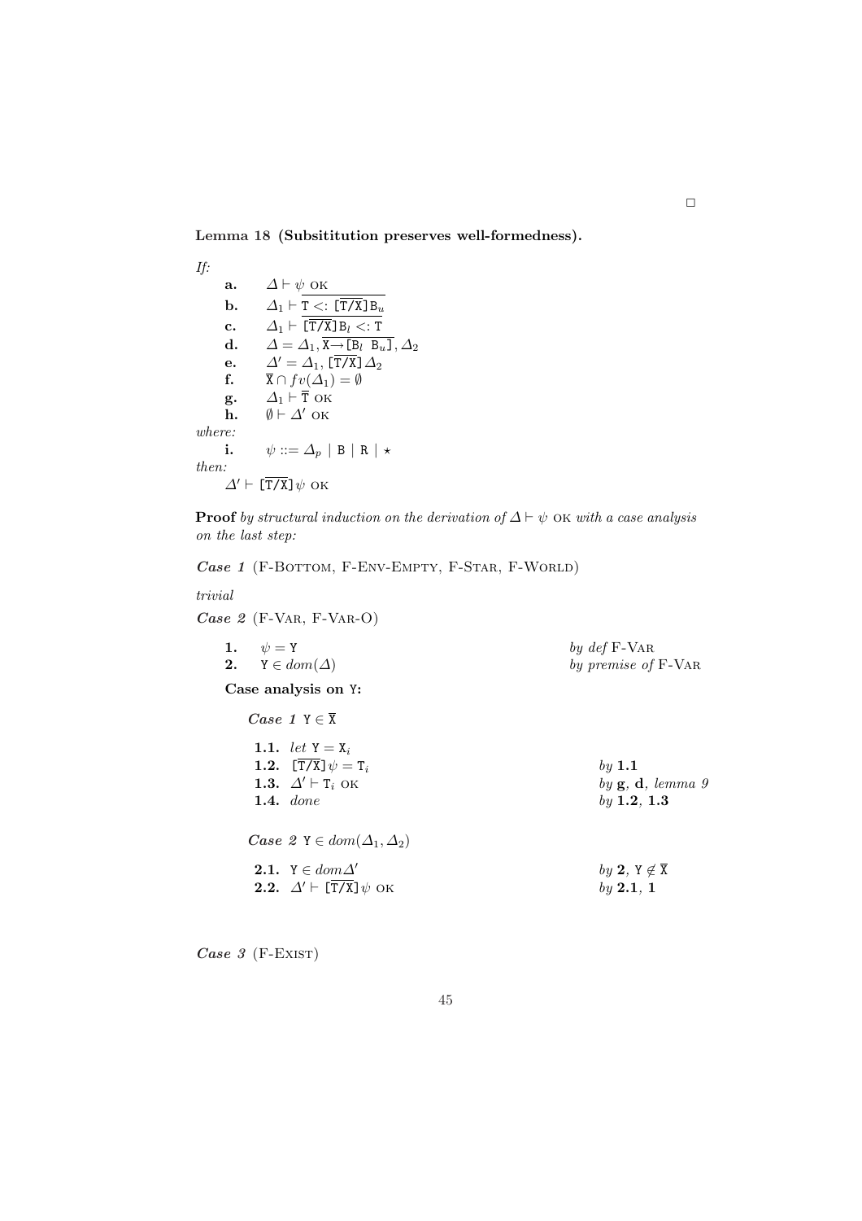□

**Lemma 18 (Subsititution preserves well-formedness).**

*If:*

| | |
|---|---|
| **a.** | $\Delta \vdash \psi$ OK |
| **b.** | $\Delta_1 \vdash \overline{\mathtt{T} <: [\overline{\mathtt{T}/\mathtt{X}}]\mathtt{B}_u}$ |
| **c.** | $\Delta_1 \vdash \overline{[\overline{\mathtt{T}/\mathtt{X}}]\mathtt{B}_l <: \mathtt{T}}$ |
| **d.** | $\Delta = \Delta_1, \overline{\mathtt{X} \rightarrow [\mathtt{B}_l\ \mathtt{B}_u]}, \Delta_2$ |
| **e.** | $\Delta' = \Delta_1, [\overline{\mathtt{T}/\mathtt{X}}]\Delta_2$ |
| **f.** | $\overline{\mathtt{X}} \cap fv(\Delta_1) = \emptyset$ |
| **g.** | $\Delta_1 \vdash \overline{\mathtt{T}}$ OK |
| **h.** | $\emptyset \vdash \Delta'$ OK |

*where:*

| | |
|---|---|
| **i.** | $\psi ::= \Delta_p \mid \mathtt{B} \mid \mathtt{R} \mid \star$ |

*then:*

$\Delta' \vdash [\overline{\mathtt{T}/\mathtt{X}}]\psi$ OK

**Proof** *by structural induction on the derivation of $\Delta \vdash \psi$ OK with a case analysis on the last step:*

***Case 1*** (F-Bottom, F-Env-Empty, F-Star, F-World)

*trivial*

***Case 2*** (F-Var, F-Var-O)

| | | |
|---|---|---|
| **1.** | $\psi = \mathtt{Y}$ | *by def* F-Var |
| **2.** | $\mathtt{Y} \in dom(\Delta)$ | *by premise of* F-Var |

**Case analysis on Y:**

***Case 1*** $\mathtt{Y} \in \overline{\mathtt{X}}$

| | | |
|---|---|---|
| **1.1.** | *let* $\mathtt{Y} = \mathtt{X}_i$ | |
| **1.2.** | $[\overline{\mathtt{T}/\mathtt{X}}]\psi = \mathtt{T}_i$ | *by* **1.1** |
| **1.3.** | $\Delta' \vdash \mathtt{T}_i$ OK | *by* **g**, **d**, *lemma 9* |
| **1.4.** | *done* | *by* **1.2**, **1.3** |

***Case 2*** $\mathtt{Y} \in dom(\Delta_1, \Delta_2)$

| | | |
|---|---|---|
| **2.1.** | $\mathtt{Y} \in dom\Delta'$ | *by* **2**, $\mathtt{Y} \notin \overline{\mathtt{X}}$ |
| **2.2.** | $\Delta' \vdash [\overline{\mathtt{T}/\mathtt{X}}]\psi$ OK | *by* **2.1**, **1** |

***Case 3*** (F-Exist)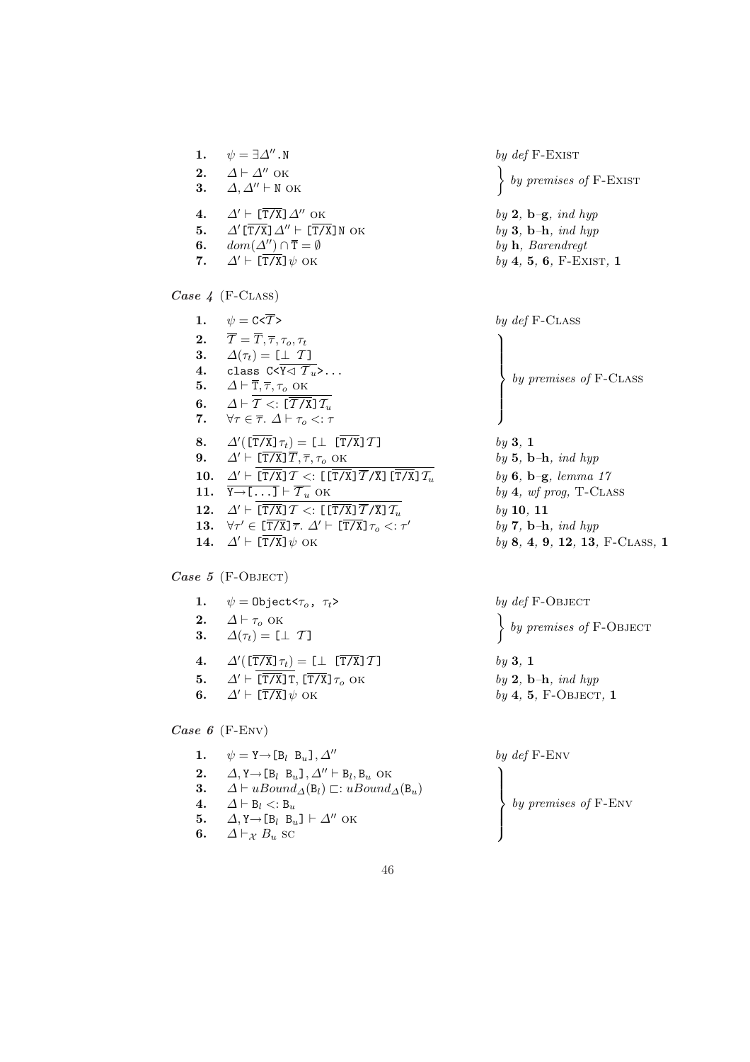| | | |
|---|---|---|
| **1.** | $\psi = \exists\Delta''.\mathtt{N}$ | *by def* F-Exist |
| **2.** | $\Delta \vdash \Delta''$ OK | *by premises of* F-Exist |
| **3.** | $\Delta, \Delta'' \vdash \mathtt{N}$ OK | |
| **4.** | $\Delta' \vdash [\overline{\mathtt{T}/\mathtt{X}}]\Delta''$ OK | *by* **2**, **b**–**g**, *ind hyp* |
| **5.** | $\Delta'[\overline{\mathtt{T}/\mathtt{X}}]\Delta'' \vdash [\overline{\mathtt{T}/\mathtt{X}}]\mathtt{N}$ OK | *by* **3**, **b**–**h**, *ind hyp* |
| **6.** | $dom(\Delta'') \cap \overline{\mathtt{T}} = \emptyset$ | *by* **h**, *Barendregt* |
| **7.** | $\Delta' \vdash [\overline{\mathtt{T}/\mathtt{X}}]\psi$ OK | *by* **4**, **5**, **6**, F-Exist, **1** |

***Case 4*** (F-Class)

| | | |
|---|---|---|
| **1.** | $\psi = \mathtt{C}\texttt{<}\overline{\mathcal{T}}\texttt{>}$ | *by def* F-Class |
| **2.** | $\overline{\mathcal{T}} = \overline{\mathtt{T}}, \overline{\tau}, \tau_o, \tau_t$ | *by premises of* F-Class |
| **3.** | $\Delta(\tau_t) = [\bot\ \ \mathcal{T}]$ | |
| **4.** | $\mathtt{class\ C}\texttt{<}\overline{\mathtt{Y} \lhd \mathcal{T}_u}\texttt{>}\ldots$ | |
| **5.** | $\Delta \vdash \overline{\mathtt{T}}, \overline{\tau}, \tau_o$ OK | |
| **6.** | $\Delta \vdash \overline{\mathcal{T} <: [\overline{\mathcal{T}/\mathtt{X}}]\mathcal{T}_u}$ | |
| **7.** | $\forall \tau \in \overline{\tau}.\ \Delta \vdash \tau_o <: \tau$ | |
| **8.** | $\Delta'([\overline{\mathtt{T}/\mathtt{X}}]\tau_t) = [\bot\ \ [\overline{\mathtt{T}/\mathtt{X}}]\mathcal{T}]$ | *by* **3**, **1** |
| **9.** | $\Delta' \vdash [\overline{\mathtt{T}/\mathtt{X}}]\overline{\mathcal{T}}, \overline{\tau}, \tau_o$ OK | *by* **5**, **b**–**h**, *ind hyp* |
| **10.** | $\Delta' \vdash \overline{[\overline{\mathtt{T}/\mathtt{X}}]\mathcal{T} <: [[\overline{\mathtt{T}/\mathtt{X}}]\overline{\mathcal{T}}/\mathtt{X}][\overline{\mathtt{T}/\mathtt{X}}]\mathcal{T}_u}$ | *by* **6**, **b**–**g**, *lemma 17* |
| **11.** | $\overline{\mathtt{Y} \rightarrow [\ldots]} \vdash \overline{\mathcal{T}_u}$ OK | *by* **4**, *wf prog*, T-Class |
| **12.** | $\Delta' \vdash \overline{[\overline{\mathtt{T}/\mathtt{X}}]\mathcal{T} <: [[\overline{\mathtt{T}/\mathtt{X}}]\overline{\mathcal{T}}/\mathtt{X}]\mathcal{T}_u}$ | *by* **10**, **11** |
| **13.** | $\forall \tau' \in [\overline{\mathtt{T}/\mathtt{X}}]\overline{\tau}.\ \Delta' \vdash [\overline{\mathtt{T}/\mathtt{X}}]\tau_o <: \tau'$ | *by* **7**, **b**–**h**, *ind hyp* |
| **14.** | $\Delta' \vdash [\overline{\mathtt{T}/\mathtt{X}}]\psi$ OK | *by* **8**, **4**, **9**, **12**, **13**, F-Class, **1** |

***Case 5*** (F-Object)

| | | |
|---|---|---|
| **1.** | $\psi = \mathtt{Object}\texttt{<}\tau_o,\ \tau_t\texttt{>}$ | *by def* F-Object |
| **2.** | $\Delta \vdash \tau_o$ OK | *by premises of* F-Object |
| **3.** | $\Delta(\tau_t) = [\bot\ \ \mathcal{T}]$ | |
| **4.** | $\Delta'([\overline{\mathtt{T}/\mathtt{X}}]\tau_t) = [\bot\ \ [\overline{\mathtt{T}/\mathtt{X}}]\mathcal{T}]$ | *by* **3**, **1** |
| **5.** | $\Delta' \vdash \overline{[\overline{\mathtt{T}/\mathtt{X}}]\mathtt{T}}, [\overline{\mathtt{T}/\mathtt{X}}]\tau_o$ OK | *by* **2**, **b**–**h**, *ind hyp* |
| **6.** | $\Delta' \vdash [\overline{\mathtt{T}/\mathtt{X}}]\psi$ OK | *by* **4**, **5**, F-Object, **1** |

***Case 6*** (F-Env)

| | | |
|---|---|---|
| **1.** | $\psi = \mathtt{Y} \rightarrow [\mathtt{B}_l\ \ \mathtt{B}_u], \Delta''$ | *by def* F-Env |
| **2.** | $\Delta, \mathtt{Y} \rightarrow [\mathtt{B}_l\ \ \mathtt{B}_u], \Delta'' \vdash \mathtt{B}_l, \mathtt{B}_u$ OK | *by premises of* F-Env |
| **3.** | $\Delta \vdash uBound_{\Delta}(\mathtt{B}_l) \sqsubset: uBound_{\Delta}(\mathtt{B}_u)$ | |
| **4.** | $\Delta \vdash \mathtt{B}_l <: \mathtt{B}_u$ | |
| **5.** | $\Delta, \mathtt{Y} \rightarrow [\mathtt{B}_l\ \ \mathtt{B}_u] \vdash \Delta''$ OK | |
| **6.** | $\Delta \vdash_{\mathcal{X}} B_u$ SC | |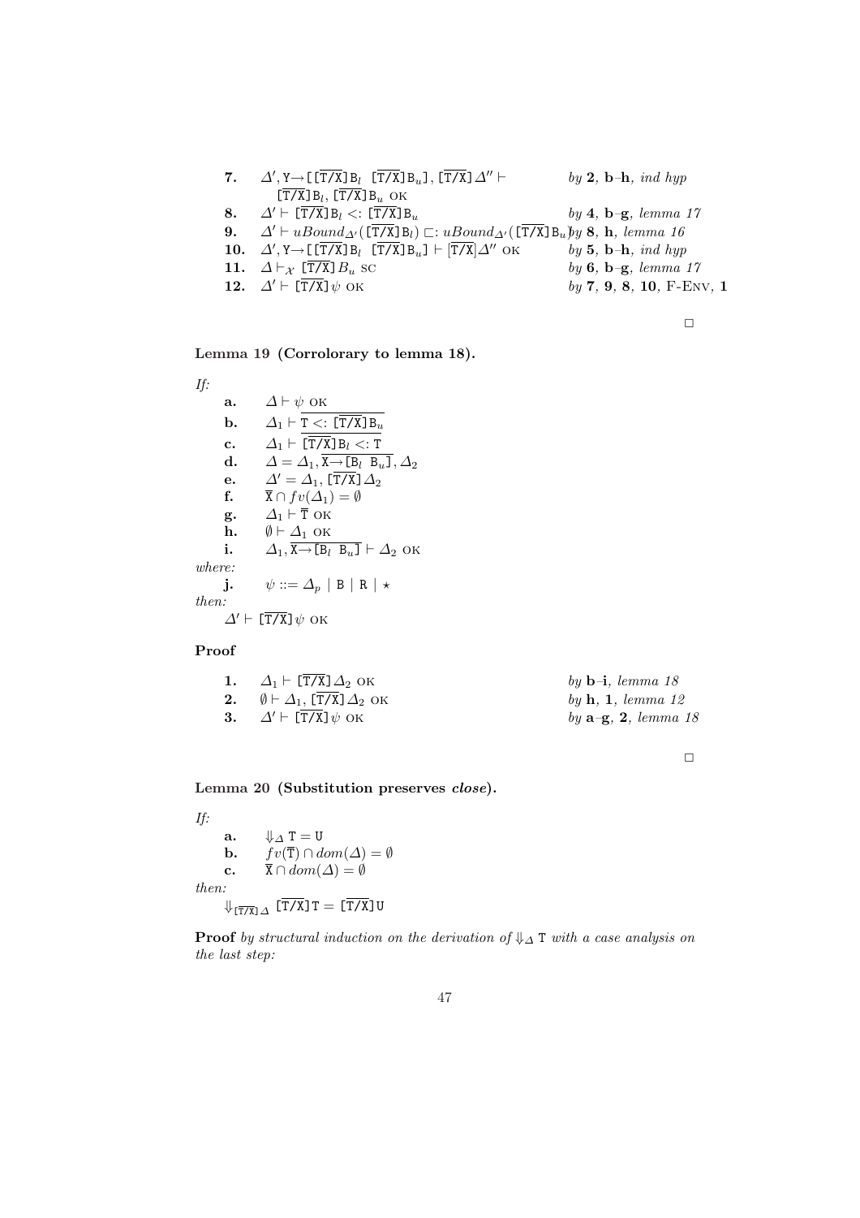| | | |
|---|---|---|
| **7.** | $\Delta', \mathtt{Y}\rightarrow[[\overline{\mathtt{T}/\mathtt{X}}]\mathtt{B}_l\ \ [\overline{\mathtt{T}/\mathtt{X}}]\mathtt{B}_u], [\overline{\mathtt{T}/\mathtt{X}}]\Delta'' \vdash$ $[\overline{\mathtt{T}/\mathtt{X}}]\mathtt{B}_l, [\overline{\mathtt{T}/\mathtt{X}}]\mathtt{B}_u$ OK | *by* **2**, **b**–**h**, *ind hyp* |
| **8.** | $\Delta' \vdash [\overline{\mathtt{T}/\mathtt{X}}]\mathtt{B}_l <: [\overline{\mathtt{T}/\mathtt{X}}]\mathtt{B}_u$ | *by* **4**, **b**–**g**, *lemma 17* |
| **9.** | $\Delta' \vdash uBound_{\Delta'}([\overline{\mathtt{T}/\mathtt{X}}]\mathtt{B}_l) \sqsubset: uBound_{\Delta'}([\overline{\mathtt{T}/\mathtt{X}}]\mathtt{B}_u)$ | *by* **8**, **h**, *lemma 16* |
| **10.** | $\Delta', \mathtt{Y}\rightarrow[[\overline{\mathtt{T}/\mathtt{X}}]\mathtt{B}_l\ \ [\overline{\mathtt{T}/\mathtt{X}}]\mathtt{B}_u] \vdash [\overline{\mathtt{T}/\mathtt{X}}]\Delta''$ OK | *by* **5**, **b**–**h**, *ind hyp* |
| **11.** | $\Delta \vdash_{\mathcal{X}} [\overline{\mathtt{T}/\mathtt{X}}]B_u$ SC | *by* **6**, **b**–**g**, *lemma 17* |
| **12.** | $\Delta' \vdash [\overline{\mathtt{T}/\mathtt{X}}]\psi$ OK | *by* **7**, **9**, **8**, **10**, F-ENV, **1** |

□

**Lemma 19 (Corrolorary to lemma 18).**

*If:*

- **a.** $\Delta \vdash \psi$ OK
- **b.** $\Delta_1 \vdash \overline{\mathtt{T} <: [\overline{\mathtt{T}/\mathtt{X}}]\mathtt{B}_u}$
- **c.** $\Delta_1 \vdash \overline{[\overline{\mathtt{T}/\mathtt{X}}]\mathtt{B}_l <: \mathtt{T}}$
- **d.** $\Delta = \Delta_1, \overline{\mathtt{X}\rightarrow[\mathtt{B}_l\ \ \mathtt{B}_u]}, \Delta_2$
- **e.** $\Delta' = \Delta_1, [\overline{\mathtt{T}/\mathtt{X}}]\Delta_2$
- **f.** $\overline{\mathtt{X}} \cap fv(\Delta_1) = \emptyset$
- **g.** $\Delta_1 \vdash \overline{\mathtt{T}}$ OK
- **h.** $\emptyset \vdash \Delta_1$ OK
- **i.** $\Delta_1, \overline{\mathtt{X}\rightarrow[\mathtt{B}_l\ \ \mathtt{B}_u]} \vdash \Delta_2$ OK

*where:*

- **j.** $\psi ::= \Delta_p \mid \mathtt{B} \mid \mathtt{R} \mid \star$

*then:*

$\Delta' \vdash [\overline{\mathtt{T}/\mathtt{X}}]\psi$ OK

**Proof**

| | | |
|---|---|---|
| **1.** | $\Delta_1 \vdash [\overline{\mathtt{T}/\mathtt{X}}]\Delta_2$ OK | *by* **b**–**i**, *lemma 18* |
| **2.** | $\emptyset \vdash \Delta_1, [\overline{\mathtt{T}/\mathtt{X}}]\Delta_2$ OK | *by* **h**, **1**, *lemma 12* |
| **3.** | $\Delta' \vdash [\overline{\mathtt{T}/\mathtt{X}}]\psi$ OK | *by* **a**–**g**, **2**, *lemma 18* |

□

**Lemma 20 (Substitution preserves *close*).**

*If:*

- **a.** $\Downarrow_{\Delta} \mathtt{T} = \mathtt{U}$
- **b.** $fv(\overline{\mathtt{T}}) \cap dom(\Delta) = \emptyset$
- **c.** $\overline{\mathtt{X}} \cap dom(\Delta) = \emptyset$

*then:*

$\Downarrow_{[\overline{\mathtt{T}/\mathtt{X}}]\Delta} [\overline{\mathtt{T}/\mathtt{X}}]\mathtt{T} = [\overline{\mathtt{T}/\mathtt{X}}]\mathtt{U}$

**Proof** *by structural induction on the derivation of* $\Downarrow_{\Delta} \mathtt{T}$ *with a case analysis on the last step:*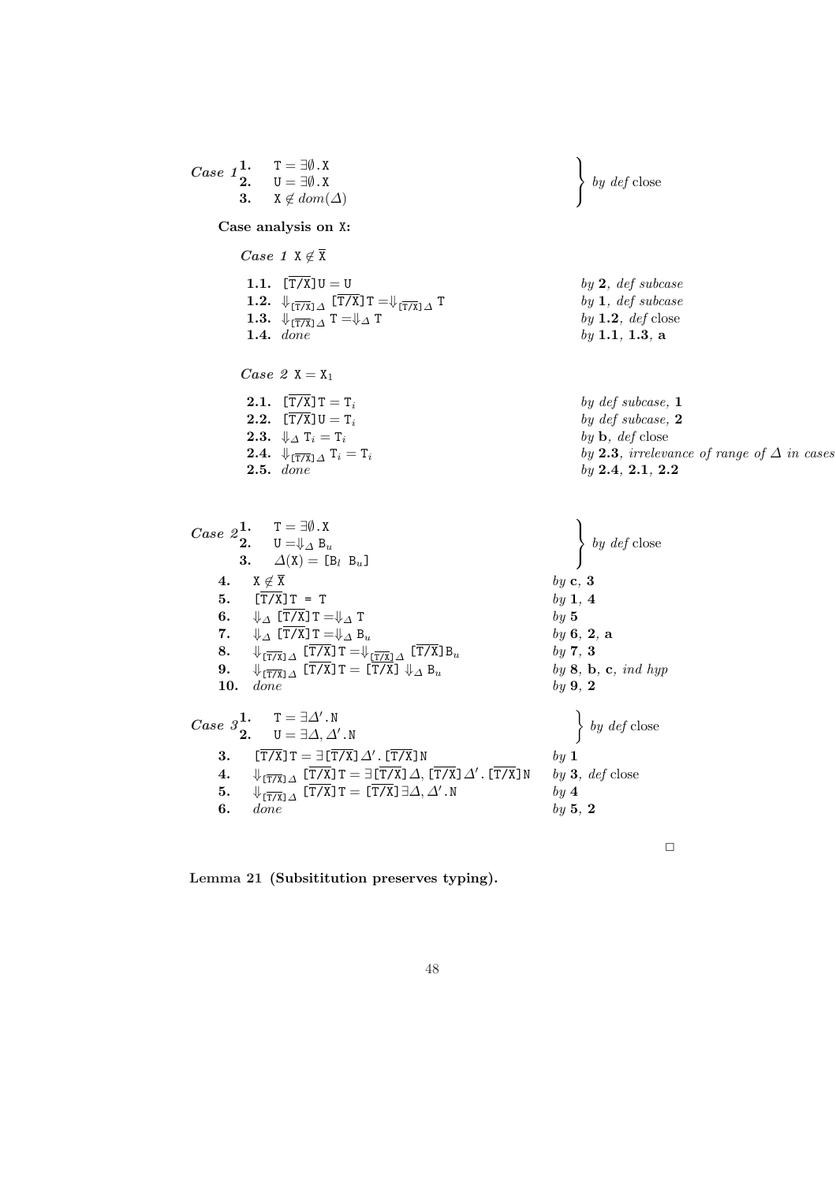*Case 1*

| | | |
|---|---|---|
| **1.** | $\mathtt{T} = \exists\emptyset.\mathtt{X}$ | *by def* close |
| **2.** | $\mathtt{U} = \exists\emptyset.\mathtt{X}$ | |
| **3.** | $\mathtt{X} \notin dom(\Delta)$ | |

**Case analysis on X:**

*Case 1* $\mathtt{X} \notin \overline{\mathtt{X}}$

| | | |
|---|---|---|
| **1.1.** | $[\overline{\mathtt{T}/\mathtt{X}}]\mathtt{U} = \mathtt{U}$ | *by* **2**, *def subcase* |
| **1.2.** | $\Downarrow_{[\overline{\mathtt{T}/\mathtt{X}}]\Delta} [\overline{\mathtt{T}/\mathtt{X}}]\mathtt{T} = \Downarrow_{[\overline{\mathtt{T}/\mathtt{X}}]\Delta} \mathtt{T}$ | *by* **1**, *def subcase* |
| **1.3.** | $\Downarrow_{[\overline{\mathtt{T}/\mathtt{X}}]\Delta} \mathtt{T} = \Downarrow_{\Delta} \mathtt{T}$ | *by* **1.2**, *def* close |
| **1.4.** | *done* | *by* **1.1**, **1.3**, **a** |

*Case 2* $\mathtt{X} = \mathtt{X}_1$

| | | |
|---|---|---|
| **2.1.** | $[\overline{\mathtt{T}/\mathtt{X}}]\mathtt{T} = \mathtt{T}_i$ | *by def subcase,* **1** |
| **2.2.** | $[\overline{\mathtt{T}/\mathtt{X}}]\mathtt{U} = \mathtt{T}_i$ | *by def subcase,* **2** |
| **2.3.** | $\Downarrow_{\Delta} \mathtt{T}_i = \mathtt{T}_i$ | *by* **b**, *def* close |
| **2.4.** | $\Downarrow_{[\overline{\mathtt{T}/\mathtt{X}}]\Delta} \mathtt{T}_i = \mathtt{T}_i$ | *by* **2.3**, *irrelevance of range of* $\Delta$ *in cases* |
| **2.5.** | *done* | *by* **2.4**, **2.1**, **2.2** |

*Case 2*

| | | |
|---|---|---|
| **1.** | $\mathtt{T} = \exists\emptyset.\mathtt{X}$ | *by def* close |
| **2.** | $\mathtt{U} = \Downarrow_{\Delta} \mathtt{B}_u$ | |
| **3.** | $\Delta(\mathtt{X}) = [\mathtt{B}_l\ \mathtt{B}_u]$ | |
| **4.** | $\mathtt{X} \notin \overline{\mathtt{X}}$ | *by* **c**, **3** |
| **5.** | $[\overline{\mathtt{T}/\mathtt{X}}]\mathtt{T} = \mathtt{T}$ | *by* **1**, **4** |
| **6.** | $\Downarrow_{\Delta} [\overline{\mathtt{T}/\mathtt{X}}]\mathtt{T} = \Downarrow_{\Delta} \mathtt{T}$ | *by* **5** |
| **7.** | $\Downarrow_{\Delta} [\overline{\mathtt{T}/\mathtt{X}}]\mathtt{T} = \Downarrow_{\Delta} \mathtt{B}_u$ | *by* **6**, **2**, **a** |
| **8.** | $\Downarrow_{[\overline{\mathtt{T}/\mathtt{X}}]\Delta} [\overline{\mathtt{T}/\mathtt{X}}]\mathtt{T} = \Downarrow_{[\overline{\mathtt{T}/\mathtt{X}}]\Delta} [\overline{\mathtt{T}/\mathtt{X}}]\mathtt{B}_u$ | *by* **7**, **3** |
| **9.** | $\Downarrow_{[\overline{\mathtt{T}/\mathtt{X}}]\Delta} [\overline{\mathtt{T}/\mathtt{X}}]\mathtt{T} = [\overline{\mathtt{T}/\mathtt{X}}] \Downarrow_{\Delta} \mathtt{B}_u$ | *by* **8**, **b**, **c**, *ind hyp* |
| **10.** | *done* | *by* **9**, **2** |

*Case 3*

| | | |
|---|---|---|
| **1.** | $\mathtt{T} = \exists\Delta'.\mathtt{N}$ | *by def* close |
| **2.** | $\mathtt{U} = \exists\Delta,\Delta'.\mathtt{N}$ | |
| **3.** | $[\overline{\mathtt{T}/\mathtt{X}}]\mathtt{T} = \exists[\overline{\mathtt{T}/\mathtt{X}}]\Delta'.[\overline{\mathtt{T}/\mathtt{X}}]\mathtt{N}$ | *by* **1** |
| **4.** | $\Downarrow_{[\overline{\mathtt{T}/\mathtt{X}}]\Delta} [\overline{\mathtt{T}/\mathtt{X}}]\mathtt{T} = \exists[\overline{\mathtt{T}/\mathtt{X}}]\Delta, [\overline{\mathtt{T}/\mathtt{X}}]\Delta'.[\overline{\mathtt{T}/\mathtt{X}}]\mathtt{N}$ | *by* **3**, *def* close |
| **5.** | $\Downarrow_{[\overline{\mathtt{T}/\mathtt{X}}]\Delta} [\overline{\mathtt{T}/\mathtt{X}}]\mathtt{T} = [\overline{\mathtt{T}/\mathtt{X}}]\exists\Delta,\Delta'.\mathtt{N}$ | *by* **4** |
| **6.** | *done* | *by* **5**, **2** |

□

**Lemma 21 (Subsititution preserves typing).**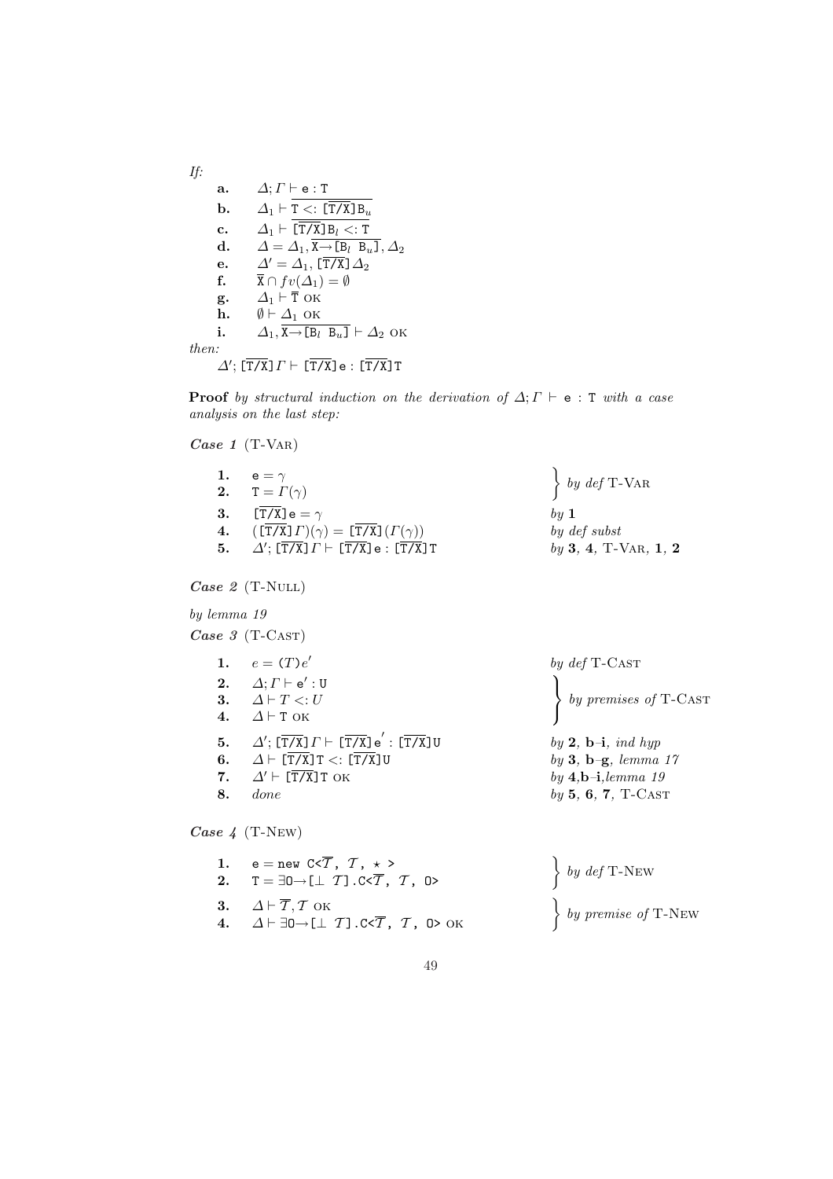*If:*

- **a.** $\Delta; \Gamma \vdash \mathtt{e} : \mathtt{T}$
- **b.** $\Delta_1 \vdash \overline{\mathtt{T} <: [\overline{\mathtt{T/X}}]\mathtt{B}_u}$
- **c.** $\Delta_1 \vdash \overline{[\overline{\mathtt{T/X}}]\mathtt{B}_l <: \mathtt{T}}$
- **d.** $\Delta = \Delta_1, \overline{\mathtt{X} \rightarrow [\mathtt{B}_l\ \mathtt{B}_u]}, \Delta_2$
- **e.** $\Delta' = \Delta_1, [\overline{\mathtt{T/X}}]\Delta_2$
- **f.** $\overline{\mathtt{X}} \cap fv(\Delta_1) = \emptyset$
- **g.** $\Delta_1 \vdash \overline{\mathtt{T}}$ OK
- **h.** $\emptyset \vdash \Delta_1$ OK
- **i.** $\Delta_1, \overline{\mathtt{X} \rightarrow [\mathtt{B}_l\ \mathtt{B}_u]} \vdash \Delta_2$ OK

*then:*

$\Delta'; [\overline{\mathtt{T/X}}]\Gamma \vdash [\overline{\mathtt{T/X}}]\mathtt{e} : [\overline{\mathtt{T/X}}]\mathtt{T}$

**Proof** *by structural induction on the derivation of $\Delta; \Gamma \vdash \mathtt{e} : \mathtt{T}$ with a case analysis on the last step:*

***Case 1*** (T-Var)

| | | |
|---|---|---|
| **1.** | $\mathtt{e} = \gamma$ | *by def* T-Var |
| **2.** | $\mathtt{T} = \Gamma(\gamma)$ | |
| **3.** | $[\overline{\mathtt{T/X}}]\mathtt{e} = \gamma$ | *by* **1** |
| **4.** | $([\overline{\mathtt{T/X}}]\Gamma)(\gamma) = [\overline{\mathtt{T/X}}](\Gamma(\gamma))$ | *by def subst* |
| **5.** | $\Delta'; [\overline{\mathtt{T/X}}]\Gamma \vdash [\overline{\mathtt{T/X}}]\mathtt{e} : [\overline{\mathtt{T/X}}]\mathtt{T}$ | *by* **3**, **4**, T-Var, **1**, **2** |

***Case 2*** (T-Null)

*by lemma 19*

***Case 3*** (T-Cast)

| | | |
|---|---|---|
| **1.** | $e = (T)e'$ | *by def* T-Cast |
| **2.** | $\Delta; \Gamma \vdash \mathtt{e}' : \mathtt{U}$ | *by premises of* T-Cast |
| **3.** | $\Delta \vdash T <: U$ | |
| **4.** | $\Delta \vdash \mathtt{T}$ OK | |
| **5.** | $\Delta'; [\overline{\mathtt{T/X}}]\Gamma \vdash [\overline{\mathtt{T/X}}]\mathtt{e}' : [\overline{\mathtt{T/X}}]\mathtt{U}$ | *by* **2**, **b**–**i**, *ind hyp* |
| **6.** | $\Delta \vdash [\overline{\mathtt{T/X}}]\mathtt{T} <: [\overline{\mathtt{T/X}}]\mathtt{U}$ | *by* **3**, **b**–**g**, *lemma 17* |
| **7.** | $\Delta' \vdash [\overline{\mathtt{T/X}}]\mathtt{T}$ OK | *by* **4**,**b**–**i**,*lemma 19* |
| **8.** | *done* | *by* **5**, **6**, **7**, T-Cast |

***Case 4*** (T-New)

| | | |
|---|---|---|
| **1.** | $\mathtt{e} = \mathtt{new}\ \mathtt{C}\texttt{<}\overline{\mathcal{T}}\mathtt{,}\ \mathcal{T}\mathtt{,}\ \star\ \texttt{>}$ | *by def* T-New |
| **2.** | $\mathtt{T} = \exists \mathtt{O} \rightarrow [\bot\ \mathcal{T}].\mathtt{C}\texttt{<}\overline{\mathcal{T}}\mathtt{,}\ \mathcal{T}\mathtt{,}\ \mathtt{O}\texttt{>}$ | |
| **3.** | $\Delta \vdash \overline{\mathcal{T}}, \mathcal{T}$ OK | *by premise of* T-New |
| **4.** | $\Delta \vdash \exists \mathtt{O} \rightarrow [\bot\ \mathcal{T}].\mathtt{C}\texttt{<}\overline{\mathcal{T}}\mathtt{,}\ \mathcal{T}\mathtt{,}\ \mathtt{O}\texttt{>}$ OK | |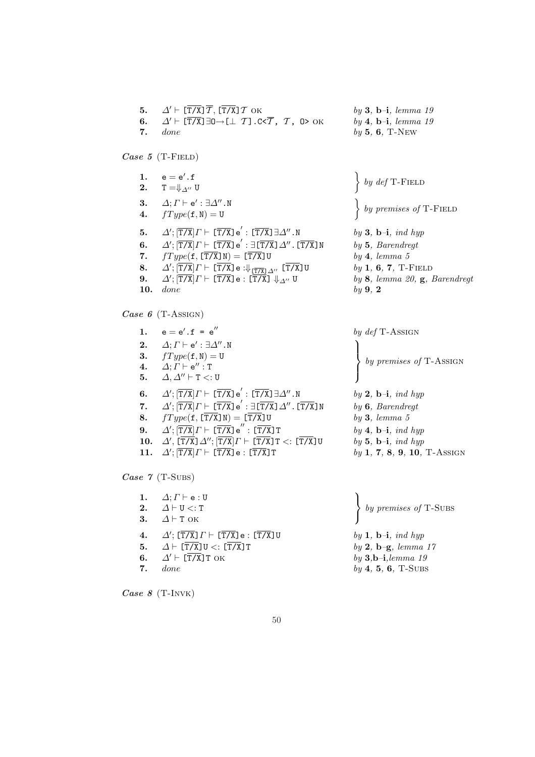| | | |
|---|---|---|
| **5.** | $\Delta' \vdash [\overline{\texttt{T/X}}]\overline{\mathcal{T}}, [\overline{\texttt{T/X}}]\mathcal{T}$ OK | *by* **3**, **b**–**i**, *lemma 19* |
| **6.** | $\Delta' \vdash [\overline{\texttt{T/X}}]\exists\texttt{O}\to[\bot\ \mathcal{T}]\texttt{.C<}\overline{\mathcal{T}}\texttt{,}\ \mathcal{T}\texttt{,}\ \texttt{O>}$ OK | *by* **4**, **b**–**i**, *lemma 19* |
| **7.** | *done* | *by* **5**, **6**, T-New |

***Case 5*** (T-Field)

| | | |
|---|---|---|
| **1.** | $\texttt{e} = \texttt{e}'\texttt{.f}$ | *by def* T-Field |
| **2.** | $\texttt{T} = \Downarrow_{\Delta''} \texttt{U}$ | |
| **3.** | $\Delta; \Gamma \vdash \texttt{e}' : \exists\Delta''\texttt{.N}$ | *by premises of* T-Field |
| **4.** | $fType(\texttt{f}, \texttt{N}) = \texttt{U}$ | |
| **5.** | $\Delta'; [\overline{\texttt{T/X}}]\Gamma \vdash [\overline{\texttt{T/X}}]\texttt{e}' : [\overline{\texttt{T/X}}]\exists\Delta''\texttt{.N}$ | *by* **3**, **b**–**i**, *ind hyp* |
| **6.** | $\Delta'; [\overline{\texttt{T/X}}]\Gamma \vdash [\overline{\texttt{T/X}}]\texttt{e}' : \exists[\overline{\texttt{T/X}}]\Delta''\texttt{.}[\overline{\texttt{T/X}}]\texttt{N}$ | *by* **5**, *Barendregt* |
| **7.** | $fType(\texttt{f}, [\overline{\texttt{T/X}}]\texttt{N}) = [\overline{\texttt{T/X}}]\texttt{U}$ | *by* **4**, *lemma 5* |
| **8.** | $\Delta'; [\overline{\texttt{T/X}}]\Gamma \vdash [\overline{\texttt{T/X}}]\texttt{e} :\Downarrow_{[\overline{\texttt{T/X}}]\Delta''} [\overline{\texttt{T/X}}]\texttt{U}$ | *by* **1**, **6**, **7**, T-Field |
| **9.** | $\Delta'; [\overline{\texttt{T/X}}]\Gamma \vdash [\overline{\texttt{T/X}}]\texttt{e} : [\overline{\texttt{T/X}}] \Downarrow_{\Delta''} \texttt{U}$ | *by* **8**, *lemma 20*, **g**, *Barendregt* |
| **10.** | *done* | *by* **9**, **2** |

***Case 6*** (T-Assign)

| | | |
|---|---|---|
| **1.** | $\texttt{e} = \texttt{e}'\texttt{.f = e}''$ | *by def* T-Assign |
| **2.** | $\Delta; \Gamma \vdash \texttt{e}' : \exists\Delta''\texttt{.N}$ | *by premises of* T-Assign |
| **3.** | $fType(\texttt{f}, \texttt{N}) = \texttt{U}$ | |
| **4.** | $\Delta; \Gamma \vdash \texttt{e}'' : \texttt{T}$ | |
| **5.** | $\Delta, \Delta'' \vdash \texttt{T} <: \texttt{U}$ | |
| **6.** | $\Delta'; [\overline{\texttt{T/X}}]\Gamma \vdash [\overline{\texttt{T/X}}]\texttt{e}' : [\overline{\texttt{T/X}}]\exists\Delta''\texttt{.N}$ | *by* **2**, **b**–**i**, *ind hyp* |
| **7.** | $\Delta'; [\overline{\texttt{T/X}}]\Gamma \vdash [\overline{\texttt{T/X}}]\texttt{e}' : \exists[\overline{\texttt{T/X}}]\Delta''\texttt{.}[\overline{\texttt{T/X}}]\texttt{N}$ | *by* **6**, *Barendregt* |
| **8.** | $fType(\texttt{f}, [\overline{\texttt{T/X}}]\texttt{N}) = [\overline{\texttt{T/X}}]\texttt{U}$ | *by* **3**, *lemma 5* |
| **9.** | $\Delta'; [\overline{\texttt{T/X}}]\Gamma \vdash [\overline{\texttt{T/X}}]\texttt{e}'' : [\overline{\texttt{T/X}}]\texttt{T}$ | *by* **4**, **b**–**i**, *ind hyp* |
| **10.** | $\Delta', [\overline{\texttt{T/X}}]\Delta''; [\overline{\texttt{T/X}}]\Gamma \vdash [\overline{\texttt{T/X}}]\texttt{T} <: [\overline{\texttt{T/X}}]\texttt{U}$ | *by* **5**, **b**–**i**, *ind hyp* |
| **11.** | $\Delta'; [\overline{\texttt{T/X}}]\Gamma \vdash [\overline{\texttt{T/X}}]\texttt{e} : [\overline{\texttt{T/X}}]\texttt{T}$ | *by* **1**, **7**, **8**, **9**, **10**, T-Assign |

***Case 7*** (T-Subs)

| | | |
|---|---|---|
| **1.** | $\Delta; \Gamma \vdash \texttt{e} : \texttt{U}$ | *by premises of* T-Subs |
| **2.** | $\Delta \vdash \texttt{U} <: \texttt{T}$ | |
| **3.** | $\Delta \vdash \texttt{T}$ OK | |
| **4.** | $\Delta'; [\overline{\texttt{T/X}}]\Gamma \vdash [\overline{\texttt{T/X}}]\texttt{e} : [\overline{\texttt{T/X}}]\texttt{U}$ | *by* **1**, **b**–**i**, *ind hyp* |
| **5.** | $\Delta \vdash [\overline{\texttt{T/X}}]\texttt{U} <: [\overline{\texttt{T/X}}]\texttt{T}$ | *by* **2**, **b**–**g**, *lemma 17* |
| **6.** | $\Delta' \vdash [\overline{\texttt{T/X}}]\texttt{T}$ OK | *by* **3**,**b**–**i**,*lemma 19* |
| **7.** | *done* | *by* **4**, **5**, **6**, T-Subs |

***Case 8*** (T-Invk)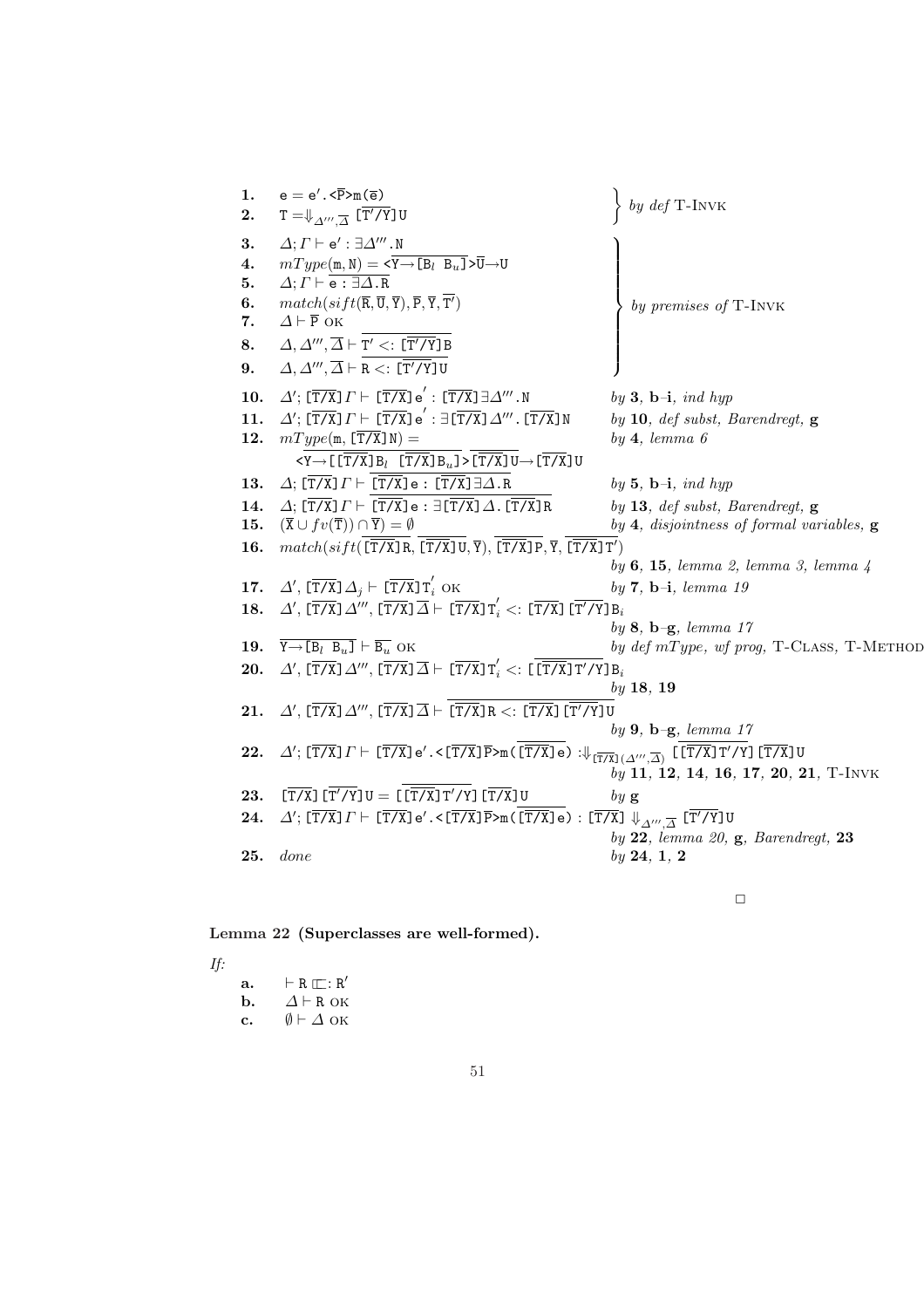| | | |
|---|---|---|
| **1.** | $\texttt{e} = \texttt{e}'.\texttt{<}\overline{\texttt{P}}\texttt{>m(}\overline{\texttt{e}}\texttt{)}$ | *by def* T-Invk |
| **2.** | $\texttt{T} = \Downarrow_{\Delta''',\overline{\Delta}} [\overline{\texttt{T}'/\texttt{Y}}]\texttt{U}$ | *by def* T-Invk |
| **3.** | $\Delta;\Gamma \vdash \texttt{e}' : \exists\Delta'''.\texttt{N}$ | *by premises of* T-Invk |
| **4.** | $mType(\texttt{m},\texttt{N}) = \texttt{<}\overline{\texttt{Y}\rightarrow\texttt{[B}_l\ \texttt{B}_u\texttt{]}}\texttt{>}\overline{\texttt{U}}\rightarrow\texttt{U}$ | *by premises of* T-Invk |
| **5.** | $\Delta;\Gamma \vdash \overline{\texttt{e} : \exists\Delta.\texttt{R}}$ | *by premises of* T-Invk |
| **6.** | $match(sift(\overline{\texttt{R}},\overline{\texttt{U}},\overline{\texttt{Y}}),\overline{\texttt{P}},\overline{\texttt{Y}},\overline{\texttt{T}'})$ | *by premises of* T-Invk |
| **7.** | $\Delta \vdash \overline{\texttt{P}}\ \text{OK}$ | *by premises of* T-Invk |
| **8.** | $\Delta,\Delta''',\overline{\Delta} \vdash \overline{\texttt{T}' <: [\overline{\texttt{T}'/\texttt{Y}}]\texttt{B}}$ | *by premises of* T-Invk |
| **9.** | $\Delta,\Delta''',\overline{\Delta} \vdash \overline{\texttt{R} <: [\overline{\texttt{T}'/\texttt{Y}}]\texttt{U}}$ | *by premises of* T-Invk |
| **10.** | $\Delta';[\overline{\texttt{T}/\texttt{X}}]\Gamma \vdash [\overline{\texttt{T}/\texttt{X}}]\texttt{e}' : [\overline{\texttt{T}/\texttt{X}}]\exists\Delta'''.\texttt{N}$ | *by* **3**, **b**–**i**, *ind hyp* |
| **11.** | $\Delta';[\overline{\texttt{T}/\texttt{X}}]\Gamma \vdash [\overline{\texttt{T}/\texttt{X}}]\texttt{e}' : \exists[\overline{\texttt{T}/\texttt{X}}]\Delta'''.[\overline{\texttt{T}/\texttt{X}}]\texttt{N}$ | *by* **10**, *def subst, Barendregt,* **g** |
| **12.** | $mType(\texttt{m},[\overline{\texttt{T}/\texttt{X}}]\texttt{N}) = \texttt{<}\overline{\texttt{Y}\rightarrow\texttt{[[}\overline{\texttt{T}/\texttt{X}}\texttt{]B}_l\ [\overline{\texttt{T}/\texttt{X}}]\texttt{B}_u\texttt{]}}\texttt{>}\overline{[\overline{\texttt{T}/\texttt{X}}]\texttt{U}}\rightarrow[\overline{\texttt{T}/\texttt{X}}]\texttt{U}$ | *by* **4**, *lemma 6* |
| **13.** | $\Delta;[\overline{\texttt{T}/\texttt{X}}]\Gamma \vdash \overline{[\overline{\texttt{T}/\texttt{X}}]\texttt{e} : [\overline{\texttt{T}/\texttt{X}}]\exists\Delta.\texttt{R}}$ | *by* **5**, **b**–**i**, *ind hyp* |
| **14.** | $\Delta;[\overline{\texttt{T}/\texttt{X}}]\Gamma \vdash \overline{[\overline{\texttt{T}/\texttt{X}}]\texttt{e} : \exists[\overline{\texttt{T}/\texttt{X}}]\Delta.[\overline{\texttt{T}/\texttt{X}}]\texttt{R}}$ | *by* **13**, *def subst, Barendregt,* **g** |
| **15.** | $(\overline{\texttt{X}} \cup fv(\overline{\texttt{T}})) \cap \overline{\texttt{Y}}) = \emptyset$ | *by* **4**, *disjointness of formal variables,* **g** |
| **16.** | $match(sift(\overline{[\overline{\texttt{T}/\texttt{X}}]\texttt{R}},\overline{[\overline{\texttt{T}/\texttt{X}}]\texttt{U}},\overline{\texttt{Y}}),\overline{[\overline{\texttt{T}/\texttt{X}}]\texttt{P}},\overline{\texttt{Y}},\overline{[\overline{\texttt{T}/\texttt{X}}]\texttt{T}'})$ | *by* **6**, **15**, *lemma 2, lemma 3, lemma 4* |
| **17.** | $\Delta',[\overline{\texttt{T}/\texttt{X}}]\Delta_j \vdash [\overline{\texttt{T}/\texttt{X}}]\texttt{T}'_i\ \text{OK}$ | *by* **7**, **b**–**i**, *lemma 19* |
| **18.** | $\Delta',[\overline{\texttt{T}/\texttt{X}}]\Delta''',[\overline{\texttt{T}/\texttt{X}}]\overline{\Delta} \vdash [\overline{\texttt{T}/\texttt{X}}]\texttt{T}'_i <: [\overline{\texttt{T}/\texttt{X}}][\overline{\texttt{T}'/\texttt{Y}}]\texttt{B}_i$ | *by* **8**, **b**–**g**, *lemma 17* |
| **19.** | $\overline{\texttt{Y}\rightarrow\texttt{[B}_l\ \texttt{B}_u\texttt{]}} \vdash \overline{\texttt{B}_u}\ \text{OK}$ | *by def mType, wf prog,* T-Class, T-Method |
| **20.** | $\Delta',[\overline{\texttt{T}/\texttt{X}}]\Delta''',[\overline{\texttt{T}/\texttt{X}}]\overline{\Delta} \vdash [\overline{\texttt{T}/\texttt{X}}]\texttt{T}'_i <: [\overline{[\overline{\texttt{T}/\texttt{X}}]\texttt{T}'/\texttt{Y}}]\texttt{B}_i$ | *by* **18**, **19** |
| **21.** | $\Delta',[\overline{\texttt{T}/\texttt{X}}]\Delta''',[\overline{\texttt{T}/\texttt{X}}]\overline{\Delta} \vdash \overline{[\overline{\texttt{T}/\texttt{X}}]\texttt{R} <: [\overline{\texttt{T}/\texttt{X}}][\overline{\texttt{T}'/\texttt{Y}}]\texttt{U}}$ | *by* **9**, **b**–**g**, *lemma 17* |
| **22.** | $\Delta';[\overline{\texttt{T}/\texttt{X}}]\Gamma \vdash [\overline{\texttt{T}/\texttt{X}}]\texttt{e}'.\texttt{<}[\overline{\texttt{T}/\texttt{X}}]\overline{\texttt{P}}\texttt{>m(}\overline{[\overline{\texttt{T}/\texttt{X}}]\texttt{e}}\texttt{)} :\Downarrow_{[\overline{\texttt{T}/\texttt{X}}](\Delta''',\overline{\Delta})} [\overline{[\overline{\texttt{T}/\texttt{X}}]\texttt{T}'/\texttt{Y}}][\overline{\texttt{T}/\texttt{X}}]\texttt{U}$ | *by* **11**, **12**, **14**, **16**, **17**, **20**, **21**, T-Invk |
| **23.** | $[\overline{\texttt{T}/\texttt{X}}][\overline{\texttt{T}'/\texttt{Y}}]\texttt{U} = [\overline{[\overline{\texttt{T}/\texttt{X}}]\texttt{T}'/\texttt{Y}}][\overline{\texttt{T}/\texttt{X}}]\texttt{U}$ | *by* **g** |
| **24.** | $\Delta';[\overline{\texttt{T}/\texttt{X}}]\Gamma \vdash [\overline{\texttt{T}/\texttt{X}}]\texttt{e}'.\texttt{<}[\overline{\texttt{T}/\texttt{X}}]\overline{\texttt{P}}\texttt{>m(}\overline{[\overline{\texttt{T}/\texttt{X}}]\texttt{e}}\texttt{)} : [\overline{\texttt{T}/\texttt{X}}] \Downarrow_{\Delta''',\overline{\Delta}} [\overline{\texttt{T}'/\texttt{Y}}]\texttt{U}$ | *by* **22**, *lemma 20,* **g**, *Barendregt,* **23** |
| **25.** | *done* | *by* **24**, **1**, **2** |

□

**Lemma 22 (Superclasses are well-formed).**

*If:*

- **a.** $\vdash \texttt{R} \sqsubset: \texttt{R}'$
- **b.** $\Delta \vdash \texttt{R}\ \text{OK}$
- **c.** $\emptyset \vdash \Delta\ \text{OK}$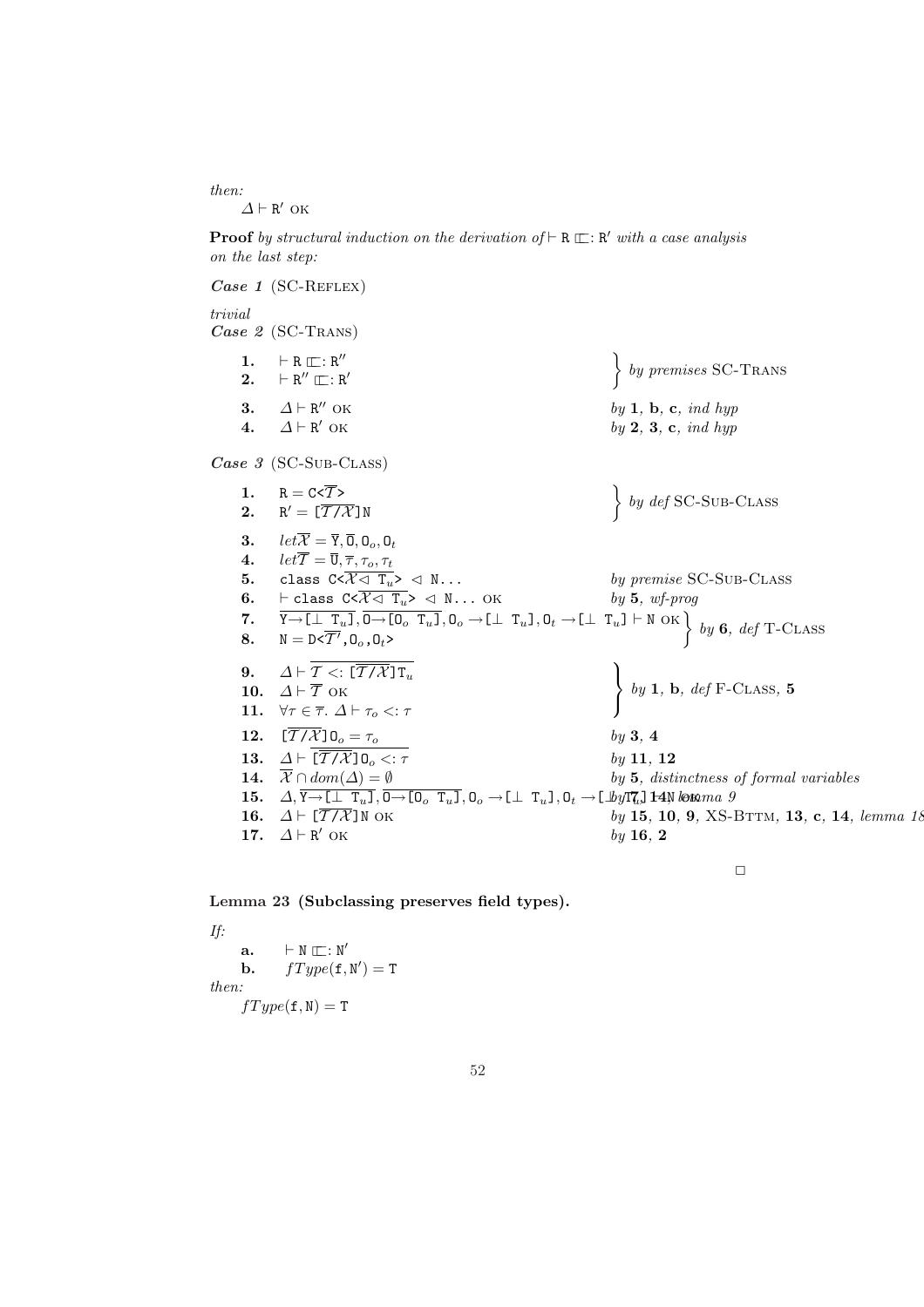*then:*

$\Delta \vdash \mathtt{R}'$ OK

**Proof** *by structural induction on the derivation of* $\vdash \mathtt{R} \sqsubset: \mathtt{R}'$ *with a case analysis on the last step:*

***Case 1*** (SC-Reflex)

*trivial*

***Case 2*** (SC-Trans)

| | | |
|---|---|---|
| **1.** | $\vdash \mathtt{R} \sqsubset: \mathtt{R}''$ | *by premises* SC-Trans |
| **2.** | $\vdash \mathtt{R}'' \sqsubset: \mathtt{R}'$ | |
| **3.** | $\Delta \vdash \mathtt{R}''$ OK | *by* **1**, **b**, **c**, *ind hyp* |
| **4.** | $\Delta \vdash \mathtt{R}'$ OK | *by* **2**, **3**, **c**, *ind hyp* |

***Case 3*** (SC-Sub-Class)

| | | |
|---|---|---|
| **1.** | $\mathtt{R} = \mathtt{C}\texttt{<}\overline{\mathcal{T}}\texttt{>}$ | *by def* SC-Sub-Class |
| **2.** | $\mathtt{R}' = [\overline{\mathcal{T}/\mathcal{X}}]\mathtt{N}$ | |
| **3.** | *let* $\overline{\mathcal{X}} = \overline{\mathtt{Y}}, \overline{\mathtt{O}}, \mathtt{O}_o, \mathtt{O}_t$ | |
| **4.** | *let* $\overline{\mathcal{T}} = \overline{\mathtt{U}}, \overline{\tau}, \tau_o, \tau_t$ | |
| **5.** | $\mathtt{class}\ \mathtt{C}\texttt{<}\overline{\mathcal{X} \lhd \mathtt{T}_u}\texttt{>} \lhd \mathtt{N} \ldots$ | *by premise* SC-Sub-Class |
| **6.** | $\vdash \mathtt{class}\ \mathtt{C}\texttt{<}\overline{\mathcal{X} \lhd \mathtt{T}_u}\texttt{>} \lhd \mathtt{N} \ldots$ OK | *by* **5**, *wf-prog* |
| **7.** | $\overline{\mathtt{Y} \rightarrow [\bot\ \mathtt{T}_u]}, \overline{\mathtt{O} \rightarrow [\mathtt{O}_o\ \mathtt{T}_u]}, \mathtt{O}_o \rightarrow [\bot\ \mathtt{T}_u], \mathtt{O}_t \rightarrow [\bot\ \mathtt{T}_u] \vdash \mathtt{N}$ OK | *by* **6**, *def* T-Class |
| **8.** | $\mathtt{N} = \mathtt{D}\texttt{<}\overline{\mathcal{T}'}, \mathtt{O}_o, \mathtt{O}_t\texttt{>}$ | |
| **9.** | $\Delta \vdash \overline{\mathcal{T} <: [\overline{\mathcal{T}/\mathcal{X}}]\mathtt{T}_u}$ | *by* **1**, **b**, *def* F-Class, **5** |
| **10.** | $\Delta \vdash \overline{\mathcal{T}}$ OK | |
| **11.** | $\forall \tau \in \overline{\tau}.\ \Delta \vdash \tau_o <: \tau$ | |
| **12.** | $[\overline{\mathcal{T}/\mathcal{X}}]\mathtt{O}_o = \tau_o$ | *by* **3**, **4** |
| **13.** | $\Delta \vdash \overline{[\overline{\mathcal{T}/\mathcal{X}}]\mathtt{O}_o <: \tau}$ | *by* **11**, **12** |
| **14.** | $\overline{\mathcal{X}} \cap dom(\Delta) = \emptyset$ | *by* **5**, *distinctness of formal variables* |
| **15.** | $\Delta, \overline{\mathtt{Y} \rightarrow [\bot\ \mathtt{T}_u]}, \overline{\mathtt{O} \rightarrow [\mathtt{O}_o\ \mathtt{T}_u]}, \mathtt{O}_o \rightarrow [\bot\ \mathtt{T}_u], \mathtt{O}_t \rightarrow [\bot\ \mathtt{T}_u] \vdash \mathtt{N}$ OK | *by* **7**, **14**, *lemma 9* |
| **16.** | $\Delta \vdash [\overline{\mathcal{T}/\mathcal{X}}]\mathtt{N}$ OK | *by* **15**, **10**, **9**, XS-Bttm, **13**, **c**, **14**, *lemma 18* |
| **17.** | $\Delta \vdash \mathtt{R}'$ OK | *by* **16**, **2** |

□

**Lemma 23 (Subclassing preserves field types).**

*If:*

**a.** $\vdash \mathtt{N} \sqsubset: \mathtt{N}'$

**b.** $fType(\mathtt{f}, \mathtt{N}') = \mathtt{T}$

*then:*

$fType(\mathtt{f}, \mathtt{N}) = \mathtt{T}$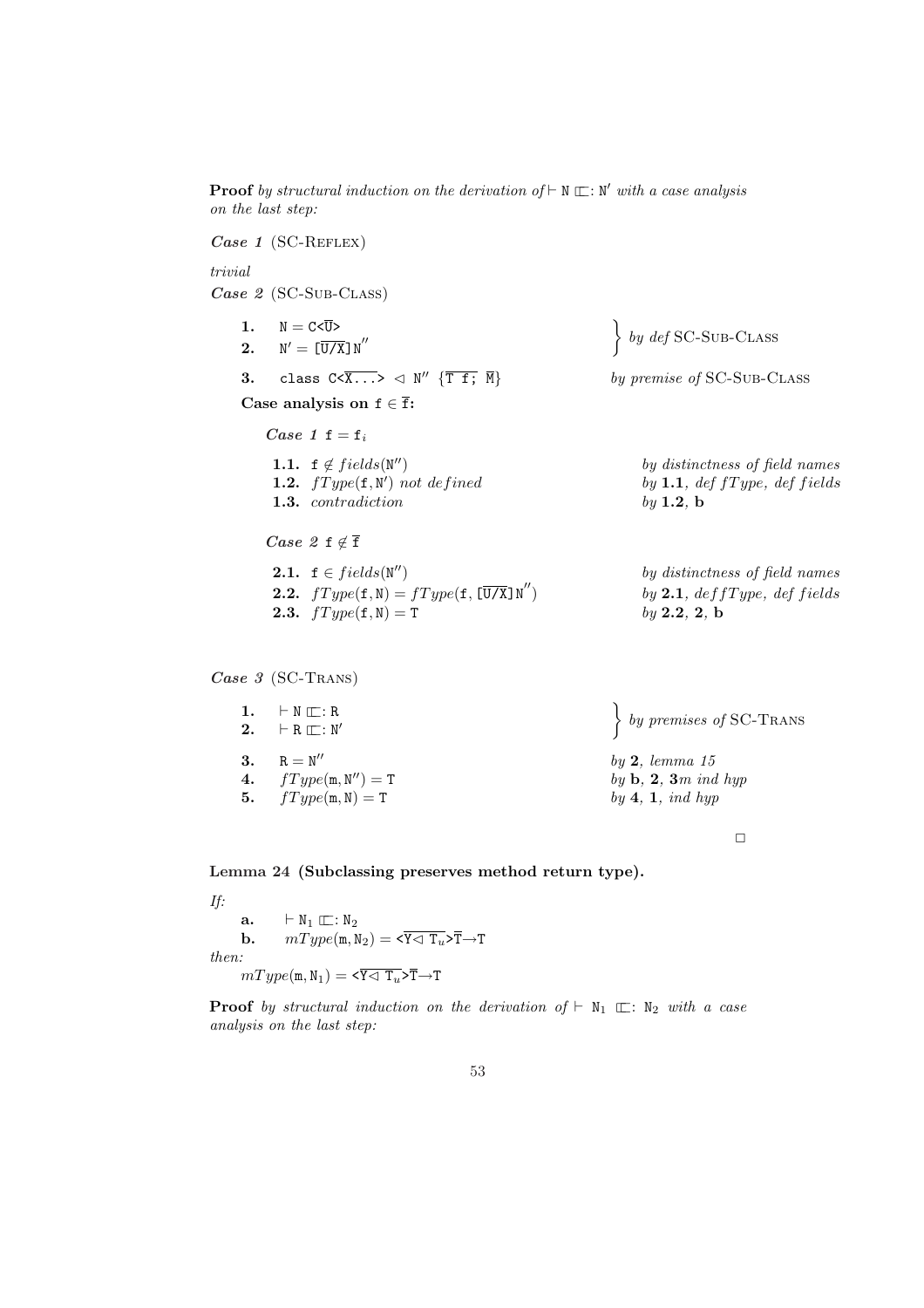**Proof** *by structural induction on the derivation of* $\vdash$ N $\sqsubset$: N′ *with a case analysis on the last step:*

***Case 1*** (SC-Reflex)

*trivial*

***Case 2*** (SC-Sub-Class)

| | | |
|---|---|---|
| **1.** | $\mathtt{N} = \mathtt{C}\texttt{<}\overline{\mathtt{U}}\texttt{>}$ | } *by def* SC-Sub-Class |
| **2.** | $\mathtt{N}' = [\overline{\mathtt{U}/\mathtt{X}}]\mathtt{N}''$ | |
| **3.** | `class` $\mathtt{C}\texttt{<}\overline{\mathtt{X}\ldots}\texttt{>} \lhd \mathtt{N}'' \ \{\overline{\mathtt{T\ f;}}\ \overline{\mathtt{M}}\}$ | *by premise of* SC-Sub-Class |

**Case analysis on** $\mathtt{f} \in \overline{\mathtt{f}}$**:**

***Case 1*** $\mathtt{f} = \mathtt{f}_i$

| | | |
|---|---|---|
| **1.1.** | $\mathtt{f} \notin fields(\mathtt{N}'')$ | *by distinctness of field names* |
| **1.2.** | $fType(\mathtt{f}, \mathtt{N}')$ *not defined* | *by* **1.1**, *def* $fType$, *def* $fields$ |
| **1.3.** | *contradiction* | *by* **1.2**, **b** |

***Case 2*** $\mathtt{f} \notin \overline{\mathtt{f}}$

| | | |
|---|---|---|
| **2.1.** | $\mathtt{f} \in fields(\mathtt{N}'')$ | *by distinctness of field names* |
| **2.2.** | $fType(\mathtt{f}, \mathtt{N}) = fType(\mathtt{f}, [\overline{\mathtt{U}/\mathtt{X}}]\mathtt{N}'')$ | *by* **2.1**, *def* $fType$, *def* $fields$ |
| **2.3.** | $fType(\mathtt{f}, \mathtt{N}) = \mathtt{T}$ | *by* **2.2**, **2**, **b** |

***Case 3*** (SC-Trans)

| | | |
|---|---|---|
| **1.** | $\vdash \mathtt{N} \sqsubset: \mathtt{R}$ | } *by premises of* SC-Trans |
| **2.** | $\vdash \mathtt{R} \sqsubset: \mathtt{N}'$ | |
| **3.** | $\mathtt{R} = \mathtt{N}''$ | *by* **2**, *lemma 15* |
| **4.** | $fType(\mathtt{m}, \mathtt{N}'') = \mathtt{T}$ | *by* **b**, **2**, **3***m ind hyp* |
| **5.** | $fType(\mathtt{m}, \mathtt{N}) = \mathtt{T}$ | *by* **4**, **1**, *ind hyp* |

□

**Lemma 24 (Subclassing preserves method return type).**

*If:*

**a.** $\vdash \mathtt{N}_1 \sqsubset: \mathtt{N}_2$

**b.** $mType(\mathtt{m}, \mathtt{N}_2) = \texttt{<}\overline{\mathtt{Y} \lhd \mathtt{T}_u}\texttt{>}\overline{\mathtt{T}} \rightarrow \mathtt{T}$

*then:*

$mType(\mathtt{m}, \mathtt{N}_1) = \texttt{<}\overline{\mathtt{Y} \lhd \mathtt{T}_u}\texttt{>}\overline{\mathtt{T}} \rightarrow \mathtt{T}$

**Proof** *by structural induction on the derivation of* $\vdash \mathtt{N}_1 \sqsubset: \mathtt{N}_2$ *with a case analysis on the last step:*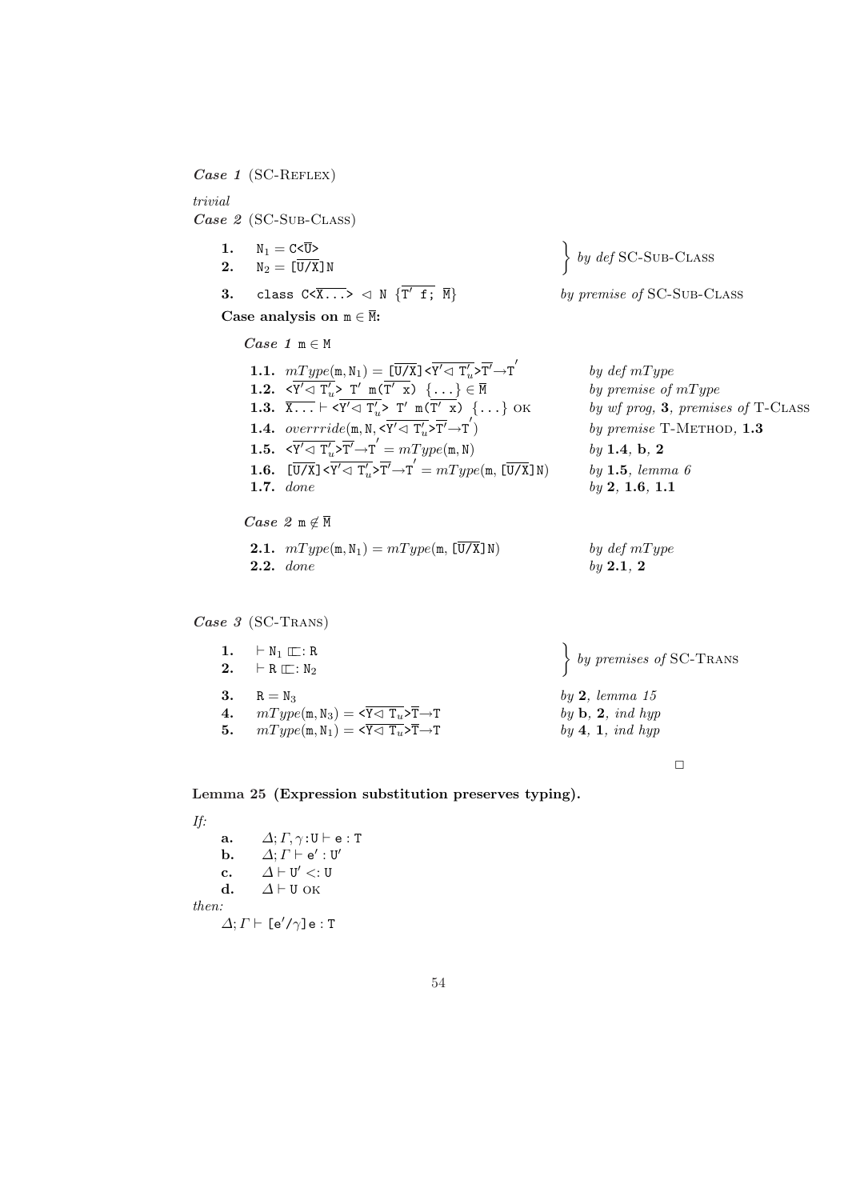***Case 1*** (SC-Reflex)

*trivial*

***Case 2*** (SC-Sub-Class)

| | | |
|---|---|---|
| **1.** | $\mathtt{N}_1 = \mathtt{C}\langle\overline{\mathtt{U}}\rangle$ | *by def* SC-Sub-Class |
| **2.** | $\mathtt{N}_2 = [\overline{\mathtt{U}/\mathtt{X}}]\mathtt{N}$ | |
| **3.** | $\mathtt{class\ C}\langle\overline{\mathtt{X}\ldots}\rangle \lhd \mathtt{N}\ \{\overline{\mathtt{T}'\ \mathtt{f};}\ \overline{\mathtt{M}}\}$ | *by premise of* SC-Sub-Class |

**Case analysis on $\mathtt{m} \in \overline{\mathtt{M}}$:**

***Case 1*** $\mathtt{m} \in \mathtt{M}$

| | | |
|---|---|---|
| **1.1.** | $mType(\mathtt{m}, \mathtt{N}_1) = [\overline{\mathtt{U}/\mathtt{X}}]\langle\overline{\mathtt{Y}' \lhd \mathtt{T}'_u}\rangle\overline{\mathtt{T}'}\to\mathtt{T}'$ | *by def mType* |
| **1.2.** | $\langle\overline{\mathtt{Y}' \lhd \mathtt{T}'_u}\rangle\ \mathtt{T}'\ \mathtt{m}(\overline{\mathtt{T}'\ \mathtt{x}})\ \{\ldots\} \in \overline{\mathtt{M}}$ | *by premise of mType* |
| **1.3.** | $\overline{\mathtt{X}\ldots} \vdash \langle\overline{\mathtt{Y}' \lhd \mathtt{T}'_u}\rangle\ \mathtt{T}'\ \mathtt{m}(\overline{\mathtt{T}'\ \mathtt{x}})\ \{\ldots\}$ OK | *by wf prog,* **3**, *premises of* T-Class |
| **1.4.** | $overrride(\mathtt{m}, \mathtt{N}, \langle\overline{\mathtt{Y}' \lhd \mathtt{T}'_u}\rangle\overline{\mathtt{T}'}\to\mathtt{T}')$ | *by premise* T-Method, **1.3** |
| **1.5.** | $\langle\overline{\mathtt{Y}' \lhd \mathtt{T}'_u}\rangle\overline{\mathtt{T}'}\to\mathtt{T}' = mType(\mathtt{m}, \mathtt{N})$ | *by* **1.4**, **b**, **2** |
| **1.6.** | $[\overline{\mathtt{U}/\mathtt{X}}]\langle\overline{\mathtt{Y}' \lhd \mathtt{T}'_u}\rangle\overline{\mathtt{T}'}\to\mathtt{T}' = mType(\mathtt{m}, [\overline{\mathtt{U}/\mathtt{X}}]\mathtt{N})$ | *by* **1.5**, *lemma 6* |
| **1.7.** | *done* | *by* **2**, **1.6**, **1.1** |

***Case 2*** $\mathtt{m} \notin \overline{\mathtt{M}}$

| | | |
|---|---|---|
| **2.1.** | $mType(\mathtt{m}, \mathtt{N}_1) = mType(\mathtt{m}, [\overline{\mathtt{U}/\mathtt{X}}]\mathtt{N})$ | *by def mType* |
| **2.2.** | *done* | *by* **2.1**, **2** |

***Case 3*** (SC-Trans)

| | | |
|---|---|---|
| **1.** | $\vdash \mathtt{N}_1 \sqsubset: \mathtt{R}$ | *by premises of* SC-Trans |
| **2.** | $\vdash \mathtt{R} \sqsubset: \mathtt{N}_2$ | |
| **3.** | $\mathtt{R} = \mathtt{N}_3$ | *by* **2**, *lemma 15* |
| **4.** | $mType(\mathtt{m}, \mathtt{N}_3) = \langle\overline{\mathtt{Y} \lhd \mathtt{T}_u}\rangle\overline{\mathtt{T}}\to\mathtt{T}$ | *by* **b**, **2**, *ind hyp* |
| **5.** | $mType(\mathtt{m}, \mathtt{N}_1) = \langle\overline{\mathtt{Y} \lhd \mathtt{T}_u}\rangle\overline{\mathtt{T}}\to\mathtt{T}$ | *by* **4**, **1**, *ind hyp* |

□

**Lemma 25 (Expression substitution preserves typing).**

*If:*

- **a.** $\Delta; \Gamma, \gamma : \mathtt{U} \vdash \mathtt{e} : \mathtt{T}$
- **b.** $\Delta; \Gamma \vdash \mathtt{e}' : \mathtt{U}'$
- **c.** $\Delta \vdash \mathtt{U}' <: \mathtt{U}$
- **d.** $\Delta \vdash \mathtt{U}$ OK

*then:*

$\Delta; \Gamma \vdash [\mathtt{e}'/\gamma]\mathtt{e} : \mathtt{T}$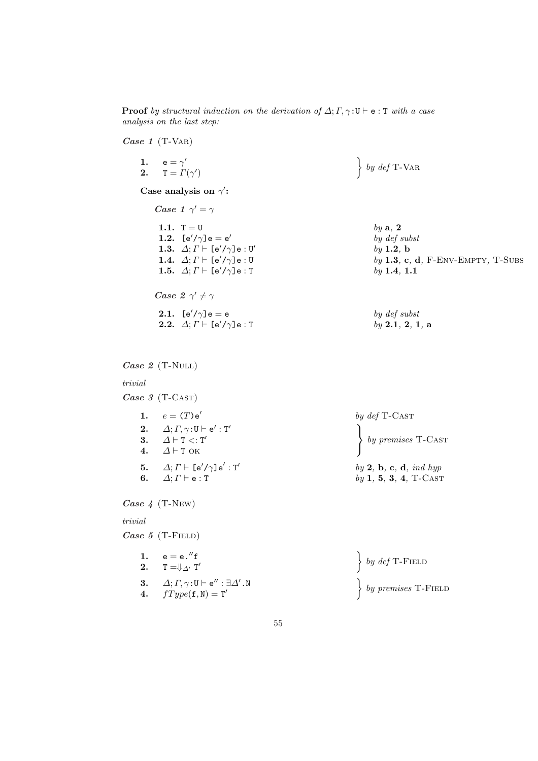**Proof** *by structural induction on the derivation of* $\Delta; \Gamma, \gamma : \mathtt{U} \vdash \mathtt{e} : \mathtt{T}$ *with a case analysis on the last step:*

***Case 1*** (T-Var)

| | | |
|---|---|---|
| **1.** | $\mathtt{e} = \gamma'$ | *by def* T-Var |
| **2.** | $\mathtt{T} = \Gamma(\gamma')$ | |

**Case analysis on** $\gamma'$**:**

***Case 1*** $\gamma' = \gamma$

| | | |
|---|---|---|
| **1.1.** | $\mathtt{T} = \mathtt{U}$ | *by* **a**, **2** |
| **1.2.** | $[\mathtt{e}'/\gamma]\mathtt{e} = \mathtt{e}'$ | *by def subst* |
| **1.3.** | $\Delta; \Gamma \vdash [\mathtt{e}'/\gamma]\mathtt{e} : \mathtt{U}'$ | *by* **1.2**, **b** |
| **1.4.** | $\Delta; \Gamma \vdash [\mathtt{e}'/\gamma]\mathtt{e} : \mathtt{U}$ | *by* **1.3**, **c**, **d**, F-Env-Empty, T-Subs |
| **1.5.** | $\Delta; \Gamma \vdash [\mathtt{e}'/\gamma]\mathtt{e} : \mathtt{T}$ | *by* **1.4**, **1.1** |

***Case 2*** $\gamma' \neq \gamma$

| | | |
|---|---|---|
| **2.1.** | $[\mathtt{e}'/\gamma]\mathtt{e} = \mathtt{e}$ | *by def subst* |
| **2.2.** | $\Delta; \Gamma \vdash [\mathtt{e}'/\gamma]\mathtt{e} : \mathtt{T}$ | *by* **2.1**, **2**, **1**, **a** |

***Case 2*** (T-Null)

*trivial*

***Case 3*** (T-Cast)

| | | |
|---|---|---|
| **1.** | $e = (T)\mathtt{e}'$ | *by def* T-Cast |
| **2.** | $\Delta; \Gamma, \gamma : \mathtt{U} \vdash \mathtt{e}' : \mathtt{T}'$ | *by premises* T-Cast |
| **3.** | $\Delta \vdash \mathtt{T} <: \mathtt{T}'$ | |
| **4.** | $\Delta \vdash \mathtt{T}$ OK | |
| **5.** | $\Delta; \Gamma \vdash [\mathtt{e}'/\gamma]\mathtt{e}' : \mathtt{T}'$ | *by* **2**, **b**, **c**, **d**, *ind hyp* |
| **6.** | $\Delta; \Gamma \vdash \mathtt{e} : \mathtt{T}$ | *by* **1**, **5**, **3**, **4**, T-Cast |

***Case 4*** (T-New)

*trivial*

***Case 5*** (T-Field)

| | | |
|---|---|---|
| **1.** | $\mathtt{e} = \mathtt{e}.''\mathtt{f}$ | *by def* T-Field |
| **2.** | $\mathtt{T} = \Downarrow_{\Delta'} \mathtt{T}'$ | |
| **3.** | $\Delta; \Gamma, \gamma : \mathtt{U} \vdash \mathtt{e}'' : \exists\Delta'.\mathtt{N}$ | *by premises* T-Field |
| **4.** | $fType(\mathtt{f}, \mathtt{N}) = \mathtt{T}'$ | |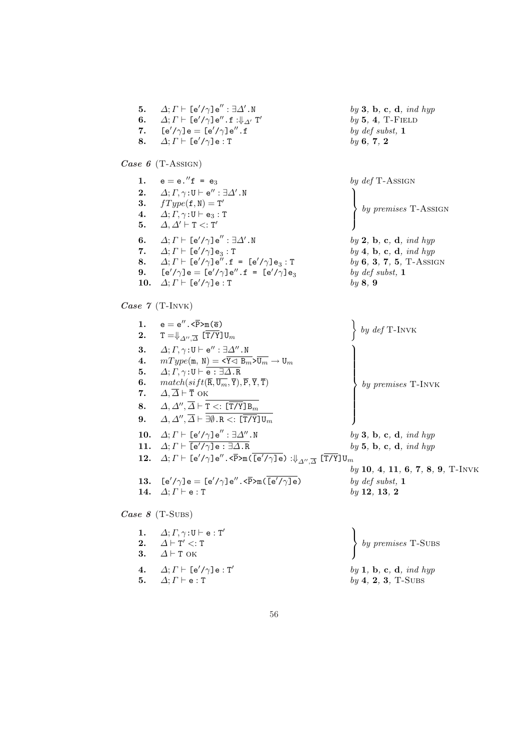| | | |
|---|---|---|
| **5.** | $\Delta; \Gamma \vdash [\mathtt{e}'/\gamma]\mathtt{e}'' : \exists\Delta'.\mathtt{N}$ | *by* **3**, **b**, **c**, **d**, *ind hyp* |
| **6.** | $\Delta; \Gamma \vdash [\mathtt{e}'/\gamma]\mathtt{e}''.\mathtt{f} :\Downarrow_{\Delta'} \mathtt{T}'$ | *by* **5**, **4**, T-Field |
| **7.** | $[\mathtt{e}'/\gamma]\mathtt{e} = [\mathtt{e}'/\gamma]\mathtt{e}''.\mathtt{f}$ | *by def subst,* **1** |
| **8.** | $\Delta; \Gamma \vdash [\mathtt{e}'/\gamma]\mathtt{e} : \mathtt{T}$ | *by* **6**, **7**, **2** |

***Case 6*** (T-Assign)

| | | |
|---|---|---|
| **1.** | $\mathtt{e} = \mathtt{e}.''\mathtt{f} \texttt{ = } \mathtt{e}_3$ | *by def* T-Assign |
| **2.** | $\Delta; \Gamma, \gamma : \mathtt{U} \vdash \mathtt{e}'' : \exists\Delta'.\mathtt{N}$ | *by premises* T-Assign |
| **3.** | $fType(\mathtt{f}, \mathtt{N}) = \mathtt{T}'$ | |
| **4.** | $\Delta; \Gamma, \gamma : \mathtt{U} \vdash \mathtt{e}_3 : \mathtt{T}$ | |
| **5.** | $\Delta, \Delta' \vdash \mathtt{T} <: \mathtt{T}'$ | |
| **6.** | $\Delta; \Gamma \vdash [\mathtt{e}'/\gamma]\mathtt{e}'' : \exists\Delta'.\mathtt{N}$ | *by* **2**, **b**, **c**, **d**, *ind hyp* |
| **7.** | $\Delta; \Gamma \vdash [\mathtt{e}'/\gamma]\mathtt{e}_3 : \mathtt{T}$ | *by* **4**, **b**, **c**, **d**, *ind hyp* |
| **8.** | $\Delta; \Gamma \vdash [\mathtt{e}'/\gamma]\mathtt{e}''.\mathtt{f} \texttt{ = } [\mathtt{e}'/\gamma]\mathtt{e}_3 : \mathtt{T}$ | *by* **6**, **3**, **7**, **5**, T-Assign |
| **9.** | $[\mathtt{e}'/\gamma]\mathtt{e} = [\mathtt{e}'/\gamma]\mathtt{e}''.\mathtt{f} \texttt{ = } [\mathtt{e}'/\gamma]\mathtt{e}_3$ | *by def subst,* **1** |
| **10.** | $\Delta; \Gamma \vdash [\mathtt{e}'/\gamma]\mathtt{e} : \mathtt{T}$ | *by* **8**, **9** |

***Case 7*** (T-Invk)

| | | |
|---|---|---|
| **1.** | $\mathtt{e} = \mathtt{e}''.\mathtt{<}\overline{\mathtt{P}}\mathtt{>m(}\overline{\mathtt{e}}\mathtt{)}$ | *by def* T-Invk |
| **2.** | $\mathtt{T} = \Downarrow_{\Delta'', \overline{\Delta}} [\overline{\mathtt{T}/\mathtt{Y}}]\mathtt{U}_m$ | |
| **3.** | $\Delta; \Gamma, \gamma : \mathtt{U} \vdash \mathtt{e}'' : \exists\Delta''.\mathtt{N}$ | *by premises* T-Invk |
| **4.** | $mType(\mathtt{m}, \mathtt{N}) = \mathtt{<}\overline{\mathtt{Y} \lhd \mathtt{B}_m}\mathtt{>}\overline{\mathtt{U}_m} \rightarrow \mathtt{U}_m$ | |
| **5.** | $\Delta; \Gamma, \gamma : \mathtt{U} \vdash \overline{\mathtt{e} : \exists\Delta.\mathtt{R}}$ | |
| **6.** | $match(sift(\overline{\mathtt{R}}, \overline{\mathtt{U}_m}, \overline{\mathtt{Y}}), \overline{\mathtt{P}}, \overline{\mathtt{Y}}, \overline{\mathtt{T}})$ | |
| **7.** | $\Delta, \overline{\Delta} \vdash \overline{\mathtt{T}} \text{ OK}$ | |
| **8.** | $\Delta, \Delta'', \overline{\Delta} \vdash \overline{\mathtt{T} <: [\overline{\mathtt{T}/\mathtt{Y}}]\mathtt{B}_m}$ | |
| **9.** | $\Delta, \Delta'', \overline{\Delta} \vdash \overline{\exists\emptyset.\mathtt{R} <: [\overline{\mathtt{T}/\mathtt{Y}}]\mathtt{U}_m}$ | |
| **10.** | $\Delta; \Gamma \vdash [\mathtt{e}'/\gamma]\mathtt{e}'' : \exists\Delta''.\mathtt{N}$ | *by* **3**, **b**, **c**, **d**, *ind hyp* |
| **11.** | $\Delta; \Gamma \vdash \overline{[\mathtt{e}'/\gamma]\mathtt{e} : \exists\Delta.\mathtt{R}}$ | *by* **5**, **b**, **c**, **d**, *ind hyp* |
| **12.** | $\Delta; \Gamma \vdash [\mathtt{e}'/\gamma]\mathtt{e}''.\mathtt{<}\overline{\mathtt{P}}\mathtt{>m(}\overline{[\mathtt{e}'/\gamma]\mathtt{e}}\mathtt{)} :\Downarrow_{\Delta'', \overline{\Delta}} [\overline{\mathtt{T}/\mathtt{Y}}]\mathtt{U}_m$ | *by* **10**, **4**, **11**, **6**, **7**, **8**, **9**, T-Invk |
| **13.** | $[\mathtt{e}'/\gamma]\mathtt{e} = [\mathtt{e}'/\gamma]\mathtt{e}''.\mathtt{<}\overline{\mathtt{P}}\mathtt{>m(}\overline{[\mathtt{e}'/\gamma]\mathtt{e}}\mathtt{)}$ | *by def subst,* **1** |
| **14.** | $\Delta; \Gamma \vdash \mathtt{e} : \mathtt{T}$ | *by* **12**, **13**, **2** |

***Case 8*** (T-Subs)

| | | |
|---|---|---|
| **1.** | $\Delta; \Gamma, \gamma : \mathtt{U} \vdash \mathtt{e} : \mathtt{T}'$ | *by premises* T-Subs |
| **2.** | $\Delta \vdash \mathtt{T}' <: \mathtt{T}$ | |
| **3.** | $\Delta \vdash \mathtt{T} \text{ OK}$ | |
| **4.** | $\Delta; \Gamma \vdash [\mathtt{e}'/\gamma]\mathtt{e} : \mathtt{T}'$ | *by* **1**, **b**, **c**, **d**, *ind hyp* |
| **5.** | $\Delta; \Gamma \vdash \mathtt{e} : \mathtt{T}$ | *by* **4**, **2**, **3**, T-Subs |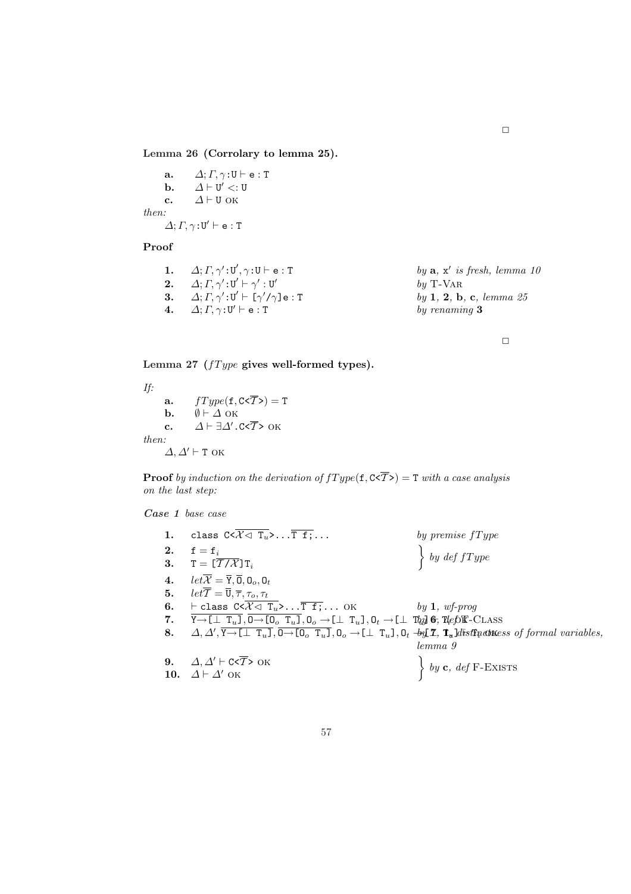□

**Lemma 26 (Corrolary to lemma 25).**

**a.** $\Delta; \Gamma, \gamma : \texttt{U} \vdash \texttt{e} : \texttt{T}$
**b.** $\Delta \vdash \texttt{U}' <: \texttt{U}$
**c.** $\Delta \vdash \texttt{U}$ OK

*then:*

$\Delta; \Gamma, \gamma : \texttt{U}' \vdash \texttt{e} : \texttt{T}$

**Proof**

| | | |
|---|---|---|
| **1.** | $\Delta; \Gamma, \gamma' : \texttt{U}', \gamma : \texttt{U} \vdash \texttt{e} : \texttt{T}$ | *by* **a**, *x′ is fresh, lemma 10* |
| **2.** | $\Delta; \Gamma, \gamma' : \texttt{U}' \vdash \gamma' : \texttt{U}'$ | *by* T-VAR |
| **3.** | $\Delta; \Gamma, \gamma' : \texttt{U}' \vdash [\gamma'/\gamma]\texttt{e} : \texttt{T}$ | *by* **1**, **2**, **b**, **c**, *lemma 25* |
| **4.** | $\Delta; \Gamma, \gamma : \texttt{U}' \vdash \texttt{e} : \texttt{T}$ | *by renaming* **3** |

□

**Lemma 27 ($fType$ gives well-formed types).**

*If:*

**a.** $fType(\texttt{f}, \texttt{C<}\overline{\mathcal{T}}\texttt{>}) = \texttt{T}$
**b.** $\emptyset \vdash \Delta$ OK
**c.** $\Delta \vdash \exists\Delta'.\texttt{C<}\overline{\mathcal{T}}\texttt{>}$ OK

*then:*

$\Delta, \Delta' \vdash \texttt{T}$ OK

**Proof** *by induction on the derivation of $fType(\texttt{f}, \texttt{C<}\overline{\mathcal{T}}\texttt{>}) = \texttt{T}$ with a case analysis on the last step:*

***Case 1*** *base case*

| | | |
|---|---|---|
| **1.** | $\texttt{class C<}\overline{\mathcal{X} \lhd \texttt{T}_u}\texttt{>}\ldots\overline{\texttt{T f;}}\ldots$ | *by premise fType* |
| **2.** | $\texttt{f} = \texttt{f}_i$ | *by def fType* |
| **3.** | $\texttt{T} = [\overline{\mathcal{T}/\mathcal{X}}]\texttt{T}_i$ | *by def fType* |
| **4.** | $let\,\overline{\mathcal{X}} = \overline{\texttt{Y}}, \overline{\texttt{O}}, \texttt{O}_o, \texttt{O}_t$ | |
| **5.** | $let\,\overline{\mathcal{T}} = \overline{\texttt{U}}, \overline{\tau}, \tau_o, \tau_t$ | |
| **6.** | $\vdash \texttt{class C<}\overline{\mathcal{X} \lhd \texttt{T}_u}\texttt{>}\ldots\overline{\texttt{T f;}}\ldots$ OK | *by* **1**, *wf-prog* |
| **7.** | $\overline{\texttt{Y}\rightarrow[\bot\ \texttt{T}_u]}, \overline{\texttt{O}\rightarrow[\texttt{O}_o\ \texttt{T}_u]}, \texttt{O}_o \rightarrow [\bot\ \texttt{T}_u], \texttt{O}_t \rightarrow [\bot\ \texttt{T}_u] \vdash \texttt{T}_i$ OK | *by* **6**, *def* F-CLASS |
| **8.** | $\Delta, \Delta', \overline{\texttt{Y}\rightarrow[\bot\ \texttt{T}_u]}, \overline{\texttt{O}\rightarrow[\texttt{O}_o\ \texttt{T}_u]}, \texttt{O}_o \rightarrow [\bot\ \texttt{T}_u], \texttt{O}_t \rightarrow [\bot\ \texttt{T}_u] \vdash \texttt{T}_i$ OK | *by* **7**, *distinctness of formal variables, lemma 9* |
| **9.** | $\Delta, \Delta' \vdash \texttt{C<}\overline{\mathcal{T}}\texttt{>}$ OK | *by* **c**, *def* F-EXISTS |
| **10.** | $\Delta \vdash \Delta'$ OK | *by* **c**, *def* F-EXISTS |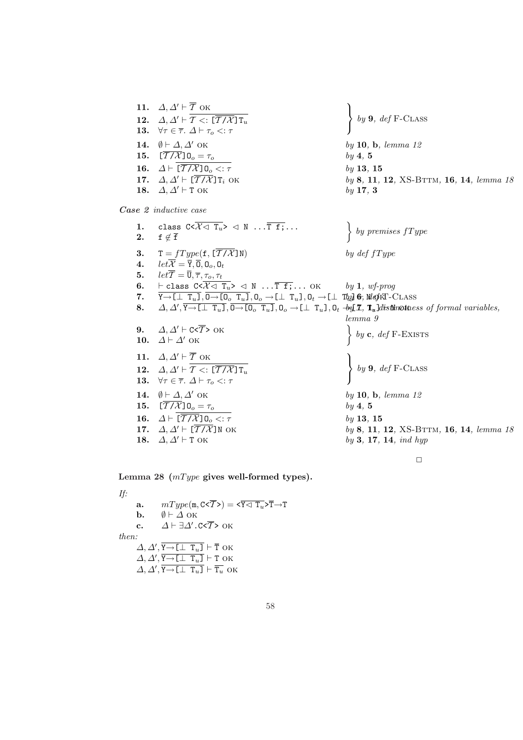| | | |
|---|---|---|
| **11.** | $\Delta, \Delta' \vdash \overline{\mathcal{T}}$ OK | by **9**, *def* F-CLASS |
| **12.** | $\Delta, \Delta' \vdash \overline{\mathcal{T} <: [\overline{\mathcal{T}/\mathcal{X}}]\mathtt{T}_u}$ | |
| **13.** | $\forall \tau \in \overline{\tau}.\ \Delta \vdash \tau_o <: \tau$ | |
| **14.** | $\emptyset \vdash \Delta, \Delta'$ OK | by **10**, **b**, *lemma 12* |
| **15.** | $[\overline{\mathcal{T}/\mathcal{X}}]\mathtt{O}_o = \tau_o$ | by **4**, **5** |
| **16.** | $\Delta \vdash \overline{[\overline{\mathcal{T}/\mathcal{X}}]\mathtt{O}_o <: \tau}$ | by **13**, **15** |
| **17.** | $\Delta, \Delta' \vdash [\overline{\mathcal{T}/\mathcal{X}}]\mathtt{T}_i$ OK | by **8**, **11**, **12**, XS-BTTM, **16**, **14**, *lemma 18* |
| **18.** | $\Delta, \Delta' \vdash \mathtt{T}$ OK | by **17**, **3** |

***Case 2*** *inductive case*

| | | |
|---|---|---|
| **1.** | `class` $\mathtt{C}\texttt{<}\overline{\mathcal{X} \triangleleft \mathtt{T}_u}\texttt{>} \triangleleft \mathtt{N}\ \ldots \overline{\mathtt{T}\ \mathtt{f};}\ldots$ | by *premises fType* |
| **2.** | $\mathtt{f} \notin \overline{\mathtt{f}}$ | |
| **3.** | $\mathtt{T} = fType(\mathtt{f}, [\overline{\mathcal{T}/\mathcal{X}}]\mathtt{N})$ | by *def fType* |
| **4.** | $let\overline{\mathcal{X}} = \overline{\mathtt{Y}}, \overline{\mathtt{O}}, \mathtt{O}_o, \mathtt{O}_t$ | |
| **5.** | $let\overline{\mathcal{T}} = \overline{\mathtt{U}}, \overline{\tau}, \tau_o, \tau_t$ | |
| **6.** | $\vdash$ `class` $\mathtt{C}\texttt{<}\overline{\mathcal{X} \triangleleft \mathtt{T}_u}\texttt{>} \triangleleft \mathtt{N}\ \ldots \overline{\mathtt{T}\ \mathtt{f};}\ldots$ OK | by **1**, *wf-prog* |
| **7.** | $\overline{\mathtt{Y}\to[\bot\ \mathtt{T}_u]}, \overline{\mathtt{O}\to[\mathtt{O}_o\ \mathtt{T}_u]}, \mathtt{O}_o\to[\bot\ \mathtt{T}_u], \mathtt{O}_t\to[\bot\ \mathtt{T}_u] \vdash \mathtt{N}$ OK | by **6**, *def* T-CLASS |
| **8.** | $\Delta, \Delta', \overline{\mathtt{Y}\to[\bot\ \mathtt{T}_u]}, \overline{\mathtt{O}\to[\mathtt{O}_o\ \mathtt{T}_u]}, \mathtt{O}_o\to[\bot\ \mathtt{T}_u], \mathtt{O}_t\to[\bot\ \mathtt{T}_u] \vdash \mathtt{N}$ OK | by **7**, distinctness of formal variables, *lemma 9* |
| **9.** | $\Delta, \Delta' \vdash \mathtt{C}\texttt{<}\overline{\mathcal{T}}\texttt{>}$ OK | by **c**, *def* F-EXISTS |
| **10.** | $\Delta \vdash \Delta'$ OK | |
| **11.** | $\Delta, \Delta' \vdash \overline{\mathcal{T}}$ OK | by **9**, *def* F-CLASS |
| **12.** | $\Delta, \Delta' \vdash \overline{\mathcal{T} <: [\overline{\mathcal{T}/\mathcal{X}}]\mathtt{T}_u}$ | |
| **13.** | $\forall \tau \in \overline{\tau}.\ \Delta \vdash \tau_o <: \tau$ | |
| **14.** | $\emptyset \vdash \Delta, \Delta'$ OK | by **10**, **b**, *lemma 12* |
| **15.** | $[\overline{\mathcal{T}/\mathcal{X}}]\mathtt{O}_o = \tau_o$ | by **4**, **5** |
| **16.** | $\Delta \vdash \overline{[\overline{\mathcal{T}/\mathcal{X}}]\mathtt{O}_o <: \tau}$ | by **13**, **15** |
| **17.** | $\Delta, \Delta' \vdash [\overline{\mathcal{T}/\mathcal{X}}]\mathtt{N}$ OK | by **8**, **11**, **12**, XS-BTTM, **16**, **14**, *lemma 18* |
| **18.** | $\Delta, \Delta' \vdash \mathtt{T}$ OK | by **3**, **17**, **14**, *ind hyp* |

□

**Lemma 28 (*mType* gives well-formed types).**

*If:*

- **a.** $mType(\mathtt{m}, \mathtt{C}\texttt{<}\overline{\mathcal{T}}\texttt{>}) = \texttt{<}\overline{\mathtt{Y} \triangleleft \mathtt{T}_u}\texttt{>}\overline{\mathtt{T}}\to\mathtt{T}$
- **b.** $\emptyset \vdash \Delta$ OK
- **c.** $\Delta \vdash \exists\Delta'.\mathtt{C}\texttt{<}\overline{\mathcal{T}}\texttt{>}$ OK

*then:*

$\Delta, \Delta', \overline{\mathtt{Y}\to[\bot\ \mathtt{T}_u]} \vdash \overline{\mathtt{T}}$ OK
$\Delta, \Delta', \overline{\mathtt{Y}\to[\bot\ \mathtt{T}_u]} \vdash \mathtt{T}$ OK
$\Delta, \Delta', \overline{\mathtt{Y}\to[\bot\ \mathtt{T}_u]} \vdash \overline{\mathtt{T}_u}$ OK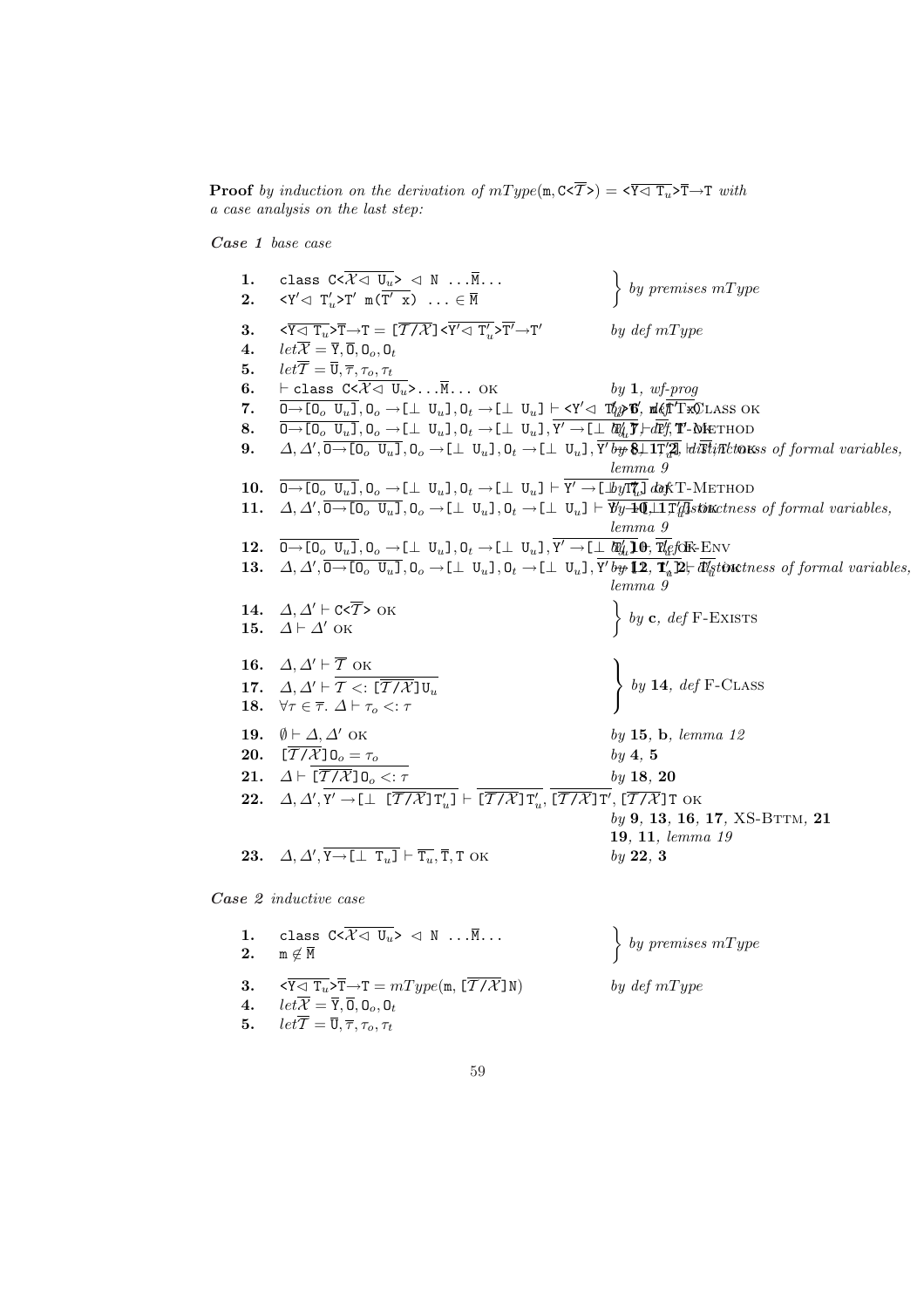**Proof** *by induction on the derivation of* $mType(\mathtt{m}, \mathtt{C}\langle\overline{\mathcal{T}}\rangle) = \langle\overline{\mathtt{Y}\lhd \mathtt{T}_u}\rangle\overline{\mathtt{T}}\rightarrow\mathtt{T}$ *with a case analysis on the last step:*

***Case 1*** *base case*

| | | |
|---|---|---|
| **1.** | $\mathtt{class}\ \mathtt{C}\langle\overline{\mathcal{X}\lhd \mathtt{U}_u}\rangle \lhd \mathtt{N}\ \ldots\overline{\mathtt{M}}\ldots$ | *by premises mType* |
| **2.** | $\langle\mathtt{Y}'\lhd \mathtt{T}'_u\rangle\mathtt{T}'\ \mathtt{m}(\overline{\mathtt{T}'\ \mathtt{x}})\ \ldots \in \overline{\mathtt{M}}$ | |
| **3.** | $\langle\overline{\mathtt{Y}\lhd \mathtt{T}_u}\rangle\overline{\mathtt{T}}\rightarrow\mathtt{T} = [\overline{\mathcal{T}/\mathcal{X}}]\langle\overline{\mathtt{Y}'\lhd \mathtt{T}'_u}\rangle\overline{\mathtt{T}'}\rightarrow\mathtt{T}'$ | *by def mType* |
| **4.** | *let* $\overline{\mathcal{X}} = \overline{\mathtt{Y}}, \overline{\mathtt{O}}, \mathtt{O}_o, \mathtt{O}_t$ | |
| **5.** | *let* $\overline{\mathcal{T}} = \overline{\mathtt{U}}, \overline{\tau}, \tau_o, \tau_t$ | |
| **6.** | $\vdash \mathtt{class}\ \mathtt{C}\langle\overline{\mathcal{X}\lhd \mathtt{U}_u}\rangle\ldots\overline{\mathtt{M}}\ldots\ \text{OK}$ | *by* **1**, *wf-prog* |
| **7.** | $\overline{\mathtt{O}\rightarrow[\mathtt{O}_o\ \mathtt{U}_u]}, \mathtt{O}_o\rightarrow[\bot\ \mathtt{U}_u], \mathtt{O}_t\rightarrow[\bot\ \mathtt{U}_u] \vdash \langle\mathtt{Y}'\lhd \mathtt{T}'_u\rangle\mathtt{T}'\ \mathtt{m}(\overline{\mathtt{T}'\ \mathtt{x}})\ldots$ OK | *by* **6**, *def* T-Class |
| **8.** | $\overline{\mathtt{O}\rightarrow[\mathtt{O}_o\ \mathtt{U}_u]}, \mathtt{O}_o\rightarrow[\bot\ \mathtt{U}_u], \mathtt{O}_t\rightarrow[\bot\ \mathtt{U}_u], \overline{\mathtt{Y}'\rightarrow[\bot\ \mathtt{T}'_u]} \vdash \overline{\mathtt{T}'}, \mathtt{T}'$ OK | *by* **7**, *def* T-Method |
| **9.** | $\Delta, \Delta', \overline{\mathtt{O}\rightarrow[\mathtt{O}_o\ \mathtt{U}_u]}, \mathtt{O}_o\rightarrow[\bot\ \mathtt{U}_u], \mathtt{O}_t\rightarrow[\bot\ \mathtt{U}_u], \overline{\mathtt{Y}'\rightarrow[\bot\ \mathtt{T}'_u]} \vdash \overline{\mathtt{T}'}, \mathtt{T}'$ OK | *by* **8**, *distinctness of formal variables, lemma 9* |
| **10.** | $\overline{\mathtt{O}\rightarrow[\mathtt{O}_o\ \mathtt{U}_u]}, \mathtt{O}_o\rightarrow[\bot\ \mathtt{U}_u], \mathtt{O}_t\rightarrow[\bot\ \mathtt{U}_u] \vdash \overline{\mathtt{Y}'\rightarrow[\bot\ \mathtt{T}'_u]}$ OK | *by* **7**, *def* T-Method |
| **11.** | $\Delta, \Delta', \overline{\mathtt{O}\rightarrow[\mathtt{O}_o\ \mathtt{U}_u]}, \mathtt{O}_o\rightarrow[\bot\ \mathtt{U}_u], \mathtt{O}_t\rightarrow[\bot\ \mathtt{U}_u] \vdash \overline{\mathtt{Y}'\rightarrow[\bot\ \mathtt{T}'_u]}$ OK | *by* **10**, *distinctness of formal variables, lemma 9* |
| **12.** | $\overline{\mathtt{O}\rightarrow[\mathtt{O}_o\ \mathtt{U}_u]}, \mathtt{O}_o\rightarrow[\bot\ \mathtt{U}_u], \mathtt{O}_t\rightarrow[\bot\ \mathtt{U}_u], \overline{\mathtt{Y}'\rightarrow[\bot\ \mathtt{T}'_u]} \vdash \overline{\mathtt{T}'_u}$ OK | *by* **10**, *def* F-Env |
| **13.** | $\Delta, \Delta', \overline{\mathtt{O}\rightarrow[\mathtt{O}_o\ \mathtt{U}_u]}, \mathtt{O}_o\rightarrow[\bot\ \mathtt{U}_u], \mathtt{O}_t\rightarrow[\bot\ \mathtt{U}_u], \overline{\mathtt{Y}'\rightarrow[\bot\ \mathtt{T}'_u]} \vdash \overline{\mathtt{T}'_u}$ OK | *by* **12**, *distinctness of formal variables, lemma 9* |
| **14.** | $\Delta, \Delta' \vdash \mathtt{C}\langle\overline{\mathcal{T}}\rangle$ OK | *by* **c**, *def* F-Exists |
| **15.** | $\Delta \vdash \Delta'$ OK | |
| **16.** | $\Delta, \Delta' \vdash \overline{\mathcal{T}}$ OK | *by* **14**, *def* F-Class |
| **17.** | $\Delta, \Delta' \vdash \overline{\mathcal{T} <: [\overline{\mathcal{T}/\mathcal{X}}]\mathtt{U}_u}$ | |
| **18.** | $\forall \tau \in \overline{\tau}.\ \Delta \vdash \tau_o <: \tau$ | |
| **19.** | $\emptyset \vdash \Delta, \Delta'$ OK | *by* **15**, **b**, *lemma 12* |
| **20.** | $[\overline{\mathcal{T}/\mathcal{X}}]\mathtt{O}_o = \tau_o$ | *by* **4**, **5** |
| **21.** | $\Delta \vdash \overline{[\overline{\mathcal{T}/\mathcal{X}}]\mathtt{O}_o <: \tau}$ | *by* **18**, **20** |
| **22.** | $\Delta, \Delta', \overline{\mathtt{Y}'\rightarrow[\bot\ [\overline{\mathcal{T}/\mathcal{X}}]\mathtt{T}'_u]} \vdash \overline{[\overline{\mathcal{T}/\mathcal{X}}]\mathtt{T}'_u}, \overline{[\overline{\mathcal{T}/\mathcal{X}}]\mathtt{T}'}, [\overline{\mathcal{T}/\mathcal{X}}]\mathtt{T}$ OK | *by* **9**, **13**, **16**, **17**, XS-Bttm, **21**, **19**, **11**, *lemma 19* |
| **23.** | $\Delta, \Delta', \overline{\mathtt{Y}\rightarrow[\bot\ \mathtt{T}_u]} \vdash \overline{\mathtt{T}_u}, \overline{\mathtt{T}}, \mathtt{T}$ OK | *by* **22**, **3** |

***Case 2*** *inductive case*

| | | |
|---|---|---|
| **1.** | $\mathtt{class}\ \mathtt{C}\langle\overline{\mathcal{X}\lhd \mathtt{U}_u}\rangle \lhd \mathtt{N}\ \ldots\overline{\mathtt{M}}\ldots$ | *by premises mType* |
| **2.** | $\mathtt{m} \notin \overline{\mathtt{M}}$ | |
| **3.** | $\langle\overline{\mathtt{Y}\lhd \mathtt{T}_u}\rangle\overline{\mathtt{T}}\rightarrow\mathtt{T} = mType(\mathtt{m}, [\overline{\mathcal{T}/\mathcal{X}}]\mathtt{N})$ | *by def mType* |
| **4.** | *let* $\overline{\mathcal{X}} = \overline{\mathtt{Y}}, \overline{\mathtt{O}}, \mathtt{O}_o, \mathtt{O}_t$ | |
| **5.** | *let* $\overline{\mathcal{T}} = \overline{\mathtt{U}}, \overline{\tau}, \tau_o, \tau_t$ | |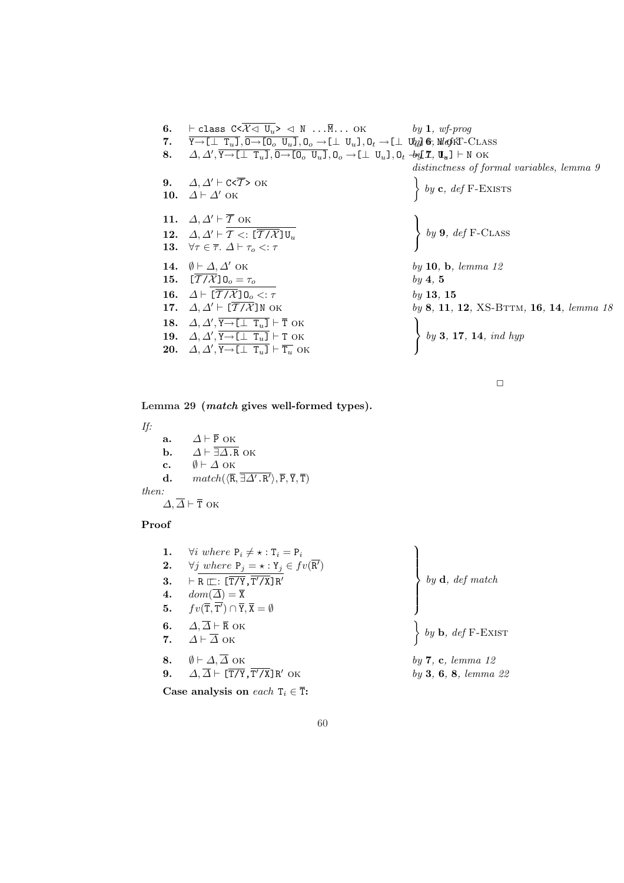| | | |
|---|---|---|
| **6.** | $\vdash$ `class C<`$\overline{\mathcal{X} \lhd \texttt{U}_u}$`>` $\lhd$ `N ...`$\overline{\texttt{M}}$`...` OK | *by* **1**, *wf-prog* |
| **7.** | $\overline{\texttt{Y}\to[\bot\ \texttt{T}_u]}, \overline{\texttt{O}\to[\texttt{O}_o\ \texttt{U}_u]}, \texttt{O}_o\to[\bot\ \texttt{U}_u], \texttt{O}_t\to[\bot\ \texttt{U}_u]$ $\vdash$ `N` OK | *by* **6**, *def* T-CLASS |
| **8.** | $\Delta, \Delta', \overline{\texttt{Y}\to[\bot\ \texttt{T}_u]}, \overline{\texttt{O}\to[\texttt{O}_o\ \texttt{U}_u]}, \texttt{O}_o\to[\bot\ \texttt{U}_u], \texttt{O}_t\to[\bot\ \texttt{U}_u] \vdash$ `N` OK | *by* **7**, **4**, *distinctness of formal variables, lemma 9* |
| **9.** | $\Delta, \Delta' \vdash$ `C<`$\overline{\mathcal{T}}$`>` OK | *by* **c**, *def* F-EXISTS |
| **10.** | $\Delta \vdash \Delta'$ OK | *by* **c**, *def* F-EXISTS |
| **11.** | $\Delta, \Delta' \vdash \overline{\mathcal{T}}$ OK | *by* **9**, *def* F-CLASS |
| **12.** | $\Delta, \Delta' \vdash \overline{\mathcal{T} <: [\overline{\mathcal{T}/\mathcal{X}}]\texttt{U}_u}$ | *by* **9**, *def* F-CLASS |
| **13.** | $\forall \tau \in \overline{\tau}.\ \Delta \vdash \tau_o <: \tau$ | *by* **9**, *def* F-CLASS |
| **14.** | $\emptyset \vdash \Delta, \Delta'$ OK | *by* **10**, **b**, *lemma 12* |
| **15.** | $[\overline{\mathcal{T}/\mathcal{X}}]\texttt{O}_o = \tau_o$ | *by* **4**, **5** |
| **16.** | $\Delta \vdash \overline{[\overline{\mathcal{T}/\mathcal{X}}]\texttt{O}_o <: \tau}$ | *by* **13**, **15** |
| **17.** | $\Delta, \Delta' \vdash [\overline{\mathcal{T}/\mathcal{X}}]$`N` OK | *by* **8**, **11**, **12**, XS-BTTM, **16**, **14**, *lemma 18* |
| **18.** | $\Delta, \Delta', \overline{\texttt{Y}\to[\bot\ \texttt{T}_u]} \vdash \overline{\texttt{T}}$ OK | *by* **3**, **17**, **14**, *ind hyp* |
| **19.** | $\Delta, \Delta', \overline{\texttt{Y}\to[\bot\ \texttt{T}_u]} \vdash$ `T` OK | *by* **3**, **17**, **14**, *ind hyp* |
| **20.** | $\Delta, \Delta', \overline{\texttt{Y}\to[\bot\ \texttt{T}_u]} \vdash \overline{\texttt{T}_u}$ OK | *by* **3**, **17**, **14**, *ind hyp* |

□

**Lemma 29 (*match* gives well-formed types).**

*If:*

- **a.** $\Delta \vdash \overline{\texttt{P}}$ OK
- **b.** $\Delta \vdash \overline{\exists\Delta.\texttt{R}}$ OK
- **c.** $\emptyset \vdash \Delta$ OK
- **d.** $match(\langle\overline{\texttt{R}}, \overline{\exists\Delta'.\texttt{R}'}\rangle, \overline{\texttt{P}}, \overline{\texttt{Y}}, \overline{\texttt{T}})$

*then:*

$\Delta, \overline{\Delta} \vdash \overline{\texttt{T}}$ OK

**Proof**

| | | |
|---|---|---|
| **1.** | $\forall i$ *where* $\texttt{P}_i \neq \star : \texttt{T}_i = \texttt{P}_i$ | *by* **d**, *def match* |
| **2.** | $\forall j$ *where* $\overline{\texttt{P}_j = \star : \texttt{Y}_j \in fv(\overline{\texttt{R}'})}$ | *by* **d**, *def match* |
| **3.** | $\vdash$ `R` $\sqsubset: [\overline{\texttt{T}/\texttt{Y}}, \overline{\texttt{T}'/\texttt{X}}]\texttt{R}'$ | *by* **d**, *def match* |
| **4.** | $dom(\overline{\Delta}) = \overline{\texttt{X}}$ | *by* **d**, *def match* |
| **5.** | $fv(\overline{\texttt{T}}, \overline{\texttt{T}'}) \cap \overline{\texttt{Y}}, \overline{\texttt{X}} = \emptyset$ | *by* **d**, *def match* |
| **6.** | $\Delta, \overline{\Delta} \vdash \overline{\texttt{R}}$ OK | *by* **b**, *def* F-EXIST |
| **7.** | $\Delta \vdash \overline{\Delta}$ OK | *by* **b**, *def* F-EXIST |
| **8.** | $\emptyset \vdash \Delta, \overline{\Delta}$ OK | *by* **7**, **c**, *lemma 12* |
| **9.** | $\Delta, \overline{\Delta} \vdash [\overline{\texttt{T}/\texttt{Y}}, \overline{\texttt{T}'/\texttt{X}}]\texttt{R}'$ OK | *by* **3**, **6**, **8**, *lemma 22* |

**Case analysis on** *each* $\texttt{T}_i \in \overline{\texttt{T}}$**:**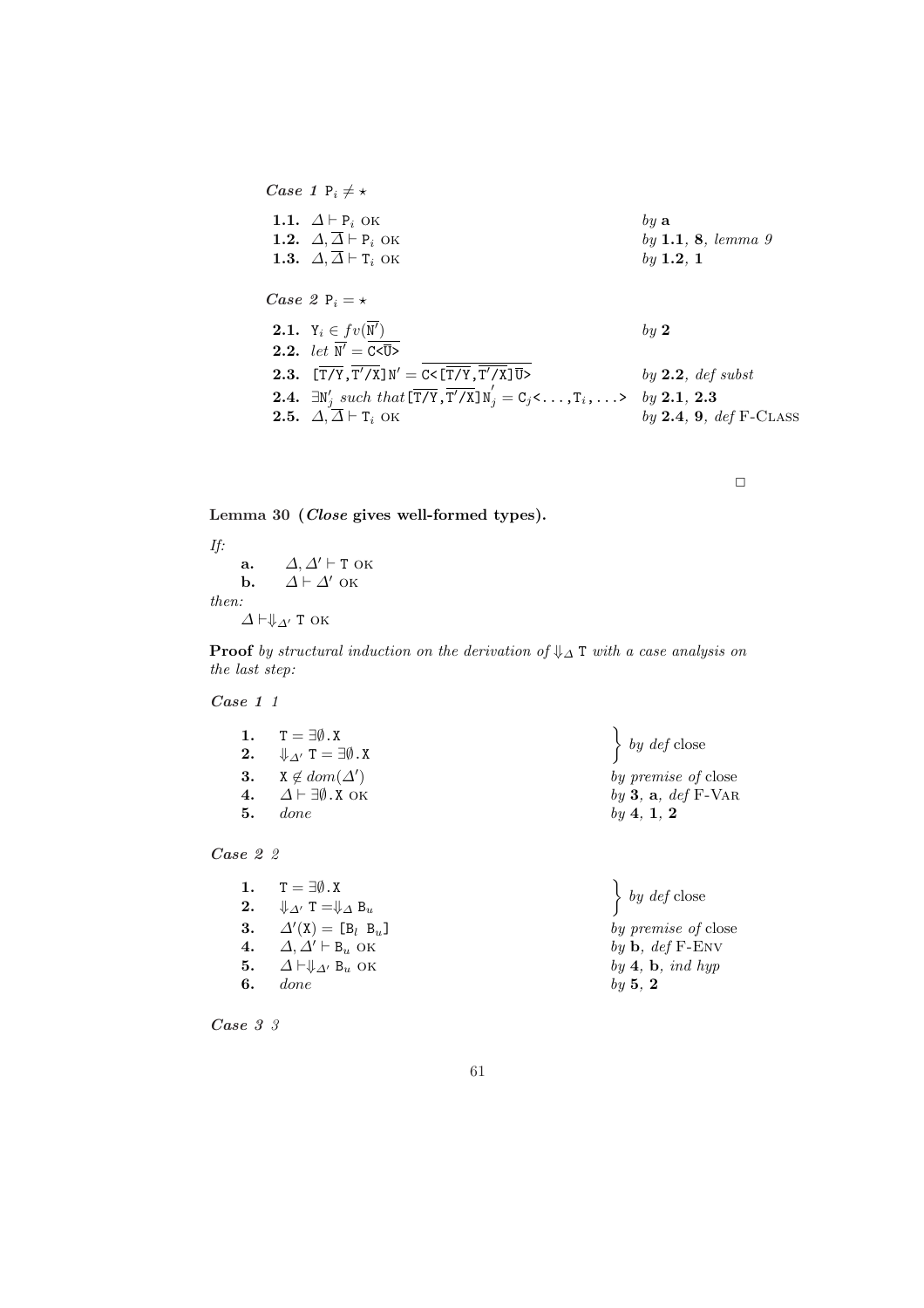*Case 1* $\mathtt{P}_i \neq \star$

| | | |
|---|---|---|
| **1.1.** | $\Delta \vdash \mathtt{P}_i$ OK | *by* **a** |
| **1.2.** | $\Delta, \overline{\Delta} \vdash \mathtt{P}_i$ OK | *by* **1.1**, **8**, *lemma 9* |
| **1.3.** | $\Delta, \overline{\Delta} \vdash \mathtt{T}_i$ OK | *by* **1.2**, **1** |

*Case 2* $\mathtt{P}_i = \star$

| | | |
|---|---|---|
| **2.1.** | $\mathtt{Y}_i \in fv(\overline{\mathtt{N}'})$ | *by* **2** |
| **2.2.** | *let* $\overline{\mathtt{N}'} = \overline{\mathtt{C<}\overline{\mathtt{U}}\mathtt{>}}$ | |
| **2.3.** | $[\overline{\mathtt{T}/\mathtt{Y}}, \overline{\mathtt{T}'/\mathtt{X}}]\mathtt{N}' = \overline{\mathtt{C<}[\overline{\mathtt{T}/\mathtt{Y}}, \overline{\mathtt{T}'/\mathtt{X}}]\overline{\mathtt{U}}\mathtt{>}}$ | *by* **2.2**, *def subst* |
| **2.4.** | $\exists \mathtt{N}'_j$ *such that* $[\overline{\mathtt{T}/\mathtt{Y}}, \overline{\mathtt{T}'/\mathtt{X}}]\mathtt{N}'_j = \mathtt{C}_j\mathtt{<}\ldots, \mathtt{T}_i, \ldots\mathtt{>}$ | *by* **2.1**, **2.3** |
| **2.5.** | $\Delta, \overline{\Delta} \vdash \mathtt{T}_i$ OK | *by* **2.4**, **9**, *def* F-CLASS |

□

**Lemma 30 (*Close* gives well-formed types).**

*If:*

**a.** $\Delta, \Delta' \vdash \mathtt{T}$ OK

**b.** $\Delta \vdash \Delta'$ OK

*then:*

$\Delta \vdash \Downarrow_{\Delta'} \mathtt{T}$ OK

**Proof** *by structural induction on the derivation of* $\Downarrow_{\Delta} \mathtt{T}$ *with a case analysis on the last step:*

*Case 1 1*

| | | |
|---|---|---|
| **1.** | $\mathtt{T} = \exists\emptyset.\mathtt{X}$ | *by def* close |
| **2.** | $\Downarrow_{\Delta'} \mathtt{T} = \exists\emptyset.\mathtt{X}$ | *by def* close |
| **3.** | $\mathtt{X} \notin dom(\Delta')$ | *by premise of* close |
| **4.** | $\Delta \vdash \exists\emptyset.\mathtt{X}$ OK | *by* **3**, **a**, *def* F-VAR |
| **5.** | *done* | *by* **4**, **1**, **2** |

*Case 2 2*

| | | |
|---|---|---|
| **1.** | $\mathtt{T} = \exists\emptyset.\mathtt{X}$ | *by def* close |
| **2.** | $\Downarrow_{\Delta'} \mathtt{T} = \Downarrow_{\Delta} \mathtt{B}_u$ | *by def* close |
| **3.** | $\Delta'(\mathtt{X}) = [\mathtt{B}_l\ \mathtt{B}_u]$ | *by premise of* close |
| **4.** | $\Delta, \Delta' \vdash \mathtt{B}_u$ OK | *by* **b**, *def* F-ENV |
| **5.** | $\Delta \vdash \Downarrow_{\Delta'} \mathtt{B}_u$ OK | *by* **4**, **b**, *ind hyp* |
| **6.** | *done* | *by* **5**, **2** |

*Case 3 3*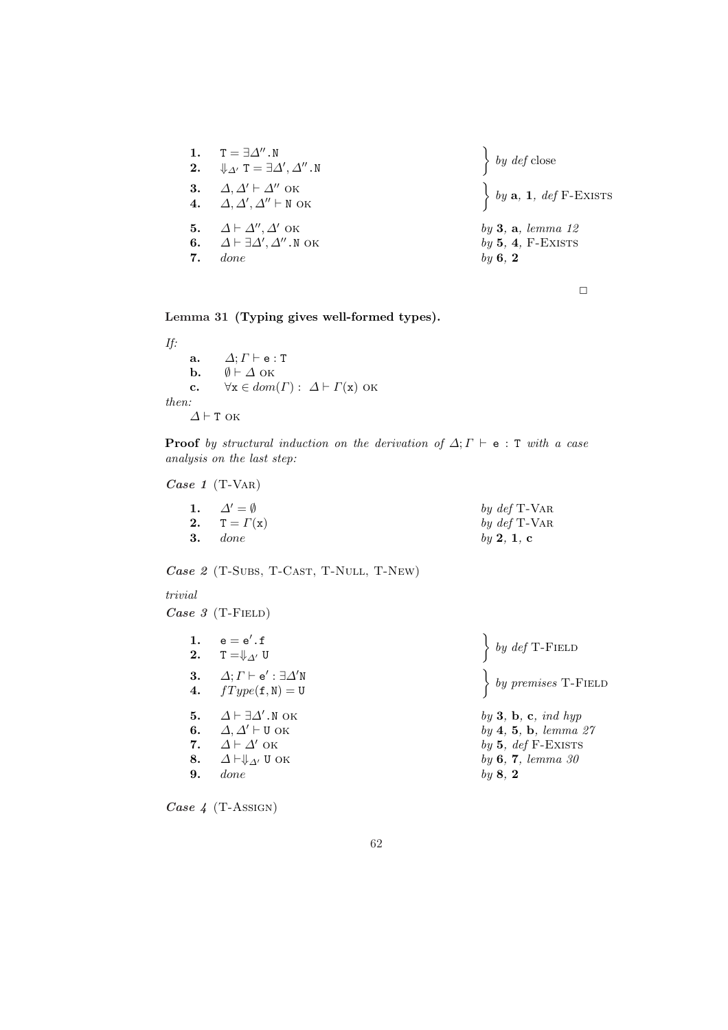| | | |
|---|---|---|
| **1.** | $\mathtt{T} = \exists\Delta''.\mathtt{N}$ | *by def* close |
| **2.** | $\Downarrow_{\Delta'} \mathtt{T} = \exists\Delta', \Delta''.\mathtt{N}$ | |
| **3.** | $\Delta, \Delta' \vdash \Delta''$ OK | *by* **a**, **1**, *def* F-EXISTS |
| **4.** | $\Delta, \Delta', \Delta'' \vdash \mathtt{N}$ OK | |
| **5.** | $\Delta \vdash \Delta'', \Delta'$ OK | *by* **3**, **a**, *lemma 12* |
| **6.** | $\Delta \vdash \exists\Delta', \Delta''.\mathtt{N}$ OK | *by* **5**, **4**, F-EXISTS |
| **7.** | *done* | *by* **6**, **2** |

□

**Lemma 31 (Typing gives well-formed types).**

*If:*

- **a.** $\Delta; \Gamma \vdash \mathtt{e} : \mathtt{T}$
- **b.** $\emptyset \vdash \Delta$ OK
- **c.** $\forall \mathtt{x} \in dom(\Gamma) :\ \Delta \vdash \Gamma(\mathtt{x})$ OK

*then:*

$\Delta \vdash \mathtt{T}$ OK

**Proof** *by structural induction on the derivation of $\Delta; \Gamma \vdash \mathtt{e} : \mathtt{T}$ with a case analysis on the last step:*

***Case 1*** (T-VAR)

| | | |
|---|---|---|
| **1.** | $\Delta' = \emptyset$ | *by def* T-VAR |
| **2.** | $\mathtt{T} = \Gamma(\mathtt{x})$ | *by def* T-VAR |
| **3.** | *done* | *by* **2**, **1**, **c** |

***Case 2*** (T-SUBS, T-CAST, T-NULL, T-NEW)

*trivial*

***Case 3*** (T-FIELD)

| | | |
|---|---|---|
| **1.** | $\mathtt{e} = \mathtt{e'}.\mathtt{f}$ | *by def* T-FIELD |
| **2.** | $\mathtt{T} = \Downarrow_{\Delta'} \mathtt{U}$ | |
| **3.** | $\Delta; \Gamma \vdash \mathtt{e'} : \exists\Delta'\mathtt{N}$ | *by premises* T-FIELD |
| **4.** | $fType(\mathtt{f}, \mathtt{N}) = \mathtt{U}$ | |
| **5.** | $\Delta \vdash \exists\Delta'.\mathtt{N}$ OK | *by* **3**, **b**, **c**, *ind hyp* |
| **6.** | $\Delta, \Delta' \vdash \mathtt{U}$ OK | *by* **4**, **5**, **b**, *lemma 27* |
| **7.** | $\Delta \vdash \Delta'$ OK | *by* **5**, *def* F-EXISTS |
| **8.** | $\Delta \vdash \Downarrow_{\Delta'} \mathtt{U}$ OK | *by* **6**, **7**, *lemma 30* |
| **9.** | *done* | *by* **8**, **2** |

***Case 4*** (T-ASSIGN)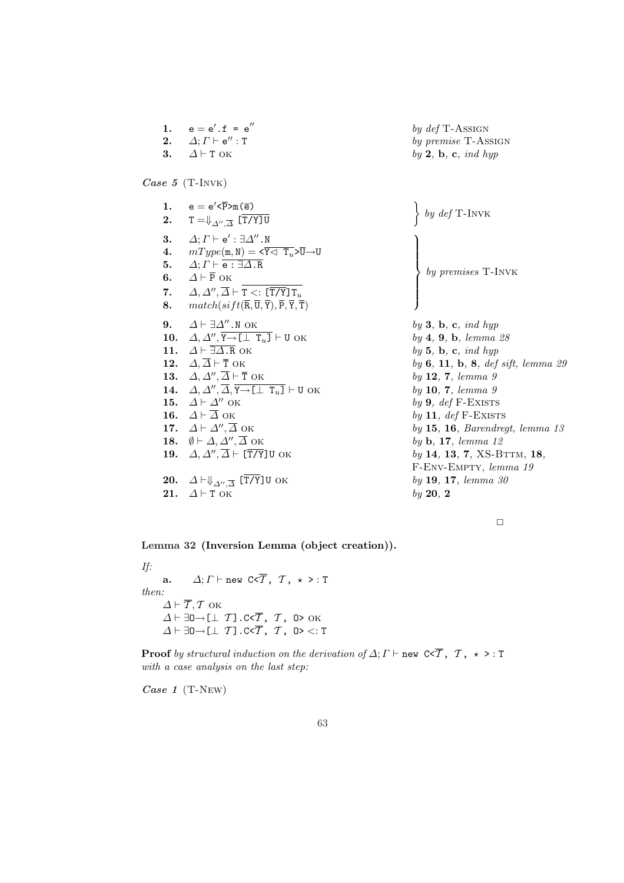| | | |
|---|---|---|
| **1.** | $\texttt{e} = \texttt{e}'\texttt{.f = e}''$ | *by def* T-ASSIGN |
| **2.** | $\Delta; \Gamma \vdash \texttt{e}'' : \texttt{T}$ | *by premise* T-ASSIGN |
| **3.** | $\Delta \vdash \texttt{T}$ OK | *by* **2**, **b**, **c**, *ind hyp* |

***Case 5*** (T-INVK)

| | | |
|---|---|---|
| **1.** | $\texttt{e} = \texttt{e}'\texttt{<}\overline{\texttt{P}}\texttt{>m(}\overline{\texttt{e}}\texttt{)}$ | *by def* T-INVK |
| **2.** | $\texttt{T} = \Downarrow_{\Delta'', \overline{\Delta}} \overline{\texttt{[T/Y]U}}$ | *by def* T-INVK |
| **3.** | $\Delta; \Gamma \vdash \texttt{e}' : \exists \Delta''.\texttt{N}$ | *by premises* T-INVK |
| **4.** | $mType(\texttt{m}, \texttt{N}) = \texttt{<}\overline{\texttt{Y} \lhd \texttt{T}_u}\texttt{>}\overline{\texttt{U}} \rightarrow \texttt{U}$ | *by premises* T-INVK |
| **5.** | $\Delta; \Gamma \vdash \overline{\texttt{e} : \exists \Delta.\texttt{R}}$ | *by premises* T-INVK |
| **6.** | $\Delta \vdash \overline{\texttt{P}}$ OK | *by premises* T-INVK |
| **7.** | $\Delta, \Delta'', \overline{\Delta} \vdash \overline{\texttt{T} <: \overline{\texttt{[T/Y]}}\texttt{T}_u}$ | *by premises* T-INVK |
| **8.** | $match(sift(\overline{\texttt{R}}, \overline{\texttt{U}}, \overline{\texttt{Y}}), \overline{\texttt{P}}, \overline{\texttt{Y}}, \overline{\texttt{T}})$ | *by premises* T-INVK |
| **9.** | $\Delta \vdash \exists \Delta''.\texttt{N}$ OK | *by* **3**, **b**, **c**, *ind hyp* |
| **10.** | $\Delta, \Delta'', \overline{\texttt{Y} \rightarrow [\bot\ \texttt{T}_u]} \vdash \texttt{U}$ OK | *by* **4**, **9**, **b**, *lemma 28* |
| **11.** | $\Delta \vdash \overline{\exists \Delta.\texttt{R}}$ OK | *by* **5**, **b**, **c**, *ind hyp* |
| **12.** | $\Delta, \overline{\Delta} \vdash \overline{\texttt{T}}$ OK | *by* **6**, **11**, **b**, **8**, *def sift*, *lemma 29* |
| **13.** | $\Delta, \Delta'', \overline{\Delta} \vdash \overline{\texttt{T}}$ OK | *by* **12**, **7**, *lemma 9* |
| **14.** | $\Delta, \Delta'', \overline{\Delta}, \overline{\texttt{Y} \rightarrow [\bot\ \texttt{T}_u]} \vdash \texttt{U}$ OK | *by* **10**, **7**, *lemma 9* |
| **15.** | $\Delta \vdash \Delta''$ OK | *by* **9**, *def* F-EXISTS |
| **16.** | $\Delta \vdash \overline{\Delta}$ OK | *by* **11**, *def* F-EXISTS |
| **17.** | $\Delta \vdash \Delta'', \overline{\Delta}$ OK | *by* **15**, **16**, *Barendregt*, *lemma 13* |
| **18.** | $\emptyset \vdash \Delta, \Delta'', \overline{\Delta}$ OK | *by* **b**, **17**, *lemma 12* |
| **19.** | $\Delta, \Delta'', \overline{\Delta} \vdash \overline{\texttt{[T/Y]}}\texttt{U}$ OK | *by* **14**, **13**, **7**, XS-BTTM, **18**, F-ENV-EMPTY, *lemma 19* |
| **20.** | $\Delta \vdash \Downarrow_{\Delta'', \overline{\Delta}} \overline{\texttt{[T/Y]}}\texttt{U}$ OK | *by* **19**, **17**, *lemma 30* |
| **21.** | $\Delta \vdash \texttt{T}$ OK | *by* **20**, **2** |

□

**Lemma 32 (Inversion Lemma (object creation)).**

*If:*

**a.** $\Delta; \Gamma \vdash \texttt{new C<}\overline{\mathcal{T}}\texttt{, } \mathcal{T}\texttt{, } \star\texttt{ >} : \texttt{T}$

*then:*

$\Delta \vdash \overline{\mathcal{T}}, \mathcal{T}$ OK

$\Delta \vdash \exists \texttt{O} \rightarrow [\bot\ \mathcal{T}].\texttt{C<}\overline{\mathcal{T}}\texttt{, } \mathcal{T}\texttt{, O>}$ OK

$\Delta \vdash \exists \texttt{O} \rightarrow [\bot\ \mathcal{T}].\texttt{C<}\overline{\mathcal{T}}\texttt{, } \mathcal{T}\texttt{, O>} <: \texttt{T}$

**Proof** *by structural induction on the derivation of* $\Delta; \Gamma \vdash \texttt{new C<}\overline{\mathcal{T}}\texttt{, } \mathcal{T}\texttt{, } \star\texttt{ >} : \texttt{T}$ *with a case analysis on the last step:*

***Case 1*** (T-NEW)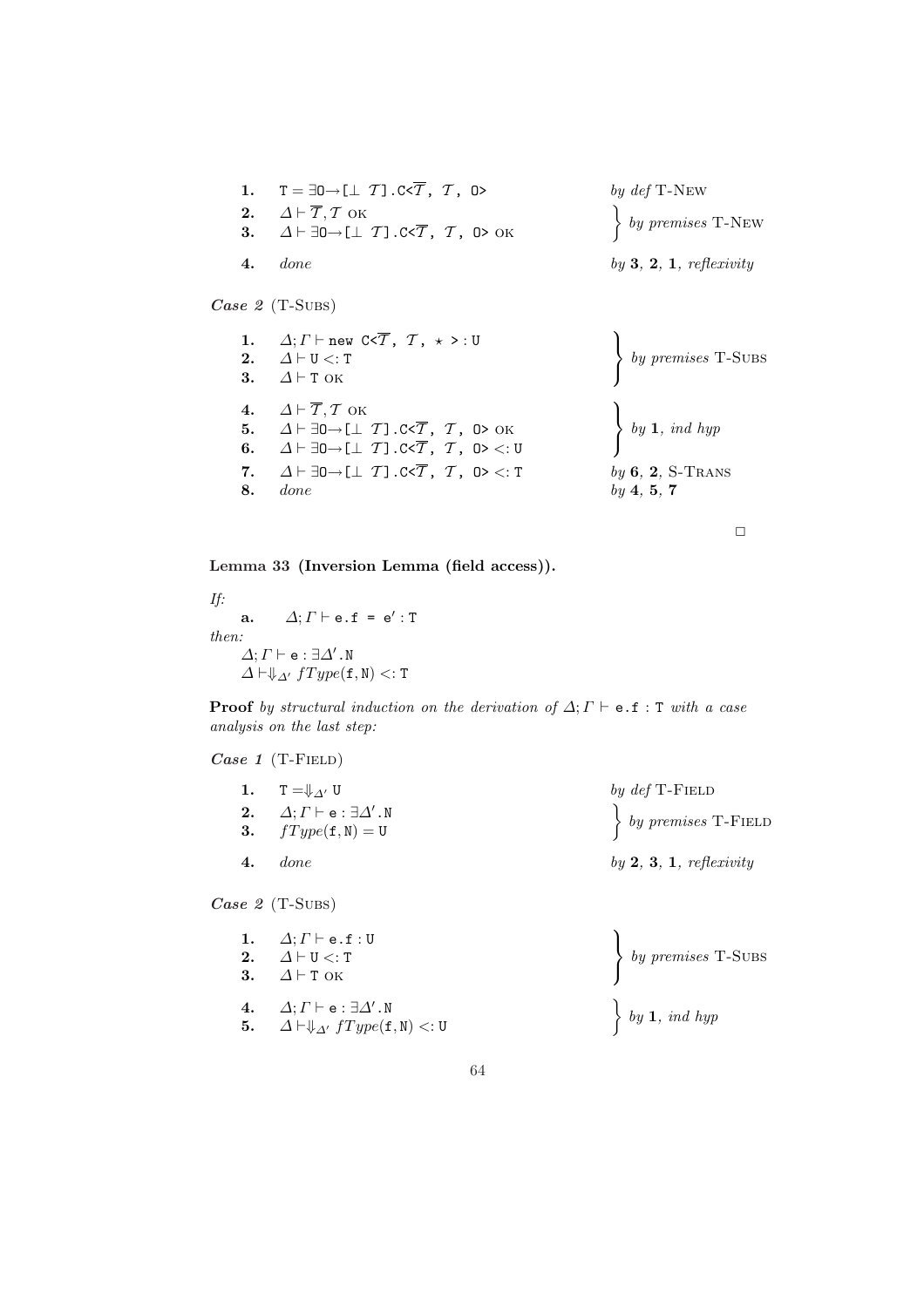| | | |
|---|---|---|
| **1.** | $\mathtt{T} = \exists \mathtt{O}{\rightarrow}[\bot\ \mathcal{T}].\mathtt{C}\langle\overline{\mathcal{T}},\ \mathcal{T},\ \mathtt{O}\rangle$ | *by def* T-New |
| **2.** | $\Delta \vdash \overline{\mathcal{T}}, \mathcal{T}$ OK | *by premises* T-New |
| **3.** | $\Delta \vdash \exists \mathtt{O}{\rightarrow}[\bot\ \mathcal{T}].\mathtt{C}\langle\overline{\mathcal{T}},\ \mathcal{T},\ \mathtt{O}\rangle$ OK | |
| **4.** | *done* | *by* **3**, **2**, **1**, *reflexivity* |

***Case 2*** (T-Subs)

| | | |
|---|---|---|
| **1.** | $\Delta;\Gamma \vdash \mathtt{new\ C}\langle\overline{\mathcal{T}},\ \mathcal{T},\ \star\rangle : \mathtt{U}$ | *by premises* T-Subs |
| **2.** | $\Delta \vdash \mathtt{U} <: \mathtt{T}$ | |
| **3.** | $\Delta \vdash \mathtt{T}$ OK | |
| **4.** | $\Delta \vdash \overline{\mathcal{T}}, \mathcal{T}$ OK | *by* **1**, *ind hyp* |
| **5.** | $\Delta \vdash \exists \mathtt{O}{\rightarrow}[\bot\ \mathcal{T}].\mathtt{C}\langle\overline{\mathcal{T}},\ \mathcal{T},\ \mathtt{O}\rangle$ OK | |
| **6.** | $\Delta \vdash \exists \mathtt{O}{\rightarrow}[\bot\ \mathcal{T}].\mathtt{C}\langle\overline{\mathcal{T}},\ \mathcal{T},\ \mathtt{O}\rangle <: \mathtt{U}$ | |
| **7.** | $\Delta \vdash \exists \mathtt{O}{\rightarrow}[\bot\ \mathcal{T}].\mathtt{C}\langle\overline{\mathcal{T}},\ \mathcal{T},\ \mathtt{O}\rangle <: \mathtt{T}$ | *by* **6**, **2**, S-Trans |
| **8.** | *done* | *by* **4**, **5**, **7** |

□

**Lemma 33 (Inversion Lemma (field access)).**

*If:*

**a.** $\Delta;\Gamma \vdash \mathtt{e.f} = \mathtt{e'} : \mathtt{T}$

*then:*

$\Delta;\Gamma \vdash \mathtt{e} : \exists\Delta'.\mathtt{N}$

$\Delta \vdash \Downarrow_{\Delta'} fType(\mathtt{f}, \mathtt{N}) <: \mathtt{T}$

**Proof** *by structural induction on the derivation of* $\Delta;\Gamma \vdash \mathtt{e.f} : \mathtt{T}$ *with a case analysis on the last step:*

***Case 1*** (T-Field)

| | | |
|---|---|---|
| **1.** | $\mathtt{T} = \Downarrow_{\Delta'} \mathtt{U}$ | *by def* T-Field |
| **2.** | $\Delta;\Gamma \vdash \mathtt{e} : \exists\Delta'.\mathtt{N}$ | *by premises* T-Field |
| **3.** | $fType(\mathtt{f}, \mathtt{N}) = \mathtt{U}$ | |
| **4.** | *done* | *by* **2**, **3**, **1**, *reflexivity* |

***Case 2*** (T-Subs)

| | | |
|---|---|---|
| **1.** | $\Delta;\Gamma \vdash \mathtt{e.f} : \mathtt{U}$ | *by premises* T-Subs |
| **2.** | $\Delta \vdash \mathtt{U} <: \mathtt{T}$ | |
| **3.** | $\Delta \vdash \mathtt{T}$ OK | |
| **4.** | $\Delta;\Gamma \vdash \mathtt{e} : \exists\Delta'.\mathtt{N}$ | *by* **1**, *ind hyp* |
| **5.** | $\Delta \vdash \Downarrow_{\Delta'} fType(\mathtt{f}, \mathtt{N}) <: \mathtt{U}$ | |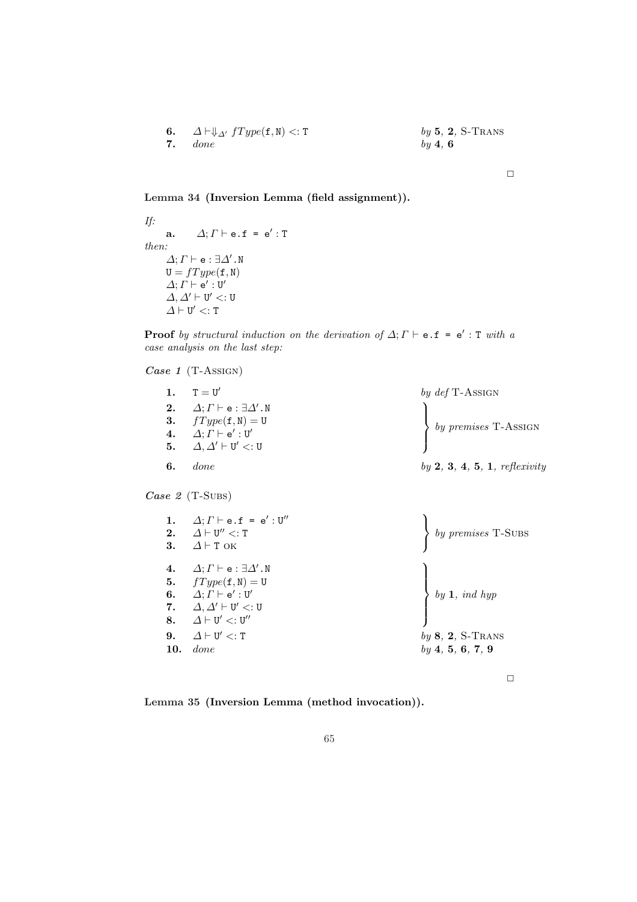| | | |
|---|---|---|
| **6.** | $\Delta \vdash \Downarrow_{\Delta'} fType(\texttt{f}, \texttt{N}) <: \texttt{T}$ | *by* **5**, **2**, S-TRANS |
| **7.** | *done* | *by* **4**, **6** |

□

**Lemma 34 (Inversion Lemma (field assignment)).**

*If:*

**a.** $\Delta; \Gamma \vdash \texttt{e.f = e}' : \texttt{T}$

*then:*

$\Delta; \Gamma \vdash \texttt{e} : \exists\Delta'.\texttt{N}$
$\texttt{U} = fType(\texttt{f}, \texttt{N})$
$\Delta; \Gamma \vdash \texttt{e}' : \texttt{U}'$
$\Delta, \Delta' \vdash \texttt{U}' <: \texttt{U}$
$\Delta \vdash \texttt{U}' <: \texttt{T}$

**Proof** *by structural induction on the derivation of $\Delta; \Gamma \vdash \texttt{e.f = e}' : \texttt{T}$ with a case analysis on the last step:*

***Case 1*** (T-ASSIGN)

| | | |
|---|---|---|
| **1.** | $\texttt{T} = \texttt{U}'$ | *by def* T-ASSIGN |
| **2.** | $\Delta; \Gamma \vdash \texttt{e} : \exists\Delta'.\texttt{N}$ | *by premises* T-ASSIGN |
| **3.** | $fType(\texttt{f}, \texttt{N}) = \texttt{U}$ | |
| **4.** | $\Delta; \Gamma \vdash \texttt{e}' : \texttt{U}'$ | |
| **5.** | $\Delta, \Delta' \vdash \texttt{U}' <: \texttt{U}$ | |
| **6.** | *done* | *by* **2**, **3**, **4**, **5**, **1**, *reflexivity* |

***Case 2*** (T-SUBS)

| | | |
|---|---|---|
| **1.** | $\Delta; \Gamma \vdash \texttt{e.f = e}' : \texttt{U}''$ | *by premises* T-SUBS |
| **2.** | $\Delta \vdash \texttt{U}'' <: \texttt{T}$ | |
| **3.** | $\Delta \vdash \texttt{T}$ OK | |
| **4.** | $\Delta; \Gamma \vdash \texttt{e} : \exists\Delta'.\texttt{N}$ | *by* **1**, *ind hyp* |
| **5.** | $fType(\texttt{f}, \texttt{N}) = \texttt{U}$ | |
| **6.** | $\Delta; \Gamma \vdash \texttt{e}' : \texttt{U}'$ | |
| **7.** | $\Delta, \Delta' \vdash \texttt{U}' <: \texttt{U}$ | |
| **8.** | $\Delta \vdash \texttt{U}' <: \texttt{U}''$ | |
| **9.** | $\Delta \vdash \texttt{U}' <: \texttt{T}$ | *by* **8**, **2**, S-TRANS |
| **10.** | *done* | *by* **4**, **5**, **6**, **7**, **9** |

□

**Lemma 35 (Inversion Lemma (method invocation)).**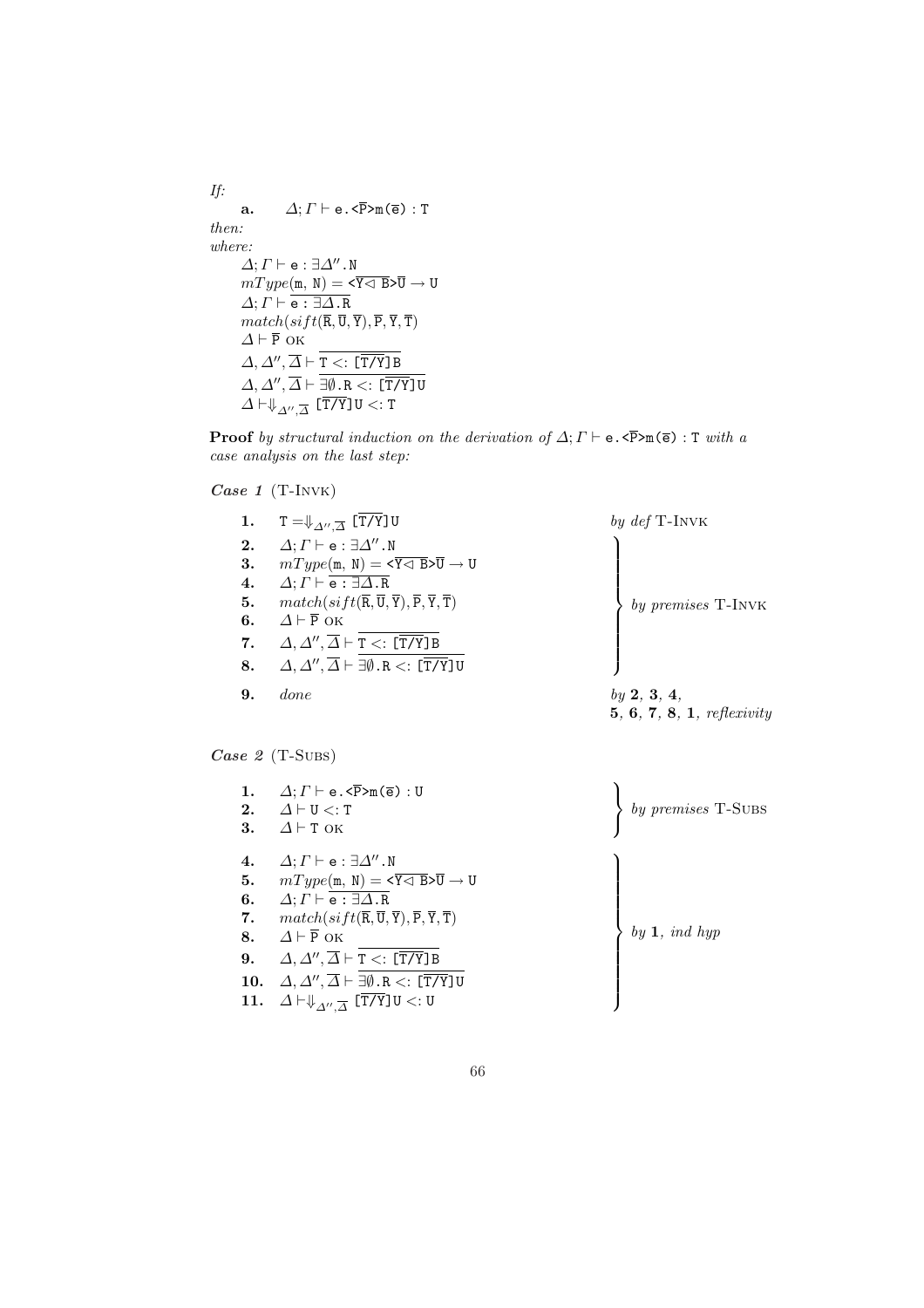*If:*

**a.** $\Delta; \Gamma \vdash \texttt{e.<}\overline{\texttt{P}}\texttt{>m(}\overline{\texttt{e}}\texttt{)} : \texttt{T}$

*then:*

*where:*

$\Delta; \Gamma \vdash \texttt{e} : \exists\Delta''.\texttt{N}$

$mType(\texttt{m}, \texttt{N}) = \texttt{<}\overline{\texttt{Y} \triangleleft \texttt{B}}\texttt{>}\overline{\texttt{U}} \to \texttt{U}$

$\Delta; \Gamma \vdash \overline{\texttt{e} : \exists\Delta.\texttt{R}}$

$match(sift(\overline{\texttt{R}}, \overline{\texttt{U}}, \overline{\texttt{Y}}), \overline{\texttt{P}}, \overline{\texttt{Y}}, \overline{\texttt{T}})$

$\Delta \vdash \overline{\texttt{P}}$ OK

$\Delta, \Delta'', \overline{\Delta} \vdash \overline{\texttt{T} <: [\overline{\texttt{T}/\texttt{Y}}]\texttt{B}}$

$\Delta, \Delta'', \overline{\Delta} \vdash \overline{\exists\emptyset.\texttt{R} <: [\overline{\texttt{T}/\texttt{Y}}]\texttt{U}}$

$\Delta \vdash \Downarrow_{\Delta'', \overline{\Delta}} [\overline{\texttt{T}/\texttt{Y}}]\texttt{U} <: \texttt{T}$

**Proof** *by structural induction on the derivation of* $\Delta; \Gamma \vdash \texttt{e.<}\overline{\texttt{P}}\texttt{>m(}\overline{\texttt{e}}\texttt{)} : \texttt{T}$ *with a case analysis on the last step:*

***Case 1*** (T-Invk)

**1.** $\texttt{T} = \Downarrow_{\Delta'', \overline{\Delta}} [\overline{\texttt{T}/\texttt{Y}}]\texttt{U}$ — *by def* T-Invk

**2.** $\Delta; \Gamma \vdash \texttt{e} : \exists\Delta''.\texttt{N}$
**3.** $mType(\texttt{m}, \texttt{N}) = \texttt{<}\overline{\texttt{Y} \triangleleft \texttt{B}}\texttt{>}\overline{\texttt{U}} \to \texttt{U}$
**4.** $\Delta; \Gamma \vdash \overline{\texttt{e} : \exists\Delta.\texttt{R}}$
**5.** $match(sift(\overline{\texttt{R}}, \overline{\texttt{U}}, \overline{\texttt{Y}}), \overline{\texttt{P}}, \overline{\texttt{Y}}, \overline{\texttt{T}})$
**6.** $\Delta \vdash \overline{\texttt{P}}$ OK
**7.** $\Delta, \Delta'', \overline{\Delta} \vdash \overline{\texttt{T} <: [\overline{\texttt{T}/\texttt{Y}}]\texttt{B}}$
**8.** $\Delta, \Delta'', \overline{\Delta} \vdash \overline{\exists\emptyset.\texttt{R} <: [\overline{\texttt{T}/\texttt{Y}}]\texttt{U}}$

(2–8) *by premises* T-Invk

**9.** *done* — *by* **2**, **3**, **4**, **5**, **6**, **7**, **8**, **1**, *reflexivity*

***Case 2*** (T-Subs)

**1.** $\Delta; \Gamma \vdash \texttt{e.<}\overline{\texttt{P}}\texttt{>m(}\overline{\texttt{e}}\texttt{)} : \texttt{U}$
**2.** $\Delta \vdash \texttt{U} <: \texttt{T}$
**3.** $\Delta \vdash \texttt{T}$ OK

(1–3) *by premises* T-Subs

**4.** $\Delta; \Gamma \vdash \texttt{e} : \exists\Delta''.\texttt{N}$
**5.** $mType(\texttt{m}, \texttt{N}) = \texttt{<}\overline{\texttt{Y} \triangleleft \texttt{B}}\texttt{>}\overline{\texttt{U}} \to \texttt{U}$
**6.** $\Delta; \Gamma \vdash \overline{\texttt{e} : \exists\Delta.\texttt{R}}$
**7.** $match(sift(\overline{\texttt{R}}, \overline{\texttt{U}}, \overline{\texttt{Y}}), \overline{\texttt{P}}, \overline{\texttt{Y}}, \overline{\texttt{T}})$
**8.** $\Delta \vdash \overline{\texttt{P}}$ OK
**9.** $\Delta, \Delta'', \overline{\Delta} \vdash \overline{\texttt{T} <: [\overline{\texttt{T}/\texttt{Y}}]\texttt{B}}$
**10.** $\Delta, \Delta'', \overline{\Delta} \vdash \overline{\exists\emptyset.\texttt{R} <: [\overline{\texttt{T}/\texttt{Y}}]\texttt{U}}$
**11.** $\Delta \vdash \Downarrow_{\Delta'', \overline{\Delta}} [\overline{\texttt{T}/\texttt{Y}}]\texttt{U} <: \texttt{U}$

(4–11) *by* **1**, *ind hyp*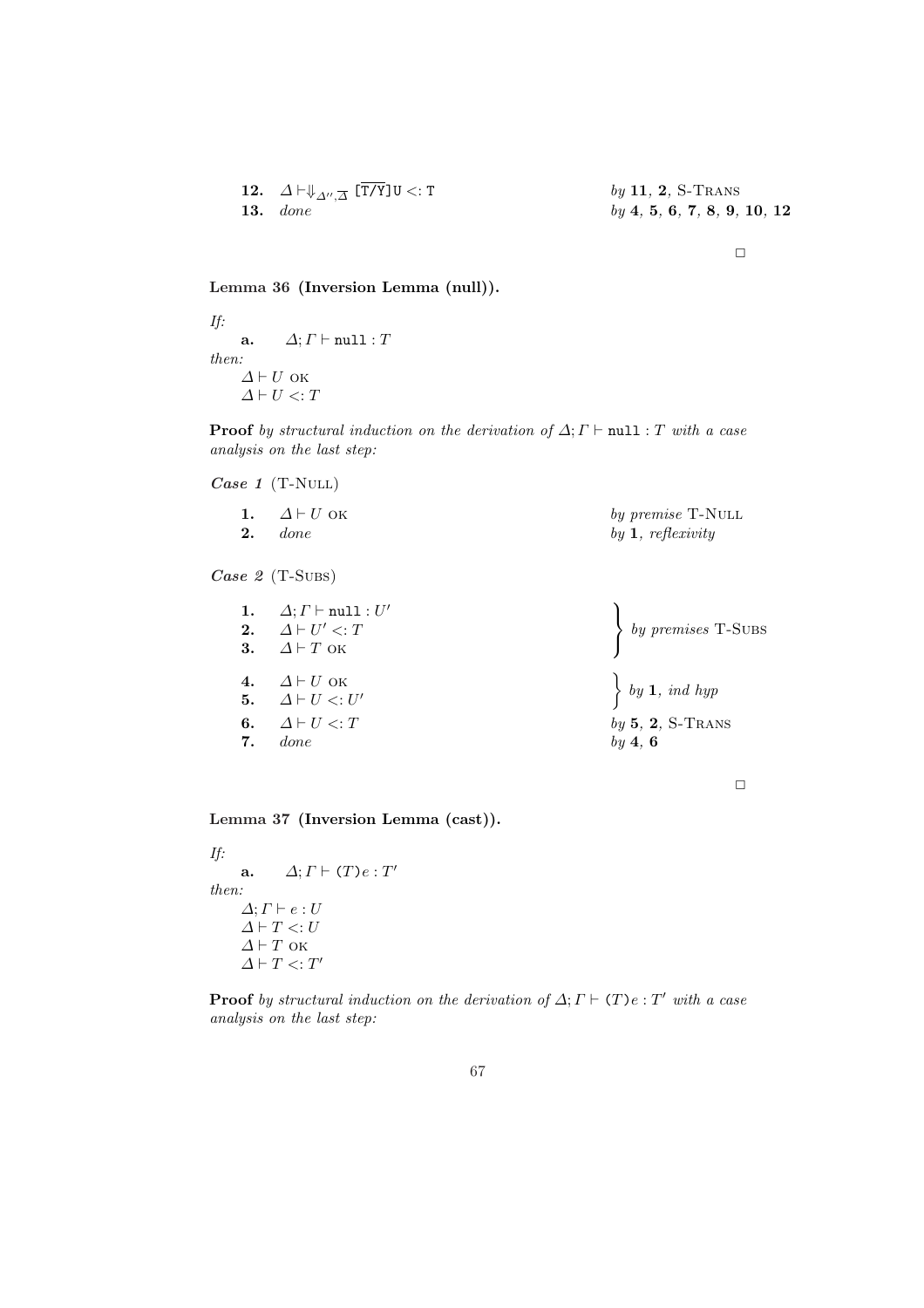| | | |
|---|---|---|
| **12.** | $\Delta \vdash\Downarrow_{\Delta'',\overline{\Delta}}$ `[T/Y]U` $<:$ `T` | *by* **11**, **2**, S-Trans |
| **13.** | *done* | *by* **4**, **5**, **6**, **7**, **8**, **9**, **10**, **12** |

□

**Lemma 36 (Inversion Lemma (null)).**

*If:*

**a.** $\Delta; \Gamma \vdash \texttt{null} : T$

*then:*

$\Delta \vdash U$ ok

$\Delta \vdash U <: T$

**Proof** *by structural induction on the derivation of $\Delta; \Gamma \vdash \texttt{null} : T$ with a case analysis on the last step:*

***Case 1*** (T-Null)

| | | |
|---|---|---|
| **1.** | $\Delta \vdash U$ ok | *by premise* T-Null |
| **2.** | *done* | *by* **1**, *reflexivity* |

***Case 2*** (T-Subs)

| | | |
|---|---|---|
| **1.** | $\Delta; \Gamma \vdash \texttt{null} : U'$ | *by premises* T-Subs |
| **2.** | $\Delta \vdash U' <: T$ | |
| **3.** | $\Delta \vdash T$ ok | |
| **4.** | $\Delta \vdash U$ ok | *by* **1**, *ind hyp* |
| **5.** | $\Delta \vdash U <: U'$ | |
| **6.** | $\Delta \vdash U <: T$ | *by* **5**, **2**, S-Trans |
| **7.** | *done* | *by* **4**, **6** |

□

**Lemma 37 (Inversion Lemma (cast)).**

*If:*

**a.** $\Delta; \Gamma \vdash \texttt{(}T\texttt{)}e : T'$

*then:*

$\Delta; \Gamma \vdash e : U$

$\Delta \vdash T <: U$

$\Delta \vdash T$ ok

$\Delta \vdash T <: T'$

**Proof** *by structural induction on the derivation of $\Delta; \Gamma \vdash \texttt{(}T\texttt{)}e : T'$ with a case analysis on the last step:*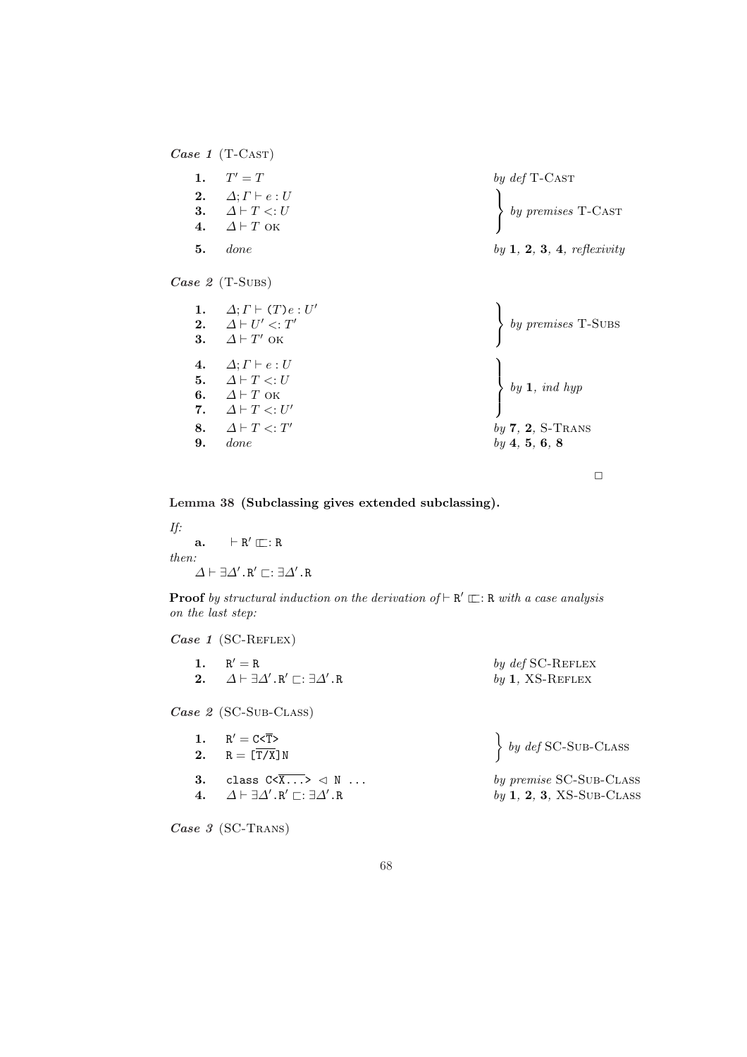***Case 1*** (T-Cast)

| | | |
|---|---|---|
| **1.** | $T' = T$ | *by def* T-Cast |
| **2.** | $\Delta; \Gamma \vdash e : U$ | *by premises* T-Cast |
| **3.** | $\Delta \vdash T <: U$ | |
| **4.** | $\Delta \vdash T$ ok | |
| **5.** | *done* | *by* **1**, **2**, **3**, **4**, *reflexivity* |

***Case 2*** (T-Subs)

| | | |
|---|---|---|
| **1.** | $\Delta; \Gamma \vdash (T)e : U'$ | *by premises* T-Subs |
| **2.** | $\Delta \vdash U' <: T'$ | |
| **3.** | $\Delta \vdash T'$ ok | |
| **4.** | $\Delta; \Gamma \vdash e : U$ | *by* **1**, *ind hyp* |
| **5.** | $\Delta \vdash T <: U$ | |
| **6.** | $\Delta \vdash T$ ok | |
| **7.** | $\Delta \vdash T <: U'$ | |
| **8.** | $\Delta \vdash T <: T'$ | *by* **7**, **2**, S-Trans |
| **9.** | *done* | *by* **4**, **5**, **6**, **8** |

□

**Lemma 38 (Subclassing gives extended subclassing).**

*If:*

**a.** $\vdash \mathtt{R}' \sqsubset: \mathtt{R}$

*then:*

$\Delta \vdash \exists\Delta'.\mathtt{R}' \sqsubset: \exists\Delta'.\mathtt{R}$

**Proof** *by structural induction on the derivation of* $\vdash \mathtt{R}' \sqsubset: \mathtt{R}$ *with a case analysis on the last step:*

***Case 1*** (SC-Reflex)

| | | |
|---|---|---|
| **1.** | $\mathtt{R}' = \mathtt{R}$ | *by def* SC-Reflex |
| **2.** | $\Delta \vdash \exists\Delta'.\mathtt{R}' \sqsubset: \exists\Delta'.\mathtt{R}$ | *by* **1**, XS-Reflex |

***Case 2*** (SC-Sub-Class)

| | | |
|---|---|---|
| **1.** | $\mathtt{R}' = \mathtt{C}\langle\overline{\mathtt{T}}\rangle$ | *by def* SC-Sub-Class |
| **2.** | $\mathtt{R} = [\overline{\mathtt{T}/\mathtt{X}}]\mathtt{N}$ | |
| **3.** | `class C<X...> ◁ N ...` (with $\overline{\mathtt{X}\ldots}$ overlined) | *by premise* SC-Sub-Class |
| **4.** | $\Delta \vdash \exists\Delta'.\mathtt{R}' \sqsubset: \exists\Delta'.\mathtt{R}$ | *by* **1**, **2**, **3**, XS-Sub-Class |

***Case 3*** (SC-Trans)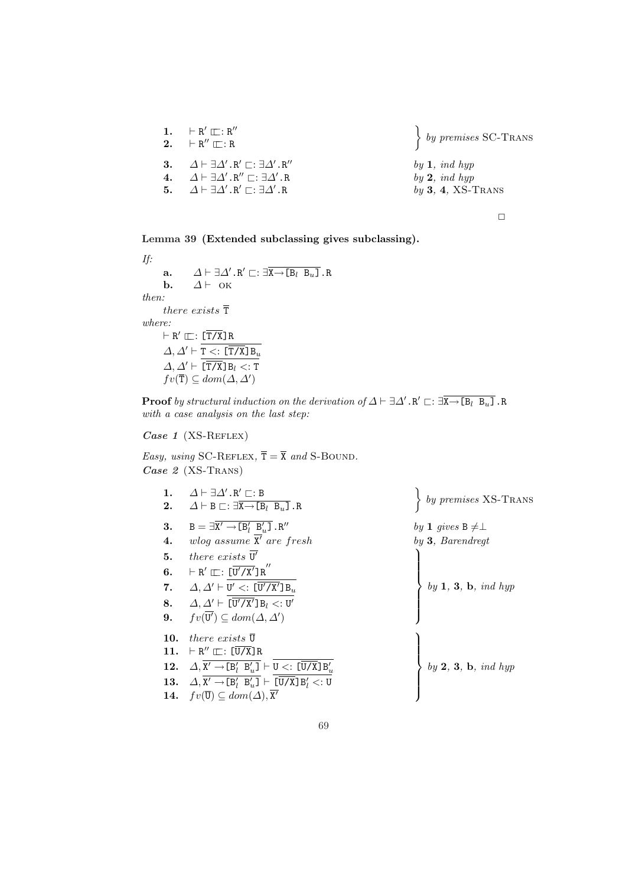| | | |
|---|---|---|
| **1.** | $\vdash \mathtt{R}' \sqsubset\!\!:\ \mathtt{R}''$ | by premises SC-TRANS |
| **2.** | $\vdash \mathtt{R}'' \sqsubset\!\!:\ \mathtt{R}$ | |
| **3.** | $\Delta \vdash \exists\Delta'.\mathtt{R}' \sqsubset: \exists\Delta'.\mathtt{R}''$ | by **1**, ind hyp |
| **4.** | $\Delta \vdash \exists\Delta'.\mathtt{R}'' \sqsubset: \exists\Delta'.\mathtt{R}$ | by **2**, ind hyp |
| **5.** | $\Delta \vdash \exists\Delta'.\mathtt{R}' \sqsubset: \exists\Delta'.\mathtt{R}$ | by **3**, **4**, XS-TRANS |

□

**Lemma 39 (Extended subclassing gives subclassing).**

*If:*

**a.** $\Delta \vdash \exists\Delta'.\mathtt{R}' \sqsubset: \exists\overline{\mathtt{X}\to[\mathtt{B}_l\ \mathtt{B}_u]}.\mathtt{R}$

**b.** $\Delta \vdash$ OK

*then:*

*there exists* $\overline{\mathtt{T}}$

*where:*

$\vdash \mathtt{R}' \sqsubset\!\!:\ [\overline{\mathtt{T}/\mathtt{X}}]\mathtt{R}$

$\Delta, \Delta' \vdash \overline{\mathtt{T} <: [\overline{\mathtt{T}/\mathtt{X}}]\mathtt{B}_u}$

$\Delta, \Delta' \vdash \overline{[\overline{\mathtt{T}/\mathtt{X}}]\mathtt{B}_l <: \mathtt{T}}$

$fv(\overline{\mathtt{T}}) \subseteq dom(\Delta, \Delta')$

**Proof** *by structural induction on the derivation of* $\Delta \vdash \exists\Delta'.\mathtt{R}' \sqsubset: \exists\overline{\mathtt{X}\to[\mathtt{B}_l\ \mathtt{B}_u]}.\mathtt{R}$ *with a case analysis on the last step:*

***Case 1*** (XS-REFLEX)

*Easy, using* SC-REFLEX, $\overline{\mathtt{T}} = \overline{\mathtt{X}}$ *and* S-BOUND.

***Case 2*** (XS-TRANS)

| | | |
|---|---|---|
| **1.** | $\Delta \vdash \exists\Delta'.\mathtt{R}' \sqsubset: \mathtt{B}$ | by premises XS-TRANS |
| **2.** | $\Delta \vdash \mathtt{B} \sqsubset: \exists\overline{\mathtt{X}\to[\mathtt{B}_l\ \mathtt{B}_u]}.\mathtt{R}$ | |
| **3.** | $\mathtt{B} = \exists\overline{\mathtt{X}'\to[\mathtt{B}'_l\ \mathtt{B}'_u]}.\mathtt{R}''$ | by **1** gives $\mathtt{B} \neq \bot$ |
| **4.** | *wlog assume* $\overline{\mathtt{X}'}$ *are fresh* | by **3**, Barendregt |
| **5.** | *there exists* $\overline{\mathtt{U}'}$ | by **1**, **3**, **b**, ind hyp |
| **6.** | $\vdash \mathtt{R}' \sqsubset\!\!:\ [\overline{\mathtt{U}'/\mathtt{X}'}]\mathtt{R}''$ | |
| **7.** | $\Delta, \Delta' \vdash \overline{\mathtt{U}' <: [\overline{\mathtt{U}'/\mathtt{X}'}]\mathtt{B}_u}$ | |
| **8.** | $\Delta, \Delta' \vdash \overline{[\overline{\mathtt{U}'/\mathtt{X}'}]\mathtt{B}_l <: \mathtt{U}'}$ | |
| **9.** | $fv(\overline{\mathtt{U}'}) \subseteq dom(\Delta, \Delta')$ | |
| **10.** | *there exists* $\overline{\mathtt{U}}$ | by **2**, **3**, **b**, ind hyp |
| **11.** | $\vdash \mathtt{R}'' \sqsubset\!\!:\ [\overline{\mathtt{U}/\mathtt{X}}]\mathtt{R}$ | |
| **12.** | $\Delta, \overline{\mathtt{X}'\to[\mathtt{B}'_l\ \mathtt{B}'_u]} \vdash \overline{\mathtt{U} <: [\overline{\mathtt{U}/\mathtt{X}}]\mathtt{B}'_u}$ | |
| **13.** | $\Delta, \overline{\mathtt{X}'\to[\mathtt{B}'_l\ \mathtt{B}'_u]} \vdash \overline{[\overline{\mathtt{U}/\mathtt{X}}]\mathtt{B}'_l <: \mathtt{U}}$ | |
| **14.** | $fv(\overline{\mathtt{U}}) \subseteq dom(\Delta), \overline{\mathtt{X}'}$ | |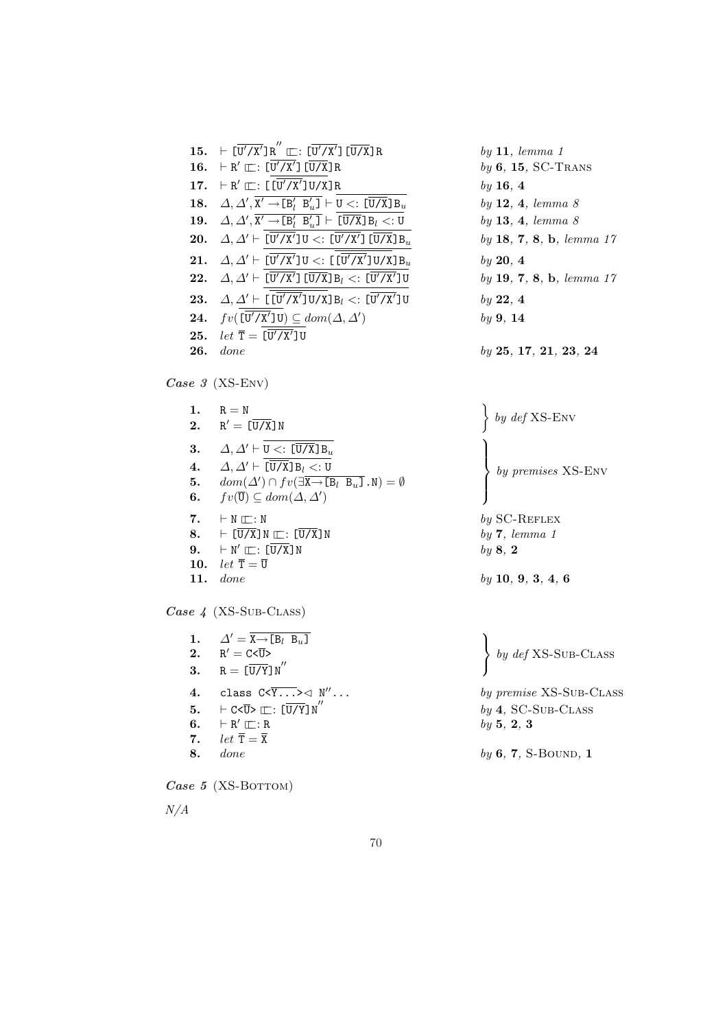| | | |
|---|---|---|
| **15.** | $\vdash \overline{[\mathtt{U'/X'}]}\mathtt{R''} \sqsubset: \overline{[\mathtt{U'/X'}]}\,\overline{[\mathtt{U/X}]}\mathtt{R}$ | *by* **11**, *lemma 1* |
| **16.** | $\vdash \mathtt{R'} \sqsubset: \overline{[\mathtt{U'/X'}]}\,\overline{[\mathtt{U/X}]}\mathtt{R}$ | *by* **6**, **15**, SC-Trans |
| **17.** | $\vdash \mathtt{R'} \sqsubset: \overline{[\overline{[\mathtt{U'/X'}]}\mathtt{U/X}]}\mathtt{R}$ | *by* **16**, **4** |
| **18.** | $\Delta, \Delta', \overline{\mathtt{X'} \rightarrow [\mathtt{B}_l'\ \mathtt{B}_u']} \vdash \overline{\mathtt{U} <: \overline{[\mathtt{U/X}]}\mathtt{B}_u}$ | *by* **12**, **4**, *lemma 8* |
| **19.** | $\Delta, \Delta', \overline{\mathtt{X'} \rightarrow [\mathtt{B}_l'\ \mathtt{B}_u']} \vdash \overline{\overline{[\mathtt{U/X}]}\mathtt{B}_l <: \mathtt{U}}$ | *by* **13**, **4**, *lemma 8* |
| **20.** | $\Delta, \Delta' \vdash \overline{\overline{[\mathtt{U'/X'}]}\mathtt{U} <: \overline{[\mathtt{U'/X'}]}\,\overline{[\mathtt{U/X}]}\mathtt{B}_u}$ | *by* **18**, **7**, **8**, **b**, *lemma 17* |
| **21.** | $\Delta, \Delta' \vdash \overline{\overline{[\mathtt{U'/X'}]}\mathtt{U} <: \overline{[\overline{[\mathtt{U'/X'}]}\mathtt{U/X}]}\mathtt{B}_u}$ | *by* **20**, **4** |
| **22.** | $\Delta, \Delta' \vdash \overline{\overline{[\mathtt{U'/X'}]}\,\overline{[\mathtt{U/X}]}\mathtt{B}_l <: \overline{[\mathtt{U'/X'}]}\mathtt{U}}$ | *by* **19**, **7**, **8**, **b**, *lemma 17* |
| **23.** | $\Delta, \Delta' \vdash \overline{\overline{[\overline{[\mathtt{U'/X'}]}\mathtt{U/X}]}\mathtt{B}_l <: \overline{[\mathtt{U'/X'}]}\mathtt{U}}$ | *by* **22**, **4** |
| **24.** | $fv(\overline{\overline{[\mathtt{U'/X'}]}\mathtt{U}}) \subseteq dom(\Delta, \Delta')$ | *by* **9**, **14** |
| **25.** | *let* $\overline{\mathtt{T}} = \overline{\overline{[\mathtt{U'/X'}]}\mathtt{U}}$ | |
| **26.** | *done* | *by* **25**, **17**, **21**, **23**, **24** |

***Case 3*** (XS-Env)

| | | |
|---|---|---|
| **1.** | $\mathtt{R} = \mathtt{N}$ | *by def* XS-Env |
| **2.** | $\mathtt{R'} = \overline{[\mathtt{U/X}]}\mathtt{N}$ | *by def* XS-Env |
| **3.** | $\Delta, \Delta' \vdash \overline{\mathtt{U} <: \overline{[\mathtt{U/X}]}\mathtt{B}_u}$ | *by premises* XS-Env |
| **4.** | $\Delta, \Delta' \vdash \overline{\overline{[\mathtt{U/X}]}\mathtt{B}_l <: \mathtt{U}}$ | *by premises* XS-Env |
| **5.** | $dom(\Delta') \cap fv(\exists\overline{\mathtt{X} \rightarrow [\mathtt{B}_l\ \mathtt{B}_u]}.\mathtt{N}) = \emptyset$ | *by premises* XS-Env |
| **6.** | $fv(\overline{\mathtt{U}}) \subseteq dom(\Delta, \Delta')$ | *by premises* XS-Env |
| **7.** | $\vdash \mathtt{N} \sqsubset: \mathtt{N}$ | *by* SC-Reflex |
| **8.** | $\vdash \overline{[\mathtt{U/X}]}\mathtt{N} \sqsubset: \overline{[\mathtt{U/X}]}\mathtt{N}$ | *by* **7**, *lemma 1* |
| **9.** | $\vdash \mathtt{N'} \sqsubset: \overline{[\mathtt{U/X}]}\mathtt{N}$ | *by* **8**, **2** |
| **10.** | *let* $\overline{\mathtt{T}} = \overline{\mathtt{U}}$ | |
| **11.** | *done* | *by* **10**, **9**, **3**, **4**, **6** |

***Case 4*** (XS-Sub-Class)

| | | |
|---|---|---|
| **1.** | $\Delta' = \overline{\mathtt{X} \rightarrow [\mathtt{B}_l\ \mathtt{B}_u]}$ | *by def* XS-Sub-Class |
| **2.** | $\mathtt{R'} = \mathtt{C}\texttt{<}\overline{\mathtt{U}}\texttt{>}$ | *by def* XS-Sub-Class |
| **3.** | $\mathtt{R} = \overline{[\mathtt{U/Y}]}\mathtt{N''}$ | *by def* XS-Sub-Class |
| **4.** | `class C<Y...>`$\lhd$ `N''...` | *by premise* XS-Sub-Class |
| **5.** | $\vdash \mathtt{C}\texttt{<}\overline{\mathtt{U}}\texttt{>} \sqsubset: \overline{[\mathtt{U/Y}]}\mathtt{N''}$ | *by* **4**, SC-Sub-Class |
| **6.** | $\vdash \mathtt{R'} \sqsubset: \mathtt{R}$ | *by* **5**, **2**, **3** |
| **7.** | *let* $\overline{\mathtt{T}} = \overline{\mathtt{X}}$ | |
| **8.** | *done* | *by* **6**, **7**, S-Bound, **1** |

***Case 5*** (XS-Bottom)

*N/A*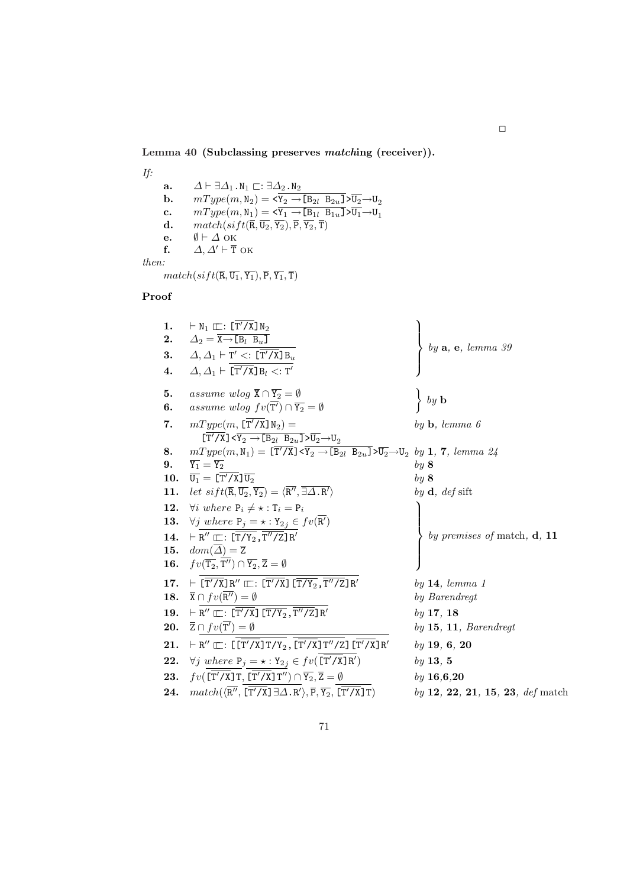□

**Lemma 40 (Subclassing preserves *match*ing (receiver)).**

*If:*

- **a.** $\Delta \vdash \exists\Delta_1.\mathtt{N}_1 \sqsubset: \exists\Delta_2.\mathtt{N}_2$
- **b.** $mType(m, \mathtt{N}_2) = \mathtt{<}\overline{\mathtt{Y}_2 \rightarrow \mathtt{[B}_{2l}\ \mathtt{B}_{2u}\mathtt{]}}\mathtt{>}\overline{\mathtt{U}_2}\rightarrow\mathtt{U}_2$
- **c.** $mType(m, \mathtt{N}_1) = \mathtt{<}\overline{\mathtt{Y}_1 \rightarrow \mathtt{[B}_{1l}\ \mathtt{B}_{1u}\mathtt{]}}\mathtt{>}\overline{\mathtt{U}_1}\rightarrow\mathtt{U}_1$
- **d.** $match(sift(\overline{\mathtt{R}}, \overline{\mathtt{U}_2}, \overline{\mathtt{Y}_2}), \overline{\mathtt{P}}, \overline{\mathtt{Y}_2}, \overline{\mathtt{T}})$
- **e.** $\emptyset \vdash \Delta$ OK
- **f.** $\Delta, \Delta' \vdash \overline{\mathtt{T}}$ OK

*then:*

$match(sift(\overline{\mathtt{R}}, \overline{\mathtt{U}_1}, \overline{\mathtt{Y}_1}), \overline{\mathtt{P}}, \overline{\mathtt{Y}_1}, \overline{\mathtt{T}})$

**Proof**

| | | |
|---|---|---|
| **1.** | $\vdash \mathtt{N}_1 \sqsubset: [\overline{\mathtt{T}'/\mathtt{X}}]\mathtt{N}_2$ | by **a**, **e**, *lemma 39* |
| **2.** | $\Delta_2 = \overline{\mathtt{X}\rightarrow\mathtt{[B}_l\ \mathtt{B}_u\mathtt{]}}$ | by **a**, **e**, *lemma 39* |
| **3.** | $\Delta, \Delta_1 \vdash \overline{\mathtt{T}' <: [\overline{\mathtt{T}'/\mathtt{X}}]\mathtt{B}_u}$ | by **a**, **e**, *lemma 39* |
| **4.** | $\Delta, \Delta_1 \vdash \overline{[\overline{\mathtt{T}'/\mathtt{X}}]\mathtt{B}_l <: \mathtt{T}'}$ | by **a**, **e**, *lemma 39* |
| **5.** | *assume wlog* $\overline{\mathtt{X}} \cap \overline{\mathtt{Y}_2} = \emptyset$ | by **b** |
| **6.** | *assume wlog* $fv(\overline{\mathtt{T}'}) \cap \overline{\mathtt{Y}_2} = \emptyset$ | by **b** |
| **7.** | $mType(m, [\overline{\mathtt{T}'/\mathtt{X}}]\mathtt{N}_2) = [\overline{\mathtt{T}'/\mathtt{X}}]\mathtt{<}\overline{\mathtt{Y}_2 \rightarrow \mathtt{[B}_{2l}\ \mathtt{B}_{2u}\mathtt{]}}\mathtt{>}\overline{\mathtt{U}_2}\rightarrow\mathtt{U}_2$ | by **b**, *lemma 6* |
| **8.** | $mType(m, \mathtt{N}_1) = [\overline{\mathtt{T}'/\mathtt{X}}]\mathtt{<}\overline{\mathtt{Y}_2 \rightarrow \mathtt{[B}_{2l}\ \mathtt{B}_{2u}\mathtt{]}}\mathtt{>}\overline{\mathtt{U}_2}\rightarrow\mathtt{U}_2$ | by **1**, **7**, *lemma 24* |
| **9.** | $\overline{\mathtt{Y}_1} = \overline{\mathtt{Y}_2}$ | by **8** |
| **10.** | $\overline{\mathtt{U}_1} = [\overline{\mathtt{T}'/\mathtt{X}}]\overline{\mathtt{U}_2}$ | by **8** |
| **11.** | *let* $sift(\overline{\mathtt{R}}, \overline{\mathtt{U}_2}, \overline{\mathtt{Y}_2}) = \langle\overline{\mathtt{R}''}, \overline{\exists\Delta.\mathtt{R}'}\rangle$ | by **d**, *def* sift |
| **12.** | $\forall i$ *where* $\mathtt{P}_i \neq \star : \mathtt{T}_i = \mathtt{P}_i$ | by *premises of* match, **d**, **11** |
| **13.** | $\forall j$ *where* $\mathtt{P}_j = \star : \mathtt{Y}_{2j} \in fv(\overline{\mathtt{R}'})$ | by *premises of* match, **d**, **11** |
| **14.** | $\vdash \overline{\mathtt{R}'' \sqsubset: [\overline{\mathtt{T}/\mathtt{Y}_2}, \overline{\mathtt{T}''/\mathtt{Z}}]\mathtt{R}'}$ | by *premises of* match, **d**, **11** |
| **15.** | $dom(\overline{\Delta}) = \overline{\mathtt{Z}}$ | by *premises of* match, **d**, **11** |
| **16.** | $fv(\overline{\mathtt{T}_2}, \overline{\mathtt{T}''}) \cap \overline{\mathtt{Y}_2}, \overline{\mathtt{Z}} = \emptyset$ | by *premises of* match, **d**, **11** |
| **17.** | $\vdash \overline{[\overline{\mathtt{T}'/\mathtt{X}}]\mathtt{R}'' \sqsubset: [\overline{\mathtt{T}'/\mathtt{X}}][\overline{\mathtt{T}/\mathtt{Y}_2}, \overline{\mathtt{T}''/\mathtt{Z}}]\mathtt{R}'}$ | by **14**, *lemma 1* |
| **18.** | $\overline{\mathtt{X}} \cap fv(\overline{\mathtt{R}''}) = \emptyset$ | by *Barendregt* |
| **19.** | $\vdash \overline{\mathtt{R}'' \sqsubset: [\overline{\mathtt{T}'/\mathtt{X}}][\overline{\mathtt{T}/\mathtt{Y}_2}, \overline{\mathtt{T}''/\mathtt{Z}}]\mathtt{R}'}$ | by **17**, **18** |
| **20.** | $\overline{\mathtt{Z}} \cap fv(\overline{\mathtt{T}'}) = \emptyset$ | by **15**, **11**, *Barendregt* |
| **21.** | $\vdash \overline{\mathtt{R}'' \sqsubset: [\overline{[\overline{\mathtt{T}'/\mathtt{X}}]\mathtt{T}/\mathtt{Y}_2}, \overline{[\overline{\mathtt{T}'/\mathtt{X}}]\mathtt{T}''/\mathtt{Z}}][\overline{\mathtt{T}'/\mathtt{X}}]\mathtt{R}'}$ | by **19**, **6**, **20** |
| **22.** | $\forall j$ *where* $\mathtt{P}_j = \star : \mathtt{Y}_{2j} \in fv(\overline{[\overline{\mathtt{T}'/\mathtt{X}}]\mathtt{R}'})$ | by **13**, **5** |
| **23.** | $fv(\overline{[\overline{\mathtt{T}'/\mathtt{X}}]\mathtt{T}}, \overline{[\overline{\mathtt{T}'/\mathtt{X}}]\mathtt{T}''}) \cap \overline{\mathtt{Y}_2}, \overline{\mathtt{Z}} = \emptyset$ | by **16**,**6**,**20** |
| **24.** | $match(\langle\overline{\mathtt{R}''}, \overline{[\overline{\mathtt{T}'/\mathtt{X}}]\exists\Delta.\mathtt{R}'}\rangle, \overline{\mathtt{P}}, \overline{\mathtt{Y}_2}, \overline{[\overline{\mathtt{T}'/\mathtt{X}}]\mathtt{T}})$ | by **12**, **22**, **21**, **15**, **23**, *def* match |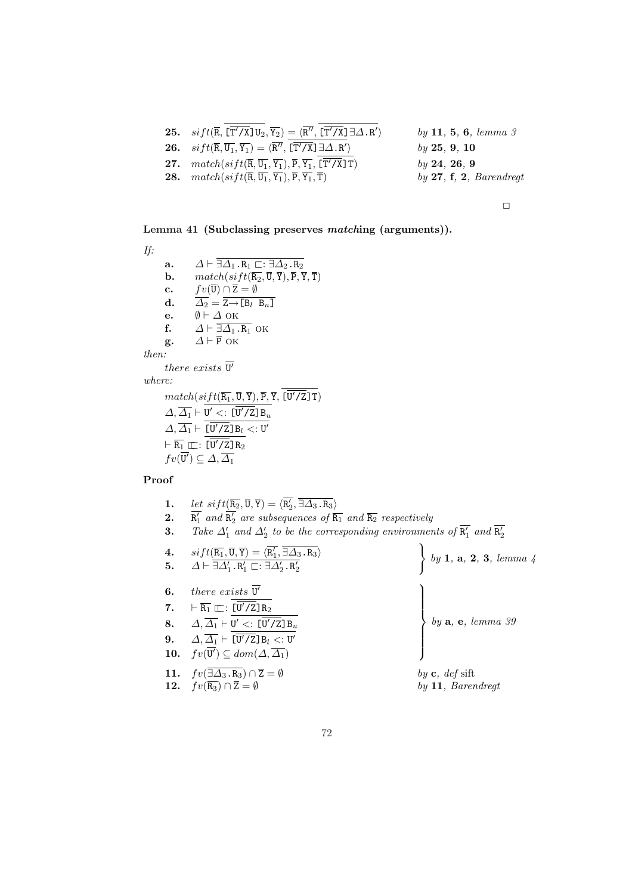| | | |
|---|---|---|
| **25.** | $sift(\overline{\mathtt{R}}, \overline{\overline{[\mathtt{T'/X}]\,\mathtt{U}_2}}, \overline{\mathtt{Y}_2}) = \langle\overline{\mathtt{R''}}, \overline{\overline{[\mathtt{T'/X}]}\,\exists\Delta\,.\,\mathtt{R'}}\rangle$ | *by* **11**, **5**, **6**, *lemma 3* |
| **26.** | $sift(\overline{\mathtt{R}}, \overline{\mathtt{U}_1}, \overline{\mathtt{Y}_1}) = \langle\overline{\mathtt{R''}}, \overline{\overline{[\mathtt{T'/X}]}\,\exists\Delta\,.\,\mathtt{R'}}\rangle$ | *by* **25**, **9**, **10** |
| **27.** | $match(sift(\overline{\mathtt{R}}, \overline{\mathtt{U}_1}, \overline{\mathtt{Y}_1}), \overline{\mathtt{P}}, \overline{\mathtt{Y}_1}, \overline{\overline{[\mathtt{T'/X}]}\,\mathtt{T}})$ | *by* **24**, **26**, **9** |
| **28.** | $match(sift(\overline{\mathtt{R}}, \overline{\mathtt{U}_1}, \overline{\mathtt{Y}_1}), \overline{\mathtt{P}}, \overline{\mathtt{Y}_1}, \overline{\mathtt{T}})$ | *by* **27**, **f**, **2**, *Barendregt* |

□

**Lemma 41 (Subclassing preserves *match*ing (arguments)).**

*If:*

- **a.** $\Delta \vdash \overline{\exists\Delta_1\,.\,\mathtt{R}_1} \sqsubset: \overline{\exists\Delta_2\,.\,\mathtt{R}_2}$
- **b.** $match(sift(\overline{\mathtt{R}_2}, \overline{\mathtt{U}}, \overline{\mathtt{Y}}), \overline{\mathtt{P}}, \overline{\mathtt{Y}}, \overline{\mathtt{T}})$
- **c.** $fv(\overline{\mathtt{U}}) \cap \overline{\mathtt{Z}} = \emptyset$
- **d.** $\overline{\Delta_2} = \overline{\mathtt{Z} \rightarrow [\mathtt{B}_l\ \ \mathtt{B}_u]}$
- **e.** $\emptyset \vdash \Delta$ OK
- **f.** $\Delta \vdash \overline{\exists\Delta_1\,.\,\mathtt{R}_1}$ OK
- **g.** $\Delta \vdash \overline{\mathtt{P}}$ OK

*then:*

*there exists* $\overline{\mathtt{U'}}$

*where:*

$match(sift(\overline{\mathtt{R}_1}, \overline{\mathtt{U}}, \overline{\mathtt{Y}}), \overline{\mathtt{P}}, \overline{\mathtt{Y}}, \overline{\overline{[\mathtt{U'/Z}]}\,\mathtt{T}})$

$\Delta, \overline{\Delta_1} \vdash \mathtt{U'} <: \overline{[\mathtt{U'/Z}]}\,\mathtt{B}_u$

$\Delta, \overline{\Delta_1} \vdash \overline{[\mathtt{U'/Z}]}\,\mathtt{B}_l <: \mathtt{U'}$

$\vdash \overline{\mathtt{R}_1} \sqsubset: \overline{\overline{[\mathtt{U'/Z}]}\,\mathtt{R}_2}$

$fv(\overline{\mathtt{U'}}) \subseteq \Delta, \overline{\Delta_1}$

**Proof**

| | | |
|---|---|---|
| **1.** | *let* $sift(\overline{\mathtt{R}_2}, \overline{\mathtt{U}}, \overline{\mathtt{Y}}) = \langle\overline{\mathtt{R}'_2}, \overline{\exists\Delta_3\,.\,\mathtt{R}_3}\rangle$ | |
| **2.** | $\overline{\mathtt{R}'_1}$ *and* $\overline{\mathtt{R}'_2}$ *are subsequences of* $\overline{\mathtt{R}_1}$ *and* $\overline{\mathtt{R}_2}$ *respectively* | |
| **3.** | *Take* $\Delta'_1$ *and* $\Delta'_2$ *to be the corresponding environments of* $\overline{\mathtt{R}'_1}$ *and* $\overline{\mathtt{R}'_2}$ | |
| **4.** | $sift(\overline{\mathtt{R}_1}, \overline{\mathtt{U}}, \overline{\mathtt{Y}}) = \langle\overline{\mathtt{R}'_1}, \overline{\exists\Delta_3\,.\,\mathtt{R}_3}\rangle$ | *by* **1**, **a**, **2**, **3**, *lemma 4* |
| **5.** | $\Delta \vdash \overline{\exists\Delta'_1\,.\,\mathtt{R}'_1} \sqsubset: \overline{\exists\Delta'_2\,.\,\mathtt{R}'_2}$ | *by* **1**, **a**, **2**, **3**, *lemma 4* |
| **6.** | *there exists* $\overline{\mathtt{U'}}$ | *by* **a**, **e**, *lemma 39* |
| **7.** | $\vdash \overline{\mathtt{R}_1} \sqsubset: \overline{\overline{[\mathtt{U'/Z}]}\,\mathtt{R}_2}$ | *by* **a**, **e**, *lemma 39* |
| **8.** | $\Delta, \overline{\Delta_1} \vdash \mathtt{U'} <: \overline{[\mathtt{U'/Z}]}\,\mathtt{B}_u$ | *by* **a**, **e**, *lemma 39* |
| **9.** | $\Delta, \overline{\Delta_1} \vdash \overline{[\mathtt{U'/Z}]}\,\mathtt{B}_l <: \mathtt{U'}$ | *by* **a**, **e**, *lemma 39* |
| **10.** | $fv(\overline{\mathtt{U'}}) \subseteq dom(\Delta, \overline{\Delta_1})$ | *by* **a**, **e**, *lemma 39* |
| **11.** | $fv(\overline{\exists\Delta_3\,.\,\mathtt{R}_3}) \cap \overline{\mathtt{Z}} = \emptyset$ | *by* **c**, *def* sift |
| **12.** | $fv(\overline{\mathtt{R}_3}) \cap \overline{\mathtt{Z}} = \emptyset$ | *by* **11**, *Barendregt* |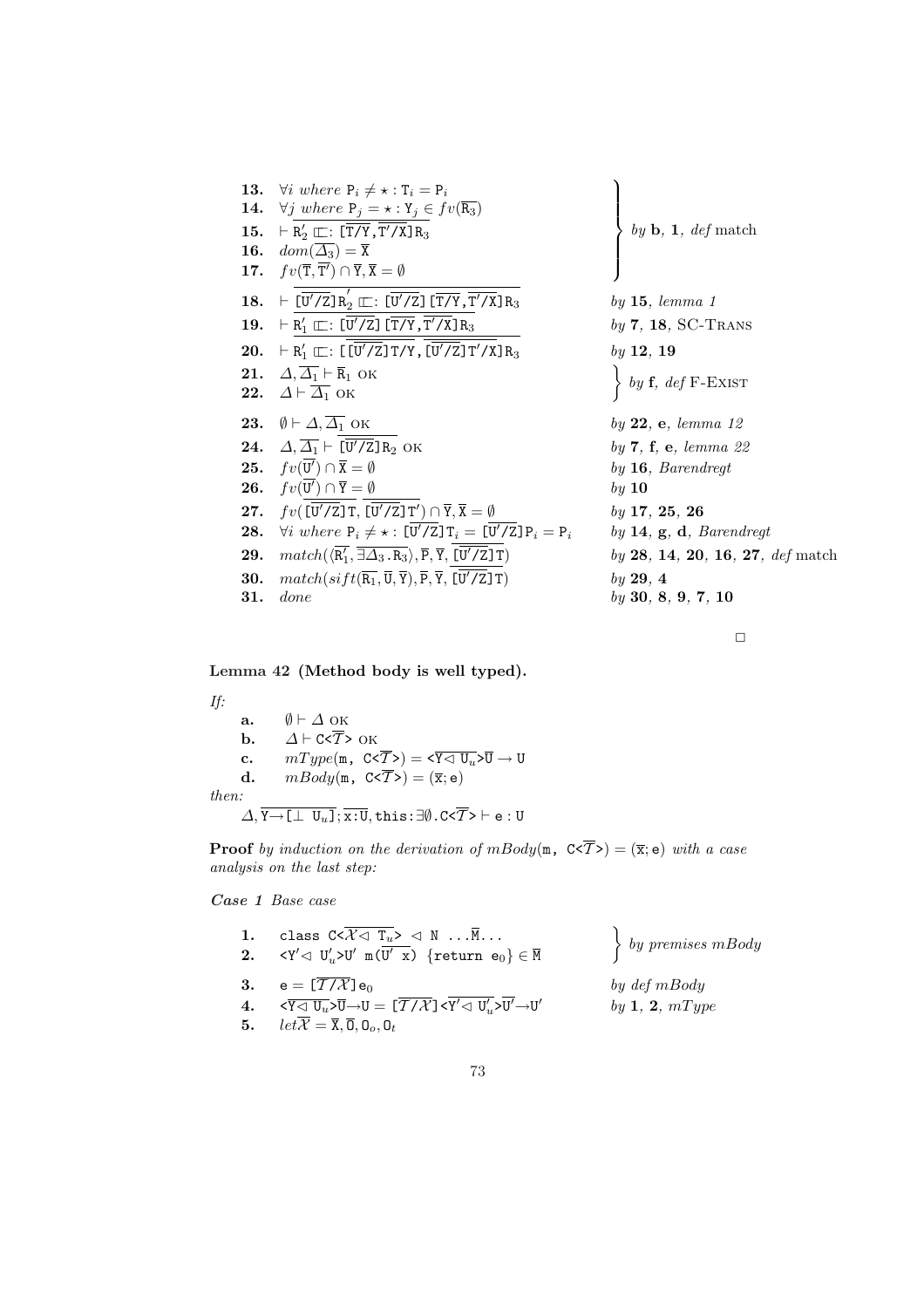| | | |
|---|---|---|
| **13.** | $\forall i$ *where* $\mathtt{P}_i \neq \star : \mathtt{T}_i = \mathtt{P}_i$ | |
| **14.** | $\forall j$ *where* $\mathtt{P}_j = \star : \mathtt{Y}_j \in fv(\overline{\mathtt{R}_3})$ | |
| **15.** | $\vdash \overline{\mathtt{R}'_2 \sqsubset: [\overline{\mathtt{T/Y}}, \overline{\mathtt{T'/X}}]\mathtt{R}_3}$ | *by* **b**, **1**, *def* match |
| **16.** | $dom(\overline{\Delta_3}) = \overline{\mathtt{X}}$ | |
| **17.** | $fv(\overline{\mathtt{T}}, \overline{\mathtt{T'}}) \cap \overline{\mathtt{Y}}, \overline{\mathtt{X}} = \emptyset$ | |
| **18.** | $\vdash \overline{[\overline{\mathtt{U'/Z}}]\mathtt{R}_2' \sqsubset: [\overline{\mathtt{U'/Z}}][\overline{\mathtt{T/Y}}, \overline{\mathtt{T'/X}}]\mathtt{R}_3}$ | *by* **15**, *lemma 1* |
| **19.** | $\vdash \overline{\mathtt{R}'_1 \sqsubset: [\overline{\mathtt{U'/Z}}][\overline{\mathtt{T/Y}}, \overline{\mathtt{T'/X}}]\mathtt{R}_3}$ | *by* **7**, **18**, SC-Trans |
| **20.** | $\vdash \overline{\mathtt{R}'_1 \sqsubset: [\overline{[\overline{\mathtt{U'/Z}}]\mathtt{T/Y}}, \overline{[\overline{\mathtt{U'/Z}}]\mathtt{T'/X}}]\mathtt{R}_3}$ | *by* **12**, **19** |
| **21.** | $\Delta, \overline{\Delta_1} \vdash \overline{\mathtt{R}}_1$ OK | *by* **f**, *def* F-Exist |
| **22.** | $\Delta \vdash \overline{\Delta_1}$ OK | |
| **23.** | $\emptyset \vdash \Delta, \overline{\Delta_1}$ OK | *by* **22**, **e**, *lemma 12* |
| **24.** | $\Delta, \overline{\Delta_1} \vdash \overline{[\overline{\mathtt{U'/Z}}]\mathtt{R}_2}$ OK | *by* **7**, **f**, **e**, *lemma 22* |
| **25.** | $fv(\overline{\mathtt{U'}}) \cap \overline{\mathtt{X}} = \emptyset$ | *by* **16**, *Barendregt* |
| **26.** | $fv(\overline{\mathtt{U'}}) \cap \overline{\mathtt{Y}} = \emptyset$ | *by* **10** |
| **27.** | $fv(\overline{[\overline{\mathtt{U'/Z}}]\mathtt{T}}, \overline{[\overline{\mathtt{U'/Z}}]\mathtt{T'}}) \cap \overline{\mathtt{Y}}, \overline{\mathtt{X}} = \emptyset$ | *by* **17**, **25**, **26** |
| **28.** | $\forall i$ *where* $\mathtt{P}_i \neq \star : [\overline{\mathtt{U'/Z}}]\mathtt{T}_i = [\overline{\mathtt{U'/Z}}]\mathtt{P}_i = \mathtt{P}_i$ | *by* **14**, **g**, **d**, *Barendregt* |
| **29.** | $match(\langle \overline{\mathtt{R}'_1}, \overline{\exists \Delta_3 . \mathtt{R}_3} \rangle, \overline{\mathtt{P}}, \overline{\mathtt{Y}}, \overline{[\overline{\mathtt{U'/Z}}]\mathtt{T}})$ | *by* **28**, **14**, **20**, **16**, **27**, *def* match |
| **30.** | $match(sift(\overline{\mathtt{R}_1}, \overline{\mathtt{U}}, \overline{\mathtt{Y}}), \overline{\mathtt{P}}, \overline{\mathtt{Y}}, \overline{[\overline{\mathtt{U'/Z}}]\mathtt{T}})$ | *by* **29**, **4** |
| **31.** | *done* | *by* **30**, **8**, **9**, **7**, **10** |

□

**Lemma 42 (Method body is well typed).**

*If:*

- **a.** $\emptyset \vdash \Delta$ OK
- **b.** $\Delta \vdash \mathtt{C}\texttt{<}\overline{\mathcal{T}}\texttt{>}$ OK
- **c.** $mType(\mathtt{m}, \mathtt{C}\texttt{<}\overline{\mathcal{T}}\texttt{>}) = \texttt{<}\overline{\mathtt{Y} \lhd \mathtt{U}_u}\texttt{>}\overline{\mathtt{U}} \rightarrow \mathtt{U}$
- **d.** $mBody(\mathtt{m}, \mathtt{C}\texttt{<}\overline{\mathcal{T}}\texttt{>}) = (\overline{\mathtt{x}}; \mathtt{e})$

*then:*

$\Delta, \overline{\mathtt{Y} \rightarrow [\bot\ \mathtt{U}_u]}; \overline{\mathtt{x}:\mathtt{U}}, \mathtt{this}:\exists\emptyset.\mathtt{C}\texttt{<}\overline{\mathcal{T}}\texttt{>} \vdash \mathtt{e} : \mathtt{U}$

**Proof** *by induction on the derivation of* $mBody(\mathtt{m}, \mathtt{C}\texttt{<}\overline{\mathcal{T}}\texttt{>}) = (\overline{\mathtt{x}}; \mathtt{e})$ *with a case analysis on the last step:*

***Case 1*** *Base case*

| | | |
|---|---|---|
| **1.** | $\mathtt{class}\ \mathtt{C}\texttt{<}\overline{\mathcal{X} \lhd \mathtt{T}_u}\texttt{>} \lhd \mathtt{N}\ \ldots\overline{\mathtt{M}}\ldots$ | *by premises mBody* |
| **2.** | $\texttt{<}\overline{\mathtt{Y'} \lhd \mathtt{U}'_u}\texttt{>}\mathtt{U'}\ \mathtt{m}(\overline{\mathtt{U'}\ \mathtt{x}})\ \{\mathtt{return}\ \mathtt{e}_0\} \in \overline{\mathtt{M}}$ | |
| **3.** | $\mathtt{e} = [\overline{\mathcal{T}/\mathcal{X}}]\mathtt{e}_0$ | *by def mBody* |
| **4.** | $\texttt{<}\overline{\mathtt{Y} \lhd \mathtt{U}_u}\texttt{>}\overline{\mathtt{U}} \rightarrow \mathtt{U} = [\overline{\mathcal{T}/\mathcal{X}}]\texttt{<}\overline{\mathtt{Y'} \lhd \mathtt{U}'_u}\texttt{>}\overline{\mathtt{U'}} \rightarrow \mathtt{U'}$ | *by* **1**, **2**, *mType* |
| **5.** | $let\overline{\mathcal{X}} = \overline{\mathtt{X}}, \overline{\mathtt{O}}, \mathtt{O}_o, \mathtt{O}_t$ | |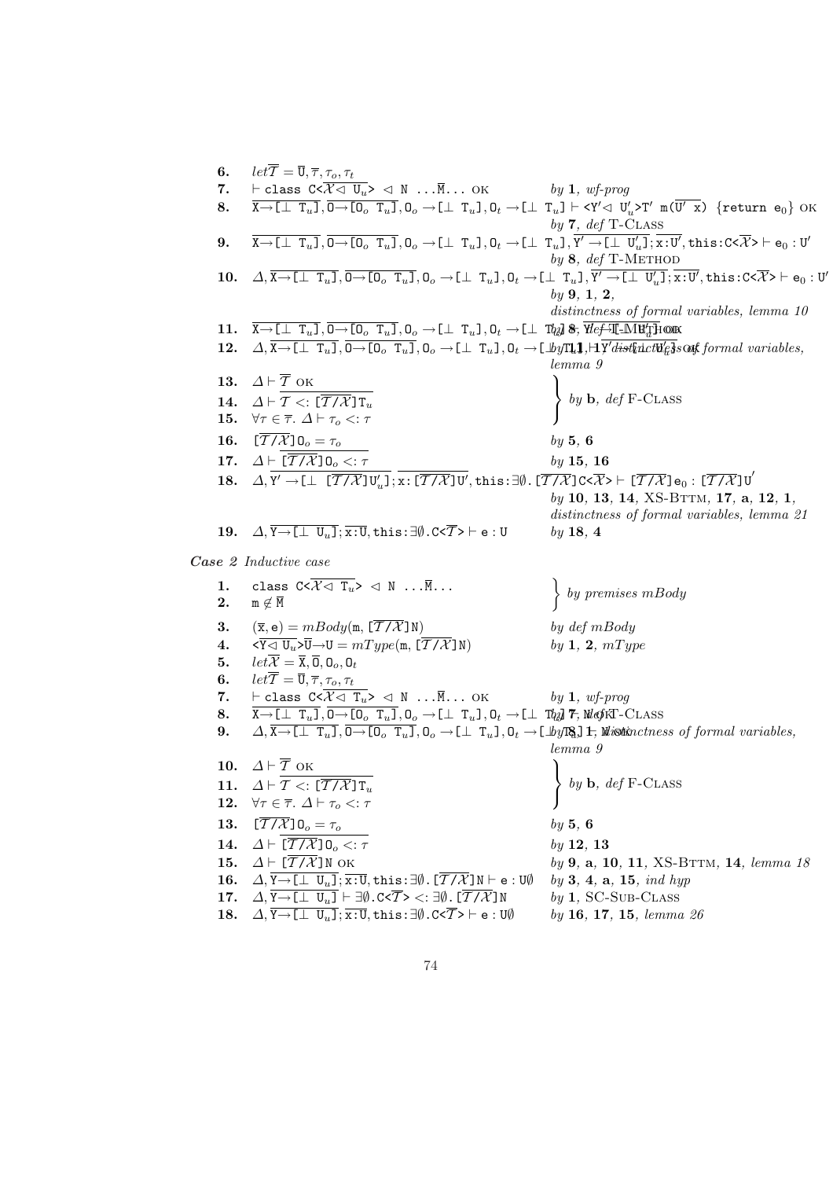6. $let\,\overline{\mathcal{T}} = \overline{\mathtt{U}}, \overline{\tau}, \tau_o, \tau_t$

7. $\vdash$ `class` $\mathtt{C}\langle\overline{\mathcal{X} \lhd \mathtt{T}_u}\rangle \lhd \mathtt{N}\ \ldots\overline{\mathtt{M}}\ldots$ OK — *by* **1**, *wf-prog*

8. $\overline{\mathtt{X}\to[\bot\ \mathtt{T}_u]}, \overline{\mathtt{O}\to[\mathtt{O}_o\ \mathtt{T}_u]}, \mathtt{O}_o\to[\bot\ \mathtt{T}_u], \mathtt{O}_t\to[\bot\ \mathtt{T}_u] \vdash \langle\overline{\mathtt{Y}'\lhd\ \mathtt{U}'_u}\rangle\mathtt{T}'\ \mathtt{m}(\overline{\mathtt{U}'\ \mathtt{x}})\ \{\mathtt{return}\ \mathtt{e}_0\}$ OK — *by* **7**, *def* T-Class

9. $\overline{\mathtt{X}\to[\bot\ \mathtt{T}_u]}, \overline{\mathtt{O}\to[\mathtt{O}_o\ \mathtt{T}_u]}, \mathtt{O}_o\to[\bot\ \mathtt{T}_u], \mathtt{O}_t\to[\bot\ \mathtt{T}_u], \overline{\mathtt{Y}'\to[\bot\ \mathtt{U}'_u]}; \overline{\mathtt{x}:\mathtt{U}'}, \mathtt{this}:\mathtt{C}\langle\overline{\mathcal{X}}\rangle \vdash \mathtt{e}_0 : \mathtt{U}'$ — *by* **8**, *def* T-Method

10. $\Delta, \overline{\mathtt{X}\to[\bot\ \mathtt{T}_u]}, \overline{\mathtt{O}\to[\mathtt{O}_o\ \mathtt{T}_u]}, \mathtt{O}_o\to[\bot\ \mathtt{T}_u], \mathtt{O}_t\to[\bot\ \mathtt{T}_u], \overline{\mathtt{Y}'\to[\bot\ \mathtt{U}'_u]}; \overline{\mathtt{x}:\mathtt{U}'}, \mathtt{this}:\mathtt{C}\langle\overline{\mathcal{X}}\rangle \vdash \mathtt{e}_0 : \mathtt{U}'$ — *by* **9**, **1**, **2**, *distinctness of formal variables, lemma 10*

11. $\overline{\mathtt{X}\to[\bot\ \mathtt{T}_u]}, \overline{\mathtt{O}\to[\mathtt{O}_o\ \mathtt{T}_u]}, \mathtt{O}_o\to[\bot\ \mathtt{T}_u], \mathtt{O}_t\to[\bot\ \mathtt{T}_u] \vdash \overline{\mathtt{U}'_u}$ OK — *by* **8**, *def* T-Method

12. $\Delta, \overline{\mathtt{X}\to[\bot\ \mathtt{T}_u]}, \overline{\mathtt{O}\to[\mathtt{O}_o\ \mathtt{T}_u]}, \mathtt{O}_o\to[\bot\ \mathtt{T}_u], \mathtt{O}_t\to[\bot\ \mathtt{T}_u] \vdash \overline{\mathtt{U}'_u}$ OK — *by* **11**, **1**, *distinctness of formal variables, lemma 9*

13. $\Delta \vdash \overline{\mathcal{T}}$ OK

14. $\Delta \vdash \overline{\mathcal{T}} <: \overline{[\overline{\mathcal{T}/\mathcal{X}}]\mathtt{T}_u}$

15. $\forall\tau\in\overline{\tau}.\ \Delta\vdash\tau_o <: \tau$ — (13–15) *by* **b**, *def* F-Class

16. $[\overline{\mathcal{T}/\mathcal{X}}]\mathtt{O}_o = \tau_o$ — *by* **5**, **6**

17. $\Delta \vdash \overline{[\overline{\mathcal{T}/\mathcal{X}}]\mathtt{O}_o <: \tau}$ — *by* **15**, **16**

18. $\Delta, \overline{\mathtt{Y}'\to[\bot\ [\overline{\mathcal{T}/\mathcal{X}}]\mathtt{U}'_u]}; \overline{\mathtt{x}:[\overline{\mathcal{T}/\mathcal{X}}]\mathtt{U}'}, \mathtt{this}:\exists\emptyset.[\overline{\mathcal{T}/\mathcal{X}}]\mathtt{C}\langle\overline{\mathcal{X}}\rangle \vdash [\overline{\mathcal{T}/\mathcal{X}}]\mathtt{e}_0 : [\overline{\mathcal{T}/\mathcal{X}}]\mathtt{U}'$ — *by* **10**, **13**, **14**, XS-BTTM, **17**, **a**, **12**, **1**, *distinctness of formal variables, lemma 21*

19. $\Delta, \overline{\mathtt{Y}\to[\bot\ \mathtt{U}_u]}; \overline{\mathtt{x}:\mathtt{U}}, \mathtt{this}:\exists\emptyset.\mathtt{C}\langle\overline{\mathcal{T}}\rangle \vdash \mathtt{e} : \mathtt{U}$ — *by* **18**, **4**

***Case** 2 Inductive case*

1. `class` $\mathtt{C}\langle\overline{\mathcal{X} \lhd \mathtt{T}_u}\rangle \lhd \mathtt{N}\ \ldots\overline{\mathtt{M}}\ldots$

2. $\mathtt{m}\notin\overline{\mathtt{M}}$ — (1–2) *by premises mBody*

3. $(\overline{\mathtt{x}}, \mathtt{e}) = mBody(\mathtt{m}, [\overline{\mathcal{T}/\mathcal{X}}]\mathtt{N})$ — *by def mBody*

4. $\langle\overline{\mathtt{Y}\lhd\ \mathtt{U}_u}\rangle\overline{\mathtt{U}}\to\mathtt{U} = mType(\mathtt{m}, [\overline{\mathcal{T}/\mathcal{X}}]\mathtt{N})$ — *by* **1**, **2**, *mType*

5. $let\,\overline{\mathcal{X}} = \overline{\mathtt{X}}, \overline{\mathtt{O}}, \mathtt{O}_o, \mathtt{O}_t$

6. $let\,\overline{\mathcal{T}} = \overline{\mathtt{U}}, \overline{\tau}, \tau_o, \tau_t$

7. $\vdash$ `class` $\mathtt{C}\langle\overline{\mathcal{X} \lhd \mathtt{T}_u}\rangle \lhd \mathtt{N}\ \ldots\overline{\mathtt{M}}\ldots$ OK — *by* **1**, *wf-prog*

8. $\overline{\mathtt{X}\to[\bot\ \mathtt{T}_u]}, \overline{\mathtt{O}\to[\mathtt{O}_o\ \mathtt{T}_u]}, \mathtt{O}_o\to[\bot\ \mathtt{T}_u], \mathtt{O}_t\to[\bot\ \mathtt{T}_u] \vdash \mathtt{N}$ OK — *by* **7**, *def* T-Class

9. $\Delta, \overline{\mathtt{X}\to[\bot\ \mathtt{T}_u]}, \overline{\mathtt{O}\to[\mathtt{O}_o\ \mathtt{T}_u]}, \mathtt{O}_o\to[\bot\ \mathtt{T}_u], \mathtt{O}_t\to[\bot\ \mathtt{T}_u] \vdash \mathtt{N}$ OK — *by* **8**, **1**, *distinctness of formal variables, lemma 9*

10. $\Delta \vdash \overline{\mathcal{T}}$ OK

11. $\Delta \vdash \overline{\mathcal{T}} <: \overline{[\overline{\mathcal{T}/\mathcal{X}}]\mathtt{T}_u}$

12. $\forall\tau\in\overline{\tau}.\ \Delta\vdash\tau_o <: \tau$ — (10–12) *by* **b**, *def* F-Class

13. $[\overline{\mathcal{T}/\mathcal{X}}]\mathtt{O}_o = \tau_o$ — *by* **5**, **6**

14. $\Delta \vdash \overline{[\overline{\mathcal{T}/\mathcal{X}}]\mathtt{O}_o <: \tau}$ — *by* **12**, **13**

15. $\Delta \vdash [\overline{\mathcal{T}/\mathcal{X}}]\mathtt{N}$ OK — *by* **9**, **a**, **10**, **11**, XS-BTTM, **14**, *lemma 18*

16. $\Delta, \overline{\mathtt{Y}\to[\bot\ \mathtt{U}_u]}; \overline{\mathtt{x}:\mathtt{U}}, \mathtt{this}:\exists\emptyset.[\overline{\mathcal{T}/\mathcal{X}}]\mathtt{N} \vdash \mathtt{e} : \mathtt{U}\emptyset$ — *by* **3**, **4**, **a**, **15**, *ind hyp*

17. $\Delta, \overline{\mathtt{Y}\to[\bot\ \mathtt{U}_u]} \vdash \exists\emptyset.\mathtt{C}\langle\overline{\mathcal{T}}\rangle <: \exists\emptyset.[\overline{\mathcal{T}/\mathcal{X}}]\mathtt{N}$ — *by* **1**, SC-Sub-Class

18. $\Delta, \overline{\mathtt{Y}\to[\bot\ \mathtt{U}_u]}; \overline{\mathtt{x}:\mathtt{U}}, \mathtt{this}:\exists\emptyset.\mathtt{C}\langle\overline{\mathcal{T}}\rangle \vdash \mathtt{e} : \mathtt{U}\emptyset$ — *by* **16**, **17**, **15**, *lemma 26*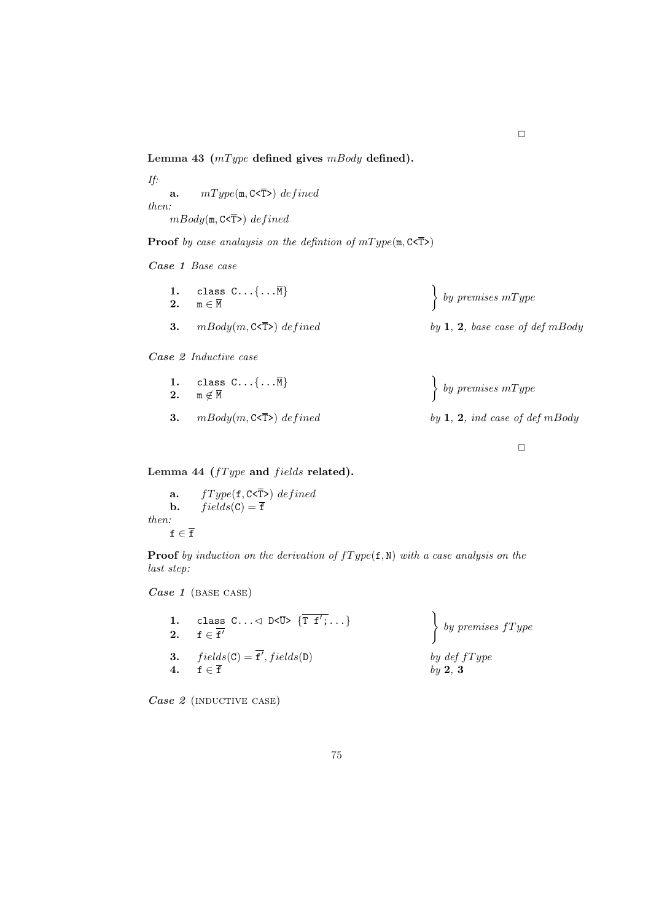□

**Lemma 43 ($mType$ defined gives $mBody$ defined).**

*If:*

**a.** $mType(\mathtt{m}, \mathtt{C<\overline{T}>})$ *defined*

*then:*

$mBody(\mathtt{m}, \mathtt{C<\overline{T}>})$ *defined*

**Proof** *by case analaysis on the defintion of* $mType(\mathtt{m}, \mathtt{C<\overline{T}>})$

***Case 1*** *Base case*

| | | |
|---|---|---|
| **1.** | `class C...{...`$\overline{\mathtt{M}}$`}` | by premises $mType$ |
| **2.** | $\mathtt{m} \in \overline{\mathtt{M}}$ | |
| **3.** | $mBody(m, \mathtt{C<\overline{T}>})$ *defined* | by **1**, **2**, base case of def $mBody$ |

***Case 2*** *Inductive case*

| | | |
|---|---|---|
| **1.** | `class C...{...`$\overline{\mathtt{M}}$`}` | by premises $mType$ |
| **2.** | $\mathtt{m} \notin \overline{\mathtt{M}}$ | |
| **3.** | $mBody(m, \mathtt{C<\overline{T}>})$ *defined* | by **1**, **2**, ind case of def $mBody$ |

□

**Lemma 44 ($fType$ and $fields$ related).**

**a.** $fType(\mathtt{f}, \mathtt{C<\overline{T}>})$ *defined*

**b.** $fields(\mathtt{C}) = \overline{\mathtt{f}}$

*then:*

$\mathtt{f} \in \overline{\mathtt{f}}$

**Proof** *by induction on the derivation of* $fType(\mathtt{f}, \mathtt{N})$ *with a case analysis on the last step:*

***Case 1*** (BASE CASE)

| | | |
|---|---|---|
| **1.** | `class C...`$\lhd$ `D<`$\overline{\mathtt{U}}$`>` $\{\overline{\mathtt{T\ f';}}\ldots\}$ | by premises $fType$ |
| **2.** | $\mathtt{f} \in \overline{\mathtt{f'}}$ | |
| **3.** | $fields(\mathtt{C}) = \overline{\mathtt{f'}}, fields(\mathtt{D})$ | by def $fType$ |
| **4.** | $\mathtt{f} \in \overline{\mathtt{f}}$ | by **2**, **3** |

***Case 2*** (INDUCTIVE CASE)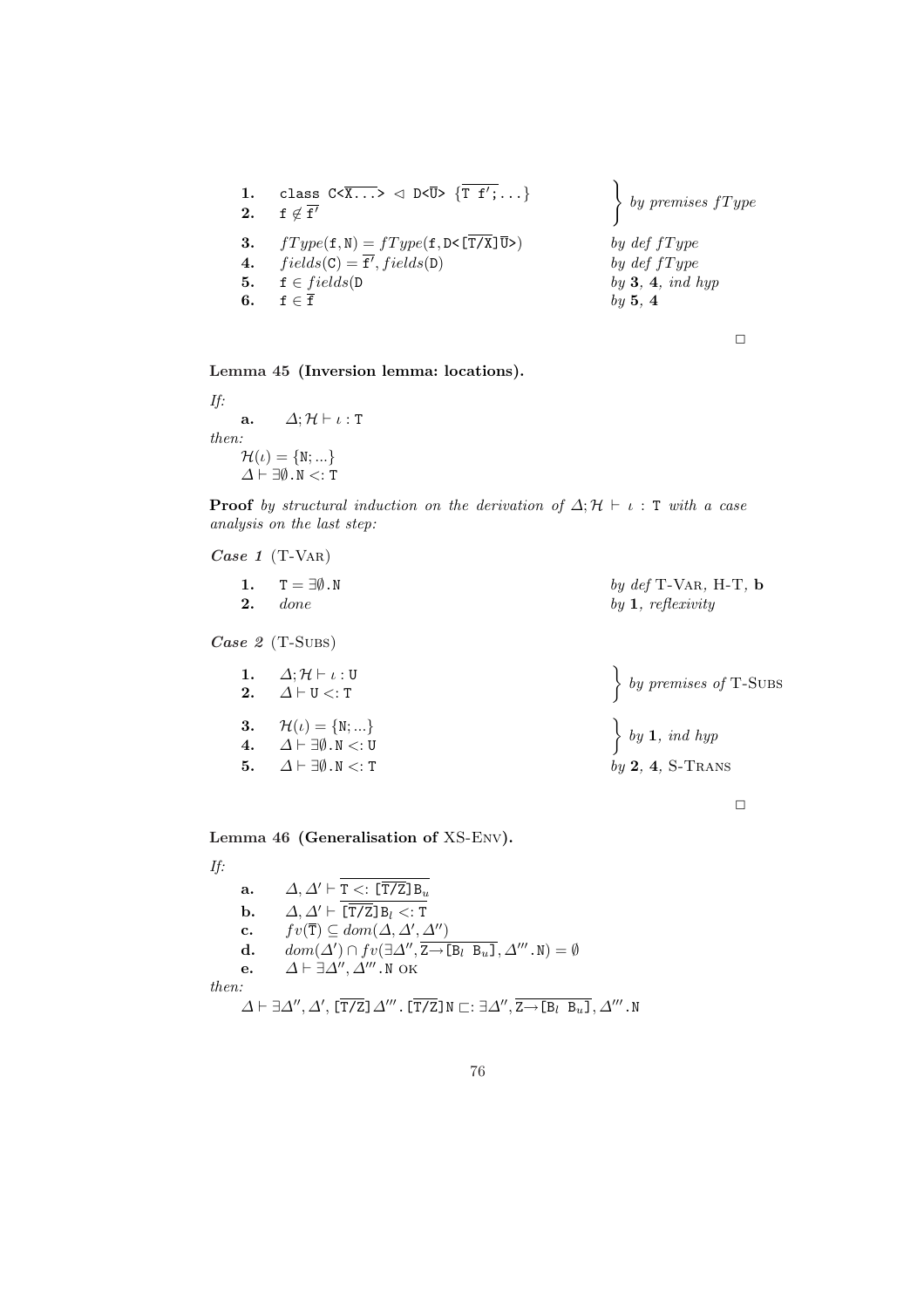| | | |
|---|---|---|
| **1.** | `class` $\texttt{C<}\overline{\texttt{X...}}\texttt{>} \lhd \texttt{D<}\overline{\texttt{U}}\texttt{>}$ $\{\overline{\texttt{T f';}}\ldots\}$ | } *by premises fType* |
| **2.** | $\texttt{f} \notin \overline{\texttt{f'}}$ | |
| **3.** | $fType(\texttt{f},\texttt{N}) = fType(\texttt{f},\texttt{D<[}\overline{\texttt{T/X}}\texttt{]}\overline{\texttt{U}}\texttt{>})$ | *by def fType* |
| **4.** | $fields(\texttt{C}) = \overline{\texttt{f'}}, fields(\texttt{D})$ | *by def fType* |
| **5.** | $\texttt{f} \in fields(\texttt{D}$ | *by* **3**, **4**, *ind hyp* |
| **6.** | $\texttt{f} \in \overline{\texttt{f}}$ | *by* **5**, **4** |

□

**Lemma 45 (Inversion lemma: locations).**

*If:*

**a.** $\Delta;\mathcal{H} \vdash \iota : \texttt{T}$

*then:*

$\mathcal{H}(\iota) = \{\texttt{N};\ldots\}$

$\Delta \vdash \exists\emptyset.\texttt{N} <: \texttt{T}$

**Proof** *by structural induction on the derivation of* $\Delta;\mathcal{H} \vdash \iota : \texttt{T}$ *with a case analysis on the last step:*

***Case 1*** (T-Var)

| | | |
|---|---|---|
| **1.** | $\texttt{T} = \exists\emptyset.\texttt{N}$ | *by def* T-Var, H-T, **b** |
| **2.** | *done* | *by* **1**, *reflexivity* |

***Case 2*** (T-Subs)

| | | |
|---|---|---|
| **1.** | $\Delta;\mathcal{H} \vdash \iota : \texttt{U}$ | } *by premises of* T-Subs |
| **2.** | $\Delta \vdash \texttt{U} <: \texttt{T}$ | |
| **3.** | $\mathcal{H}(\iota) = \{\texttt{N};\ldots\}$ | } *by* **1**, *ind hyp* |
| **4.** | $\Delta \vdash \exists\emptyset.\texttt{N} <: \texttt{U}$ | |
| **5.** | $\Delta \vdash \exists\emptyset.\texttt{N} <: \texttt{T}$ | *by* **2**, **4**, S-Trans |

□

**Lemma 46 (Generalisation of XS-Env).**

*If:*

**a.** $\Delta, \Delta' \vdash \overline{\texttt{T} <: \texttt{[}\overline{\texttt{T/Z}}\texttt{]}\texttt{B}_u}$

**b.** $\Delta, \Delta' \vdash \overline{\texttt{[}\overline{\texttt{T/Z}}\texttt{]}\texttt{B}_l <: \texttt{T}}$

**c.** $fv(\overline{\texttt{T}}) \subseteq dom(\Delta, \Delta', \Delta'')$

**d.** $dom(\Delta') \cap fv(\exists\Delta'', \overline{\texttt{Z}\rightarrow\texttt{[B}_l\ \texttt{B}_u\texttt{]}}, \Delta'''.\texttt{N}) = \emptyset$

**e.** $\Delta \vdash \exists\Delta'', \Delta'''.\texttt{N}$ ok

*then:*

$\Delta \vdash \exists\Delta'', \Delta', \texttt{[}\overline{\texttt{T/Z}}\texttt{]}\Delta'''.\texttt{[}\overline{\texttt{T/Z}}\texttt{]}\texttt{N} \sqsubset: \exists\Delta'', \overline{\texttt{Z}\rightarrow\texttt{[B}_l\ \texttt{B}_u\texttt{]}}, \Delta'''.\texttt{N}$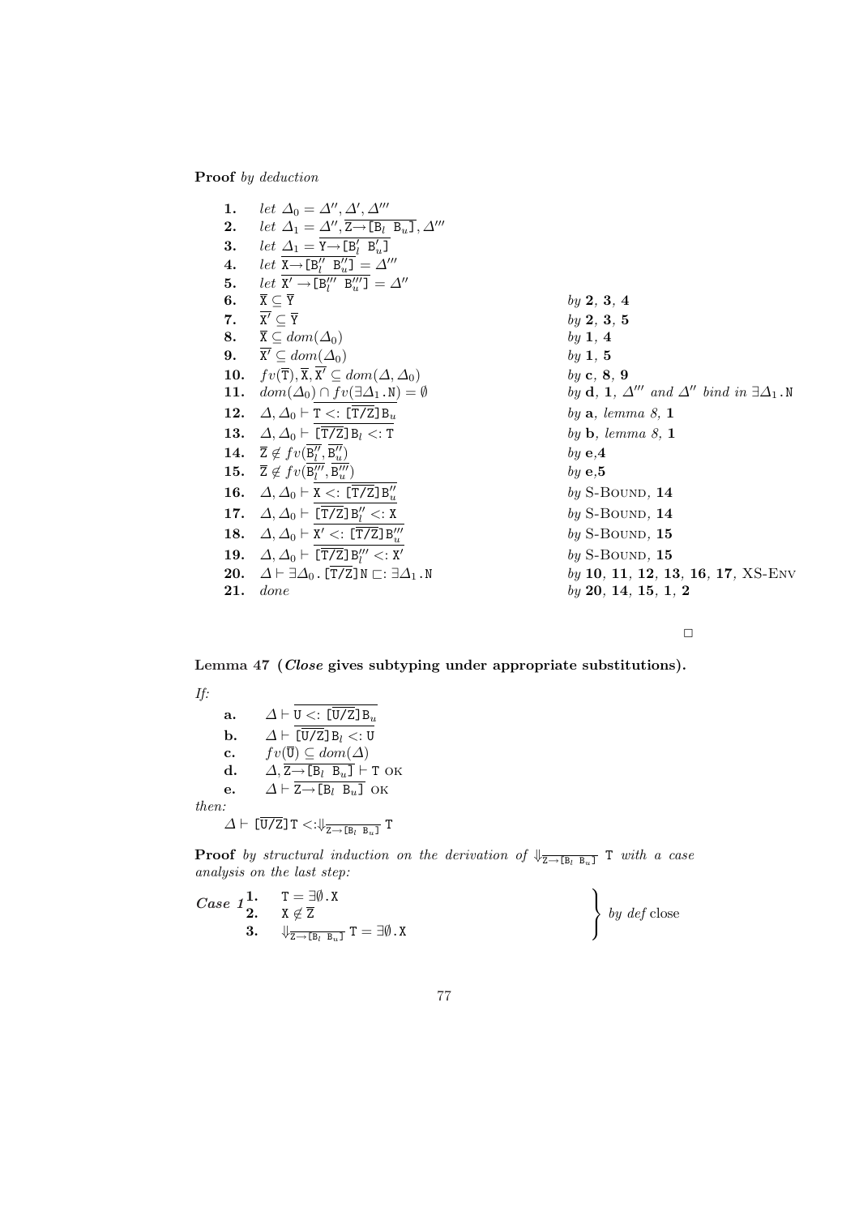**Proof** *by deduction*

| | | |
|---|---|---|
| **1.** | *let* $\Delta_0 = \Delta'', \Delta', \Delta'''$ | |
| **2.** | *let* $\Delta_1 = \Delta'', \overline{\mathtt{Z}\rightarrow[\mathtt{B}_l\ \mathtt{B}_u]}, \Delta'''$ | |
| **3.** | *let* $\Delta_1 = \overline{\mathtt{Y}\rightarrow[\mathtt{B}'_l\ \mathtt{B}'_u]}$ | |
| **4.** | *let* $\overline{\mathtt{X}\rightarrow[\mathtt{B}''_l\ \mathtt{B}''_u]} = \Delta'''$ | |
| **5.** | *let* $\overline{\mathtt{X}'\rightarrow[\mathtt{B}'''_l\ \mathtt{B}'''_u]} = \Delta''$ | |
| **6.** | $\overline{\mathtt{X}} \subseteq \overline{\mathtt{Y}}$ | *by* **2**, **3**, **4** |
| **7.** | $\overline{\mathtt{X}'} \subseteq \overline{\mathtt{Y}}$ | *by* **2**, **3**, **5** |
| **8.** | $\overline{\mathtt{X}} \subseteq dom(\Delta_0)$ | *by* **1**, **4** |
| **9.** | $\overline{\mathtt{X}'} \subseteq dom(\Delta_0)$ | *by* **1**, **5** |
| **10.** | $fv(\overline{\mathtt{T}}), \overline{\mathtt{X}}, \overline{\mathtt{X}'} \subseteq dom(\Delta, \Delta_0)$ | *by* **c**, **8**, **9** |
| **11.** | $dom(\Delta_0) \cap fv(\exists\Delta_1.\mathtt{N}) = \emptyset$ | *by* **d**, **1**, $\Delta'''$ *and* $\Delta''$ *bind in* $\exists\Delta_1.\mathtt{N}$ |
| **12.** | $\Delta, \Delta_0 \vdash \overline{\mathtt{T} <: [\overline{\mathtt{T/Z}}]\mathtt{B}_u}$ | *by* **a**, *lemma 8*, **1** |
| **13.** | $\Delta, \Delta_0 \vdash \overline{[\overline{\mathtt{T/Z}}]\mathtt{B}_l <: \mathtt{T}}$ | *by* **b**, *lemma 8*, **1** |
| **14.** | $\overline{\mathtt{Z}} \notin fv(\overline{\mathtt{B}''_l}, \overline{\mathtt{B}''_u})$ | *by* **e**,**4** |
| **15.** | $\overline{\mathtt{Z}} \notin fv(\overline{\mathtt{B}'''_l}, \overline{\mathtt{B}'''_u})$ | *by* **e**,**5** |
| **16.** | $\Delta, \Delta_0 \vdash \overline{\mathtt{X} <: [\overline{\mathtt{T/Z}}]\mathtt{B}''_u}$ | *by* S-Bound, **14** |
| **17.** | $\Delta, \Delta_0 \vdash \overline{[\overline{\mathtt{T/Z}}]\mathtt{B}''_l <: \mathtt{X}}$ | *by* S-Bound, **14** |
| **18.** | $\Delta, \Delta_0 \vdash \overline{\mathtt{X}' <: [\overline{\mathtt{T/Z}}]\mathtt{B}'''_u}$ | *by* S-Bound, **15** |
| **19.** | $\Delta, \Delta_0 \vdash \overline{[\overline{\mathtt{T/Z}}]\mathtt{B}'''_l <: \mathtt{X}'}$ | *by* S-Bound, **15** |
| **20.** | $\Delta \vdash \exists\Delta_0.[\overline{\mathtt{T/Z}}]\mathtt{N} \sqsubset: \exists\Delta_1.\mathtt{N}$ | *by* **10**, **11**, **12**, **13**, **16**, **17**, XS-Env |
| **21.** | *done* | *by* **20**, **14**, **15**, **1**, **2** |

□

**Lemma 47 (*Close* gives subtyping under appropriate substitutions).**

*If:*

- **a.** $\Delta \vdash \overline{\mathtt{U} <: [\overline{\mathtt{U/Z}}]\mathtt{B}_u}$
- **b.** $\Delta \vdash \overline{[\overline{\mathtt{U/Z}}]\mathtt{B}_l <: \mathtt{U}}$
- **c.** $fv(\overline{\mathtt{U}}) \subseteq dom(\Delta)$
- **d.** $\Delta, \overline{\mathtt{Z}\rightarrow[\mathtt{B}_l\ \mathtt{B}_u]} \vdash \mathtt{T}$ OK
- **e.** $\Delta \vdash \overline{\mathtt{Z}\rightarrow[\mathtt{B}_l\ \mathtt{B}_u]}$ OK

*then:*

$\Delta \vdash [\overline{\mathtt{U/Z}}]\mathtt{T} <: \Downarrow_{\overline{\mathtt{Z}\rightarrow[\mathtt{B}_l\ \mathtt{B}_u]}} \mathtt{T}$

**Proof** *by structural induction on the derivation of* $\Downarrow_{\overline{\mathtt{Z}\rightarrow[\mathtt{B}_l\ \mathtt{B}_u]}} \mathtt{T}$ *with a case analysis on the last step:*

***Case 1***

| | | |
|---|---|---|
| **1.** | $\mathtt{T} = \exists\emptyset.\mathtt{X}$ | *by def* close |
| **2.** | $\mathtt{X} \notin \overline{\mathtt{Z}}$ | |
| **3.** | $\Downarrow_{\overline{\mathtt{Z}\rightarrow[\mathtt{B}_l\ \mathtt{B}_u]}} \mathtt{T} = \exists\emptyset.\mathtt{X}$ | |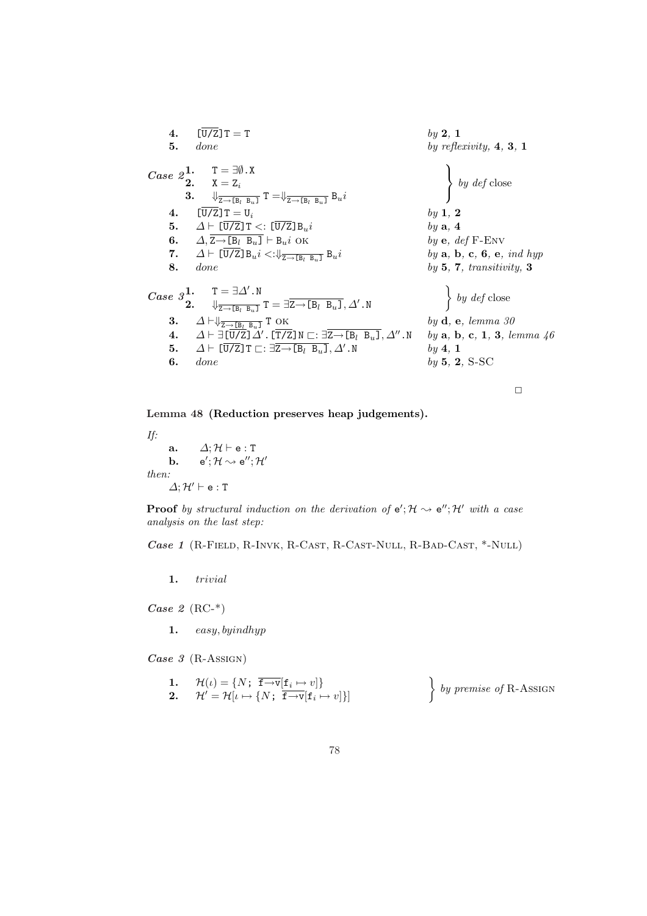| | | |
|---|---|---|
| **4.** | $[\overline{U/Z}]T = T$ | *by* **2**, **1** |
| **5.** | *done* | *by reflexivity,* **4**, **3**, **1** |

***Case 2***

| | | |
|---|---|---|
| **1.** | $T = \exists\emptyset.X$ | *by def* close |
| **2.** | $X = Z_i$ | |
| **3.** | $\Downarrow_{\overline{Z\rightarrow[B_l\ B_u]}} T = \Downarrow_{\overline{Z\rightarrow[B_l\ B_u]}} B_u i$ | |
| **4.** | $[\overline{U/Z}]T = U_i$ | *by* **1**, **2** |
| **5.** | $\Delta \vdash [\overline{U/Z}]T <: [\overline{U/Z}]B_u i$ | *by* **a**, **4** |
| **6.** | $\Delta, \overline{Z\rightarrow[B_l\ B_u]} \vdash B_u i$ OK | *by* **e**, *def* F-Env |
| **7.** | $\Delta \vdash [\overline{U/Z}]B_u i <: \Downarrow_{\overline{Z\rightarrow[B_l\ B_u]}} B_u i$ | *by* **a**, **b**, **c**, **6**, **e**, *ind hyp* |
| **8.** | *done* | *by* **5**, **7**, *transitivity,* **3** |

***Case 3***

| | | |
|---|---|---|
| **1.** | $T = \exists\Delta'.N$ | *by def* close |
| **2.** | $\Downarrow_{\overline{Z\rightarrow[B_l\ B_u]}} T = \exists\overline{Z\rightarrow[B_l\ B_u]}, \Delta'.N$ | |
| **3.** | $\Delta \vdash \Downarrow_{\overline{Z\rightarrow[B_l\ B_u]}} T$ OK | *by* **d**, **e**, *lemma 30* |
| **4.** | $\Delta \vdash \exists[\overline{U/Z}]\Delta'.[\overline{T/Z}]N \sqsubset: \exists\overline{Z\rightarrow[B_l\ B_u]}, \Delta''.N$ | *by* **a**, **b**, **c**, **1**, **3**, *lemma 46* |
| **5.** | $\Delta \vdash [\overline{U/Z}]T \sqsubset: \exists\overline{Z\rightarrow[B_l\ B_u]}, \Delta'.N$ | *by* **4**, **1** |
| **6.** | *done* | *by* **5**, **2**, S-SC |

□

**Lemma 48 (Reduction preserves heap judgements).**

*If:*

**a.** $\Delta; \mathcal{H} \vdash e : T$

**b.** $e'; \mathcal{H} \rightsquigarrow e''; \mathcal{H}'$

*then:*

$\Delta; \mathcal{H}' \vdash e : T$

**Proof** *by structural induction on the derivation of* $e'; \mathcal{H} \rightsquigarrow e''; \mathcal{H}'$ *with a case analysis on the last step:*

***Case 1*** (R-Field, R-Invk, R-Cast, R-Cast-Null, R-Bad-Cast, *-Null)

**1.** *trivial*

***Case 2*** (RC-*)

**1.** *easy, byindhyp*

***Case 3*** (R-Assign)

| | | |
|---|---|---|
| **1.** | $\mathcal{H}(\iota) = \{N;\ \overline{f\rightarrow v}[f_i \mapsto v]\}$ | *by premise of* R-Assign |
| **2.** | $\mathcal{H}' = \mathcal{H}[\iota \mapsto \{N;\ \overline{f\rightarrow v}[f_i \mapsto v]\}]$ | |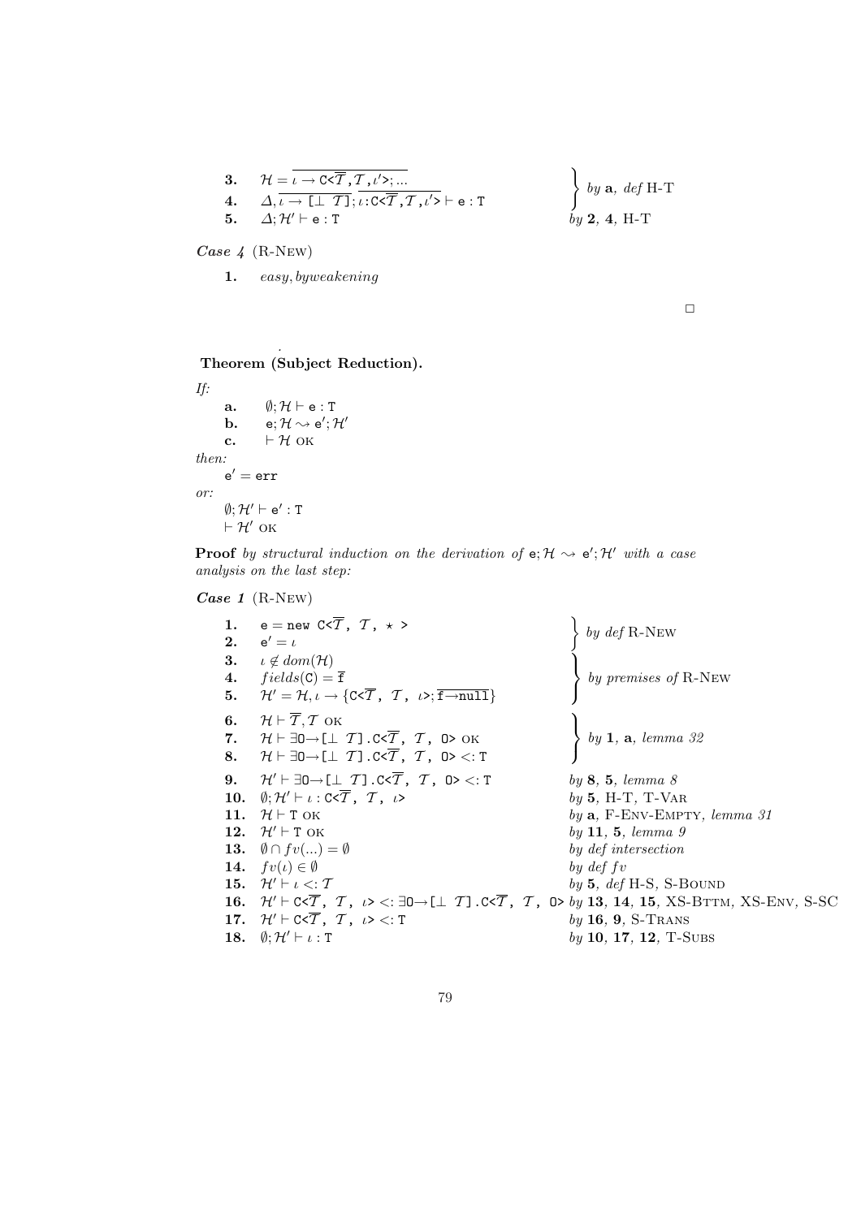| | | |
|---|---|---|
| **3.** | $\mathcal{H} = \overline{\iota \rightarrow \texttt{C<}\overline{\mathcal{T}}\texttt{,}\mathcal{T}\texttt{,}\iota'\texttt{>;...}}$ | by **a**, *def* H-T |
| **4.** | $\Delta, \overline{\iota \rightarrow \texttt{[}\bot\ \mathcal{T}\texttt{]}}; \overline{\iota : \texttt{C<}\overline{\mathcal{T}}\texttt{,}\mathcal{T}\texttt{,}\iota'\texttt{>}} \vdash \texttt{e : T}$ | |
| **5.** | $\Delta; \mathcal{H}' \vdash \texttt{e : T}$ | by **2**, **4**, H-T |

***Case 4*** (R-New)

**1.** *easy, byweakening*

□

**Theorem (Subject Reduction).**

*If:*

- **a.** $\emptyset; \mathcal{H} \vdash \texttt{e : T}$
- **b.** $\texttt{e}; \mathcal{H} \rightsquigarrow \texttt{e}'; \mathcal{H}'$
- **c.** $\vdash \mathcal{H}$ OK

*then:*

$\texttt{e}' = \texttt{err}$

*or:*

$\emptyset; \mathcal{H}' \vdash \texttt{e}' : \texttt{T}$

$\vdash \mathcal{H}'$ OK

**Proof** *by structural induction on the derivation of* $\texttt{e}; \mathcal{H} \rightsquigarrow \texttt{e}'; \mathcal{H}'$ *with a case analysis on the last step:*

***Case 1*** (R-New)

| | | |
|---|---|---|
| **1.** | $\texttt{e} = \texttt{new C<}\overline{\mathcal{T}}\texttt{, }\mathcal{T}\texttt{, }\star\texttt{ >}$ | by *def* R-New |
| **2.** | $\texttt{e}' = \iota$ | |
| **3.** | $\iota \notin dom(\mathcal{H})$ | by *premises of* R-New |
| **4.** | $fields(\texttt{C}) = \overline{\texttt{f}}$ | |
| **5.** | $\mathcal{H}' = \mathcal{H}, \iota \rightarrow \{\texttt{C<}\overline{\mathcal{T}}\texttt{, }\mathcal{T}\texttt{, }\iota\texttt{>;}\overline{\texttt{f}\rightarrow\texttt{null}}\}$ | |
| **6.** | $\mathcal{H} \vdash \overline{\mathcal{T}}, \mathcal{T}$ OK | by **1**, **a**, *lemma 32* |
| **7.** | $\mathcal{H} \vdash \exists\texttt{O}\rightarrow\texttt{[}\bot\ \mathcal{T}\texttt{].C<}\overline{\mathcal{T}}\texttt{, }\mathcal{T}\texttt{, O>}$ OK | |
| **8.** | $\mathcal{H} \vdash \exists\texttt{O}\rightarrow\texttt{[}\bot\ \mathcal{T}\texttt{].C<}\overline{\mathcal{T}}\texttt{, }\mathcal{T}\texttt{, O>} <: \texttt{T}$ | |
| **9.** | $\mathcal{H}' \vdash \exists\texttt{O}\rightarrow\texttt{[}\bot\ \mathcal{T}\texttt{].C<}\overline{\mathcal{T}}\texttt{, }\mathcal{T}\texttt{, O>} <: \texttt{T}$ | by **8**, **5**, *lemma 8* |
| **10.** | $\emptyset; \mathcal{H}' \vdash \iota : \texttt{C<}\overline{\mathcal{T}}\texttt{, }\mathcal{T}\texttt{, }\iota\texttt{>}$ | by **5**, H-T, T-Var |
| **11.** | $\mathcal{H} \vdash \texttt{T}$ OK | by **a**, F-Env-Empty, *lemma 31* |
| **12.** | $\mathcal{H}' \vdash \texttt{T}$ OK | by **11**, **5**, *lemma 9* |
| **13.** | $\emptyset \cap fv(...) = \emptyset$ | by *def intersection* |
| **14.** | $fv(\iota) \in \emptyset$ | by *def fv* |
| **15.** | $\mathcal{H}' \vdash \iota <: \mathcal{T}$ | by **5**, *def* H-S, S-Bound |
| **16.** | $\mathcal{H}' \vdash \texttt{C<}\overline{\mathcal{T}}\texttt{, }\mathcal{T}\texttt{, }\iota\texttt{>} <: \exists\texttt{O}\rightarrow\texttt{[}\bot\ \mathcal{T}\texttt{].C<}\overline{\mathcal{T}}\texttt{, }\mathcal{T}\texttt{, O>}$ | by **13**, **14**, **15**, XS-Bttm, XS-Env, S-SC |
| **17.** | $\mathcal{H}' \vdash \texttt{C<}\overline{\mathcal{T}}\texttt{, }\mathcal{T}\texttt{, }\iota\texttt{>} <: \texttt{T}$ | by **16**, **9**, S-Trans |
| **18.** | $\emptyset; \mathcal{H}' \vdash \iota : \texttt{T}$ | by **10**, **17**, **12**, T-Subs |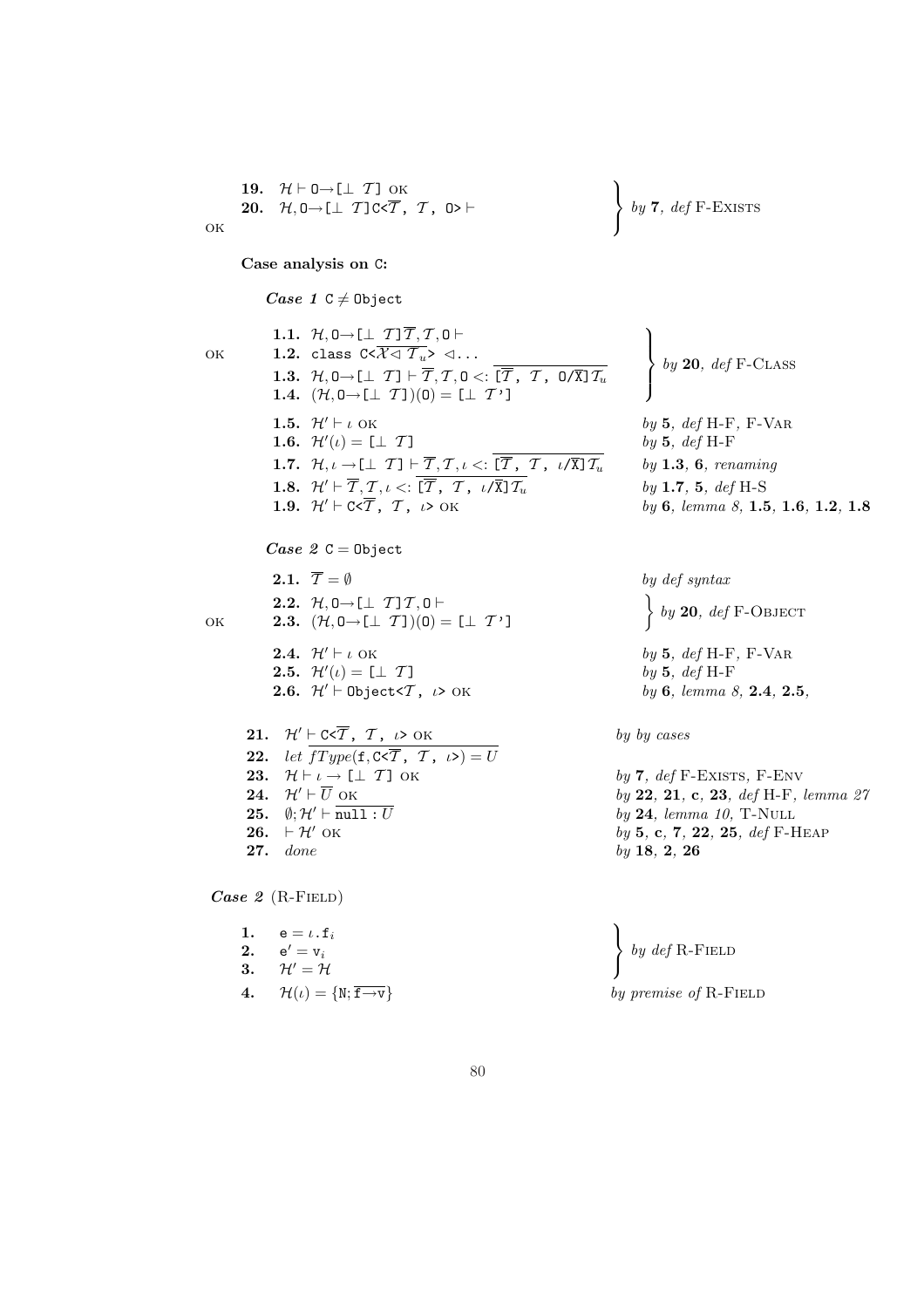**19.** $\mathcal{H} \vdash$ `O`$\rightarrow$`[`$\bot$ $\mathcal{T}$`]` OK
**20.** $\mathcal{H}$, `O`$\rightarrow$`[`$\bot$ $\mathcal{T}$`]C<`$\overline{\mathcal{T}}$`,` $\mathcal{T}$`, O>` $\vdash$ OK

} *by* **7**, *def* F-Exists

**Case analysis on `C`:**

***Case 1*** `C` $\neq$ `Object`

**1.1.** $\mathcal{H}$, `O`$\rightarrow$`[`$\bot$ $\mathcal{T}$`]`$\overline{\mathcal{T}}$, $\mathcal{T}$, `O` $\vdash$ OK
**1.2.** `class C<`$\overline{\mathcal{X} \lhd \mathcal{T}_u}$`>` $\lhd \ldots$
**1.3.** $\mathcal{H}$, `O`$\rightarrow$`[`$\bot$ $\mathcal{T}$`]` $\vdash \overline{\mathcal{T}}, \mathcal{T}$, `O` $<:$ $\overline{\texttt{[}\overline{\mathcal{T}}\texttt{,}\ \mathcal{T}\texttt{,}\ \texttt{O/X]}\mathcal{T}_u}$
**1.4.** $(\mathcal{H}$, `O`$\rightarrow$`[`$\bot$ $\mathcal{T}$`]`$)$`(O)` $=$ `[`$\bot$ $\mathcal{T}$`']`

} *by* **20**, *def* F-Class

**1.5.** $\mathcal{H}' \vdash \iota$ OK — *by* **5**, *def* H-F, F-Var
**1.6.** $\mathcal{H}'(\iota) =$ `[`$\bot$ $\mathcal{T}$`]` — *by* **5**, *def* H-F
**1.7.** $\mathcal{H}, \iota \rightarrow$`[`$\bot$ $\mathcal{T}$`]` $\vdash \overline{\mathcal{T}}, \mathcal{T}, \iota <: \overline{\texttt{[}\overline{\mathcal{T}}\texttt{,}\ \mathcal{T}\texttt{,}\ \iota\texttt{/X]}\mathcal{T}_u}$ — *by* **1.3**, **6**, *renaming*
**1.8.** $\mathcal{H}' \vdash \overline{\mathcal{T}}, \mathcal{T}, \iota <: \overline{\texttt{[}\overline{\mathcal{T}}\texttt{,}\ \mathcal{T}\texttt{,}\ \iota\texttt{/X]}\mathcal{T}_u}$ — *by* **1.7**, **5**, *def* H-S
**1.9.** $\mathcal{H}' \vdash$ `C<`$\overline{\mathcal{T}}$`,` $\mathcal{T}$`,` $\iota$`>` OK — *by* **6**, *lemma 8*, **1.5**, **1.6**, **1.2**, **1.8**

***Case 2*** `C` $=$ `Object`

**2.1.** $\overline{\mathcal{T}} = \emptyset$ — *by def syntax*
**2.2.** $\mathcal{H}$, `O`$\rightarrow$`[`$\bot$ $\mathcal{T}$`]`$\mathcal{T}$, `O` $\vdash$ OK
**2.3.** $(\mathcal{H}$, `O`$\rightarrow$`[`$\bot$ $\mathcal{T}$`]`$)$`(O)` $=$ `[`$\bot$ $\mathcal{T}$`']`

} *by* **20**, *def* F-Object

**2.4.** $\mathcal{H}' \vdash \iota$ OK — *by* **5**, *def* H-F, F-Var
**2.5.** $\mathcal{H}'(\iota) =$ `[`$\bot$ $\mathcal{T}$`]` — *by* **5**, *def* H-F
**2.6.** $\mathcal{H}' \vdash$ `Object<`$\mathcal{T}$`,` $\iota$`>` OK — *by* **6**, *lemma 8*, **2.4**, **2.5**,

**21.** $\mathcal{H}' \vdash \overline{\texttt{C<}\overline{\mathcal{T}}\texttt{,}\ \mathcal{T}\texttt{,}\ \iota\texttt{>}\ \text{OK}}$ — *by by cases*
**22.** *let* $\overline{fType(\texttt{f}, \texttt{C<}\overline{\mathcal{T}}\texttt{,}\ \mathcal{T}\texttt{,}\ \iota\texttt{>}) = U}$
**23.** $\mathcal{H} \vdash \iota \rightarrow$ `[`$\bot$ $\mathcal{T}$`]` OK — *by* **7**, *def* F-Exists, F-Env
**24.** $\mathcal{H}' \vdash \overline{U}$ OK — *by* **22**, **21**, **c**, **23**, *def* H-F, *lemma 27*
**25.** $\emptyset; \mathcal{H}' \vdash \overline{\texttt{null} : U}$ — *by* **24**, *lemma 10*, T-Null
**26.** $\vdash \mathcal{H}'$ OK — *by* **5**, **c**, **7**, **22**, **25**, *def* F-Heap
**27.** *done* — *by* **18**, **2**, **26**

***Case 2*** (R-Field)

**1.** `e` $= \iota$`.f`$_i$
**2.** `e'` $=$ `v`$_i$
**3.** $\mathcal{H}' = \mathcal{H}$

} *by def* R-Field

**4.** $\mathcal{H}(\iota) = \{\texttt{N}; \overline{\texttt{f} \rightarrow \texttt{v}}\}$ — *by premise of* R-Field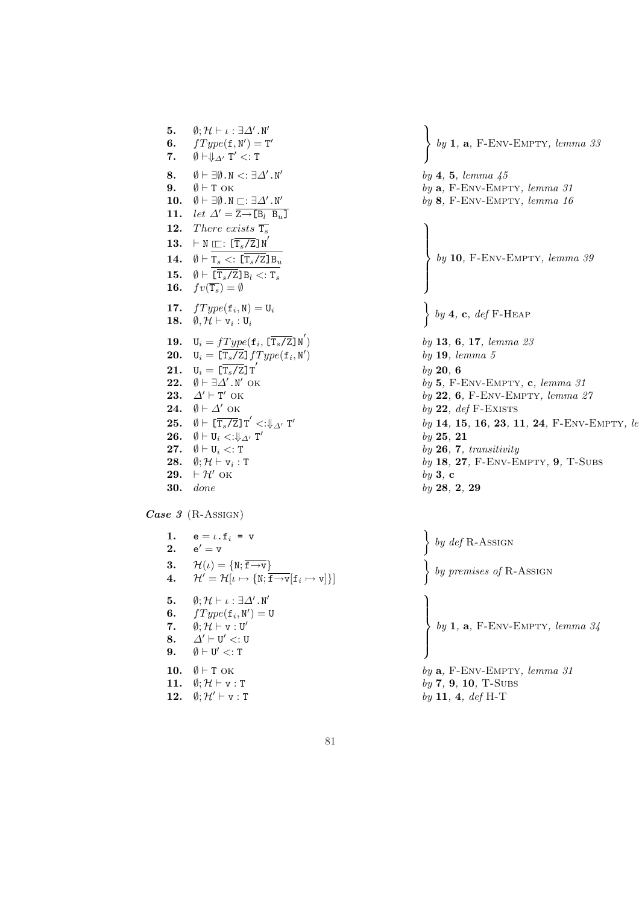| | | |
|---|---|---|
| **5.** | $\emptyset; \mathcal{H} \vdash \iota : \exists\Delta'.\mathtt{N}'$ | by **1**, **a**, F-Env-Empty, *lemma 33* |
| **6.** | $fType(\mathtt{f}, \mathtt{N}') = \mathtt{T}'$ | |
| **7.** | $\emptyset \vdash \Downarrow_{\Delta'} \mathtt{T}' <: \mathtt{T}$ | |
| **8.** | $\emptyset \vdash \exists\emptyset.\mathtt{N} <: \exists\Delta'.\mathtt{N}'$ | by **4**, **5**, *lemma 45* |
| **9.** | $\emptyset \vdash \mathtt{T}$ OK | by **a**, F-Env-Empty, *lemma 31* |
| **10.** | $\emptyset \vdash \exists\emptyset.\mathtt{N} \sqsubset: \exists\Delta'.\mathtt{N}'$ | by **8**, F-Env-Empty, *lemma 16* |
| **11.** | *let* $\Delta' = \overline{\mathtt{Z} \rightarrow [\mathtt{B}_l\ \mathtt{B}_u]}$ | |
| **12.** | *There exists* $\overline{\mathtt{T}_s}$ | by **10**, F-Env-Empty, *lemma 39* |
| **13.** | $\vdash \mathtt{N} \sqsubset: [\overline{\mathtt{T}_s/\mathtt{Z}}]\mathtt{N}'$ | |
| **14.** | $\emptyset \vdash \overline{\mathtt{T}_s <: [\overline{\mathtt{T}_s/\mathtt{Z}}]\mathtt{B}_u}$ | |
| **15.** | $\emptyset \vdash \overline{[\overline{\mathtt{T}_s/\mathtt{Z}}]\mathtt{B}_l <: \mathtt{T}_s}$ | |
| **16.** | $fv(\overline{\mathtt{T}_s}) = \emptyset$ | |
| **17.** | $fType(\mathtt{f}_i, \mathtt{N}) = \mathtt{U}_i$ | by **4**, **c**, *def* F-Heap |
| **18.** | $\emptyset, \mathcal{H} \vdash \mathtt{v}_i : \mathtt{U}_i$ | |
| **19.** | $\mathtt{U}_i = fType(\mathtt{f}_i, [\overline{\mathtt{T}_s/\mathtt{Z}}]\mathtt{N}')$ | by **13**, **6**, **17**, *lemma 23* |
| **20.** | $\mathtt{U}_i = [\overline{\mathtt{T}_s/\mathtt{Z}}]fType(\mathtt{f}_i, \mathtt{N}')$ | by **19**, *lemma 5* |
| **21.** | $\mathtt{U}_i = [\overline{\mathtt{T}_s/\mathtt{Z}}]\mathtt{T}'$ | by **20**, **6** |
| **22.** | $\emptyset \vdash \exists\Delta'.\mathtt{N}'$ OK | by **5**, F-Env-Empty, **c**, *lemma 31* |
| **23.** | $\Delta' \vdash \mathtt{T}'$ OK | by **22**, **6**, F-Env-Empty, *lemma 27* |
| **24.** | $\emptyset \vdash \Delta'$ OK | by **22**, *def* F-Exists |
| **25.** | $\emptyset \vdash [\overline{\mathtt{T}_s/\mathtt{Z}}]\mathtt{T}' <:\Downarrow_{\Delta'} \mathtt{T}'$ | by **14**, **15**, **16**, **23**, **11**, **24**, F-Env-Empty, *le* |
| **26.** | $\emptyset \vdash \mathtt{U}_i <:\Downarrow_{\Delta'} \mathtt{T}'$ | by **25**, **21** |
| **27.** | $\emptyset \vdash \mathtt{U}_i <: \mathtt{T}$ | by **26**, **7**, *transitivity* |
| **28.** | $\emptyset; \mathcal{H} \vdash \mathtt{v}_i : \mathtt{T}$ | by **18**, **27**, F-Env-Empty, **9**, T-Subs |
| **29.** | $\vdash \mathcal{H}'$ OK | by **3**, **c** |
| **30.** | *done* | by **28**, **2**, **29** |

***Case 3*** (R-Assign)

| | | |
|---|---|---|
| **1.** | $\mathtt{e} = \iota.\mathtt{f}_i\ \mathtt{=}\ \mathtt{v}$ | by *def* R-Assign |
| **2.** | $\mathtt{e}' = \mathtt{v}$ | |
| **3.** | $\mathcal{H}(\iota) = \{\mathtt{N}; \overline{\mathtt{f} \rightarrow \mathtt{v}}\}$ | by *premises of* R-Assign |
| **4.** | $\mathcal{H}' = \mathcal{H}[\iota \mapsto \{\mathtt{N}; \overline{\mathtt{f} \rightarrow \mathtt{v}}[\mathtt{f}_i \mapsto \mathtt{v}]\}]$ | |
| **5.** | $\emptyset; \mathcal{H} \vdash \iota : \exists\Delta'.\mathtt{N}'$ | by **1**, **a**, F-Env-Empty, *lemma 34* |
| **6.** | $fType(\mathtt{f}_i, \mathtt{N}') = \mathtt{U}$ | |
| **7.** | $\emptyset; \mathcal{H} \vdash \mathtt{v} : \mathtt{U}'$ | |
| **8.** | $\Delta' \vdash \mathtt{U}' <: \mathtt{U}$ | |
| **9.** | $\emptyset \vdash \mathtt{U}' <: \mathtt{T}$ | |
| **10.** | $\emptyset \vdash \mathtt{T}$ OK | by **a**, F-Env-Empty, *lemma 31* |
| **11.** | $\emptyset; \mathcal{H} \vdash \mathtt{v} : \mathtt{T}$ | by **7**, **9**, **10**, T-Subs |
| **12.** | $\emptyset; \mathcal{H}' \vdash \mathtt{v} : \mathtt{T}$ | by **11**, **4**, *def* H-T |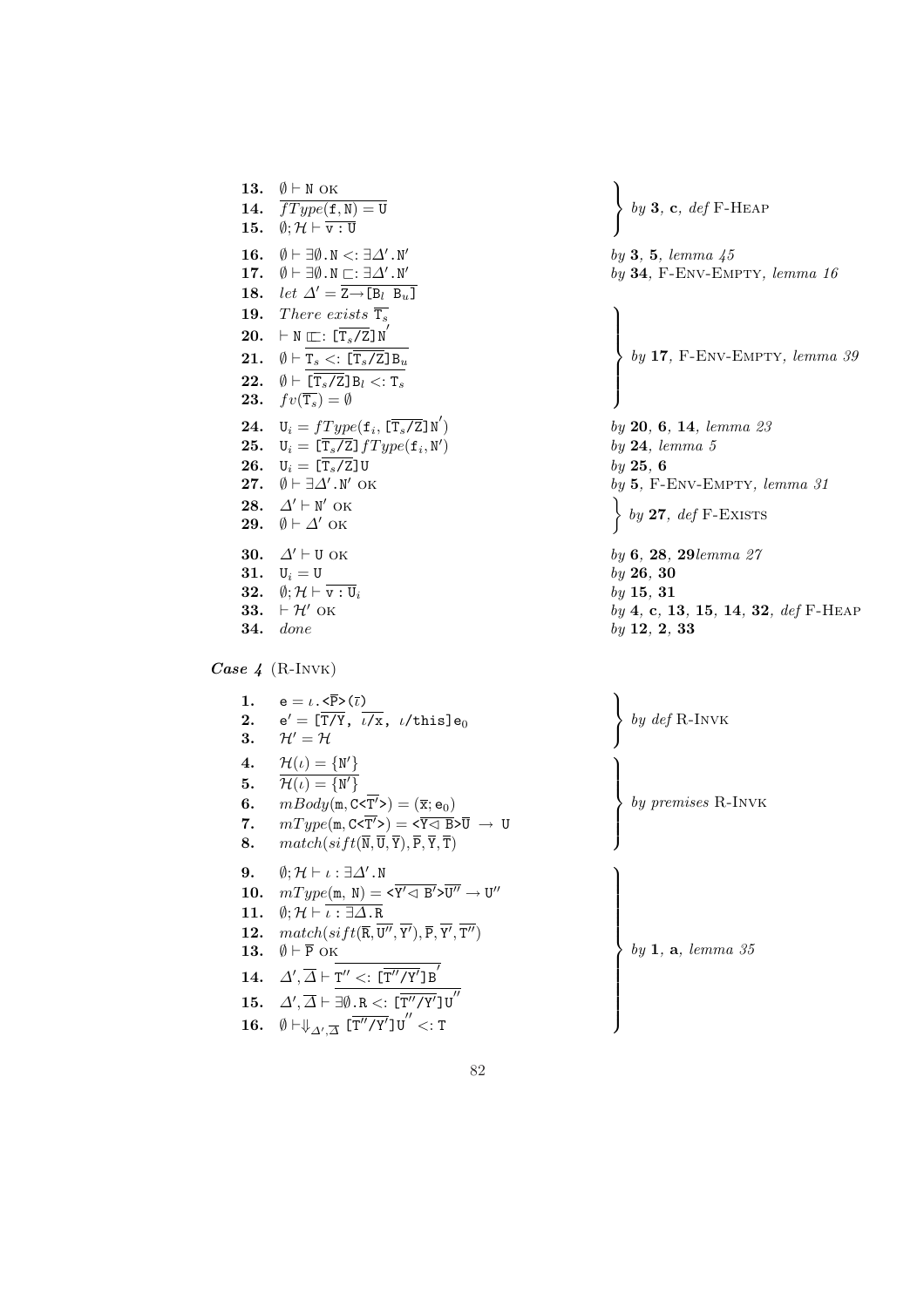| | | |
|---|---|---|
| **13.** | $\emptyset \vdash \texttt{N}$ OK | by **3**, **c**, *def* F-Heap |
| **14.** | $\overline{fType(\texttt{f},\texttt{N}) = \texttt{U}}$ | |
| **15.** | $\emptyset; \mathcal{H} \vdash \overline{\texttt{v} : \texttt{U}}$ | |
| **16.** | $\emptyset \vdash \exists\emptyset.\texttt{N} <: \exists\Delta'.\texttt{N}'$ | by **3**, **5**, *lemma 45* |
| **17.** | $\emptyset \vdash \exists\emptyset.\texttt{N} \sqsubset: \exists\Delta'.\texttt{N}'$ | by **34**, F-Env-Empty, *lemma 16* |
| **18.** | *let* $\Delta' = \overline{\texttt{Z}{\rightarrow}[\texttt{B}_l\ \texttt{B}_u]}$ | |
| **19.** | *There exists* $\overline{\texttt{T}_s}$ | by **17**, F-Env-Empty, *lemma 39* |
| **20.** | $\vdash \texttt{N} \sqsubset: [\overline{\texttt{T}_s/\texttt{Z}}]\texttt{N}'$ | |
| **21.** | $\emptyset \vdash \overline{\texttt{T}_s <: [\overline{\texttt{T}_s/\texttt{Z}}]\texttt{B}_u}$ | |
| **22.** | $\emptyset \vdash \overline{[\overline{\texttt{T}_s/\texttt{Z}}]\texttt{B}_l <: \texttt{T}_s}$ | |
| **23.** | $fv(\overline{\texttt{T}_s}) = \emptyset$ | |
| **24.** | $\texttt{U}_i = fType(\texttt{f}_i, [\overline{\texttt{T}_s/\texttt{Z}}]\texttt{N}')$ | by **20**, **6**, **14**, *lemma 23* |
| **25.** | $\texttt{U}_i = [\overline{\texttt{T}_s/\texttt{Z}}]fType(\texttt{f}_i, \texttt{N}')$ | by **24**, *lemma 5* |
| **26.** | $\texttt{U}_i = [\overline{\texttt{T}_s/\texttt{Z}}]\texttt{U}$ | by **25**, **6** |
| **27.** | $\emptyset \vdash \exists\Delta'.\texttt{N}'$ OK | by **5**, F-Env-Empty, *lemma 31* |
| **28.** | $\Delta' \vdash \texttt{N}'$ OK | by **27**, *def* F-Exists |
| **29.** | $\emptyset \vdash \Delta'$ OK | |
| **30.** | $\Delta' \vdash \texttt{U}$ OK | by **6**, **28**, **29** *lemma 27* |
| **31.** | $\texttt{U}_i = \texttt{U}$ | by **26**, **30** |
| **32.** | $\emptyset; \mathcal{H} \vdash \overline{\texttt{v} : \texttt{U}_i}$ | by **15**, **31** |
| **33.** | $\vdash \mathcal{H}'$ OK | by **4**, **c**, **13**, **15**, **14**, **32**, *def* F-Heap |
| **34.** | *done* | by **12**, **2**, **33** |

***Case 4*** (R-Invk)

| | | |
|---|---|---|
| **1.** | $\texttt{e} = \iota.\texttt{<}\overline{\texttt{P}}\texttt{>}(\overline{\iota})$ | by *def* R-Invk |
| **2.** | $\texttt{e}' = [\overline{\texttt{T/Y}},\ \overline{\iota\texttt{/x}},\ \iota\texttt{/this}]\texttt{e}_0$ | |
| **3.** | $\mathcal{H}' = \mathcal{H}$ | |
| **4.** | $\mathcal{H}(\iota) = \{\texttt{N}'\}$ | by *premises* R-Invk |
| **5.** | $\overline{\mathcal{H}(\iota) = \{\texttt{N}'\}}$ | |
| **6.** | $mBody(\texttt{m}, \texttt{C<}\overline{\texttt{T}'}\texttt{>}) = (\overline{\texttt{x}}; \texttt{e}_0)$ | |
| **7.** | $mType(\texttt{m}, \texttt{C<}\overline{\texttt{T}'}\texttt{>}) = \texttt{<}\overline{\texttt{Y} \lhd \texttt{B}}\texttt{>}\overline{\texttt{U}} \rightarrow \texttt{U}$ | |
| **8.** | $match(sift(\overline{\texttt{N}}, \overline{\texttt{U}}, \overline{\texttt{Y}}), \overline{\texttt{P}}, \overline{\texttt{Y}}, \overline{\texttt{T}})$ | |
| **9.** | $\emptyset; \mathcal{H} \vdash \iota : \exists\Delta'.\texttt{N}$ | by **1**, **a**, *lemma 35* |
| **10.** | $mType(\texttt{m},\ \texttt{N}) = \texttt{<}\overline{\texttt{Y}' \lhd \texttt{B}'}\texttt{>}\overline{\texttt{U}''} \rightarrow \texttt{U}''$ | |
| **11.** | $\emptyset; \mathcal{H} \vdash \overline{\iota : \exists\Delta.\texttt{R}}$ | |
| **12.** | $match(sift(\overline{\texttt{R}}, \overline{\texttt{U}''}, \overline{\texttt{Y}'}), \overline{\texttt{P}}, \overline{\texttt{Y}'}, \overline{\texttt{T}''})$ | |
| **13.** | $\emptyset \vdash \overline{\texttt{P}}$ OK | |
| **14.** | $\Delta', \overline{\Delta} \vdash \overline{\texttt{T}'' <: [\overline{\texttt{T}''/\texttt{Y}'}]\texttt{B}'}$ | |
| **15.** | $\Delta', \overline{\Delta} \vdash \overline{\exists\emptyset.\texttt{R} <: [\overline{\texttt{T}''/\texttt{Y}'}]\texttt{U}''}$ | |
| **16.** | $\emptyset \vdash \Downarrow_{\Delta',\overline{\Delta}} [\overline{\texttt{T}''/\texttt{Y}'}]\texttt{U}'' <: \texttt{T}$ | |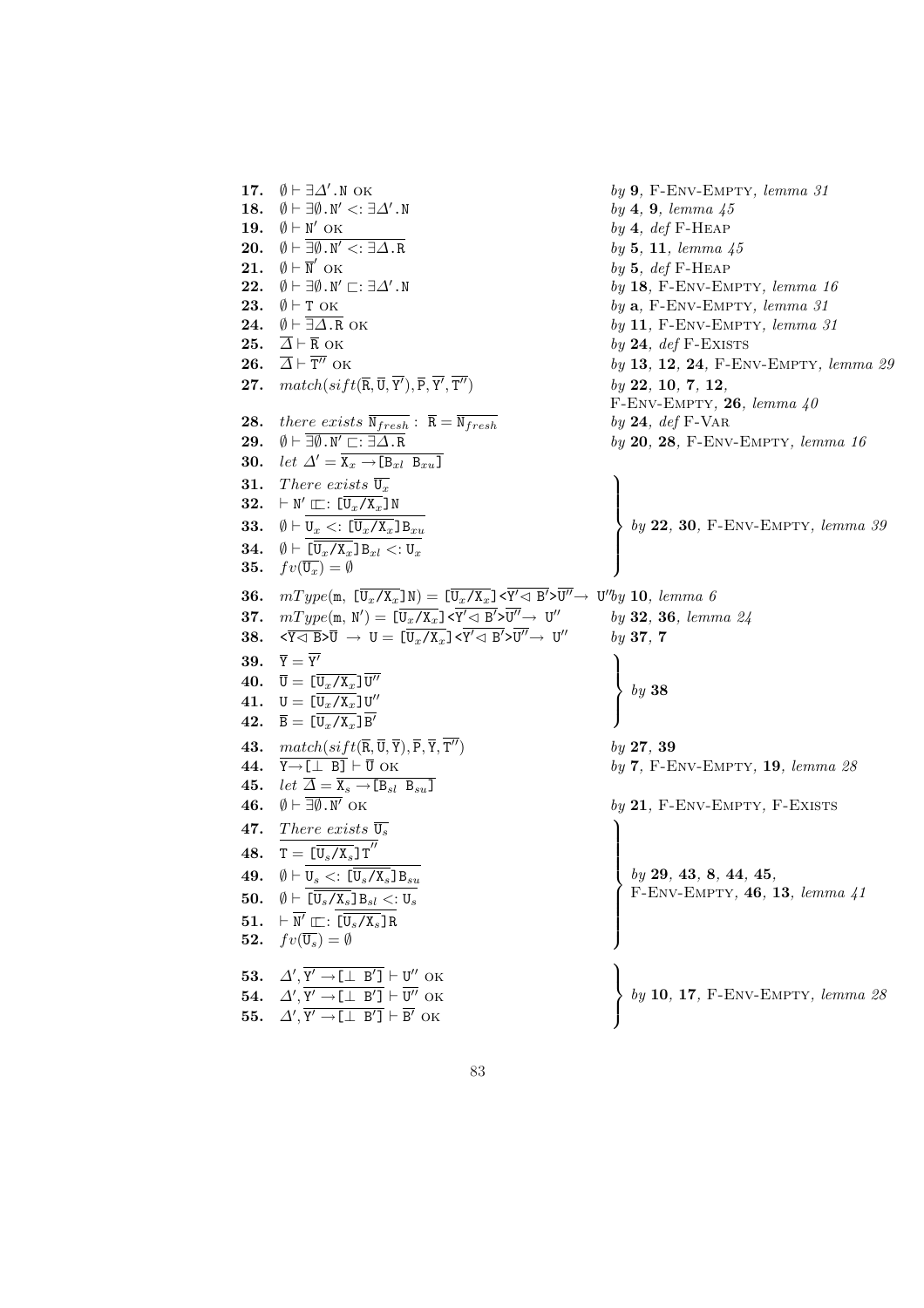**17.** $\emptyset \vdash \exists\Delta'.\texttt{N}$ OK — *by* **9**, F-Env-Empty, *lemma 31*

**18.** $\emptyset \vdash \exists\emptyset.\texttt{N}' <: \exists\Delta'.\texttt{N}$ — *by* **4**, **9**, *lemma 45*

**19.** $\emptyset \vdash \texttt{N}'$ OK — *by* **4**, *def* F-Heap

**20.** $\emptyset \vdash \overline{\exists\emptyset.\texttt{N}' <: \exists\Delta.\texttt{R}}$ — *by* **5**, **11**, *lemma 45*

**21.** $\emptyset \vdash \overline{\texttt{N}'}$ OK — *by* **5**, *def* F-Heap

**22.** $\emptyset \vdash \exists\emptyset.\texttt{N}' \sqsubset: \exists\Delta'.\texttt{N}$ — *by* **18**, F-Env-Empty, *lemma 16*

**23.** $\emptyset \vdash \texttt{T}$ OK — *by* **a**, F-Env-Empty, *lemma 31*

**24.** $\emptyset \vdash \overline{\exists\Delta.\texttt{R}}$ OK — *by* **11**, F-Env-Empty, *lemma 31*

**25.** $\overline{\Delta} \vdash \overline{\texttt{R}}$ OK — *by* **24**, *def* F-Exists

**26.** $\overline{\Delta} \vdash \overline{\texttt{T}''}$ OK — *by* **13**, **12**, **24**, F-Env-Empty, *lemma 29*

**27.** $match(sift(\overline{\texttt{R}}, \overline{\texttt{U}}, \overline{\texttt{Y}'}), \overline{\texttt{P}}, \overline{\texttt{Y}'}, \overline{\texttt{T}''})$ — *by* **22**, **10**, **7**, **12**, F-Env-Empty, **26**, *lemma 40*

**28.** *there exists* $\overline{\texttt{N}_{fresh}}$ : $\overline{\texttt{R}} = \overline{\texttt{N}_{fresh}}$ — *by* **24**, *def* F-Var

**29.** $\emptyset \vdash \overline{\exists\emptyset.\texttt{N}' \sqsubset: \exists\Delta.\texttt{R}}$ — *by* **20**, **28**, F-Env-Empty, *lemma 16*

**30.** *let* $\Delta' = \overline{\texttt{X}_x \rightarrow [\texttt{B}_{xl}\ \texttt{B}_{xu}]}$

**31.** *There exists* $\overline{\texttt{U}_x}$

**32.** $\vdash \texttt{N}' \sqsubset: [\overline{\texttt{U}_x/\texttt{X}_x}]\texttt{N}$

**33.** $\emptyset \vdash \overline{\texttt{U}_x <: [\overline{\texttt{U}_x/\texttt{X}_x}]\texttt{B}_{xu}}$

**34.** $\emptyset \vdash \overline{[\overline{\texttt{U}_x/\texttt{X}_x}]\texttt{B}_{xl} <: \texttt{U}_x}$

**35.** $fv(\overline{\texttt{U}_x}) = \emptyset$

(31–35) *by* **22**, **30**, F-Env-Empty, *lemma 39*

**36.** $mType(\texttt{m},\ [\overline{\texttt{U}_x/\texttt{X}_x}]\texttt{N}) = [\overline{\texttt{U}_x/\texttt{X}_x}]\texttt{<}\overline{\texttt{Y}' \triangleleft \texttt{B}'}\texttt{>}\overline{\texttt{U}''} \rightarrow \texttt{U}''$ — *by* **10**, *lemma 6*

**37.** $mType(\texttt{m},\ \texttt{N}') = [\overline{\texttt{U}_x/\texttt{X}_x}]\texttt{<}\overline{\texttt{Y}' \triangleleft \texttt{B}'}\texttt{>}\overline{\texttt{U}''} \rightarrow \texttt{U}''$ — *by* **32**, **36**, *lemma 24*

**38.** $\texttt{<}\overline{\texttt{Y} \triangleleft \texttt{B}}\texttt{>}\overline{\texttt{U}} \rightarrow \texttt{U} = [\overline{\texttt{U}_x/\texttt{X}_x}]\texttt{<}\overline{\texttt{Y}' \triangleleft \texttt{B}'}\texttt{>}\overline{\texttt{U}''} \rightarrow \texttt{U}''$ — *by* **37**, **7**

**39.** $\overline{\texttt{Y}} = \overline{\texttt{Y}'}$

**40.** $\overline{\texttt{U}} = [\overline{\texttt{U}_x/\texttt{X}_x}]\overline{\texttt{U}''}$

**41.** $\texttt{U} = [\overline{\texttt{U}_x/\texttt{X}_x}]\texttt{U}''$

**42.** $\overline{\texttt{B}} = [\overline{\texttt{U}_x/\texttt{X}_x}]\overline{\texttt{B}'}$

(39–42) *by* **38**

**43.** $match(sift(\overline{\texttt{R}}, \overline{\texttt{U}}, \overline{\texttt{Y}}), \overline{\texttt{P}}, \overline{\texttt{Y}}, \overline{\texttt{T}''})$ — *by* **27**, **39**

**44.** $\overline{\texttt{Y} \rightarrow [\bot\ \texttt{B}]} \vdash \overline{\texttt{U}}$ OK — *by* **7**, F-Env-Empty, **19**, *lemma 28*

**45.** *let* $\overline{\Delta} = \overline{\texttt{X}_s \rightarrow [\texttt{B}_{sl}\ \texttt{B}_{su}]}$

**46.** $\emptyset \vdash \overline{\exists\emptyset.\texttt{N}'}$ OK — *by* **21**, F-Env-Empty, F-Exists

**47.** *There exists* $\overline{\texttt{U}_s}$

**48.** $\texttt{T} = [\overline{\texttt{U}_s/\texttt{X}_s}]\texttt{T}''$

**49.** $\emptyset \vdash \overline{\texttt{U}_s <: [\overline{\texttt{U}_s/\texttt{X}_s}]\texttt{B}_{su}}$

**50.** $\emptyset \vdash \overline{[\overline{\texttt{U}_s/\texttt{X}_s}]\texttt{B}_{sl} <: \texttt{U}_s}$

**51.** $\vdash \overline{\texttt{N}'} \sqsubset: \overline{[\overline{\texttt{U}_s/\texttt{X}_s}]\texttt{R}}$

**52.** $fv(\overline{\texttt{U}_s}) = \emptyset$

(47–52) *by* **29**, **43**, **8**, **44**, **45**, F-Env-Empty, **46**, **13**, *lemma 41*

**53.** $\Delta', \overline{\texttt{Y}' \rightarrow [\bot\ \texttt{B}']} \vdash \texttt{U}''$ OK

**54.** $\Delta', \overline{\texttt{Y}' \rightarrow [\bot\ \texttt{B}']} \vdash \overline{\texttt{U}''}$ OK

**55.** $\Delta', \overline{\texttt{Y}' \rightarrow [\bot\ \texttt{B}']} \vdash \overline{\texttt{B}'}$ OK

(53–55) *by* **10**, **17**, F-Env-Empty, *lemma 28*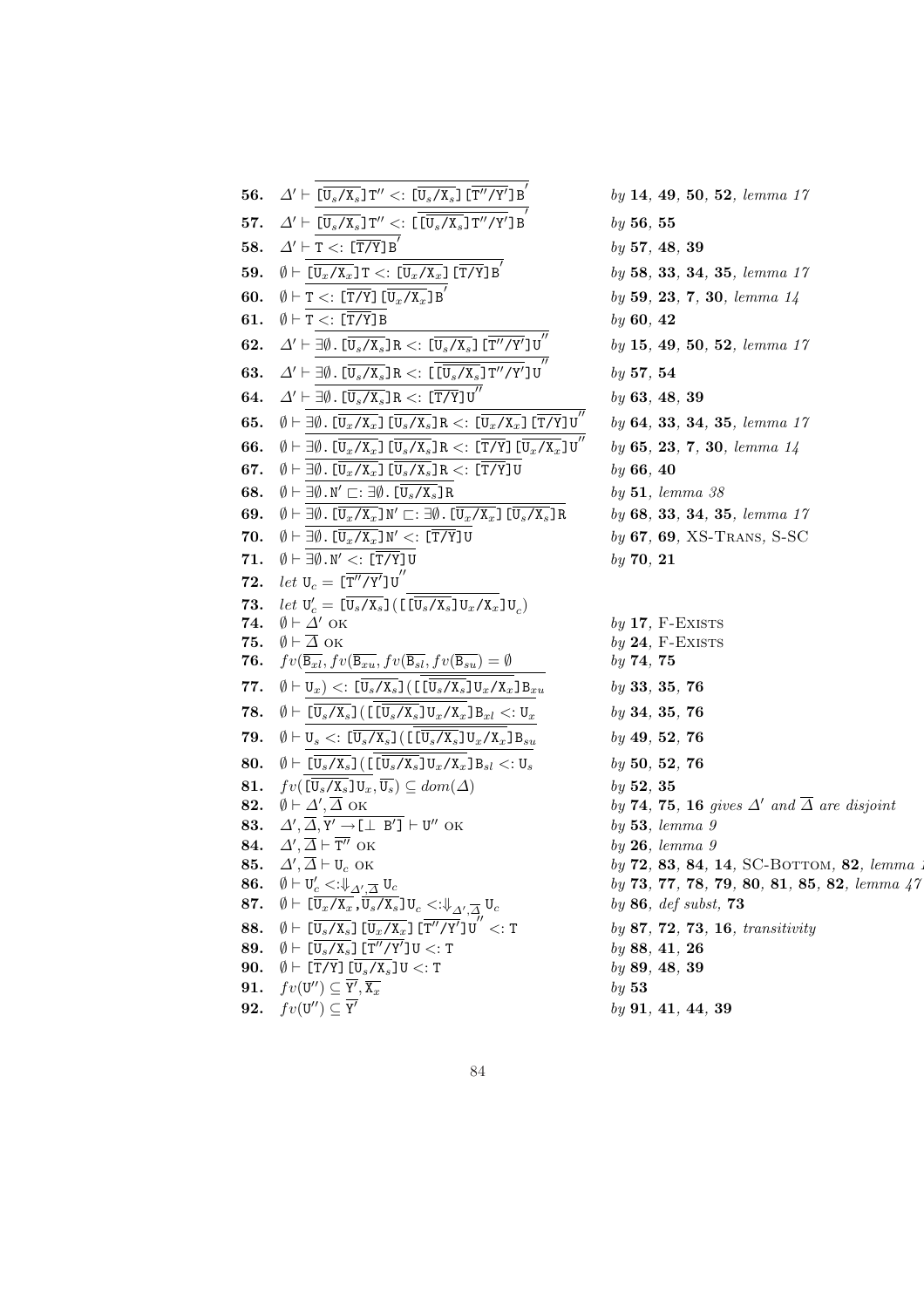| | | |
|---|---|---|
| **56.** | $\Delta' \vdash \overline{[\overline{\mathtt{U}_s/\mathtt{X}_s}]\mathtt{T}'' <: [\overline{\mathtt{U}_s/\mathtt{X}_s}][\overline{\mathtt{T}''/\mathtt{Y}'}]\mathtt{B}'}$ | *by* **14**, **49**, **50**, **52**, *lemma 17* |
| **57.** | $\Delta' \vdash \overline{[\overline{\mathtt{U}_s/\mathtt{X}_s}]\mathtt{T}'' <: [\overline{[\overline{\mathtt{U}_s/\mathtt{X}_s}]\mathtt{T}''/\mathtt{Y}'}]\mathtt{B}'}$ | *by* **56**, **55** |
| **58.** | $\Delta' \vdash \overline{\mathtt{T} <: [\overline{\mathtt{T}/\mathtt{Y}}]\mathtt{B}'}$ | *by* **57**, **48**, **39** |
| **59.** | $\emptyset \vdash \overline{[\overline{\mathtt{U}_x/\mathtt{X}_x}]\mathtt{T} <: [\overline{\mathtt{U}_x/\mathtt{X}_x}][\overline{\mathtt{T}/\mathtt{Y}}]\mathtt{B}'}$ | *by* **58**, **33**, **34**, **35**, *lemma 17* |
| **60.** | $\emptyset \vdash \overline{\mathtt{T} <: [\overline{\mathtt{T}/\mathtt{Y}}][\overline{\mathtt{U}_x/\mathtt{X}_x}]\mathtt{B}'}$ | *by* **59**, **23**, **7**, **30**, *lemma 14* |
| **61.** | $\emptyset \vdash \overline{\mathtt{T} <: [\overline{\mathtt{T}/\mathtt{Y}}]\mathtt{B}}$ | *by* **60**, **42** |
| **62.** | $\Delta' \vdash \overline{\exists\emptyset.[\overline{\mathtt{U}_s/\mathtt{X}_s}]\mathtt{R} <: [\overline{\mathtt{U}_s/\mathtt{X}_s}][\overline{\mathtt{T}''/\mathtt{Y}'}]\mathtt{U}''}$ | *by* **15**, **49**, **50**, **52**, *lemma 17* |
| **63.** | $\Delta' \vdash \overline{\exists\emptyset.[\overline{\mathtt{U}_s/\mathtt{X}_s}]\mathtt{R} <: [\overline{[\overline{\mathtt{U}_s/\mathtt{X}_s}]\mathtt{T}''/\mathtt{Y}'}]\mathtt{U}''}$ | *by* **57**, **54** |
| **64.** | $\Delta' \vdash \overline{\exists\emptyset.[\overline{\mathtt{U}_s/\mathtt{X}_s}]\mathtt{R} <: [\overline{\mathtt{T}/\mathtt{Y}}]\mathtt{U}''}$ | *by* **63**, **48**, **39** |
| **65.** | $\emptyset \vdash \overline{\exists\emptyset.[\overline{\mathtt{U}_x/\mathtt{X}_x}][\overline{\mathtt{U}_s/\mathtt{X}_s}]\mathtt{R} <: [\overline{\mathtt{U}_x/\mathtt{X}_x}][\overline{\mathtt{T}/\mathtt{Y}}]\mathtt{U}''}$ | *by* **64**, **33**, **34**, **35**, *lemma 17* |
| **66.** | $\emptyset \vdash \overline{\exists\emptyset.[\overline{\mathtt{U}_x/\mathtt{X}_x}][\overline{\mathtt{U}_s/\mathtt{X}_s}]\mathtt{R} <: [\overline{\mathtt{T}/\mathtt{Y}}][\overline{\mathtt{U}_x/\mathtt{X}_x}]\mathtt{U}''}$ | *by* **65**, **23**, **7**, **30**, *lemma 14* |
| **67.** | $\emptyset \vdash \overline{\exists\emptyset.[\overline{\mathtt{U}_x/\mathtt{X}_x}][\overline{\mathtt{U}_s/\mathtt{X}_s}]\mathtt{R} <: [\overline{\mathtt{T}/\mathtt{Y}}]\mathtt{U}}$ | *by* **66**, **40** |
| **68.** | $\emptyset \vdash \overline{\exists\emptyset.\mathtt{N}' \sqsubset: \exists\emptyset.[\overline{\mathtt{U}_s/\mathtt{X}_s}]\mathtt{R}}$ | *by* **51**, *lemma 38* |
| **69.** | $\emptyset \vdash \overline{\exists\emptyset.[\overline{\mathtt{U}_x/\mathtt{X}_x}]\mathtt{N}' \sqsubset: \exists\emptyset.[\overline{\mathtt{U}_x/\mathtt{X}_x}][\overline{\mathtt{U}_s/\mathtt{X}_s}]\mathtt{R}}$ | *by* **68**, **33**, **34**, **35**, *lemma 17* |
| **70.** | $\emptyset \vdash \overline{\exists\emptyset.[\overline{\mathtt{U}_x/\mathtt{X}_x}]\mathtt{N}' <: [\overline{\mathtt{T}/\mathtt{Y}}]\mathtt{U}}$ | *by* **67**, **69**, XS-Trans, S-SC |
| **71.** | $\emptyset \vdash \overline{\exists\emptyset.\mathtt{N}' <: [\overline{\mathtt{T}/\mathtt{Y}}]\mathtt{U}}$ | *by* **70**, **21** |
| **72.** | *let* $\mathtt{U}_c = [\overline{\mathtt{T}''/\mathtt{Y}'}]\mathtt{U}''$ | |
| **73.** | *let* $\mathtt{U}'_c = [\overline{\mathtt{U}_s/\mathtt{X}_s}]([\overline{[\overline{\mathtt{U}_s/\mathtt{X}_s}]\mathtt{U}_x/\mathtt{X}_x}]\mathtt{U}_c)$ | |
| **74.** | $\emptyset \vdash \Delta'$ OK | *by* **17**, F-Exists |
| **75.** | $\emptyset \vdash \overline{\Delta}$ OK | *by* **24**, F-Exists |
| **76.** | $fv(\overline{\mathtt{B}_{xl}}, fv(\overline{\mathtt{B}_{xu}}, fv(\overline{\mathtt{B}_{sl}}, fv(\overline{\mathtt{B}_{su}}) = \emptyset$ | *by* **74**, **75** |
| **77.** | $\emptyset \vdash \overline{\mathtt{U}_x) <: [\overline{\mathtt{U}_s/\mathtt{X}_s}]([\overline{[\overline{\mathtt{U}_s/\mathtt{X}_s}]\mathtt{U}_x/\mathtt{X}_x}]\mathtt{B}_{xu}}$ | *by* **33**, **35**, **76** |
| **78.** | $\emptyset \vdash \overline{[\overline{\mathtt{U}_s/\mathtt{X}_s}]([\overline{[\overline{\mathtt{U}_s/\mathtt{X}_s}]\mathtt{U}_x/\mathtt{X}_x}]\mathtt{B}_{xl} <: \mathtt{U}_x}$ | *by* **34**, **35**, **76** |
| **79.** | $\emptyset \vdash \overline{\mathtt{U}_s <: [\overline{\mathtt{U}_s/\mathtt{X}_s}]([\overline{[\overline{\mathtt{U}_s/\mathtt{X}_s}]\mathtt{U}_x/\mathtt{X}_x}]\mathtt{B}_{su}}$ | *by* **49**, **52**, **76** |
| **80.** | $\emptyset \vdash \overline{[\overline{\mathtt{U}_s/\mathtt{X}_s}]([\overline{[\overline{\mathtt{U}_s/\mathtt{X}_s}]\mathtt{U}_x/\mathtt{X}_x}]\mathtt{B}_{sl} <: \mathtt{U}_s}$ | *by* **50**, **52**, **76** |
| **81.** | $fv(\overline{[\overline{\mathtt{U}_s/\mathtt{X}_s}]\mathtt{U}_x}, \overline{\mathtt{U}_s}) \subseteq dom(\Delta)$ | *by* **52**, **35** |
| **82.** | $\emptyset \vdash \Delta', \overline{\Delta}$ OK | *by* **74**, **75**, **16** *gives* $\Delta'$ *and* $\overline{\Delta}$ *are disjoint* |
| **83.** | $\Delta', \overline{\Delta}, \overline{\mathtt{Y}' \rightarrow [\bot\ \mathtt{B}']} \vdash \mathtt{U}''$ OK | *by* **53**, *lemma 9* |
| **84.** | $\Delta', \overline{\Delta} \vdash \overline{\mathtt{T}''}$ OK | *by* **26**, *lemma 9* |
| **85.** | $\Delta', \overline{\Delta} \vdash \mathtt{U}_c$ OK | *by* **72**, **83**, **84**, **14**, SC-Bottom, **82**, *lemma* |
| **86.** | $\emptyset \vdash \mathtt{U}'_c <:\Downarrow_{\Delta',\overline{\Delta}} \mathtt{U}_c$ | *by* **73**, **77**, **78**, **79**, **80**, **81**, **85**, **82**, *lemma 47* |
| **87.** | $\emptyset \vdash [\overline{\mathtt{U}_x/\mathtt{X}_x}, \overline{\mathtt{U}_s/\mathtt{X}_s}]\mathtt{U}_c <:\Downarrow_{\Delta',\overline{\Delta}} \mathtt{U}_c$ | *by* **86**, *def subst*, **73** |
| **88.** | $\emptyset \vdash [\overline{\mathtt{U}_s/\mathtt{X}_s}][\overline{\mathtt{U}_x/\mathtt{X}_x}][\overline{\mathtt{T}''/\mathtt{Y}'}]\mathtt{U}'' <: \mathtt{T}$ | *by* **87**, **72**, **73**, **16**, *transitivity* |
| **89.** | $\emptyset \vdash [\overline{\mathtt{U}_s/\mathtt{X}_s}][\overline{\mathtt{T}''/\mathtt{Y}'}]\mathtt{U} <: \mathtt{T}$ | *by* **88**, **41**, **26** |
| **90.** | $\emptyset \vdash [\overline{\mathtt{T}/\mathtt{Y}}][\overline{\mathtt{U}_s/\mathtt{X}_s}]\mathtt{U} <: \mathtt{T}$ | *by* **89**, **48**, **39** |
| **91.** | $fv(\mathtt{U}'') \subseteq \overline{\mathtt{Y}'}, \overline{\mathtt{X}_x}$ | *by* **53** |
| **92.** | $fv(\mathtt{U}'') \subseteq \overline{\mathtt{Y}'}$ | *by* **91**, **41**, **44**, **39** |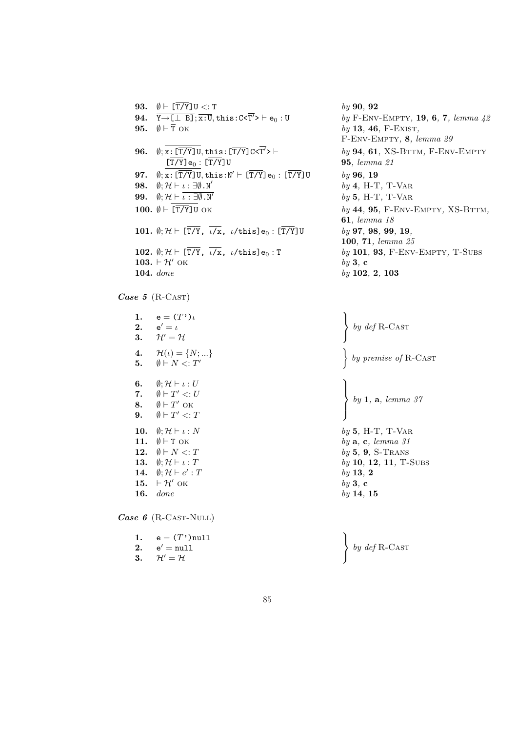| | | |
|---|---|---|
| **93.** | $\emptyset \vdash [\overline{\mathtt{T/Y}}]\mathtt{U} <: \mathtt{T}$ | *by* **90**, **92** |
| **94.** | $\overline{\mathtt{Y}{\rightarrow}[\bot\ \mathtt{B}]}; \overline{\mathtt{x}:\mathtt{U}}, \mathtt{this}:\mathtt{C}{<}\overline{\mathtt{T'}}{>} \vdash \mathtt{e}_0 : \mathtt{U}$ | *by* F-Env-Empty, **19**, **6**, **7**, *lemma 42* |
| **95.** | $\emptyset \vdash \overline{\mathtt{T}}$ OK | *by* **13**, **46**, F-Exist, F-Env-Empty, **8**, *lemma 29* |
| **96.** | $\emptyset; \overline{\mathtt{x}:[\overline{\mathtt{T/Y}}]\mathtt{U}}, \mathtt{this}:[\overline{\mathtt{T/Y}}]\mathtt{C}{<}\overline{\mathtt{T'}}{>} \vdash [\overline{\mathtt{T/Y}}]\mathtt{e}_0 : [\overline{\mathtt{T/Y}}]\mathtt{U}$ | *by* **94**, **61**, XS-Bttm, F-Env-Empty **95**, *lemma 21* |
| **97.** | $\emptyset; \overline{\mathtt{x}:[\overline{\mathtt{T/Y}}]\mathtt{U}}, \mathtt{this}:\mathtt{N'} \vdash [\overline{\mathtt{T/Y}}]\mathtt{e}_0 : [\overline{\mathtt{T/Y}}]\mathtt{U}$ | *by* **96**, **19** |
| **98.** | $\emptyset; \mathcal{H} \vdash \iota : \exists\emptyset.\mathtt{N'}$ | *by* **4**, H-T, T-Var |
| **99.** | $\emptyset; \mathcal{H} \vdash \overline{\iota : \exists\emptyset.\mathtt{N'}}$ | *by* **5**, H-T, T-Var |
| **100.** | $\emptyset \vdash \overline{[\overline{\mathtt{T/Y}}]\mathtt{U}}$ OK | *by* **44**, **95**, F-Env-Empty, XS-Bttm, **61**, *lemma 18* |
| **101.** | $\emptyset; \mathcal{H} \vdash [\overline{\mathtt{T/Y}},\ \overline{\iota/\mathtt{x}},\ \iota/\mathtt{this}]\mathtt{e}_0 : [\overline{\mathtt{T/Y}}]\mathtt{U}$ | *by* **97**, **98**, **99**, **19**, **100**, **71**, *lemma 25* |
| **102.** | $\emptyset; \mathcal{H} \vdash [\overline{\mathtt{T/Y}},\ \overline{\iota/\mathtt{x}},\ \iota/\mathtt{this}]\mathtt{e}_0 : \mathtt{T}$ | *by* **101**, **93**, F-Env-Empty, T-Subs |
| **103.** | $\vdash \mathcal{H}'$ OK | *by* **3**, **c** |
| **104.** | *done* | *by* **102**, **2**, **103** |

***Case 5*** (R-Cast)

| | | |
|---|---|---|
| **1.** | $\mathtt{e} = (T')\iota$ | *by def* R-Cast |
| **2.** | $\mathtt{e}' = \iota$ | *by def* R-Cast |
| **3.** | $\mathcal{H}' = \mathcal{H}$ | *by def* R-Cast |
| **4.** | $\mathcal{H}(\iota) = \{N; ...\}$ | *by premise of* R-Cast |
| **5.** | $\emptyset \vdash N <: T'$ | *by premise of* R-Cast |
| **6.** | $\emptyset; \mathcal{H} \vdash \iota : U$ | *by* **1**, **a**, *lemma 37* |
| **7.** | $\emptyset \vdash T' <: U$ | *by* **1**, **a**, *lemma 37* |
| **8.** | $\emptyset \vdash T'$ OK | *by* **1**, **a**, *lemma 37* |
| **9.** | $\emptyset \vdash T' <: T$ | *by* **1**, **a**, *lemma 37* |
| **10.** | $\emptyset; \mathcal{H} \vdash \iota : N$ | *by* **5**, H-T, T-Var |
| **11.** | $\emptyset \vdash \mathtt{T}$ OK | *by* **a**, **c**, *lemma 31* |
| **12.** | $\emptyset \vdash N <: T$ | *by* **5**, **9**, S-Trans |
| **13.** | $\emptyset; \mathcal{H} \vdash \iota : T$ | *by* **10**, **12**, **11**, T-Subs |
| **14.** | $\emptyset; \mathcal{H} \vdash e' : T$ | *by* **13**, **2** |
| **15.** | $\vdash \mathcal{H}'$ OK | *by* **3**, **c** |
| **16.** | *done* | *by* **14**, **15** |

***Case 6*** (R-Cast-Null)

| | | |
|---|---|---|
| **1.** | $\mathtt{e} = (T')\mathtt{null}$ | *by def* R-Cast |
| **2.** | $\mathtt{e}' = \mathtt{null}$ | *by def* R-Cast |
| **3.** | $\mathcal{H}' = \mathcal{H}$ | *by def* R-Cast |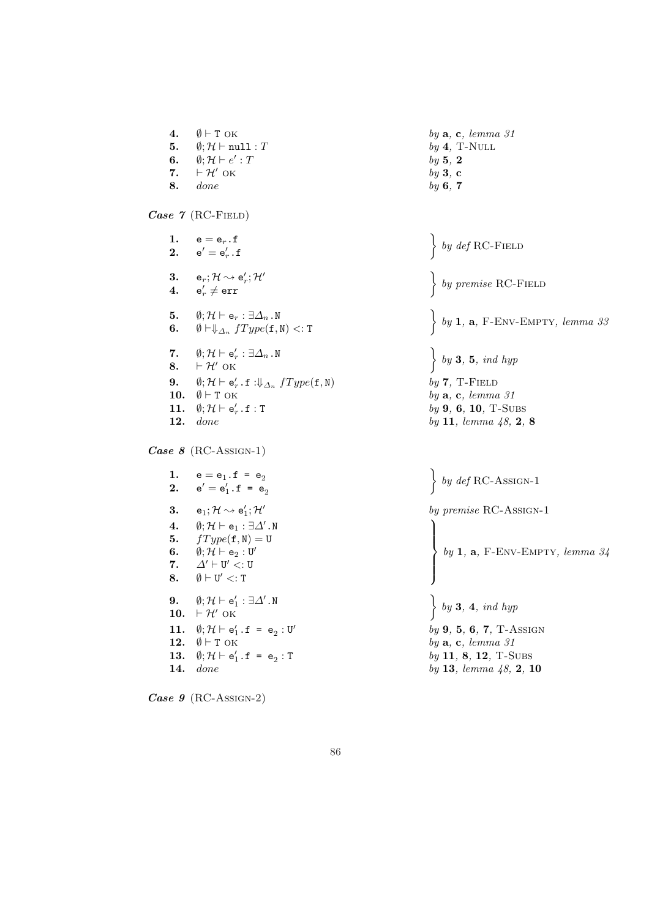| | | |
|---|---|---|
| **4.** | $\emptyset \vdash \mathtt{T}$ OK | *by* **a**, **c**, *lemma 31* |
| **5.** | $\emptyset; \mathcal{H} \vdash \mathtt{null} : T$ | *by* **4**, T-Null |
| **6.** | $\emptyset; \mathcal{H} \vdash e' : T$ | *by* **5**, **2** |
| **7.** | $\vdash \mathcal{H}'$ OK | *by* **3**, **c** |
| **8.** | *done* | *by* **6**, **7** |

***Case 7*** (RC-Field)

| | | |
|---|---|---|
| **1.** | $\mathtt{e} = \mathtt{e}_r\mathtt{.f}$ | *by def* RC-Field |
| **2.** | $\mathtt{e}' = \mathtt{e}'_r\mathtt{.f}$ | |
| **3.** | $\mathtt{e}_r; \mathcal{H} \leadsto \mathtt{e}'_r; \mathcal{H}'$ | *by premise* RC-Field |
| **4.** | $\mathtt{e}'_r \neq \mathtt{err}$ | |
| **5.** | $\emptyset; \mathcal{H} \vdash \mathtt{e}_r : \exists\Delta_n\mathtt{.N}$ | *by* **1**, **a**, F-Env-Empty, *lemma 33* |
| **6.** | $\emptyset \vdash \Downarrow_{\Delta_n} fType(\mathtt{f}, \mathtt{N}) <: \mathtt{T}$ | |
| **7.** | $\emptyset; \mathcal{H} \vdash \mathtt{e}'_r : \exists\Delta_n\mathtt{.N}$ | *by* **3**, **5**, *ind hyp* |
| **8.** | $\vdash \mathcal{H}'$ OK | |
| **9.** | $\emptyset; \mathcal{H} \vdash \mathtt{e}'_r\mathtt{.f} : \Downarrow_{\Delta_n} fType(\mathtt{f}, \mathtt{N})$ | *by* **7**, T-Field |
| **10.** | $\emptyset \vdash \mathtt{T}$ OK | *by* **a**, **c**, *lemma 31* |
| **11.** | $\emptyset; \mathcal{H} \vdash \mathtt{e}'_r\mathtt{.f} : \mathtt{T}$ | *by* **9**, **6**, **10**, T-Subs |
| **12.** | *done* | *by* **11**, *lemma 48*, **2**, **8** |

***Case 8*** (RC-Assign-1)

| | | |
|---|---|---|
| **1.** | $\mathtt{e} = \mathtt{e}_1\mathtt{.f = e}_2$ | *by def* RC-Assign-1 |
| **2.** | $\mathtt{e}' = \mathtt{e}'_1\mathtt{.f = e}_2$ | |
| **3.** | $\mathtt{e}_1; \mathcal{H} \leadsto \mathtt{e}'_1; \mathcal{H}'$ | *by premise* RC-Assign-1 |
| **4.** | $\emptyset; \mathcal{H} \vdash \mathtt{e}_1 : \exists\Delta'\mathtt{.N}$ | *by* **1**, **a**, F-Env-Empty, *lemma 34* |
| **5.** | $fType(\mathtt{f}, \mathtt{N}) = \mathtt{U}$ | |
| **6.** | $\emptyset; \mathcal{H} \vdash \mathtt{e}_2 : \mathtt{U}'$ | |
| **7.** | $\Delta' \vdash \mathtt{U}' <: \mathtt{U}$ | |
| **8.** | $\emptyset \vdash \mathtt{U}' <: \mathtt{T}$ | |
| **9.** | $\emptyset; \mathcal{H} \vdash \mathtt{e}'_1 : \exists\Delta'\mathtt{.N}$ | *by* **3**, **4**, *ind hyp* |
| **10.** | $\vdash \mathcal{H}'$ OK | |
| **11.** | $\emptyset; \mathcal{H} \vdash \mathtt{e}'_1\mathtt{.f = e}_2 : \mathtt{U}'$ | *by* **9**, **5**, **6**, **7**, T-Assign |
| **12.** | $\emptyset \vdash \mathtt{T}$ OK | *by* **a**, **c**, *lemma 31* |
| **13.** | $\emptyset; \mathcal{H} \vdash \mathtt{e}'_1\mathtt{.f = e}_2 : \mathtt{T}$ | *by* **11**, **8**, **12**, T-Subs |
| **14.** | *done* | *by* **13**, *lemma 48*, **2**, **10** |

***Case 9*** (RC-Assign-2)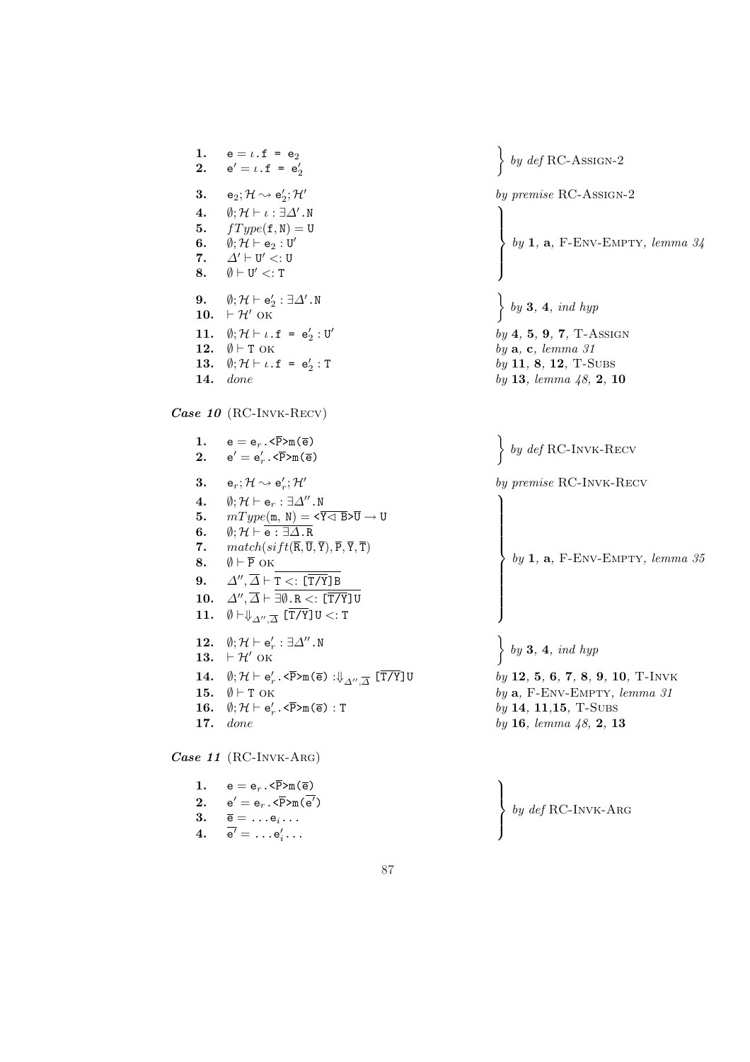| | | |
|---|---|---|
| **1.** | $\texttt{e} = \iota\texttt{.f = e}_2$ | } by *def* RC-Assign-2 |
| **2.** | $\texttt{e}' = \iota\texttt{.f = e}'_2$ | |
| **3.** | $\texttt{e}_2; \mathcal{H} \rightsquigarrow \texttt{e}'_2; \mathcal{H}'$ | by *premise* RC-Assign-2 |
| **4.** | $\emptyset; \mathcal{H} \vdash \iota : \exists\Delta'\texttt{.N}$ | } by **1**, **a**, F-Env-Empty, *lemma 34* |
| **5.** | $fType(\texttt{f}, \texttt{N}) = \texttt{U}$ | |
| **6.** | $\emptyset; \mathcal{H} \vdash \texttt{e}_2 : \texttt{U}'$ | |
| **7.** | $\Delta' \vdash \texttt{U}' <: \texttt{U}$ | |
| **8.** | $\emptyset \vdash \texttt{U}' <: \texttt{T}$ | |
| **9.** | $\emptyset; \mathcal{H} \vdash \texttt{e}'_2 : \exists\Delta'\texttt{.N}$ | } by **3**, **4**, *ind hyp* |
| **10.** | $\vdash \mathcal{H}'$ OK | |
| **11.** | $\emptyset; \mathcal{H} \vdash \iota\texttt{.f = e}'_2 : \texttt{U}'$ | by **4**, **5**, **9**, **7**, T-Assign |
| **12.** | $\emptyset \vdash \texttt{T}$ OK | by **a**, **c**, *lemma 31* |
| **13.** | $\emptyset; \mathcal{H} \vdash \iota\texttt{.f = e}'_2 : \texttt{T}$ | by **11**, **8**, **12**, T-Subs |
| **14.** | *done* | by **13**, *lemma 48*, **2**, **10** |

***Case 10*** (RC-Invk-Recv)

| | | |
|---|---|---|
| **1.** | $\texttt{e} = \texttt{e}_r\texttt{.<}\overline{\texttt{P}}\texttt{>m(}\overline{\texttt{e}}\texttt{)}$ | } by *def* RC-Invk-Recv |
| **2.** | $\texttt{e}' = \texttt{e}'_r\texttt{.<}\overline{\texttt{P}}\texttt{>m(}\overline{\texttt{e}}\texttt{)}$ | |
| **3.** | $\texttt{e}_r; \mathcal{H} \rightsquigarrow \texttt{e}'_r; \mathcal{H}'$ | by *premise* RC-Invk-Recv |
| **4.** | $\emptyset; \mathcal{H} \vdash \texttt{e}_r : \exists\Delta''\texttt{.N}$ | } by **1**, **a**, F-Env-Empty, *lemma 35* |
| **5.** | $mType(\texttt{m}, \texttt{N}) = \texttt{<}\overline{\texttt{Y} \lhd \texttt{B}}\texttt{>}\overline{\texttt{U}} \rightarrow \texttt{U}$ | |
| **6.** | $\emptyset; \mathcal{H} \vdash \overline{\texttt{e} : \exists\Delta\texttt{.R}}$ | |
| **7.** | $match(sift(\overline{\texttt{R}}, \overline{\texttt{U}}, \overline{\texttt{Y}}), \overline{\texttt{P}}, \overline{\texttt{Y}}, \overline{\texttt{T}})$ | |
| **8.** | $\emptyset \vdash \overline{\texttt{P}}$ OK | |
| **9.** | $\Delta'', \overline{\Delta} \vdash \overline{\texttt{T} <: [\overline{\texttt{T/Y}}]\texttt{B}}$ | |
| **10.** | $\Delta'', \overline{\Delta} \vdash \overline{\exists\emptyset\texttt{.R} <: [\overline{\texttt{T/Y}}]\texttt{U}}$ | |
| **11.** | $\emptyset \vdash \Downarrow_{\Delta'', \overline{\Delta}} [\overline{\texttt{T/Y}}]\texttt{U} <: \texttt{T}$ | |
| **12.** | $\emptyset; \mathcal{H} \vdash \texttt{e}'_r : \exists\Delta''\texttt{.N}$ | } by **3**, **4**, *ind hyp* |
| **13.** | $\vdash \mathcal{H}'$ OK | |
| **14.** | $\emptyset; \mathcal{H} \vdash \texttt{e}'_r\texttt{.<}\overline{\texttt{P}}\texttt{>m(}\overline{\texttt{e}}\texttt{)} :\Downarrow_{\Delta'', \overline{\Delta}} [\overline{\texttt{T/Y}}]\texttt{U}$ | by **12**, **5**, **6**, **7**, **8**, **9**, **10**, T-Invk |
| **15.** | $\emptyset \vdash \texttt{T}$ OK | by **a**, F-Env-Empty, *lemma 31* |
| **16.** | $\emptyset; \mathcal{H} \vdash \texttt{e}'_r\texttt{.<}\overline{\texttt{P}}\texttt{>m(}\overline{\texttt{e}}\texttt{)} : \texttt{T}$ | by **14**, **11**,**15**, T-Subs |
| **17.** | *done* | by **16**, *lemma 48*, **2**, **13** |

***Case 11*** (RC-Invk-Arg)

| | | |
|---|---|---|
| **1.** | $\texttt{e} = \texttt{e}_r\texttt{.<}\overline{\texttt{P}}\texttt{>m(}\overline{\texttt{e}}\texttt{)}$ | } by *def* RC-Invk-Arg |
| **2.** | $\texttt{e}' = \texttt{e}_r\texttt{.<}\overline{\texttt{P}}\texttt{>m(}\overline{\texttt{e}'}\texttt{)}$ | |
| **3.** | $\overline{\texttt{e}} = \ldots\texttt{e}_i\ldots$ | |
| **4.** | $\overline{\texttt{e}'} = \ldots\texttt{e}'_i\ldots$ | |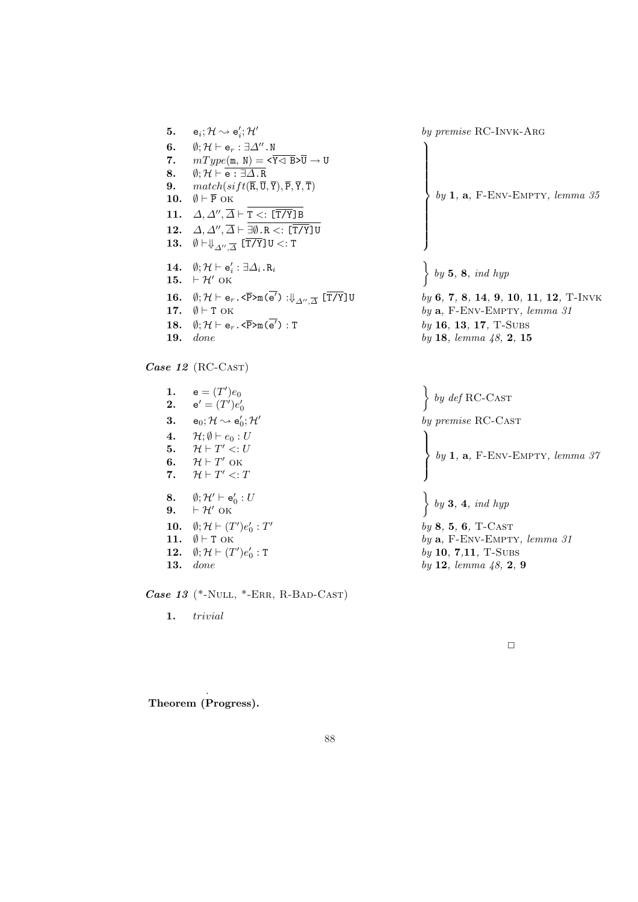**5.** $e_i; \mathcal{H} \rightsquigarrow e'_i; \mathcal{H}'$ — *by premise* RC-Invk-Arg

**6.** $\emptyset; \mathcal{H} \vdash e_r : \exists\Delta''.N$
**7.** $mType(m, N) = \langle\overline{Y \lhd B}\rangle\overline{U} \rightarrow U$
**8.** $\emptyset; \mathcal{H} \vdash \overline{e : \exists\Delta.R}$
**9.** $match(sift(\overline{R}, \overline{U}, \overline{Y}), \overline{P}, \overline{Y}, \overline{T})$
**10.** $\emptyset \vdash \overline{P}$ OK
**11.** $\Delta, \Delta'', \overline{\Delta} \vdash \overline{T <: [\overline{T/Y}]B}$
**12.** $\Delta, \Delta'', \overline{\Delta} \vdash \overline{\exists\emptyset.R <: [\overline{T/Y}]U}$
**13.** $\emptyset \vdash \Downarrow_{\Delta'', \overline{\Delta}} [\overline{T/Y}]U <: T$

(6–13) *by* **1**, **a**, F-Env-Empty, *lemma 35*

**14.** $\emptyset; \mathcal{H} \vdash e'_i : \exists\Delta_i.R_i$
**15.** $\vdash \mathcal{H}'$ OK

(14–15) *by* **5**, **8**, *ind hyp*

**16.** $\emptyset; \mathcal{H} \vdash e_r.\langle\overline{P}\rangle m(\overline{e'}) : \Downarrow_{\Delta'', \overline{\Delta}} [\overline{T/Y}]U$ — *by* **6**, **7**, **8**, **14**, **9**, **10**, **11**, **12**, T-Invk
**17.** $\emptyset \vdash T$ OK — *by* **a**, F-Env-Empty, *lemma 31*
**18.** $\emptyset; \mathcal{H} \vdash e_r.\langle\overline{P}\rangle m(\overline{e'}) : T$ — *by* **16**, **13**, **17**, T-Subs
**19.** *done* — *by* **18**, *lemma 48*, **2**, **15**

***Case 12*** (RC-Cast)

**1.** $e = (T')e_0$
**2.** $e' = (T')e'_0$

(1–2) *by def* RC-Cast

**3.** $e_0; \mathcal{H} \rightsquigarrow e'_0; \mathcal{H}'$ — *by premise* RC-Cast

**4.** $\mathcal{H}; \emptyset \vdash e_0 : U$
**5.** $\mathcal{H} \vdash T' <: U$
**6.** $\mathcal{H} \vdash T'$ OK
**7.** $\mathcal{H} \vdash T' <: T$

(4–7) *by* **1**, **a**, F-Env-Empty, *lemma 37*

**8.** $\emptyset; \mathcal{H}' \vdash e'_0 : U$
**9.** $\vdash \mathcal{H}'$ OK

(8–9) *by* **3**, **4**, *ind hyp*

**10.** $\emptyset; \mathcal{H} \vdash (T')e'_0 : T'$ — *by* **8**, **5**, **6**, T-Cast
**11.** $\emptyset \vdash T$ OK — *by* **a**, F-Env-Empty, *lemma 31*
**12.** $\emptyset; \mathcal{H} \vdash (T')e'_0 : T$ — *by* **10**, **7**,**11**, T-Subs
**13.** *done* — *by* **12**, *lemma 48*, **2**, **9**

***Case 13*** (*-Null, *-Err, R-Bad-Cast)

**1.** *trivial*

□

**Theorem (Progress).**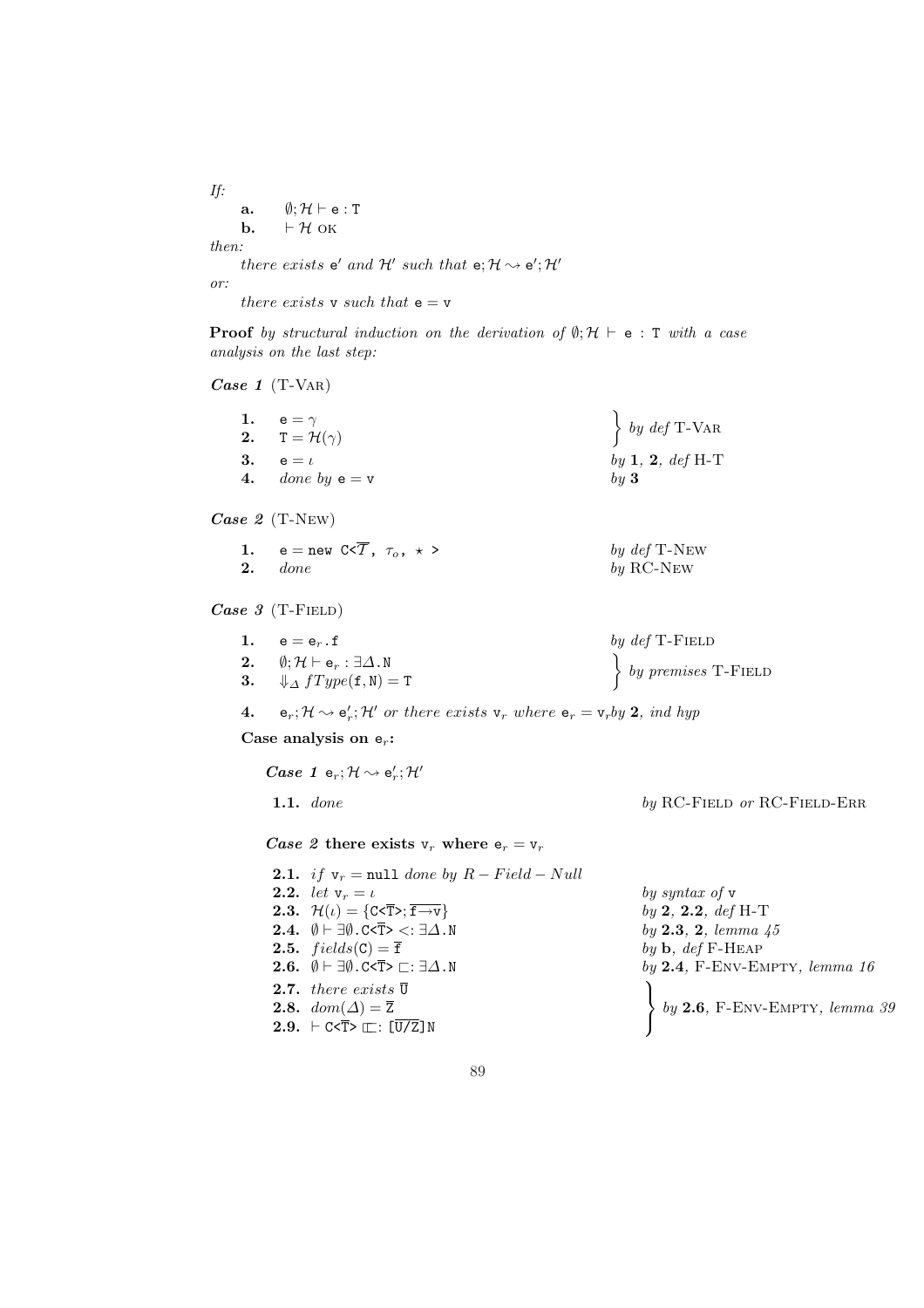*If:*

**a.** $\emptyset; \mathcal{H} \vdash \texttt{e} : \texttt{T}$

**b.** $\vdash \mathcal{H}$ OK

*then:*

*there exists* $\texttt{e}'$ *and* $\mathcal{H}'$ *such that* $\texttt{e}; \mathcal{H} \leadsto \texttt{e}'; \mathcal{H}'$

*or:*

*there exists* $\texttt{v}$ *such that* $\texttt{e} = \texttt{v}$

**Proof** *by structural induction on the derivation of* $\emptyset; \mathcal{H} \vdash \texttt{e} : \texttt{T}$ *with a case analysis on the last step:*

***Case 1*** (T-Var)

| | | |
|---|---|---|
| **1.** | $\texttt{e} = \gamma$ | *by def* T-Var |
| **2.** | $\texttt{T} = \mathcal{H}(\gamma)$ | *by def* T-Var |
| **3.** | $\texttt{e} = \iota$ | *by* **1**, **2**, *def* H-T |
| **4.** | *done by* $\texttt{e} = \texttt{v}$ | *by* **3** |

***Case 2*** (T-New)

| | | |
|---|---|---|
| **1.** | $\texttt{e} = \texttt{new C<}\overline{T}\texttt{,}\ \tau_o\texttt{,}\ \star\texttt{>}$ | *by def* T-New |
| **2.** | *done* | *by* RC-New |

***Case 3*** (T-Field)

| | | |
|---|---|---|
| **1.** | $\texttt{e} = \texttt{e}_r\texttt{.f}$ | *by def* T-Field |
| **2.** | $\emptyset; \mathcal{H} \vdash \texttt{e}_r : \exists\Delta.\texttt{N}$ | *by premises* T-Field |
| **3.** | $\Downarrow_\Delta fType(\texttt{f}, \texttt{N}) = \texttt{T}$ | *by premises* T-Field |

**4.** $\texttt{e}_r; \mathcal{H} \leadsto \texttt{e}_r'; \mathcal{H}'$ *or there exists* $\texttt{v}_r$ *where* $\texttt{e}_r = \texttt{v}_r$ *by* **2**, *ind hyp*

**Case analysis on** $\texttt{e}_r$**:**

***Case 1*** $\texttt{e}_r; \mathcal{H} \leadsto \texttt{e}_r'; \mathcal{H}'$

| | | |
|---|---|---|
| **1.1.** | *done* | *by* RC-Field *or* RC-Field-Err |

***Case 2*** **there exists** $\texttt{v}_r$ **where** $\texttt{e}_r = \texttt{v}_r$

| | | |
|---|---|---|
| **2.1.** | *if* $\texttt{v}_r = \texttt{null}$ *done by* $R-Field-Null$ | |
| **2.2.** | *let* $\texttt{v}_r = \iota$ | *by syntax of* $\texttt{v}$ |
| **2.3.** | $\mathcal{H}(\iota) = \{\texttt{C<}\overline{\texttt{T}}\texttt{>}; \overline{\texttt{f}\rightarrow\texttt{v}}\}$ | *by* **2**, **2.2**, *def* H-T |
| **2.4.** | $\emptyset \vdash \exists\emptyset.\texttt{C<}\overline{\texttt{T}}\texttt{>} <: \exists\Delta.\texttt{N}$ | *by* **2.3**, **2**, *lemma 45* |
| **2.5.** | $fields(\texttt{C}) = \overline{\texttt{f}}$ | *by* **b**, *def* F-Heap |
| **2.6.** | $\emptyset \vdash \exists\emptyset.\texttt{C<}\overline{\texttt{T}}\texttt{>} \sqsubset: \exists\Delta.\texttt{N}$ | *by* **2.4**, F-Env-Empty, *lemma 16* |
| **2.7.** | *there exists* $\overline{\texttt{U}}$ | *by* **2.6**, F-Env-Empty, *lemma 39* |
| **2.8.** | $dom(\Delta) = \overline{\texttt{Z}}$ | *by* **2.6**, F-Env-Empty, *lemma 39* |
| **2.9.** | $\vdash \texttt{C<}\overline{\texttt{T}}\texttt{>} \sqsubset: [\overline{\texttt{U/Z}}]\texttt{N}$ | *by* **2.6**, F-Env-Empty, *lemma 39* |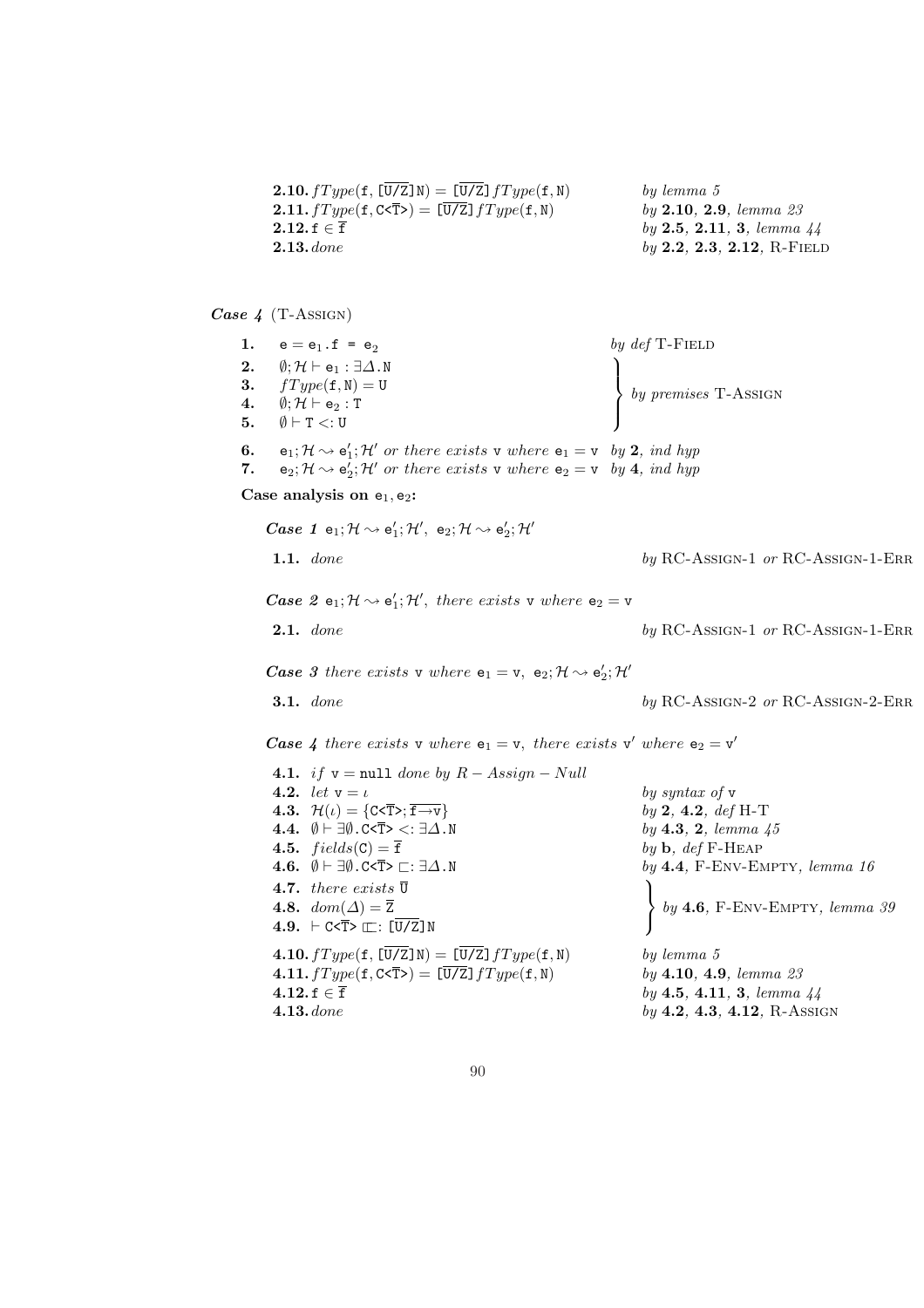**2.10.** $fType(\texttt{f}, [\overline{\texttt{U/Z}}]\texttt{N}) = [\overline{\texttt{U/Z}}]\,fType(\texttt{f}, \texttt{N})$ — *by lemma 5*

**2.11.** $fType(\texttt{f}, \texttt{C<}\overline{\texttt{T}}\texttt{>}) = [\overline{\texttt{U/Z}}]\,fType(\texttt{f}, \texttt{N})$ — *by* **2.10**, **2.9**, *lemma 23*

**2.12.** $\texttt{f} \in \overline{\texttt{f}}$ — *by* **2.5**, **2.11**, **3**, *lemma 44*

**2.13.** *done* — *by* **2.2**, **2.3**, **2.12**, R-Field

***Case 4*** (T-Assign)

**1.** $\texttt{e} = \texttt{e}_1\texttt{.f = e}_2$ — *by def* T-Field

**2.** $\emptyset; \mathcal{H} \vdash \texttt{e}_1 : \exists\Delta.\texttt{N}$

**3.** $fType(\texttt{f}, \texttt{N}) = \texttt{U}$

**4.** $\emptyset; \mathcal{H} \vdash \texttt{e}_2 : \texttt{T}$

**5.** $\emptyset \vdash \texttt{T} <: \texttt{U}$

(**2**–**5**: *by premises* T-Assign)

**6.** $\texttt{e}_1; \mathcal{H} \rightsquigarrow \texttt{e}_1'; \mathcal{H}'$ *or there exists* $\texttt{v}$ *where* $\texttt{e}_1 = \texttt{v}$ — *by* **2**, *ind hyp*

**7.** $\texttt{e}_2; \mathcal{H} \rightsquigarrow \texttt{e}_2'; \mathcal{H}'$ *or there exists* $\texttt{v}$ *where* $\texttt{e}_2 = \texttt{v}$ — *by* **4**, *ind hyp*

**Case analysis on $\texttt{e}_1, \texttt{e}_2$:**

***Case 1*** $\texttt{e}_1; \mathcal{H} \rightsquigarrow \texttt{e}_1'; \mathcal{H}'$, $\texttt{e}_2; \mathcal{H} \rightsquigarrow \texttt{e}_2'; \mathcal{H}'$

**1.1.** *done* — *by* RC-Assign-1 *or* RC-Assign-1-Err

***Case 2*** $\texttt{e}_1; \mathcal{H} \rightsquigarrow \texttt{e}_1'; \mathcal{H}'$, *there exists* $\texttt{v}$ *where* $\texttt{e}_2 = \texttt{v}$

**2.1.** *done* — *by* RC-Assign-1 *or* RC-Assign-1-Err

***Case 3*** *there exists* $\texttt{v}$ *where* $\texttt{e}_1 = \texttt{v}$, $\texttt{e}_2; \mathcal{H} \rightsquigarrow \texttt{e}_2'; \mathcal{H}'$

**3.1.** *done* — *by* RC-Assign-2 *or* RC-Assign-2-Err

***Case 4*** *there exists* $\texttt{v}$ *where* $\texttt{e}_1 = \texttt{v}$, *there exists* $\texttt{v}'$ *where* $\texttt{e}_2 = \texttt{v}'$

**4.1.** *if* $\texttt{v} = \texttt{null}$ *done by* $R - Assign - Null$

**4.2.** *let* $\texttt{v} = \iota$ — *by syntax of* $\texttt{v}$

**4.3.** $\mathcal{H}(\iota) = \{\texttt{C<}\overline{\texttt{T}}\texttt{>}; \overline{\texttt{f}{\rightarrow}\texttt{v}}\}$ — *by* **2**, **4.2**, *def* H-T

**4.4.** $\emptyset \vdash \exists\emptyset.\texttt{C<}\overline{\texttt{T}}\texttt{>} <: \exists\Delta.\texttt{N}$ — *by* **4.3**, **2**, *lemma 45*

**4.5.** $fields(\texttt{C}) = \overline{\texttt{f}}$ — *by* **b**, *def* F-Heap

**4.6.** $\emptyset \vdash \exists\emptyset.\texttt{C<}\overline{\texttt{T}}\texttt{>} \sqsubset: \exists\Delta.\texttt{N}$ — *by* **4.4**, F-Env-Empty, *lemma 16*

**4.7.** *there exists* $\overline{\texttt{U}}$

**4.8.** $dom(\Delta) = \overline{\texttt{Z}}$

**4.9.** $\vdash \texttt{C<}\overline{\texttt{T}}\texttt{>} \sqsubset: [\overline{\texttt{U/Z}}]\texttt{N}$

(**4.7**–**4.9**: *by* **4.6**, F-Env-Empty, *lemma 39*)

**4.10.** $fType(\texttt{f}, [\overline{\texttt{U/Z}}]\texttt{N}) = [\overline{\texttt{U/Z}}]\,fType(\texttt{f}, \texttt{N})$ — *by lemma 5*

**4.11.** $fType(\texttt{f}, \texttt{C<}\overline{\texttt{T}}\texttt{>}) = [\overline{\texttt{U/Z}}]\,fType(\texttt{f}, \texttt{N})$ — *by* **4.10**, **4.9**, *lemma 23*

**4.12.** $\texttt{f} \in \overline{\texttt{f}}$ — *by* **4.5**, **4.11**, **3**, *lemma 44*

**4.13.** *done* — *by* **4.2**, **4.3**, **4.12**, R-Assign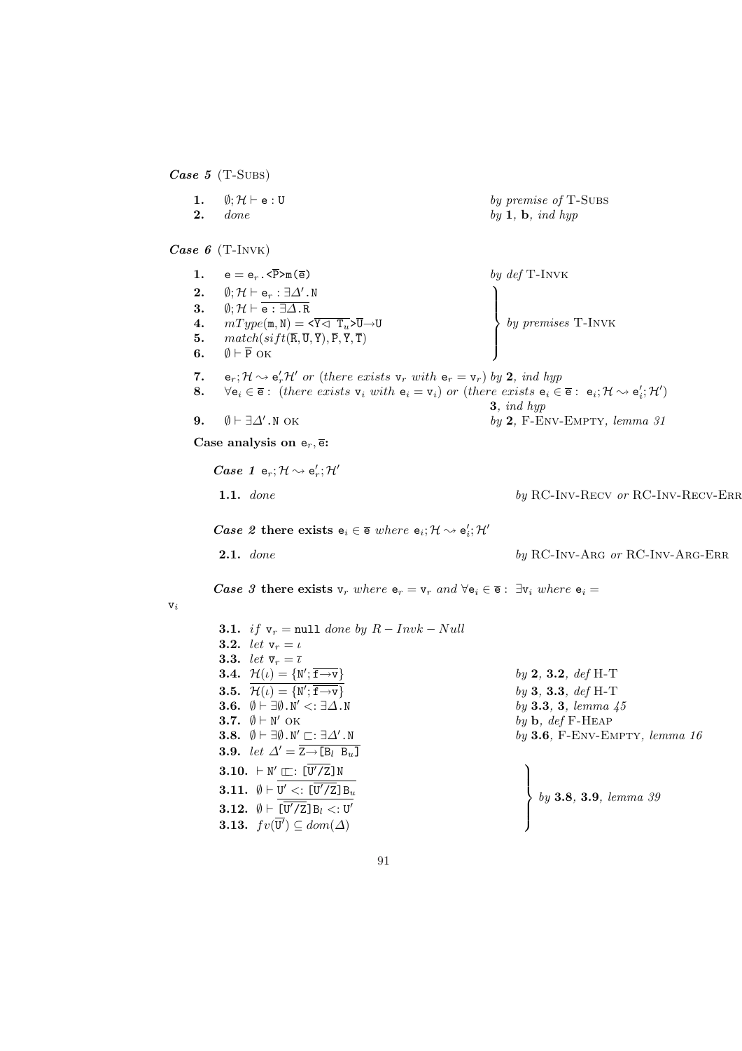***Case 5*** (T-Subs)

| | | |
|---|---|---|
| **1.** | $\emptyset; \mathcal{H} \vdash \texttt{e} : \texttt{U}$ | *by premise of* T-Subs |
| **2.** | *done* | *by* **1**, **b**, *ind hyp* |

***Case 6*** (T-Invk)

| | | |
|---|---|---|
| **1.** | $\texttt{e} = \texttt{e}_r\texttt{.<}\overline{\texttt{P}}\texttt{>m(}\overline{\texttt{e}}\texttt{)}$ | *by def* T-Invk |
| **2.** | $\emptyset; \mathcal{H} \vdash \texttt{e}_r : \exists\Delta'\texttt{.N}$ | *by premises* T-Invk |
| **3.** | $\emptyset; \mathcal{H} \vdash \overline{\texttt{e} : \exists\Delta\texttt{.R}}$ | |
| **4.** | $mType(\texttt{m}, \texttt{N}) = \texttt{<}\overline{\texttt{Y} \triangleleft \texttt{T}_u}\texttt{>}\overline{\texttt{U}}\texttt{→U}$ | |
| **5.** | $match(sift(\overline{\texttt{R}}, \overline{\texttt{U}}, \overline{\texttt{Y}}), \overline{\texttt{P}}, \overline{\texttt{Y}}, \overline{\texttt{T}})$ | |
| **6.** | $\emptyset \vdash \overline{\texttt{P}}$ OK | |
| **7.** | $\texttt{e}_r; \mathcal{H} \rightsquigarrow \texttt{e}'_r\mathcal{H}'$ *or* (*there exists* $\texttt{v}_r$ *with* $\texttt{e}_r = \texttt{v}_r$) | *by* **2**, *ind hyp* |
| **8.** | $\forall \texttt{e}_i \in \overline{\texttt{e}}:$ (*there exists* $\texttt{v}_i$ *with* $\texttt{e}_i = \texttt{v}_i$) *or* (*there exists* $\texttt{e}_i \in \overline{\texttt{e}}: \; \texttt{e}_i; \mathcal{H} \rightsquigarrow \texttt{e}'_i; \mathcal{H}'$) | **3**, *ind hyp* |
| **9.** | $\emptyset \vdash \exists\Delta'\texttt{.N}$ OK | *by* **2**, F-Env-Empty, *lemma 31* |

**Case analysis on $\texttt{e}_r, \overline{\texttt{e}}$:**

***Case 1*** $\texttt{e}_r; \mathcal{H} \rightsquigarrow \texttt{e}'_r; \mathcal{H}'$

| | | |
|---|---|---|
| **1.1.** | *done* | *by* RC-Inv-Recv *or* RC-Inv-Recv-Err |

***Case 2*** **there exists** $\texttt{e}_i \in \overline{\texttt{e}}$ *where* $\texttt{e}_i; \mathcal{H} \rightsquigarrow \texttt{e}'_i; \mathcal{H}'$

| | | |
|---|---|---|
| **2.1.** | *done* | *by* RC-Inv-Arg *or* RC-Inv-Arg-Err |

***Case 3*** **there exists** $\texttt{v}_r$ *where* $\texttt{e}_r = \texttt{v}_r$ *and* $\forall \texttt{e}_i \in \overline{\texttt{e}}: \; \exists \texttt{v}_i$ *where* $\texttt{e}_i = \texttt{v}_i$

| | | |
|---|---|---|
| **3.1.** | *if* $\texttt{v}_r = \texttt{null}$ *done by* $R-Invk-Null$ | |
| **3.2.** | *let* $\texttt{v}_r = \iota$ | |
| **3.3.** | *let* $\overline{\texttt{v}}_r = \overline{\iota}$ | |
| **3.4.** | $\mathcal{H}(\iota) = \{\texttt{N}'; \overline{\texttt{f}\texttt{→}\texttt{v}}\}$ | *by* **2**, **3.2**, *def* H-T |
| **3.5.** | $\overline{\mathcal{H}(\iota) = \{\texttt{N}'; \overline{\texttt{f}\texttt{→}\texttt{v}}\}}$ | *by* **3**, **3.3**, *def* H-T |
| **3.6.** | $\emptyset \vdash \exists\emptyset\texttt{.N}' <: \exists\Delta\texttt{.N}$ | *by* **3.3**, **3**, *lemma 45* |
| **3.7.** | $\emptyset \vdash \texttt{N}'$ OK | *by* **b**, *def* F-Heap |
| **3.8.** | $\emptyset \vdash \exists\emptyset\texttt{.N}' \sqsubset: \exists\Delta'\texttt{.N}$ | *by* **3.6**, F-Env-Empty, *lemma 16* |
| **3.9.** | *let* $\Delta' = \overline{\texttt{Z}\texttt{→}\texttt{[B}_l \; \texttt{B}_u\texttt{]}}$ | |
| **3.10.** | $\vdash \texttt{N}' \sqsubset: \overline{[\texttt{U}'/\texttt{Z}]}\texttt{N}$ | *by* **3.8**, **3.9**, *lemma 39* |
| **3.11.** | $\emptyset \vdash \overline{\texttt{U}' <: [\overline{\texttt{U}'/\texttt{Z}}]\texttt{B}_u}$ | |
| **3.12.** | $\emptyset \vdash \overline{[\overline{\texttt{U}'/\texttt{Z}}]\texttt{B}_l <: \texttt{U}'}$ | |
| **3.13.** | $fv(\overline{\texttt{U}'}) \subseteq dom(\Delta)$ | |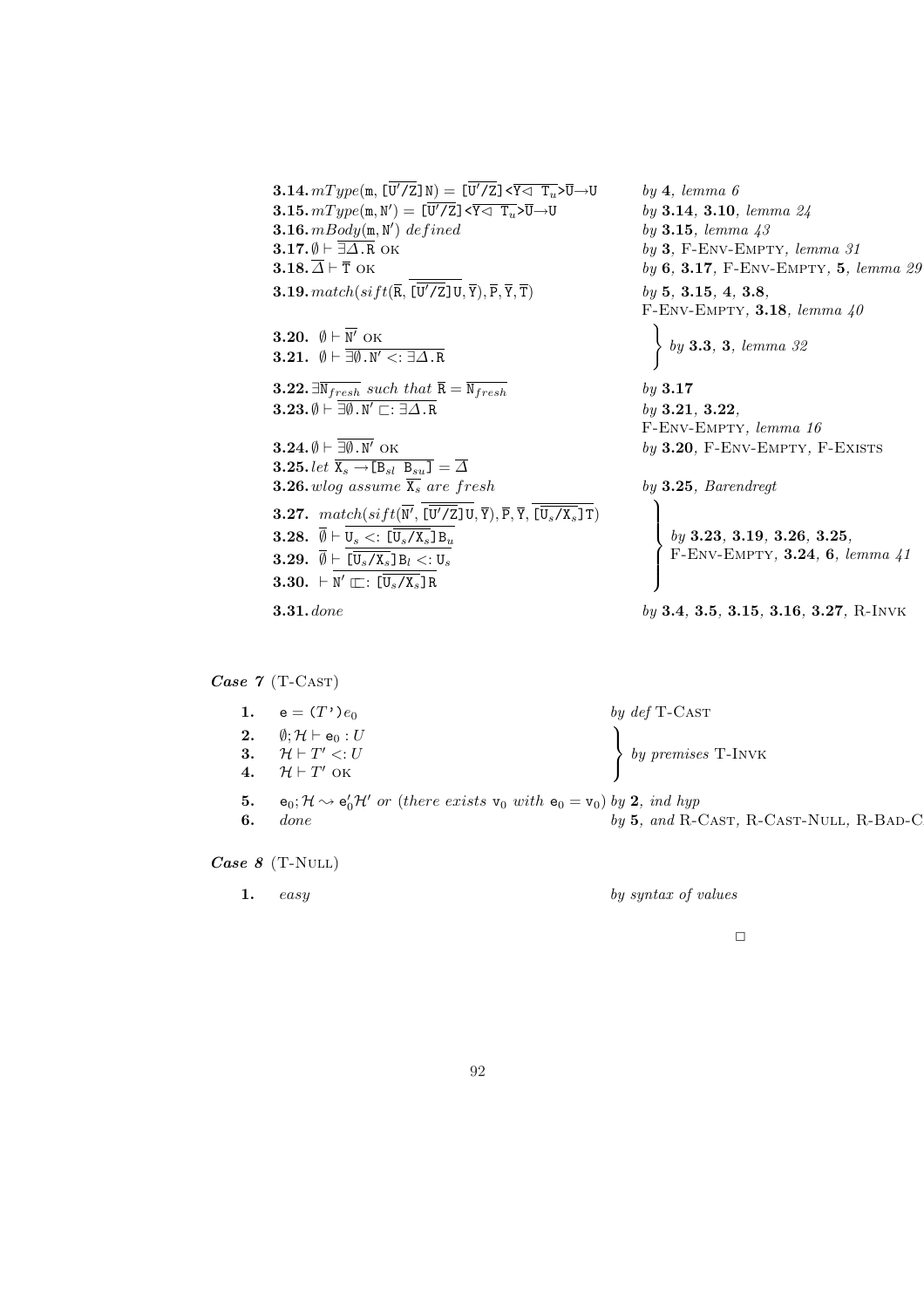| | |
|---|---|
| **3.14.** $mType(\mathtt{m}, \overline{[\mathtt{U'/Z}]\mathtt{N}}) = [\overline{\mathtt{U'/Z}}]\mathtt{<}\overline{\mathtt{Y}\lhd\ \mathtt{T}_u}\mathtt{>}\overline{\mathtt{U}}\rightarrow\mathtt{U}$ | *by* **4**, *lemma 6* |
| **3.15.** $mType(\mathtt{m}, \mathtt{N'}) = [\overline{\mathtt{U'/Z}}]\mathtt{<}\overline{\mathtt{Y}\lhd\ \mathtt{T}_u}\mathtt{>}\overline{\mathtt{U}}\rightarrow\mathtt{U}$ | *by* **3.14**, **3.10**, *lemma 24* |
| **3.16.** $mBody(\mathtt{m}, \mathtt{N'})$ *defined* | *by* **3.15**, *lemma 43* |
| **3.17.** $\emptyset \vdash \overline{\exists\Delta.\mathtt{R}}$ OK | *by* **3**, F-Env-Empty, *lemma 31* |
| **3.18.** $\overline{\Delta} \vdash \overline{\mathtt{T}}$ OK | *by* **6**, **3.17**, F-Env-Empty, **5**, *lemma 29* |
| **3.19.** $match(sift(\overline{\mathtt{R}}, \overline{[\overline{\mathtt{U'/Z}}]\mathtt{U}}, \overline{\mathtt{Y}}), \overline{\mathtt{P}}, \overline{\mathtt{Y}}, \overline{\mathtt{T}})$ | *by* **5**, **3.15**, **4**, **3.8**, F-Env-Empty, **3.18**, *lemma 40* |
| **3.20.** $\emptyset \vdash \overline{\mathtt{N'}}$ OK | *by* **3.3**, **3**, *lemma 32* |
| **3.21.** $\emptyset \vdash \overline{\exists\emptyset.\mathtt{N'} <: \exists\Delta.\mathtt{R}}$ | *by* **3.3**, **3**, *lemma 32* |
| **3.22.** $\exists\overline{\mathtt{N}}_{fresh}$ *such that* $\overline{\mathtt{R}} = \overline{\mathtt{N}_{fresh}}$ | *by* **3.17** |
| **3.23.** $\emptyset \vdash \overline{\exists\emptyset.\mathtt{N'} \sqsubset: \exists\Delta.\mathtt{R}}$ | *by* **3.21**, **3.22**, F-Env-Empty, *lemma 16* |
| **3.24.** $\emptyset \vdash \overline{\exists\emptyset.\mathtt{N'}}$ OK | *by* **3.20**, F-Env-Empty, F-Exists |
| **3.25.** *let* $\overline{\mathtt{X}_s \rightarrow [\mathtt{B}_{sl}\ \mathtt{B}_{su}]} = \overline{\Delta}$ | |
| **3.26.** *wlog assume* $\overline{\mathtt{X}_s}$ *are fresh* | *by* **3.25**, *Barendregt* |
| **3.27.** $match(sift(\overline{\mathtt{N'}}, \overline{[\overline{\mathtt{U'/Z}}]\mathtt{U}}, \overline{\mathtt{Y}}), \overline{\mathtt{P}}, \overline{\mathtt{Y}}, \overline{[\overline{\mathtt{U}_s/\mathtt{X}_s}]\mathtt{T}})$ | *by* **3.23**, **3.19**, **3.26**, **3.25**, F-Env-Empty, **3.24**, **6**, *lemma 41* |
| **3.28.** $\overline{\emptyset} \vdash \overline{\mathtt{U}_s <: [\overline{\mathtt{U}_s/\mathtt{X}_s}]\mathtt{B}_u}$ | *by* **3.23**, **3.19**, **3.26**, **3.25**, F-Env-Empty, **3.24**, **6**, *lemma 41* |
| **3.29.** $\overline{\emptyset} \vdash \overline{[\overline{\mathtt{U}_s/\mathtt{X}_s}]\mathtt{B}_l <: \mathtt{U}_s}$ | *by* **3.23**, **3.19**, **3.26**, **3.25**, F-Env-Empty, **3.24**, **6**, *lemma 41* |
| **3.30.** $\vdash \overline{\mathtt{N'} \sqsubset: [\overline{\mathtt{U}_s/\mathtt{X}_s}]\mathtt{R}}$ | *by* **3.23**, **3.19**, **3.26**, **3.25**, F-Env-Empty, **3.24**, **6**, *lemma 41* |
| **3.31.** *done* | *by* **3.4**, **3.5**, **3.15**, **3.16**, **3.27**, R-Invk |

***Case 7*** (T-Cast)

| | | |
|---|---|---|
| **1.** | $\mathtt{e} = (T')e_0$ | *by def* T-Cast |
| **2.** | $\emptyset; \mathcal{H} \vdash \mathtt{e}_0 : U$ | *by premises* T-Invk |
| **3.** | $\mathcal{H} \vdash T' <: U$ | *by premises* T-Invk |
| **4.** | $\mathcal{H} \vdash T'$ OK | *by premises* T-Invk |
| **5.** | $\mathtt{e}_0; \mathcal{H} \rightsquigarrow \mathtt{e}'_0\mathcal{H}'$ *or (there exists* $\mathtt{v}_0$ *with* $\mathtt{e}_0 = \mathtt{v}_0$*)* | *by* **2**, *ind hyp* |
| **6.** | *done* | *by* **5**, *and* R-Cast, R-Cast-Null, R-Bad-C |

***Case 8*** (T-Null)

| | | |
|---|---|---|
| **1.** | *easy* | *by syntax of values* |

□